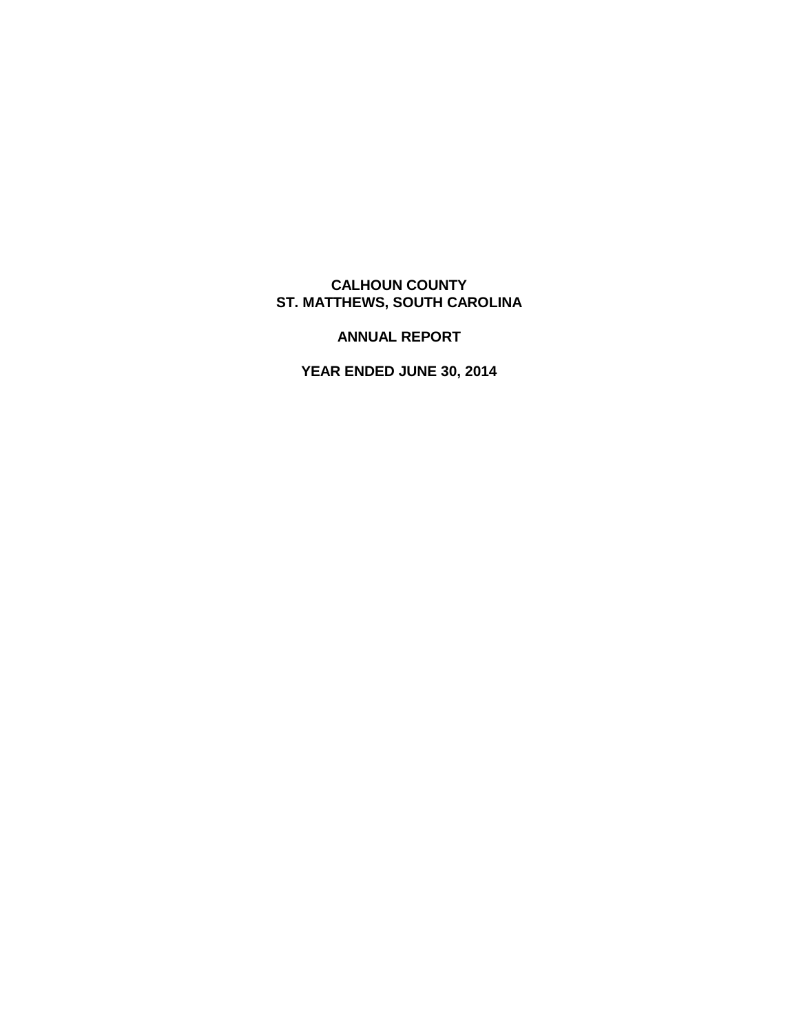# CALHOUN COUNTY
# ST. MATTHEWS, SOUTH CAROLINA

## ANNUAL REPORT

## YEAR ENDED JUNE 30, 2014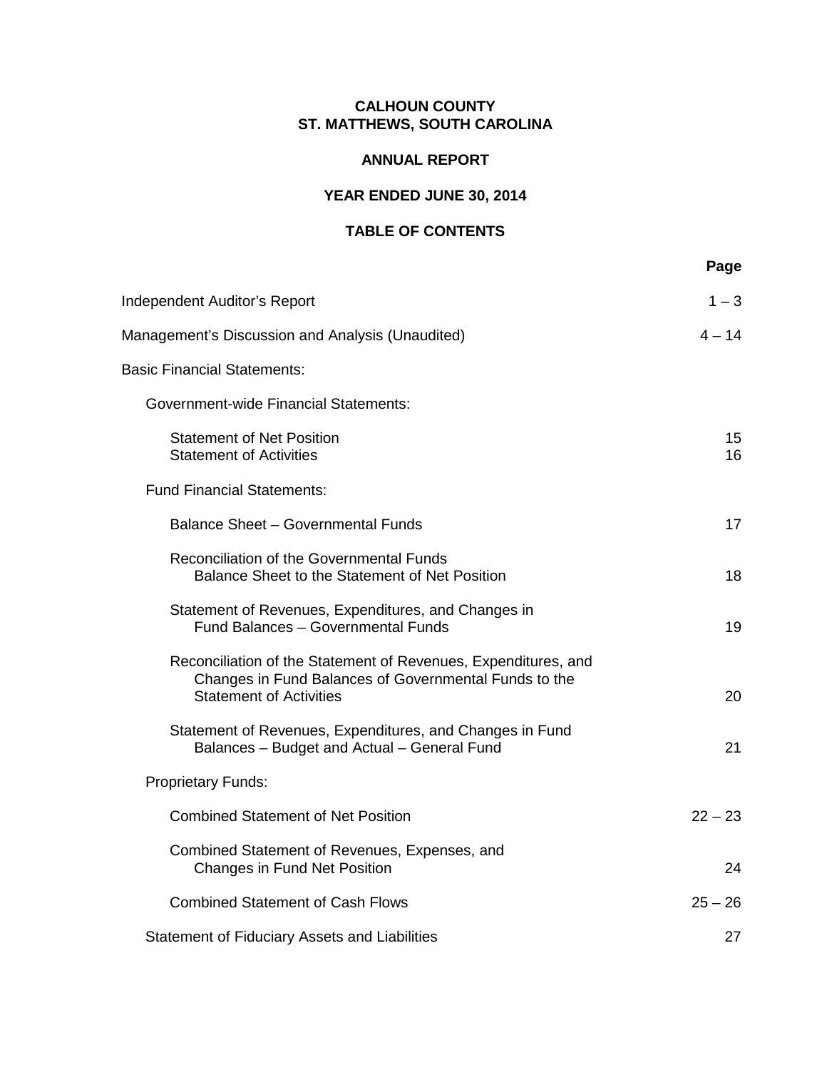**CALHOUN COUNTY**
**ST. MATTHEWS, SOUTH CAROLINA**

**ANNUAL REPORT**

**YEAR ENDED JUNE 30, 2014**

**TABLE OF CONTENTS**

| | **Page** |
|---|---|
| Independent Auditor's Report | 1 – 3 |
| Management's Discussion and Analysis (Unaudited) | 4 – 14 |
| Basic Financial Statements: | |
| Government-wide Financial Statements: | |
| Statement of Net Position | 15 |
| Statement of Activities | 16 |
| Fund Financial Statements: | |
| Balance Sheet – Governmental Funds | 17 |
| Reconciliation of the Governmental Funds Balance Sheet to the Statement of Net Position | 18 |
| Statement of Revenues, Expenditures, and Changes in Fund Balances – Governmental Funds | 19 |
| Reconciliation of the Statement of Revenues, Expenditures, and Changes in Fund Balances of Governmental Funds to the Statement of Activities | 20 |
| Statement of Revenues, Expenditures, and Changes in Fund Balances – Budget and Actual – General Fund | 21 |
| Proprietary Funds: | |
| Combined Statement of Net Position | 22 – 23 |
| Combined Statement of Revenues, Expenses, and Changes in Fund Net Position | 24 |
| Combined Statement of Cash Flows | 25 – 26 |
| Statement of Fiduciary Assets and Liabilities | 27 |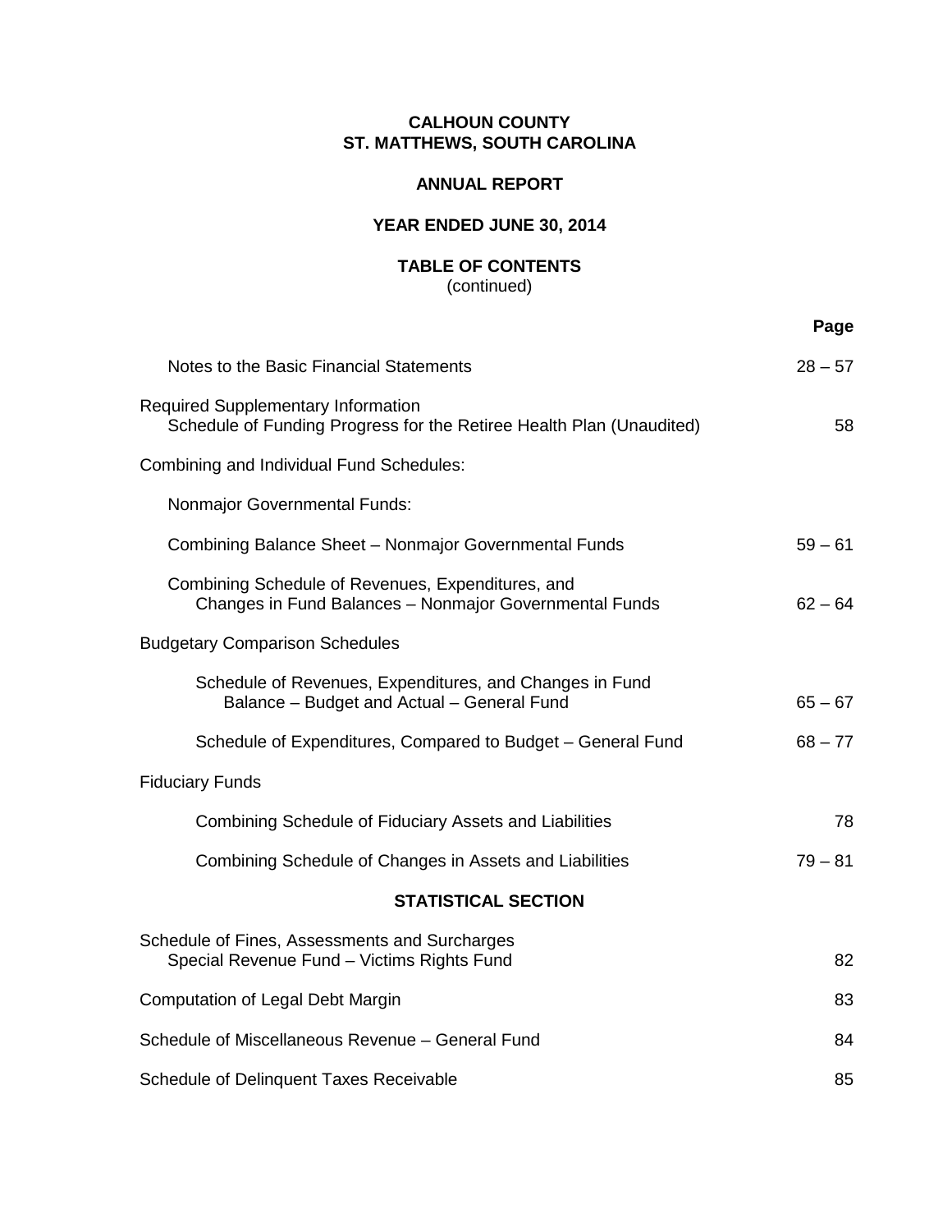**CALHOUN COUNTY**
**ST. MATTHEWS, SOUTH CAROLINA**

**ANNUAL REPORT**

**YEAR ENDED JUNE 30, 2014**

**TABLE OF CONTENTS**
(continued)

| | **Page** |
|---|---|
| Notes to the Basic Financial Statements | 28 – 57 |
| Required Supplementary Information<br>Schedule of Funding Progress for the Retiree Health Plan (Unaudited) | 58 |
| Combining and Individual Fund Schedules: | |
| Nonmajor Governmental Funds: | |
| Combining Balance Sheet – Nonmajor Governmental Funds | 59 – 61 |
| Combining Schedule of Revenues, Expenditures, and Changes in Fund Balances – Nonmajor Governmental Funds | 62 – 64 |
| Budgetary Comparison Schedules | |
| Schedule of Revenues, Expenditures, and Changes in Fund Balance – Budget and Actual – General Fund | 65 – 67 |
| Schedule of Expenditures, Compared to Budget – General Fund | 68 – 77 |
| Fiduciary Funds | |
| Combining Schedule of Fiduciary Assets and Liabilities | 78 |
| Combining Schedule of Changes in Assets and Liabilities | 79 – 81 |

**STATISTICAL SECTION**

| | |
|---|---|
| Schedule of Fines, Assessments and Surcharges<br>Special Revenue Fund – Victims Rights Fund | 82 |
| Computation of Legal Debt Margin | 83 |
| Schedule of Miscellaneous Revenue – General Fund | 84 |
| Schedule of Delinquent Taxes Receivable | 85 |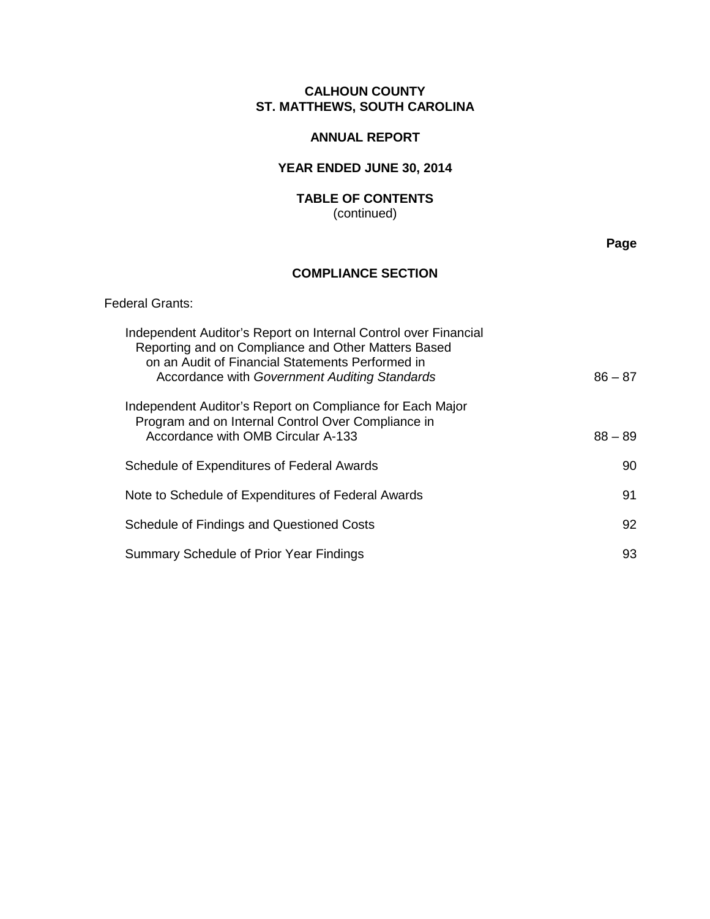**CALHOUN COUNTY**
**ST. MATTHEWS, SOUTH CAROLINA**

**ANNUAL REPORT**

**YEAR ENDED JUNE 30, 2014**

**TABLE OF CONTENTS**
(continued)

| | **Page** |
|---|---|
| **COMPLIANCE SECTION** | |
| Federal Grants: | |
| Independent Auditor's Report on Internal Control over Financial Reporting and on Compliance and Other Matters Based on an Audit of Financial Statements Performed in Accordance with *Government Auditing Standards* | 86 – 87 |
| Independent Auditor's Report on Compliance for Each Major Program and on Internal Control Over Compliance in Accordance with OMB Circular A-133 | 88 – 89 |
| Schedule of Expenditures of Federal Awards | 90 |
| Note to Schedule of Expenditures of Federal Awards | 91 |
| Schedule of Findings and Questioned Costs | 92 |
| Summary Schedule of Prior Year Findings | 93 |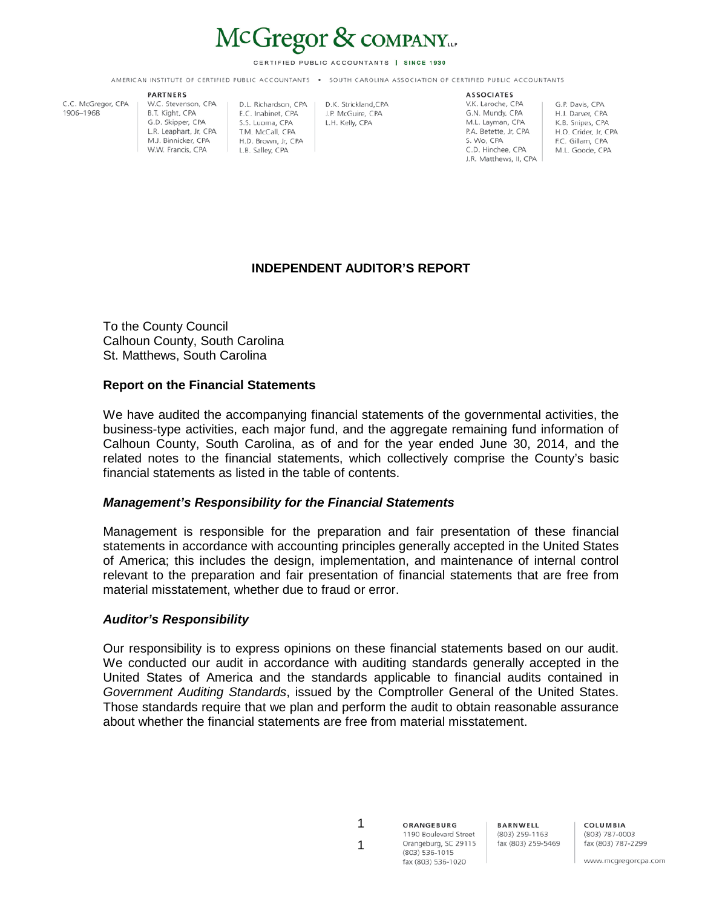# McGregor & COMPANY LLP

CERTIFIED PUBLIC ACCOUNTANTS | SINCE 1930

AMERICAN INSTITUTE OF CERTIFIED PUBLIC ACCOUNTANTS • SOUTH CAROLINA ASSOCIATION OF CERTIFIED PUBLIC ACCOUNTANTS

C.C. McGregor, CPA
1906–1968

**PARTNERS**

W.C. Stevenson, CPA
B.T. Kight, CPA
G.D. Skipper, CPA
L.R. Leaphart, Jr. CPA
M.J. Binnicker, CPA
W.W. Francis, CPA

D.L. Richardson, CPA
E.C. Inabinet, CPA
S.S. Luoma, CPA
T.M. McCall, CPA
H.D. Brown, Jr, CPA
L.B. Salley, CPA

D.K. Strickland,CPA
J.P. McGuire, CPA
L.H. Kelly, CPA

**ASSOCIATES**

V.K. Laroche, CPA
G.N. Mundy, CPA
M.L. Layman, CPA
P.A. Betette, Jr, CPA
S. Wo, CPA
C.D. Hinchee, CPA
J.R. Matthews, II, CPA

G.P. Davis, CPA
H.J. Darver, CPA
K.B. Snipes, CPA
H.O. Crider, Jr, CPA
F.C. Gillam, CPA
M.L. Goode, CPA

## INDEPENDENT AUDITOR'S REPORT

To the County Council
Calhoun County, South Carolina
St. Matthews, South Carolina

### Report on the Financial Statements

We have audited the accompanying financial statements of the governmental activities, the business-type activities, each major fund, and the aggregate remaining fund information of Calhoun County, South Carolina, as of and for the year ended June 30, 2014, and the related notes to the financial statements, which collectively comprise the County's basic financial statements as listed in the table of contents.

#### *Management's Responsibility for the Financial Statements*

Management is responsible for the preparation and fair presentation of these financial statements in accordance with accounting principles generally accepted in the United States of America; this includes the design, implementation, and maintenance of internal control relevant to the preparation and fair presentation of financial statements that are free from material misstatement, whether due to fraud or error.

#### *Auditor's Responsibility*

Our responsibility is to express opinions on these financial statements based on our audit. We conducted our audit in accordance with auditing standards generally accepted in the United States of America and the standards applicable to financial audits contained in *Government Auditing Standards*, issued by the Comptroller General of the United States. Those standards require that we plan and perform the audit to obtain reasonable assurance about whether the financial statements are free from material misstatement.

**ORANGEBURG**
1190 Boulevard Street
Orangeburg, SC 29115
(803) 536-1015
fax (803) 536-1020

**BARNWELL**
(803) 259-1163
fax (803) 259-5469

**COLUMBIA**
(803) 787-0003
fax (803) 787-2299

www.mcgregorcpa.com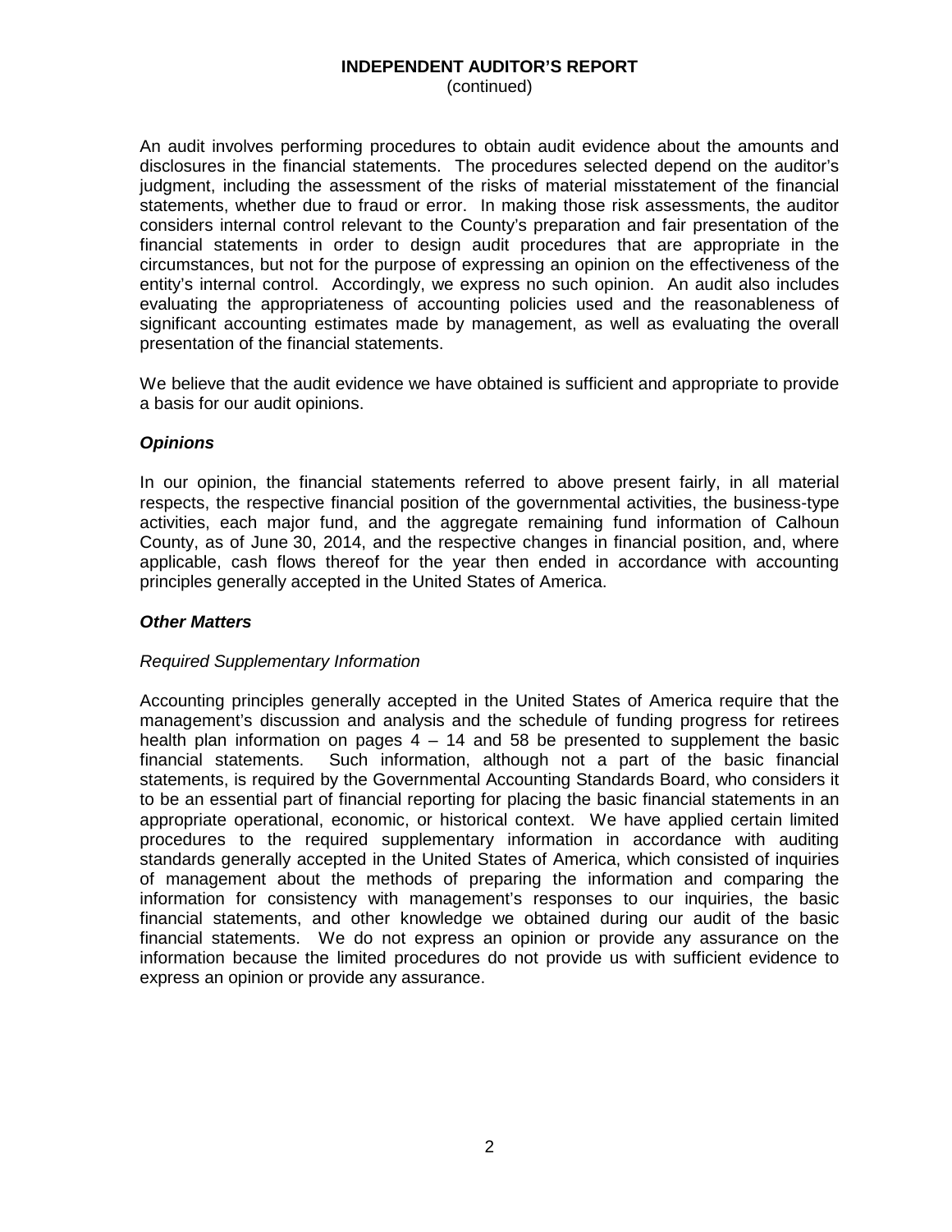**INDEPENDENT AUDITOR'S REPORT**
(continued)

An audit involves performing procedures to obtain audit evidence about the amounts and disclosures in the financial statements. The procedures selected depend on the auditor's judgment, including the assessment of the risks of material misstatement of the financial statements, whether due to fraud or error. In making those risk assessments, the auditor considers internal control relevant to the County's preparation and fair presentation of the financial statements in order to design audit procedures that are appropriate in the circumstances, but not for the purpose of expressing an opinion on the effectiveness of the entity's internal control. Accordingly, we express no such opinion. An audit also includes evaluating the appropriateness of accounting policies used and the reasonableness of significant accounting estimates made by management, as well as evaluating the overall presentation of the financial statements.

We believe that the audit evidence we have obtained is sufficient and appropriate to provide a basis for our audit opinions.

### *Opinions*

In our opinion, the financial statements referred to above present fairly, in all material respects, the respective financial position of the governmental activities, the business-type activities, each major fund, and the aggregate remaining fund information of Calhoun County, as of June 30, 2014, and the respective changes in financial position, and, where applicable, cash flows thereof for the year then ended in accordance with accounting principles generally accepted in the United States of America.

### *Other Matters*

*Required Supplementary Information*

Accounting principles generally accepted in the United States of America require that the management's discussion and analysis and the schedule of funding progress for retirees health plan information on pages 4 – 14 and 58 be presented to supplement the basic financial statements. Such information, although not a part of the basic financial statements, is required by the Governmental Accounting Standards Board, who considers it to be an essential part of financial reporting for placing the basic financial statements in an appropriate operational, economic, or historical context. We have applied certain limited procedures to the required supplementary information in accordance with auditing standards generally accepted in the United States of America, which consisted of inquiries of management about the methods of preparing the information and comparing the information for consistency with management's responses to our inquiries, the basic financial statements, and other knowledge we obtained during our audit of the basic financial statements. We do not express an opinion or provide any assurance on the information because the limited procedures do not provide us with sufficient evidence to express an opinion or provide any assurance.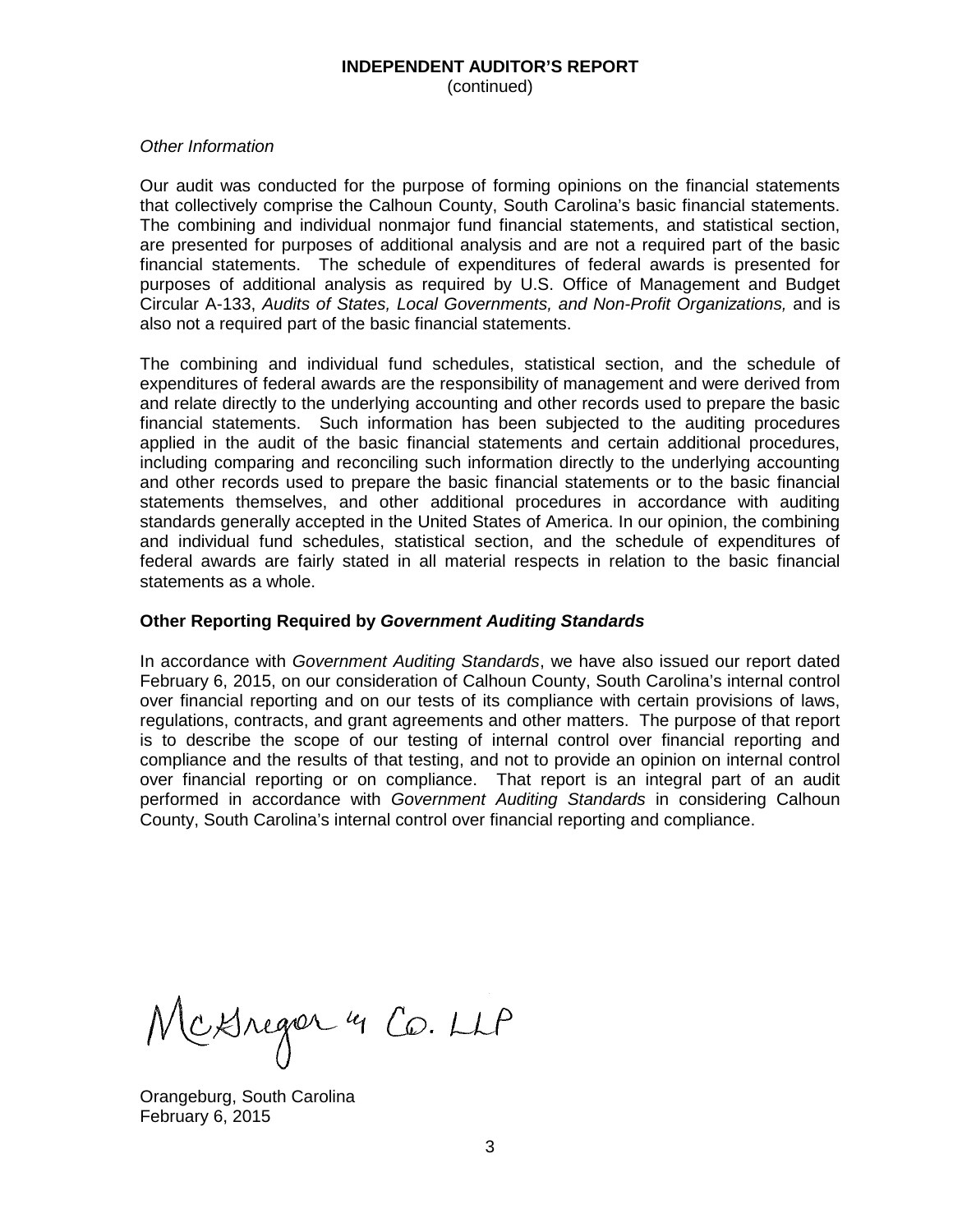## INDEPENDENT AUDITOR'S REPORT
(continued)

*Other Information*

Our audit was conducted for the purpose of forming opinions on the financial statements that collectively comprise the Calhoun County, South Carolina's basic financial statements. The combining and individual nonmajor fund financial statements, and statistical section, are presented for purposes of additional analysis and are not a required part of the basic financial statements. The schedule of expenditures of federal awards is presented for purposes of additional analysis as required by U.S. Office of Management and Budget Circular A-133, *Audits of States, Local Governments, and Non-Profit Organizations,* and is also not a required part of the basic financial statements.

The combining and individual fund schedules, statistical section, and the schedule of expenditures of federal awards are the responsibility of management and were derived from and relate directly to the underlying accounting and other records used to prepare the basic financial statements. Such information has been subjected to the auditing procedures applied in the audit of the basic financial statements and certain additional procedures, including comparing and reconciling such information directly to the underlying accounting and other records used to prepare the basic financial statements or to the basic financial statements themselves, and other additional procedures in accordance with auditing standards generally accepted in the United States of America. In our opinion, the combining and individual fund schedules, statistical section, and the schedule of expenditures of federal awards are fairly stated in all material respects in relation to the basic financial statements as a whole.

**Other Reporting Required by *Government Auditing Standards***

In accordance with *Government Auditing Standards*, we have also issued our report dated February 6, 2015, on our consideration of Calhoun County, South Carolina's internal control over financial reporting and on our tests of its compliance with certain provisions of laws, regulations, contracts, and grant agreements and other matters. The purpose of that report is to describe the scope of our testing of internal control over financial reporting and compliance and the results of that testing, and not to provide an opinion on internal control over financial reporting or on compliance. That report is an integral part of an audit performed in accordance with *Government Auditing Standards* in considering Calhoun County, South Carolina's internal control over financial reporting and compliance.

McGregor & Co. LLP

Orangeburg, South Carolina
February 6, 2015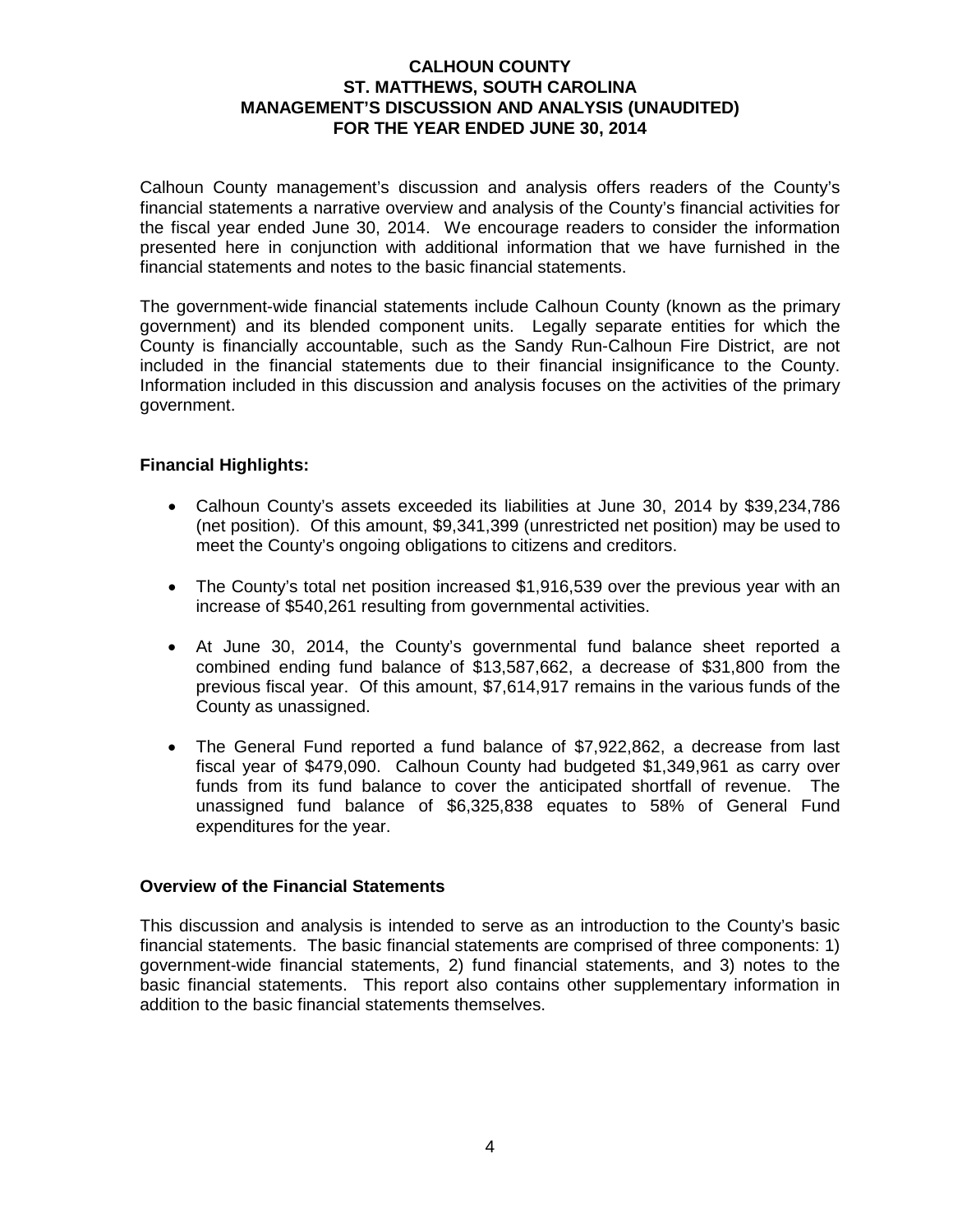# CALHOUN COUNTY
# ST. MATTHEWS, SOUTH CAROLINA
# MANAGEMENT'S DISCUSSION AND ANALYSIS (UNAUDITED)
# FOR THE YEAR ENDED JUNE 30, 2014

Calhoun County management's discussion and analysis offers readers of the County's financial statements a narrative overview and analysis of the County's financial activities for the fiscal year ended June 30, 2014. We encourage readers to consider the information presented here in conjunction with additional information that we have furnished in the financial statements and notes to the basic financial statements.

The government-wide financial statements include Calhoun County (known as the primary government) and its blended component units. Legally separate entities for which the County is financially accountable, such as the Sandy Run-Calhoun Fire District, are not included in the financial statements due to their financial insignificance to the County. Information included in this discussion and analysis focuses on the activities of the primary government.

## Financial Highlights:

- Calhoun County's assets exceeded its liabilities at June 30, 2014 by $39,234,786 (net position). Of this amount, $9,341,399 (unrestricted net position) may be used to meet the County's ongoing obligations to citizens and creditors.

- The County's total net position increased $1,916,539 over the previous year with an increase of $540,261 resulting from governmental activities.

- At June 30, 2014, the County's governmental fund balance sheet reported a combined ending fund balance of $13,587,662, a decrease of $31,800 from the previous fiscal year. Of this amount, $7,614,917 remains in the various funds of the County as unassigned.

- The General Fund reported a fund balance of $7,922,862, a decrease from last fiscal year of $479,090. Calhoun County had budgeted $1,349,961 as carry over funds from its fund balance to cover the anticipated shortfall of revenue. The unassigned fund balance of $6,325,838 equates to 58% of General Fund expenditures for the year.

## Overview of the Financial Statements

This discussion and analysis is intended to serve as an introduction to the County's basic financial statements. The basic financial statements are comprised of three components: 1) government-wide financial statements, 2) fund financial statements, and 3) notes to the basic financial statements. This report also contains other supplementary information in addition to the basic financial statements themselves.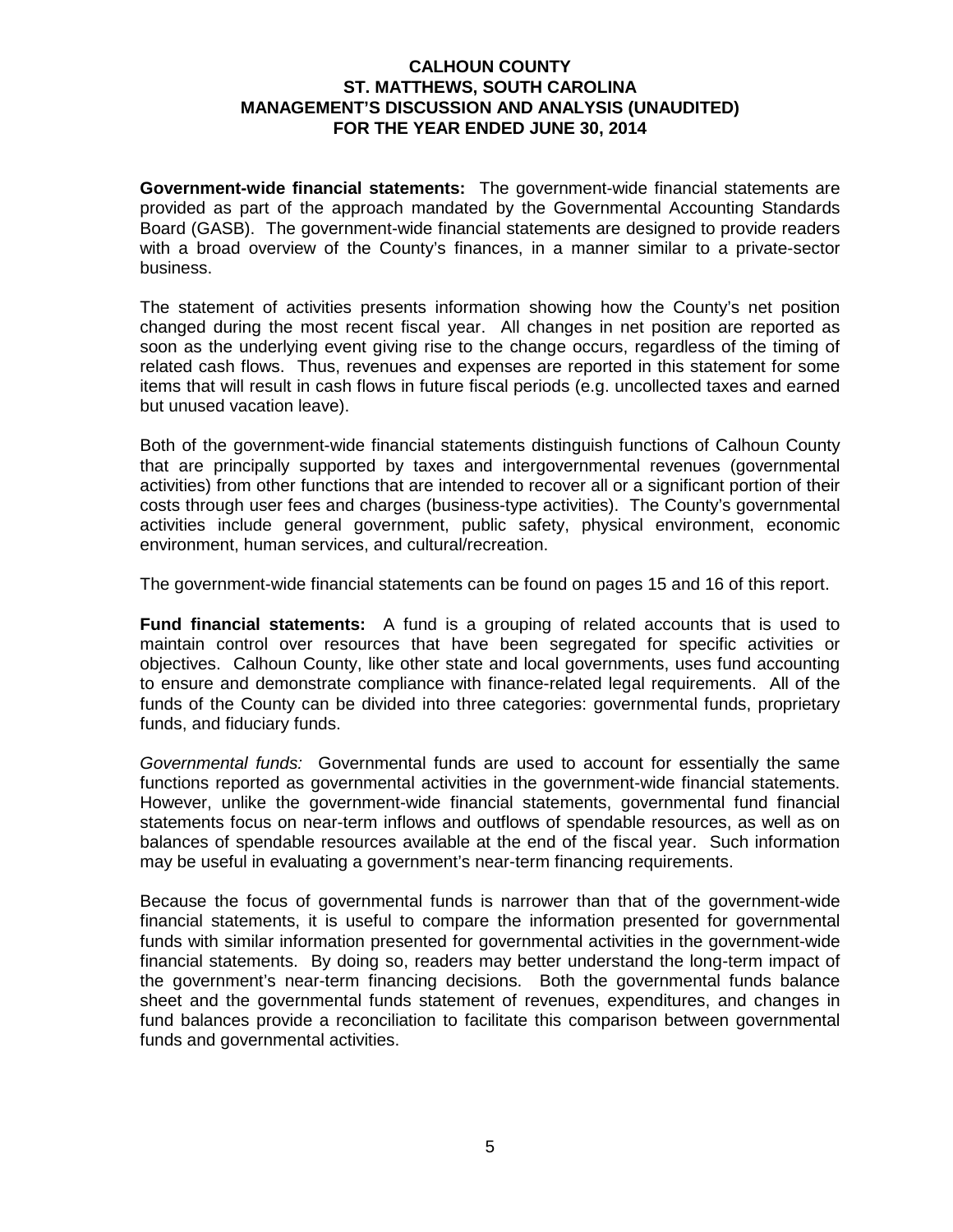**Government-wide financial statements:** The government-wide financial statements are provided as part of the approach mandated by the Governmental Accounting Standards Board (GASB). The government-wide financial statements are designed to provide readers with a broad overview of the County's finances, in a manner similar to a private-sector business.

The statement of activities presents information showing how the County's net position changed during the most recent fiscal year. All changes in net position are reported as soon as the underlying event giving rise to the change occurs, regardless of the timing of related cash flows. Thus, revenues and expenses are reported in this statement for some items that will result in cash flows in future fiscal periods (e.g. uncollected taxes and earned but unused vacation leave).

Both of the government-wide financial statements distinguish functions of Calhoun County that are principally supported by taxes and intergovernmental revenues (governmental activities) from other functions that are intended to recover all or a significant portion of their costs through user fees and charges (business-type activities). The County's governmental activities include general government, public safety, physical environment, economic environment, human services, and cultural/recreation.

The government-wide financial statements can be found on pages 15 and 16 of this report.

**Fund financial statements:** A fund is a grouping of related accounts that is used to maintain control over resources that have been segregated for specific activities or objectives. Calhoun County, like other state and local governments, uses fund accounting to ensure and demonstrate compliance with finance-related legal requirements. All of the funds of the County can be divided into three categories: governmental funds, proprietary funds, and fiduciary funds.

*Governmental funds:* Governmental funds are used to account for essentially the same functions reported as governmental activities in the government-wide financial statements. However, unlike the government-wide financial statements, governmental fund financial statements focus on near-term inflows and outflows of spendable resources, as well as on balances of spendable resources available at the end of the fiscal year. Such information may be useful in evaluating a government's near-term financing requirements.

Because the focus of governmental funds is narrower than that of the government-wide financial statements, it is useful to compare the information presented for governmental funds with similar information presented for governmental activities in the government-wide financial statements. By doing so, readers may better understand the long-term impact of the government's near-term financing decisions. Both the governmental funds balance sheet and the governmental funds statement of revenues, expenditures, and changes in fund balances provide a reconciliation to facilitate this comparison between governmental funds and governmental activities.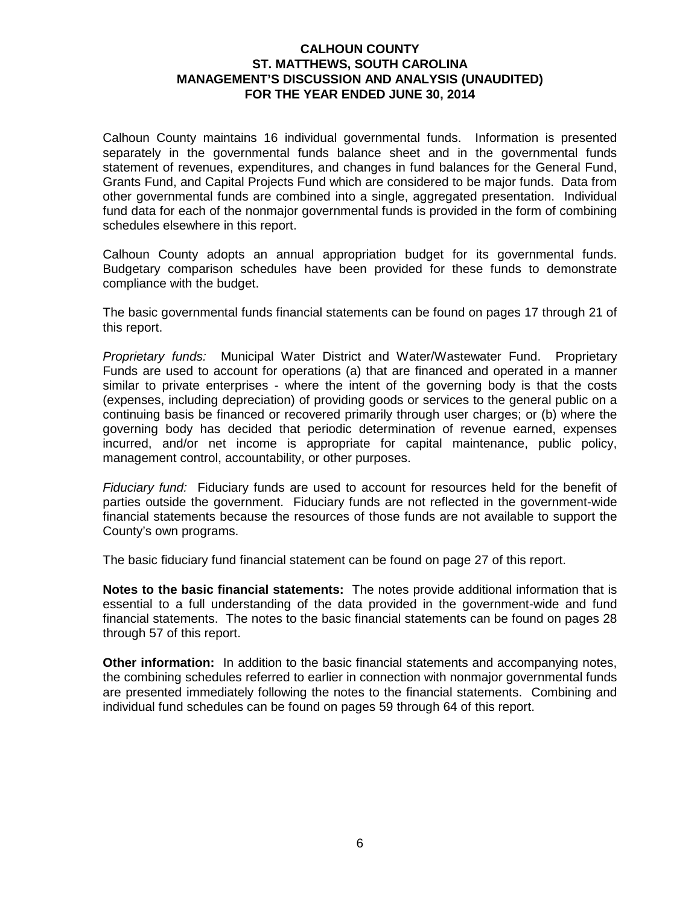Calhoun County maintains 16 individual governmental funds. Information is presented separately in the governmental funds balance sheet and in the governmental funds statement of revenues, expenditures, and changes in fund balances for the General Fund, Grants Fund, and Capital Projects Fund which are considered to be major funds. Data from other governmental funds are combined into a single, aggregated presentation. Individual fund data for each of the nonmajor governmental funds is provided in the form of combining schedules elsewhere in this report.

Calhoun County adopts an annual appropriation budget for its governmental funds. Budgetary comparison schedules have been provided for these funds to demonstrate compliance with the budget.

The basic governmental funds financial statements can be found on pages 17 through 21 of this report.

*Proprietary funds:* Municipal Water District and Water/Wastewater Fund. Proprietary Funds are used to account for operations (a) that are financed and operated in a manner similar to private enterprises - where the intent of the governing body is that the costs (expenses, including depreciation) of providing goods or services to the general public on a continuing basis be financed or recovered primarily through user charges; or (b) where the governing body has decided that periodic determination of revenue earned, expenses incurred, and/or net income is appropriate for capital maintenance, public policy, management control, accountability, or other purposes.

*Fiduciary fund:* Fiduciary funds are used to account for resources held for the benefit of parties outside the government. Fiduciary funds are not reflected in the government-wide financial statements because the resources of those funds are not available to support the County's own programs.

The basic fiduciary fund financial statement can be found on page 27 of this report.

**Notes to the basic financial statements:** The notes provide additional information that is essential to a full understanding of the data provided in the government-wide and fund financial statements. The notes to the basic financial statements can be found on pages 28 through 57 of this report.

**Other information:** In addition to the basic financial statements and accompanying notes, the combining schedules referred to earlier in connection with nonmajor governmental funds are presented immediately following the notes to the financial statements. Combining and individual fund schedules can be found on pages 59 through 64 of this report.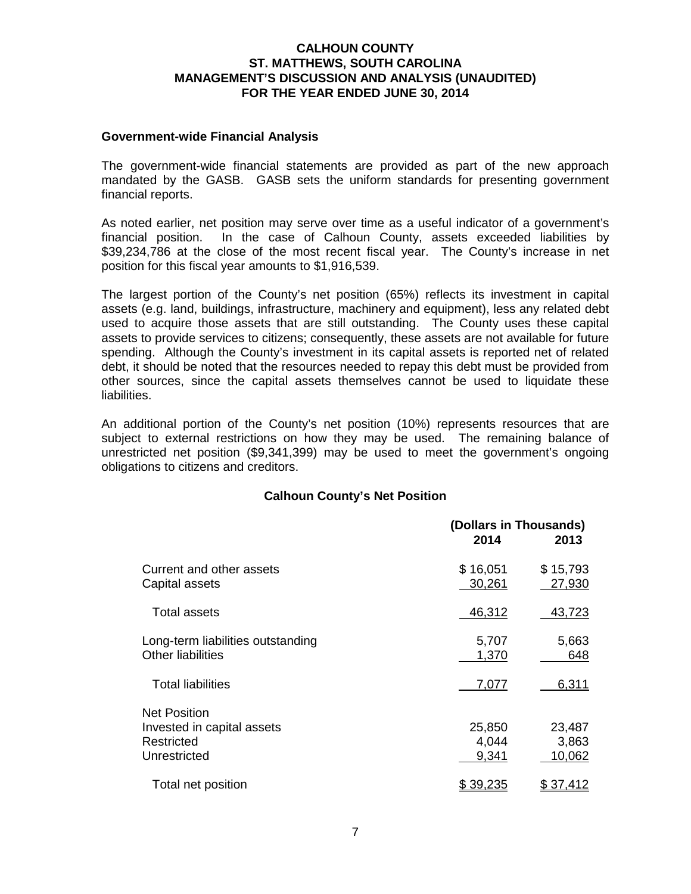**CALHOUN COUNTY**
**ST. MATTHEWS, SOUTH CAROLINA**
**MANAGEMENT'S DISCUSSION AND ANALYSIS (UNAUDITED)**
**FOR THE YEAR ENDED JUNE 30, 2014**

### Government-wide Financial Analysis

The government-wide financial statements are provided as part of the new approach mandated by the GASB. GASB sets the uniform standards for presenting government financial reports.

As noted earlier, net position may serve over time as a useful indicator of a government's financial position. In the case of Calhoun County, assets exceeded liabilities by $39,234,786 at the close of the most recent fiscal year. The County's increase in net position for this fiscal year amounts to $1,916,539.

The largest portion of the County's net position (65%) reflects its investment in capital assets (e.g. land, buildings, infrastructure, machinery and equipment), less any related debt used to acquire those assets that are still outstanding. The County uses these capital assets to provide services to citizens; consequently, these assets are not available for future spending. Although the County's investment in its capital assets is reported net of related debt, it should be noted that the resources needed to repay this debt must be provided from other sources, since the capital assets themselves cannot be used to liquidate these liabilities.

An additional portion of the County's net position (10%) represents resources that are subject to external restrictions on how they may be used. The remaining balance of unrestricted net position ($9,341,399) may be used to meet the government's ongoing obligations to citizens and creditors.

**Calhoun County's Net Position**

| | (Dollars in Thousands) | |
|---|---|---|
| | 2014 | 2013 |
| Current and other assets | $ 16,051 | $ 15,793 |
| Capital assets | 30,261 | 27,930 |
| Total assets | 46,312 | 43,723 |
| Long-term liabilities outstanding | 5,707 | 5,663 |
| Other liabilities | 1,370 | 648 |
| Total liabilities | 7,077 | 6,311 |
| Net Position | | |
| Invested in capital assets | 25,850 | 23,487 |
| Restricted | 4,044 | 3,863 |
| Unrestricted | 9,341 | 10,062 |
| Total net position | $ 39,235 | $ 37,412 |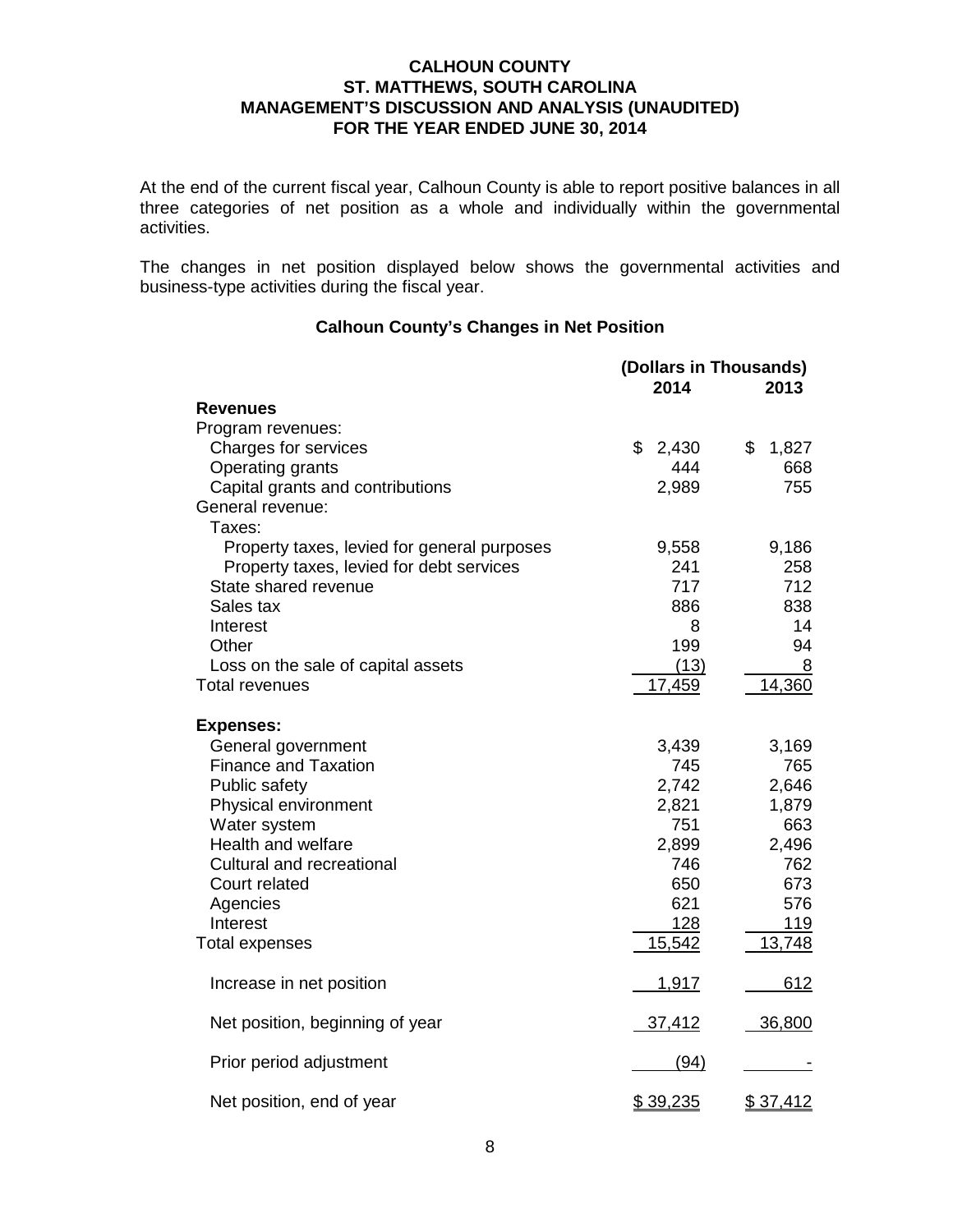**CALHOUN COUNTY**
**ST. MATTHEWS, SOUTH CAROLINA**
**MANAGEMENT'S DISCUSSION AND ANALYSIS (UNAUDITED)**
**FOR THE YEAR ENDED JUNE 30, 2014**

At the end of the current fiscal year, Calhoun County is able to report positive balances in all three categories of net position as a whole and individually within the governmental activities.

The changes in net position displayed below shows the governmental activities and business-type activities during the fiscal year.

### Calhoun County's Changes in Net Position

| | (Dollars in Thousands) | |
|---|---|---|
| | 2014 | 2013 |
| **Revenues** | | |
| Program revenues: | | |
| Charges for services | $ 2,430 | $ 1,827 |
| Operating grants | 444 | 668 |
| Capital grants and contributions | 2,989 | 755 |
| General revenue: | | |
| Taxes: | | |
| Property taxes, levied for general purposes | 9,558 | 9,186 |
| Property taxes, levied for debt services | 241 | 258 |
| State shared revenue | 717 | 712 |
| Sales tax | 886 | 838 |
| Interest | 8 | 14 |
| Other | 199 | 94 |
| Loss on the sale of capital assets | (13) | 8 |
| Total revenues | 17,459 | 14,360 |
| **Expenses:** | | |
| General government | 3,439 | 3,169 |
| Finance and Taxation | 745 | 765 |
| Public safety | 2,742 | 2,646 |
| Physical environment | 2,821 | 1,879 |
| Water system | 751 | 663 |
| Health and welfare | 2,899 | 2,496 |
| Cultural and recreational | 746 | 762 |
| Court related | 650 | 673 |
| Agencies | 621 | 576 |
| Interest | 128 | 119 |
| Total expenses | 15,542 | 13,748 |
| Increase in net position | 1,917 | 612 |
| Net position, beginning of year | 37,412 | 36,800 |
| Prior period adjustment | (94) | - |
| Net position, end of year | $ 39,235 | $ 37,412 |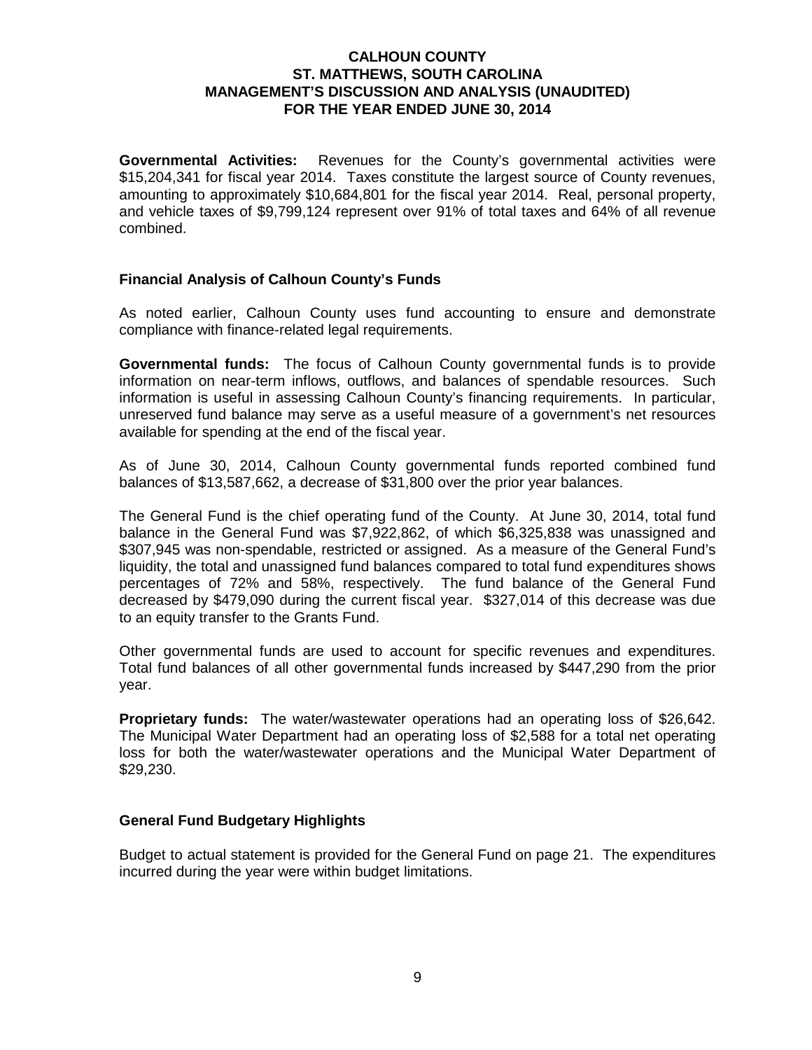**Governmental Activities:** Revenues for the County's governmental activities were \$15,204,341 for fiscal year 2014. Taxes constitute the largest source of County revenues, amounting to approximately \$10,684,801 for the fiscal year 2014. Real, personal property, and vehicle taxes of \$9,799,124 represent over 91% of total taxes and 64% of all revenue combined.

## Financial Analysis of Calhoun County's Funds

As noted earlier, Calhoun County uses fund accounting to ensure and demonstrate compliance with finance-related legal requirements.

**Governmental funds:** The focus of Calhoun County governmental funds is to provide information on near-term inflows, outflows, and balances of spendable resources. Such information is useful in assessing Calhoun County's financing requirements. In particular, unreserved fund balance may serve as a useful measure of a government's net resources available for spending at the end of the fiscal year.

As of June 30, 2014, Calhoun County governmental funds reported combined fund balances of \$13,587,662, a decrease of \$31,800 over the prior year balances.

The General Fund is the chief operating fund of the County. At June 30, 2014, total fund balance in the General Fund was \$7,922,862, of which \$6,325,838 was unassigned and \$307,945 was non-spendable, restricted or assigned. As a measure of the General Fund's liquidity, the total and unassigned fund balances compared to total fund expenditures shows percentages of 72% and 58%, respectively. The fund balance of the General Fund decreased by \$479,090 during the current fiscal year. \$327,014 of this decrease was due to an equity transfer to the Grants Fund.

Other governmental funds are used to account for specific revenues and expenditures. Total fund balances of all other governmental funds increased by \$447,290 from the prior year.

**Proprietary funds:** The water/wastewater operations had an operating loss of \$26,642. The Municipal Water Department had an operating loss of \$2,588 for a total net operating loss for both the water/wastewater operations and the Municipal Water Department of \$29,230.

## General Fund Budgetary Highlights

Budget to actual statement is provided for the General Fund on page 21. The expenditures incurred during the year were within budget limitations.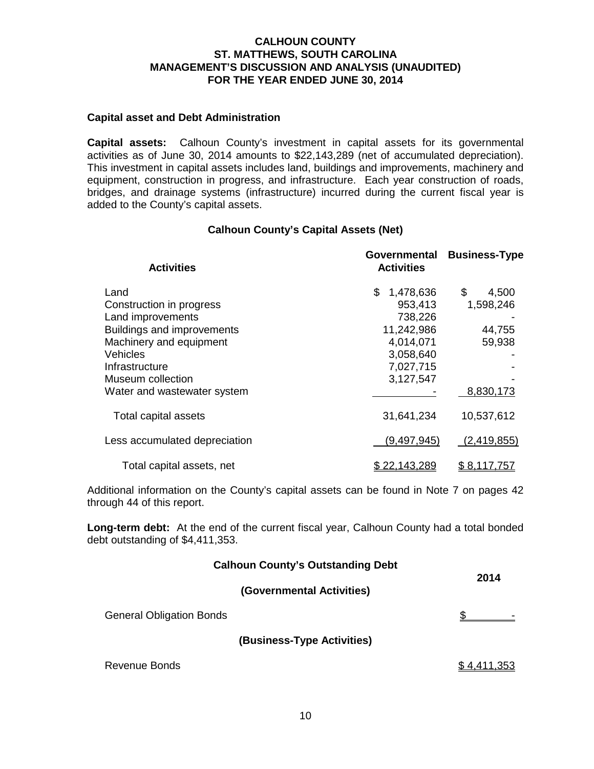# CALHOUN COUNTY
# ST. MATTHEWS, SOUTH CAROLINA
# MANAGEMENT'S DISCUSSION AND ANALYSIS (UNAUDITED)
# FOR THE YEAR ENDED JUNE 30, 2014

### Capital asset and Debt Administration

**Capital assets:** Calhoun County's investment in capital assets for its governmental activities as of June 30, 2014 amounts to $22,143,289 (net of accumulated depreciation). This investment in capital assets includes land, buildings and improvements, machinery and equipment, construction in progress, and infrastructure. Each year construction of roads, bridges, and drainage systems (infrastructure) incurred during the current fiscal year is added to the County's capital assets.

**Calhoun County's Capital Assets (Net)**

| Activities | Governmental Activities | Business-Type |
|---|---|---|
| Land | $ 1,478,636 | $ 4,500 |
| Construction in progress | 953,413 | 1,598,246 |
| Land improvements | 738,226 | - |
| Buildings and improvements | 11,242,986 | 44,755 |
| Machinery and equipment | 4,014,071 | 59,938 |
| Vehicles | 3,058,640 | - |
| Infrastructure | 7,027,715 | - |
| Museum collection | 3,127,547 | - |
| Water and wastewater system | - | 8,830,173 |
| Total capital assets | 31,641,234 | 10,537,612 |
| Less accumulated depreciation | (9,497,945) | (2,419,855) |
| Total capital assets, net | $ 22,143,289 | $ 8,117,757 |

Additional information on the County's capital assets can be found in Note 7 on pages 42 through 44 of this report.

**Long-term debt:** At the end of the current fiscal year, Calhoun County had a total bonded debt outstanding of $4,411,353.

**Calhoun County's Outstanding Debt**

| | 2014 |
|---|---|
| **(Governmental Activities)** | |
| General Obligation Bonds | $ - |
| **(Business-Type Activities)** | |
| Revenue Bonds | $ 4,411,353 |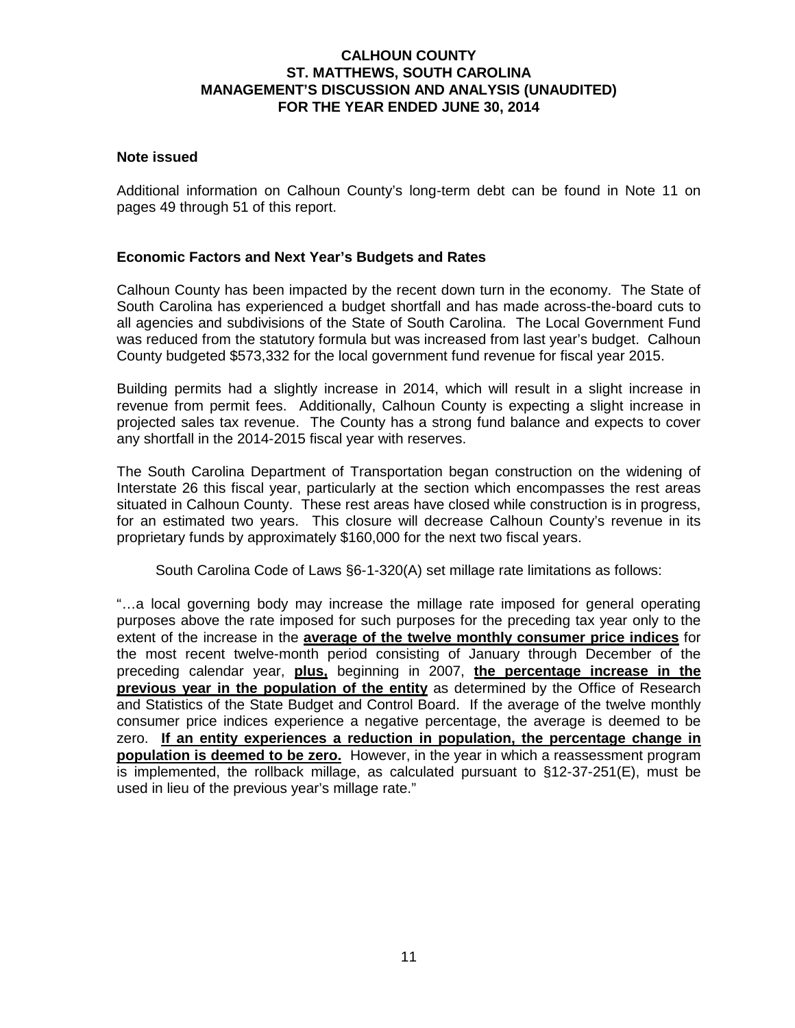**Note issued**

Additional information on Calhoun County's long-term debt can be found in Note 11 on pages 49 through 51 of this report.

**Economic Factors and Next Year's Budgets and Rates**

Calhoun County has been impacted by the recent down turn in the economy. The State of South Carolina has experienced a budget shortfall and has made across-the-board cuts to all agencies and subdivisions of the State of South Carolina. The Local Government Fund was reduced from the statutory formula but was increased from last year's budget. Calhoun County budgeted $573,332 for the local government fund revenue for fiscal year 2015.

Building permits had a slightly increase in 2014, which will result in a slight increase in revenue from permit fees. Additionally, Calhoun County is expecting a slight increase in projected sales tax revenue. The County has a strong fund balance and expects to cover any shortfall in the 2014-2015 fiscal year with reserves.

The South Carolina Department of Transportation began construction on the widening of Interstate 26 this fiscal year, particularly at the section which encompasses the rest areas situated in Calhoun County. These rest areas have closed while construction is in progress, for an estimated two years. This closure will decrease Calhoun County's revenue in its proprietary funds by approximately $160,000 for the next two fiscal years.

South Carolina Code of Laws §6-1-320(A) set millage rate limitations as follows:

"…a local governing body may increase the millage rate imposed for general operating purposes above the rate imposed for such purposes for the preceding tax year only to the extent of the increase in the **average of the twelve monthly consumer price indices** for the most recent twelve-month period consisting of January through December of the preceding calendar year, **plus,** beginning in 2007, **the percentage increase in the previous year in the population of the entity** as determined by the Office of Research and Statistics of the State Budget and Control Board. If the average of the twelve monthly consumer price indices experience a negative percentage, the average is deemed to be zero. **If an entity experiences a reduction in population, the percentage change in population is deemed to be zero.** However, in the year in which a reassessment program is implemented, the rollback millage, as calculated pursuant to §12-37-251(E), must be used in lieu of the previous year's millage rate."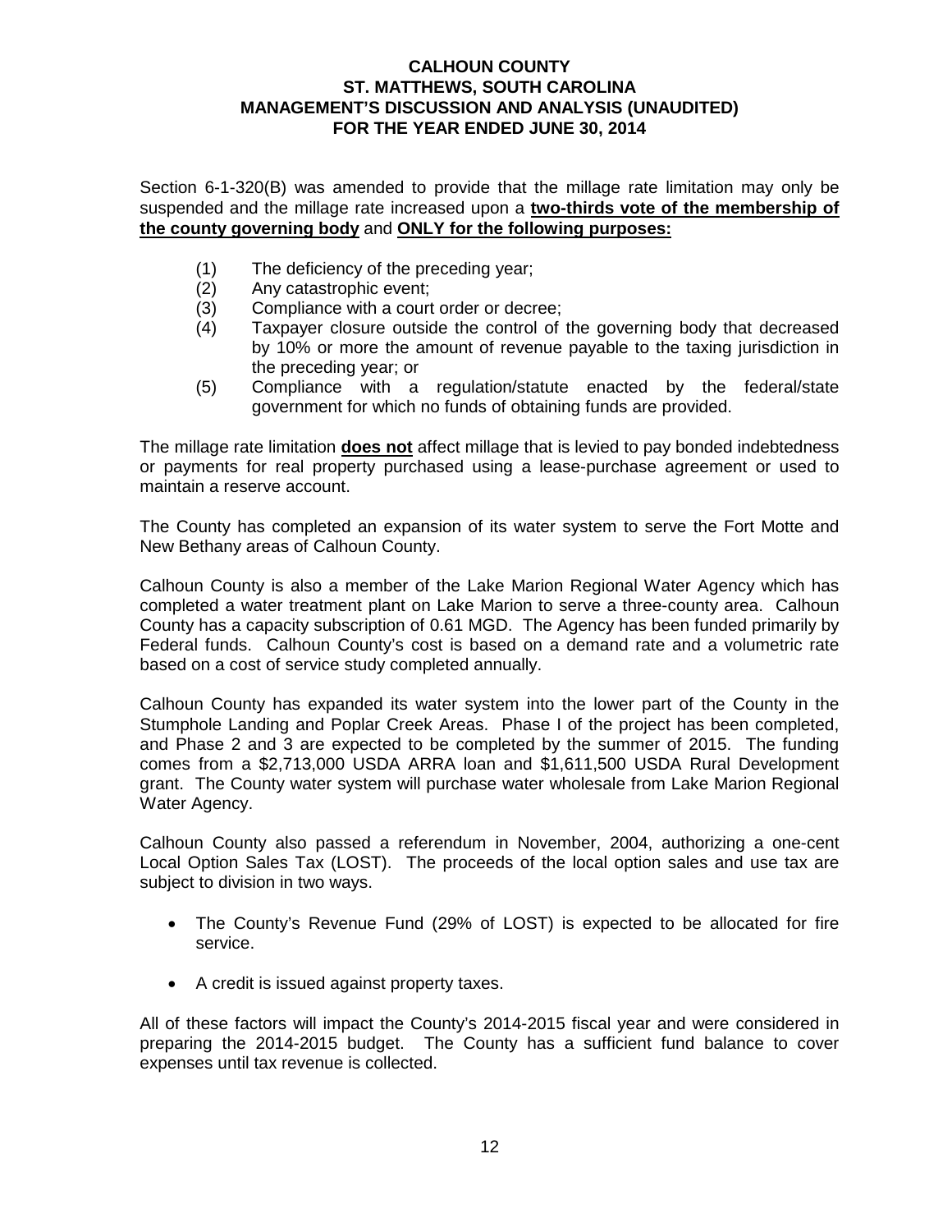Section 6-1-320(B) was amended to provide that the millage rate limitation may only be suspended and the millage rate increased upon a **two-thirds vote of the membership of the county governing body** and **ONLY for the following purposes:**

(1) The deficiency of the preceding year;
(2) Any catastrophic event;
(3) Compliance with a court order or decree;
(4) Taxpayer closure outside the control of the governing body that decreased by 10% or more the amount of revenue payable to the taxing jurisdiction in the preceding year; or
(5) Compliance with a regulation/statute enacted by the federal/state government for which no funds of obtaining funds are provided.

The millage rate limitation **does not** affect millage that is levied to pay bonded indebtedness or payments for real property purchased using a lease-purchase agreement or used to maintain a reserve account.

The County has completed an expansion of its water system to serve the Fort Motte and New Bethany areas of Calhoun County.

Calhoun County is also a member of the Lake Marion Regional Water Agency which has completed a water treatment plant on Lake Marion to serve a three-county area. Calhoun County has a capacity subscription of 0.61 MGD. The Agency has been funded primarily by Federal funds. Calhoun County's cost is based on a demand rate and a volumetric rate based on a cost of service study completed annually.

Calhoun County has expanded its water system into the lower part of the County in the Stumphole Landing and Poplar Creek Areas. Phase I of the project has been completed, and Phase 2 and 3 are expected to be completed by the summer of 2015. The funding comes from a $2,713,000 USDA ARRA loan and $1,611,500 USDA Rural Development grant. The County water system will purchase water wholesale from Lake Marion Regional Water Agency.

Calhoun County also passed a referendum in November, 2004, authorizing a one-cent Local Option Sales Tax (LOST). The proceeds of the local option sales and use tax are subject to division in two ways.

- The County's Revenue Fund (29% of LOST) is expected to be allocated for fire service.
- A credit is issued against property taxes.

All of these factors will impact the County's 2014-2015 fiscal year and were considered in preparing the 2014-2015 budget. The County has a sufficient fund balance to cover expenses until tax revenue is collected.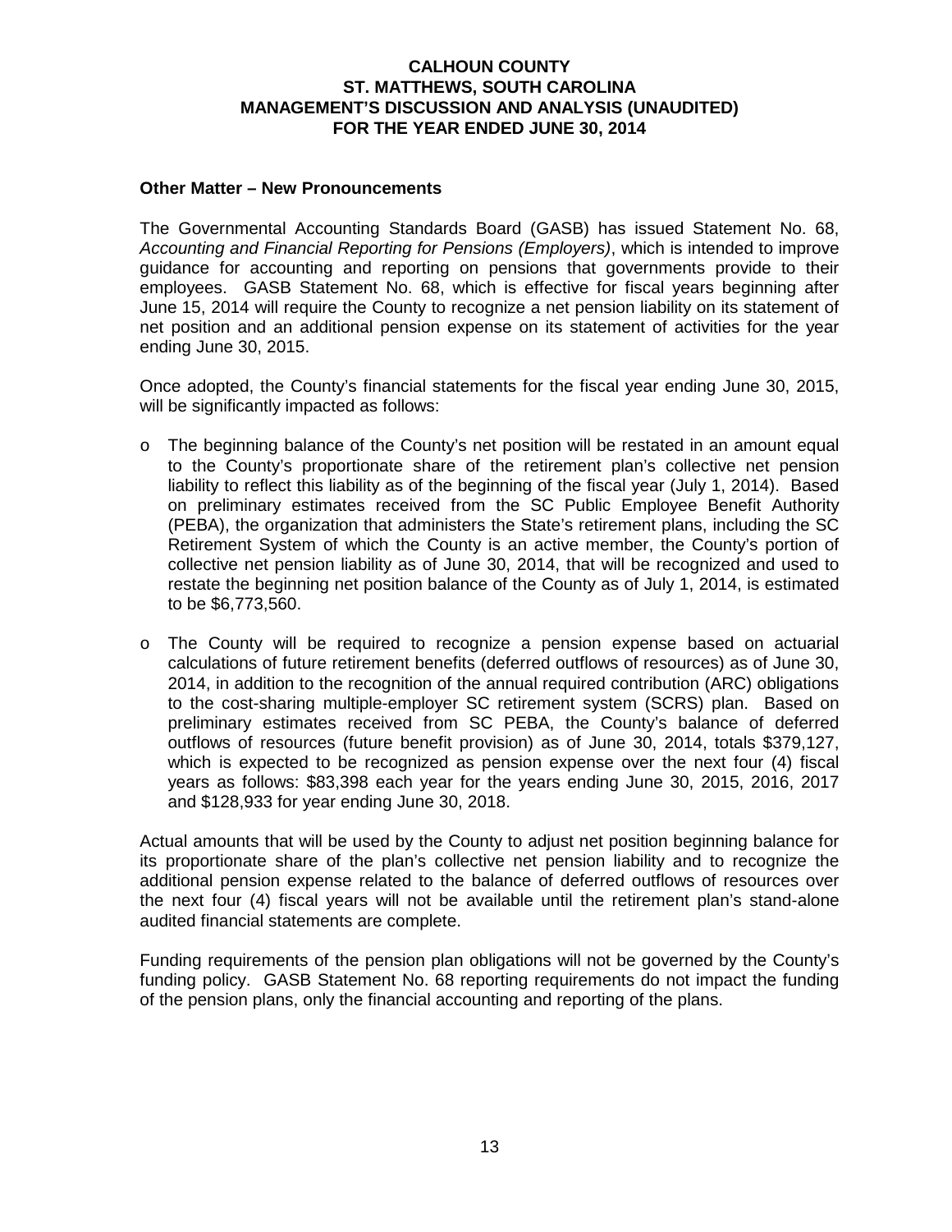## Other Matter – New Pronouncements

The Governmental Accounting Standards Board (GASB) has issued Statement No. 68, *Accounting and Financial Reporting for Pensions (Employers)*, which is intended to improve guidance for accounting and reporting on pensions that governments provide to their employees. GASB Statement No. 68, which is effective for fiscal years beginning after June 15, 2014 will require the County to recognize a net pension liability on its statement of net position and an additional pension expense on its statement of activities for the year ending June 30, 2015.

Once adopted, the County's financial statements for the fiscal year ending June 30, 2015, will be significantly impacted as follows:

- The beginning balance of the County's net position will be restated in an amount equal to the County's proportionate share of the retirement plan's collective net pension liability to reflect this liability as of the beginning of the fiscal year (July 1, 2014). Based on preliminary estimates received from the SC Public Employee Benefit Authority (PEBA), the organization that administers the State's retirement plans, including the SC Retirement System of which the County is an active member, the County's portion of collective net pension liability as of June 30, 2014, that will be recognized and used to restate the beginning net position balance of the County as of July 1, 2014, is estimated to be $6,773,560.

- The County will be required to recognize a pension expense based on actuarial calculations of future retirement benefits (deferred outflows of resources) as of June 30, 2014, in addition to the recognition of the annual required contribution (ARC) obligations to the cost-sharing multiple-employer SC retirement system (SCRS) plan. Based on preliminary estimates received from SC PEBA, the County's balance of deferred outflows of resources (future benefit provision) as of June 30, 2014, totals $379,127, which is expected to be recognized as pension expense over the next four (4) fiscal years as follows: $83,398 each year for the years ending June 30, 2015, 2016, 2017 and $128,933 for year ending June 30, 2018.

Actual amounts that will be used by the County to adjust net position beginning balance for its proportionate share of the plan's collective net pension liability and to recognize the additional pension expense related to the balance of deferred outflows of resources over the next four (4) fiscal years will not be available until the retirement plan's stand-alone audited financial statements are complete.

Funding requirements of the pension plan obligations will not be governed by the County's funding policy. GASB Statement No. 68 reporting requirements do not impact the funding of the pension plans, only the financial accounting and reporting of the plans.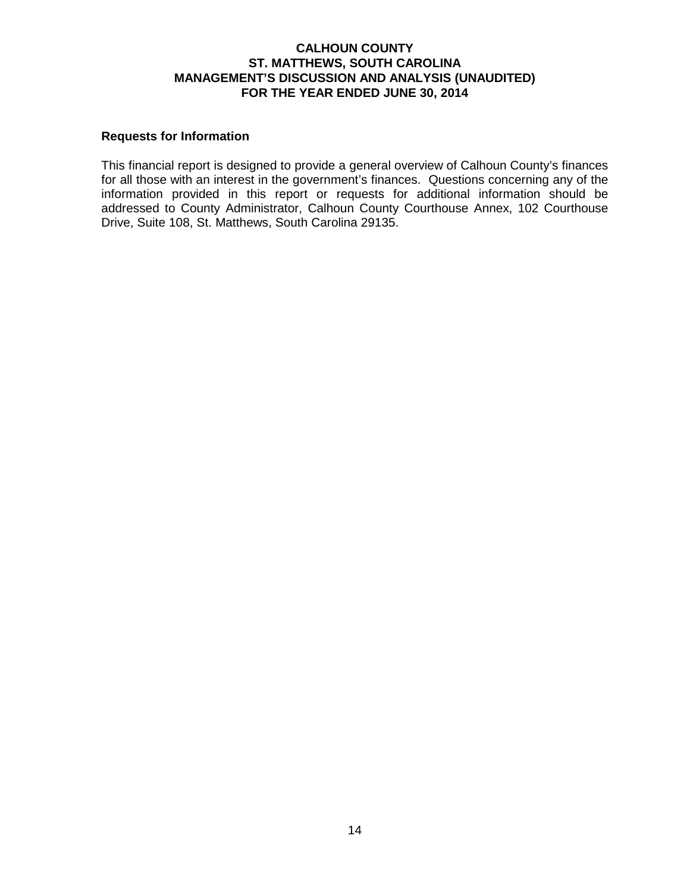## Requests for Information

This financial report is designed to provide a general overview of Calhoun County's finances for all those with an interest in the government's finances. Questions concerning any of the information provided in this report or requests for additional information should be addressed to County Administrator, Calhoun County Courthouse Annex, 102 Courthouse Drive, Suite 108, St. Matthews, South Carolina 29135.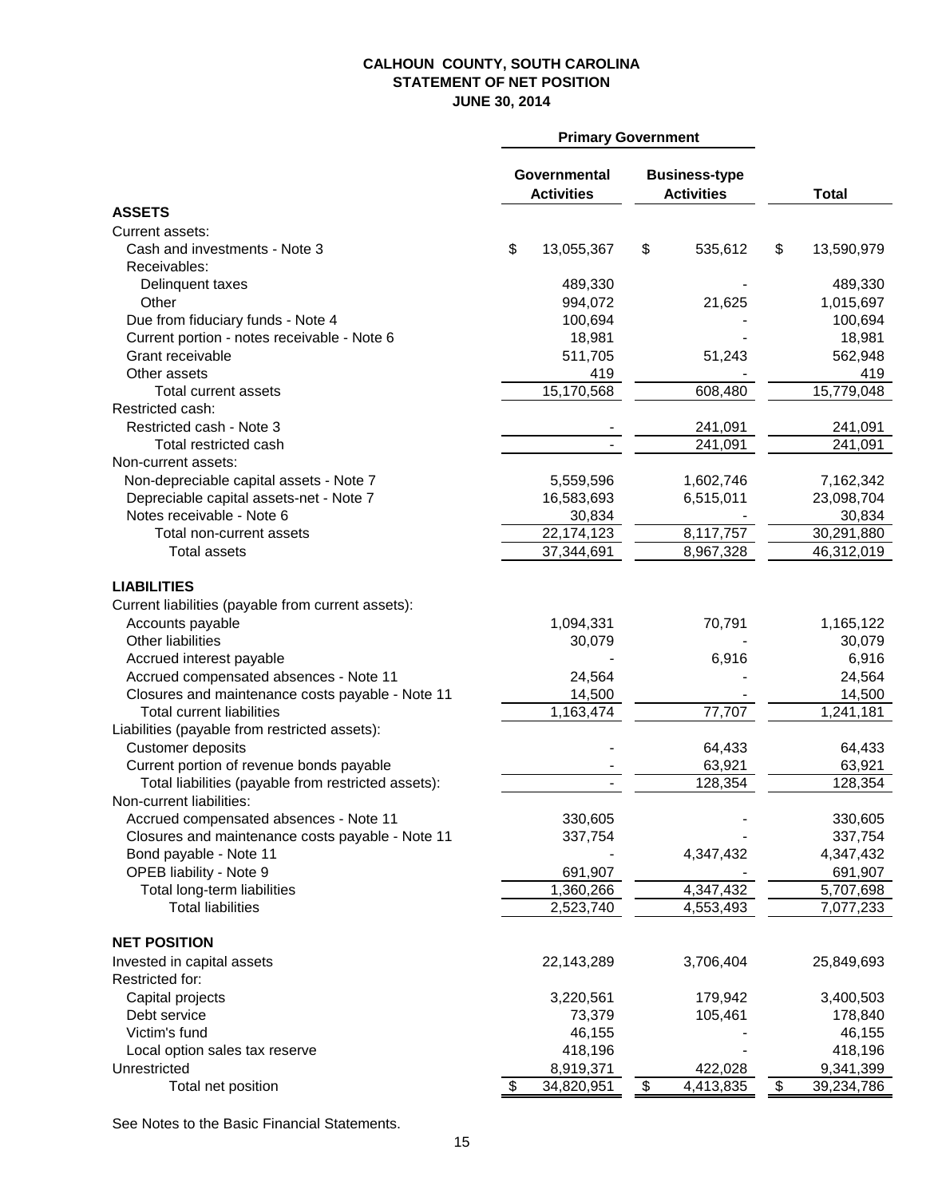# CALHOUN COUNTY, SOUTH CAROLINA
## STATEMENT OF NET POSITION
### JUNE 30, 2014

| | Primary Government | | |
|---|---|---|---|
| | Governmental Activities | Business-type Activities | Total |
| **ASSETS** | | | |
| Current assets: | | | |
| Cash and investments - Note 3 | $ 13,055,367 | $ 535,612 | $ 13,590,979 |
| Receivables: | | | |
| Delinquent taxes | 489,330 | - | 489,330 |
| Other | 994,072 | 21,625 | 1,015,697 |
| Due from fiduciary funds - Note 4 | 100,694 | - | 100,694 |
| Current portion - notes receivable - Note 6 | 18,981 | - | 18,981 |
| Grant receivable | 511,705 | 51,243 | 562,948 |
| Other assets | 419 | - | 419 |
| Total current assets | 15,170,568 | 608,480 | 15,779,048 |
| Restricted cash: | | | |
| Restricted cash - Note 3 | - | 241,091 | 241,091 |
| Total restricted cash | - | 241,091 | 241,091 |
| Non-current assets: | | | |
| Non-depreciable capital assets - Note 7 | 5,559,596 | 1,602,746 | 7,162,342 |
| Depreciable capital assets-net - Note 7 | 16,583,693 | 6,515,011 | 23,098,704 |
| Notes receivable - Note 6 | 30,834 | - | 30,834 |
| Total non-current assets | 22,174,123 | 8,117,757 | 30,291,880 |
| Total assets | 37,344,691 | 8,967,328 | 46,312,019 |
| **LIABILITIES** | | | |
| Current liabilities (payable from current assets): | | | |
| Accounts payable | 1,094,331 | 70,791 | 1,165,122 |
| Other liabilities | 30,079 | - | 30,079 |
| Accrued interest payable | - | 6,916 | 6,916 |
| Accrued compensated absences - Note 11 | 24,564 | - | 24,564 |
| Closures and maintenance costs payable - Note 11 | 14,500 | - | 14,500 |
| Total current liabilities | 1,163,474 | 77,707 | 1,241,181 |
| Liabilities (payable from restricted assets): | | | |
| Customer deposits | - | 64,433 | 64,433 |
| Current portion of revenue bonds payable | - | 63,921 | 63,921 |
| Total liabilities (payable from restricted assets): | - | 128,354 | 128,354 |
| Non-current liabilities: | | | |
| Accrued compensated absences - Note 11 | 330,605 | - | 330,605 |
| Closures and maintenance costs payable - Note 11 | 337,754 | - | 337,754 |
| Bond payable - Note 11 | - | 4,347,432 | 4,347,432 |
| OPEB liability - Note 9 | 691,907 | - | 691,907 |
| Total long-term liabilities | 1,360,266 | 4,347,432 | 5,707,698 |
| Total liabilities | 2,523,740 | 4,553,493 | 7,077,233 |
| **NET POSITION** | | | |
| Invested in capital assets | 22,143,289 | 3,706,404 | 25,849,693 |
| Restricted for: | | | |
| Capital projects | 3,220,561 | 179,942 | 3,400,503 |
| Debt service | 73,379 | 105,461 | 178,840 |
| Victim's fund | 46,155 | - | 46,155 |
| Local option sales tax reserve | 418,196 | - | 418,196 |
| Unrestricted | 8,919,371 | 422,028 | 9,341,399 |
| Total net position | $ 34,820,951 | $ 4,413,835 | $ 39,234,786 |

See Notes to the Basic Financial Statements.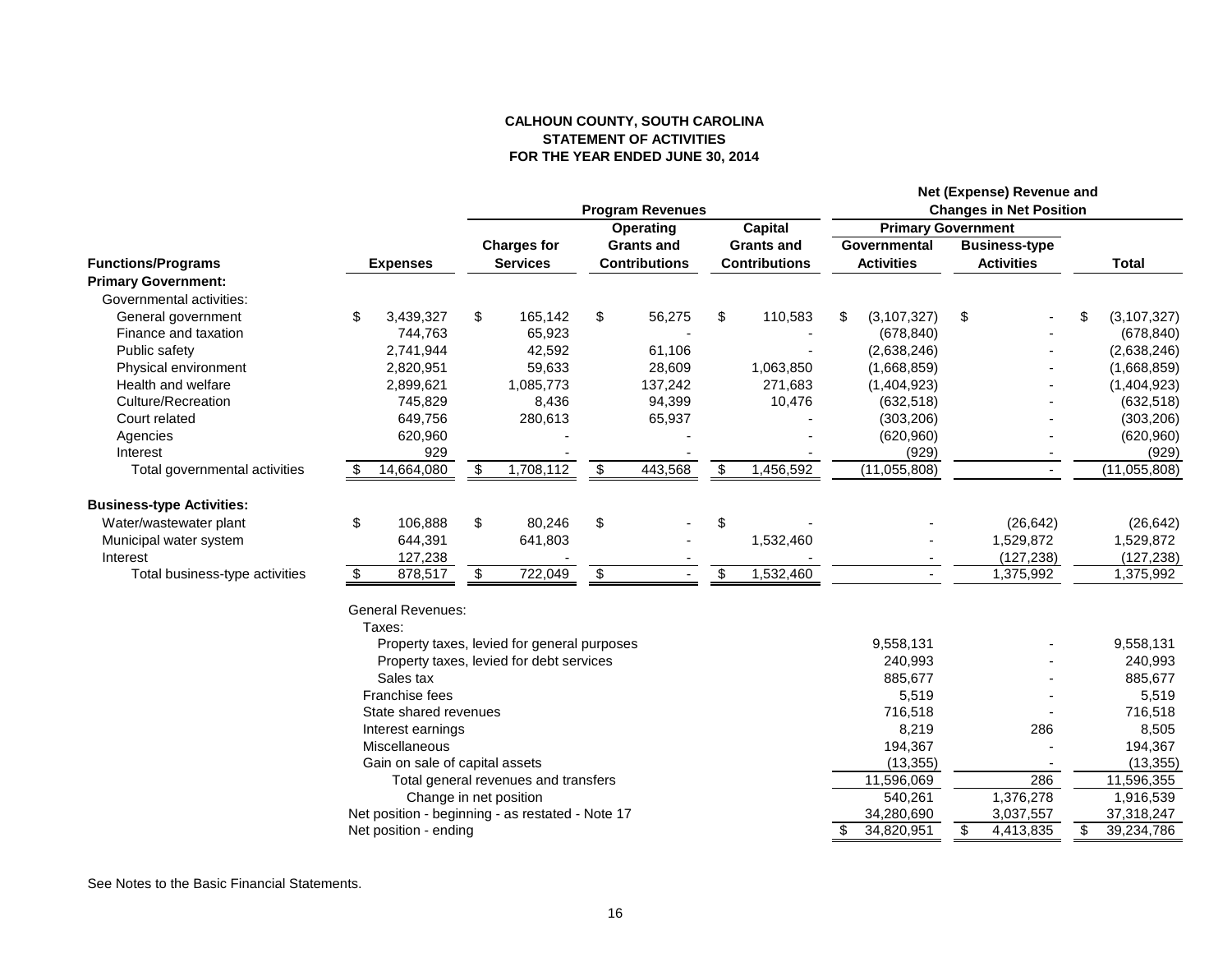**CALHOUN COUNTY, SOUTH CAROLINA**
**STATEMENT OF ACTIVITIES**
**FOR THE YEAR ENDED JUNE 30, 2014**

| | | Program Revenues | | | Net (Expense) Revenue and Changes in Net Position | | |
|---|---|---|---|---|---|---|---|
| | | | | | Primary Government | | |
| **Functions/Programs** | **Expenses** | **Charges for Services** | **Operating Grants and Contributions** | **Capital Grants and Contributions** | **Governmental Activities** | **Business-type Activities** | **Total** |
| **Primary Government:** | | | | | | | |
| Governmental activities: | | | | | | | |
| General government | $ 3,439,327 | $ 165,142 | $ 56,275 | $ 110,583 | $ (3,107,327) | $ - | $ (3,107,327) |
| Finance and taxation | 744,763 | 65,923 | - | - | (678,840) | - | (678,840) |
| Public safety | 2,741,944 | 42,592 | 61,106 | - | (2,638,246) | - | (2,638,246) |
| Physical environment | 2,820,951 | 59,633 | 28,609 | 1,063,850 | (1,668,859) | - | (1,668,859) |
| Health and welfare | 2,899,621 | 1,085,773 | 137,242 | 271,683 | (1,404,923) | - | (1,404,923) |
| Culture/Recreation | 745,829 | 8,436 | 94,399 | 10,476 | (632,518) | - | (632,518) |
| Court related | 649,756 | 280,613 | 65,937 | - | (303,206) | - | (303,206) |
| Agencies | 620,960 | - | - | - | (620,960) | - | (620,960) |
| Interest | 929 | - | - | - | (929) | - | (929) |
| Total governmental activities | $ 14,664,080 | $ 1,708,112 | $ 443,568 | $ 1,456,592 | (11,055,808) | - | (11,055,808) |
| **Business-type Activities:** | | | | | | | |
| Water/wastewater plant | $ 106,888 | $ 80,246 | $ - | $ - | - | (26,642) | (26,642) |
| Municipal water system | 644,391 | 641,803 | - | 1,532,460 | - | 1,529,872 | 1,529,872 |
| Interest | 127,238 | - | - | - | - | (127,238) | (127,238) |
| Total business-type activities | $ 878,517 | $ 722,049 | $ - | $ 1,532,460 | - | 1,375,992 | 1,375,992 |
| | General Revenues: | | | | | | |
| | Taxes: | | | | | | |
| | Property taxes, levied for general purposes | | | | 9,558,131 | - | 9,558,131 |
| | Property taxes, levied for debt services | | | | 240,993 | - | 240,993 |
| | Sales tax | | | | 885,677 | - | 885,677 |
| | Franchise fees | | | | 5,519 | - | 5,519 |
| | State shared revenues | | | | 716,518 | - | 716,518 |
| | Interest earnings | | | | 8,219 | 286 | 8,505 |
| | Miscellaneous | | | | 194,367 | - | 194,367 |
| | Gain on sale of capital assets | | | | (13,355) | - | (13,355) |
| | Total general revenues and transfers | | | | 11,596,069 | 286 | 11,596,355 |
| | Change in net position | | | | 540,261 | 1,376,278 | 1,916,539 |
| | Net position - beginning - as restated - Note 17 | | | | 34,280,690 | 3,037,557 | 37,318,247 |
| | Net position - ending | | | | $ 34,820,951 | $ 4,413,835 | $ 39,234,786 |

See Notes to the Basic Financial Statements.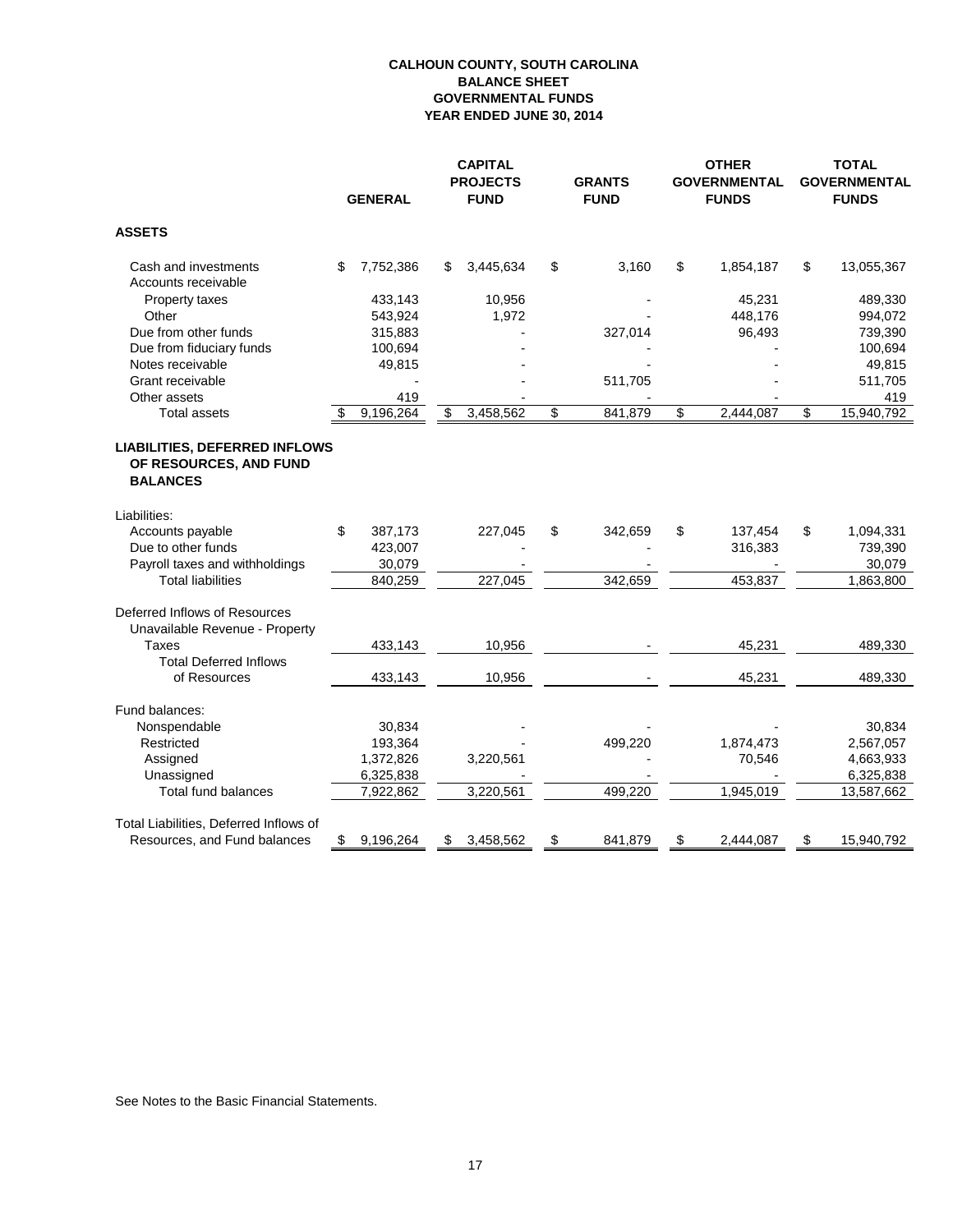# CALHOUN COUNTY, SOUTH CAROLINA
## BALANCE SHEET
## GOVERNMENTAL FUNDS
## YEAR ENDED JUNE 30, 2014

| | GENERAL | CAPITAL PROJECTS FUND | GRANTS FUND | OTHER GOVERNMENTAL FUNDS | TOTAL GOVERNMENTAL FUNDS |
|---|---|---|---|---|---|
| **ASSETS** | | | | | |
| Cash and investments | $ 7,752,386 | $ 3,445,634 | $ 3,160 | $ 1,854,187 | $ 13,055,367 |
| Accounts receivable | | | | | |
| Property taxes | 433,143 | 10,956 | - | 45,231 | 489,330 |
| Other | 543,924 | 1,972 | - | 448,176 | 994,072 |
| Due from other funds | 315,883 | - | 327,014 | 96,493 | 739,390 |
| Due from fiduciary funds | 100,694 | - | - | - | 100,694 |
| Notes receivable | 49,815 | - | - | - | 49,815 |
| Grant receivable | - | - | 511,705 | - | 511,705 |
| Other assets | 419 | - | - | - | 419 |
| Total assets | $ 9,196,264 | $ 3,458,562 | $ 841,879 | $ 2,444,087 | $ 15,940,792 |
| **LIABILITIES, DEFERRED INFLOWS OF RESOURCES, AND FUND BALANCES** | | | | | |
| Liabilities: | | | | | |
| Accounts payable | $ 387,173 | 227,045 | $ 342,659 | $ 137,454 | $ 1,094,331 |
| Due to other funds | 423,007 | - | - | 316,383 | 739,390 |
| Payroll taxes and withholdings | 30,079 | - | - | - | 30,079 |
| Total liabilities | 840,259 | 227,045 | 342,659 | 453,837 | 1,863,800 |
| Deferred Inflows of Resources | | | | | |
| Unavailable Revenue - Property Taxes | 433,143 | 10,956 | - | 45,231 | 489,330 |
| Total Deferred Inflows of Resources | 433,143 | 10,956 | - | 45,231 | 489,330 |
| Fund balances: | | | | | |
| Nonspendable | 30,834 | - | - | - | 30,834 |
| Restricted | 193,364 | - | 499,220 | 1,874,473 | 2,567,057 |
| Assigned | 1,372,826 | 3,220,561 | - | 70,546 | 4,663,933 |
| Unassigned | 6,325,838 | - | - | - | 6,325,838 |
| Total fund balances | 7,922,862 | 3,220,561 | 499,220 | 1,945,019 | 13,587,662 |
| Total Liabilities, Deferred Inflows of Resources, and Fund balances | $ 9,196,264 | $ 3,458,562 | $ 841,879 | $ 2,444,087 | $ 15,940,792 |

See Notes to the Basic Financial Statements.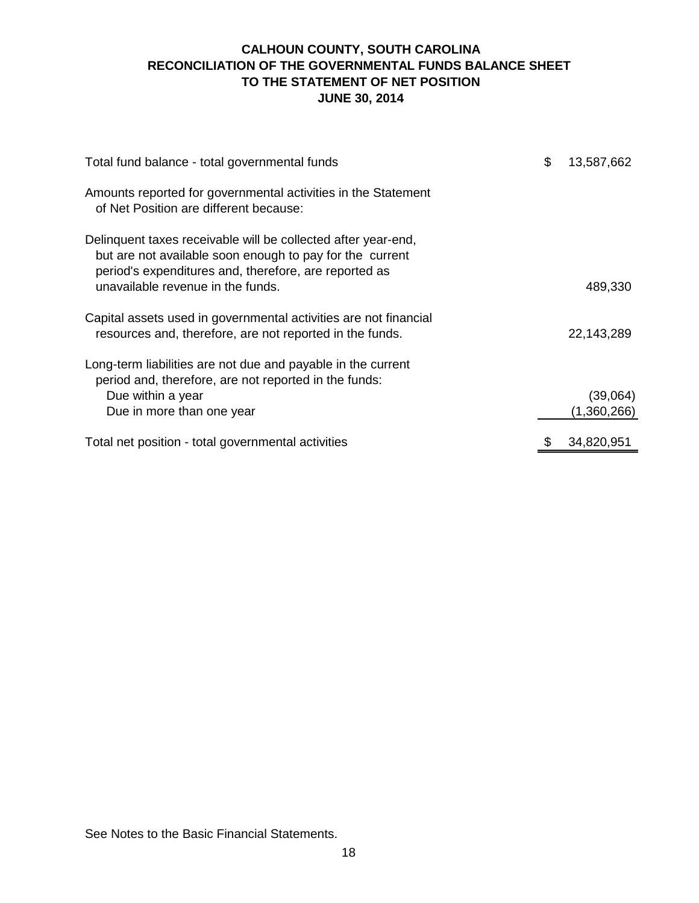# CALHOUN COUNTY, SOUTH CAROLINA
## RECONCILIATION OF THE GOVERNMENTAL FUNDS BALANCE SHEET TO THE STATEMENT OF NET POSITION
### JUNE 30, 2014

| | |
|---|---|
| Total fund balance - total governmental funds | $ 13,587,662 |
| Amounts reported for governmental activities in the Statement of Net Position are different because: | |
| Delinquent taxes receivable will be collected after year-end, but are not available soon enough to pay for the current period's expenditures and, therefore, are reported as unavailable revenue in the funds. | 489,330 |
| Capital assets used in governmental activities are not financial resources and, therefore, are not reported in the funds. | 22,143,289 |
| Long-term liabilities are not due and payable in the current period and, therefore, are not reported in the funds: | |
| Due within a year | (39,064) |
| Due in more than one year | (1,360,266) |
| Total net position - total governmental activities | $ 34,820,951 |

See Notes to the Basic Financial Statements.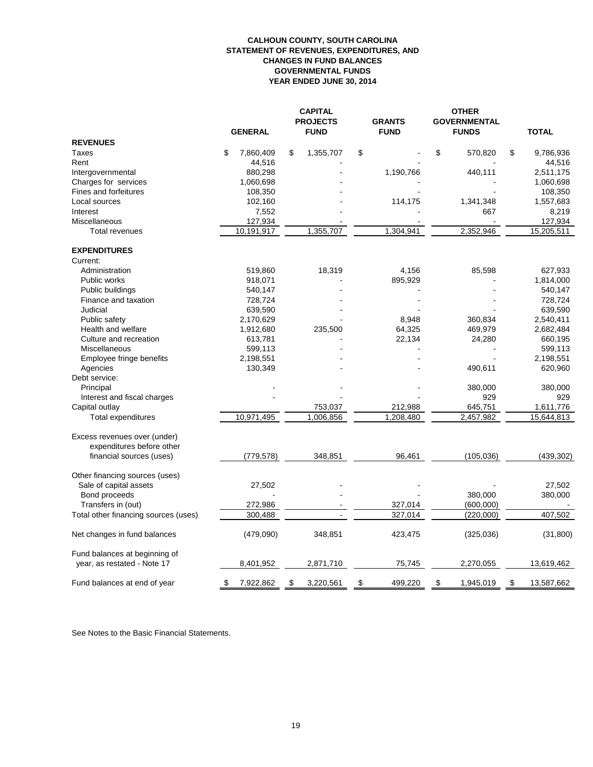**CALHOUN COUNTY, SOUTH CAROLINA**
**STATEMENT OF REVENUES, EXPENDITURES, AND CHANGES IN FUND BALANCES**
**GOVERNMENTAL FUNDS**
**YEAR ENDED JUNE 30, 2014**

| | GENERAL | CAPITAL PROJECTS FUND | GRANTS FUND | OTHER GOVERNMENTAL FUNDS | TOTAL |
|---|---|---|---|---|---|
| **REVENUES** | | | | | |
| Taxes | $ 7,860,409 | $ 1,355,707 | $ - | $ 570,820 | $ 9,786,936 |
| Rent | 44,516 | - | - | - | 44,516 |
| Intergovernmental | 880,298 | - | 1,190,766 | 440,111 | 2,511,175 |
| Charges for services | 1,060,698 | - | - | - | 1,060,698 |
| Fines and forfeitures | 108,350 | - | - | - | 108,350 |
| Local sources | 102,160 | - | 114,175 | 1,341,348 | 1,557,683 |
| Interest | 7,552 | - | - | 667 | 8,219 |
| Miscellaneous | 127,934 | - | - | - | 127,934 |
| Total revenues | 10,191,917 | 1,355,707 | 1,304,941 | 2,352,946 | 15,205,511 |
| **EXPENDITURES** | | | | | |
| Current: | | | | | |
| Administration | 519,860 | 18,319 | 4,156 | 85,598 | 627,933 |
| Public works | 918,071 | - | 895,929 | - | 1,814,000 |
| Public buildings | 540,147 | - | - | - | 540,147 |
| Finance and taxation | 728,724 | - | - | - | 728,724 |
| Judicial | 639,590 | - | - | - | 639,590 |
| Public safety | 2,170,629 | - | 8,948 | 360,834 | 2,540,411 |
| Health and welfare | 1,912,680 | 235,500 | 64,325 | 469,979 | 2,682,484 |
| Culture and recreation | 613,781 | - | 22,134 | 24,280 | 660,195 |
| Miscellaneous | 599,113 | - | - | - | 599,113 |
| Employee fringe benefits | 2,198,551 | - | - | - | 2,198,551 |
| Agencies | 130,349 | - | - | 490,611 | 620,960 |
| Debt service: | | | | | |
| Principal | - | - | - | 380,000 | 380,000 |
| Interest and fiscal charges | - | - | - | 929 | 929 |
| Capital outlay | | 753,037 | 212,988 | 645,751 | 1,611,776 |
| Total expenditures | 10,971,495 | 1,006,856 | 1,208,480 | 2,457,982 | 15,644,813 |
| Excess revenues over (under) expenditures before other financial sources (uses) | (779,578) | 348,851 | 96,461 | (105,036) | (439,302) |
| Other financing sources (uses) | | | | | |
| Sale of capital assets | 27,502 | - | - | - | 27,502 |
| Bond proceeds | - | - | - | 380,000 | 380,000 |
| Transfers in (out) | 272,986 | - | 327,014 | (600,000) | - |
| Total other financing sources (uses) | 300,488 | - | 327,014 | (220,000) | 407,502 |
| Net changes in fund balances | (479,090) | 348,851 | 423,475 | (325,036) | (31,800) |
| Fund balances at beginning of year, as restated - Note 17 | 8,401,952 | 2,871,710 | 75,745 | 2,270,055 | 13,619,462 |
| Fund balances at end of year | $ 7,922,862 | $ 3,220,561 | $ 499,220 | $ 1,945,019 | $ 13,587,662 |

See Notes to the Basic Financial Statements.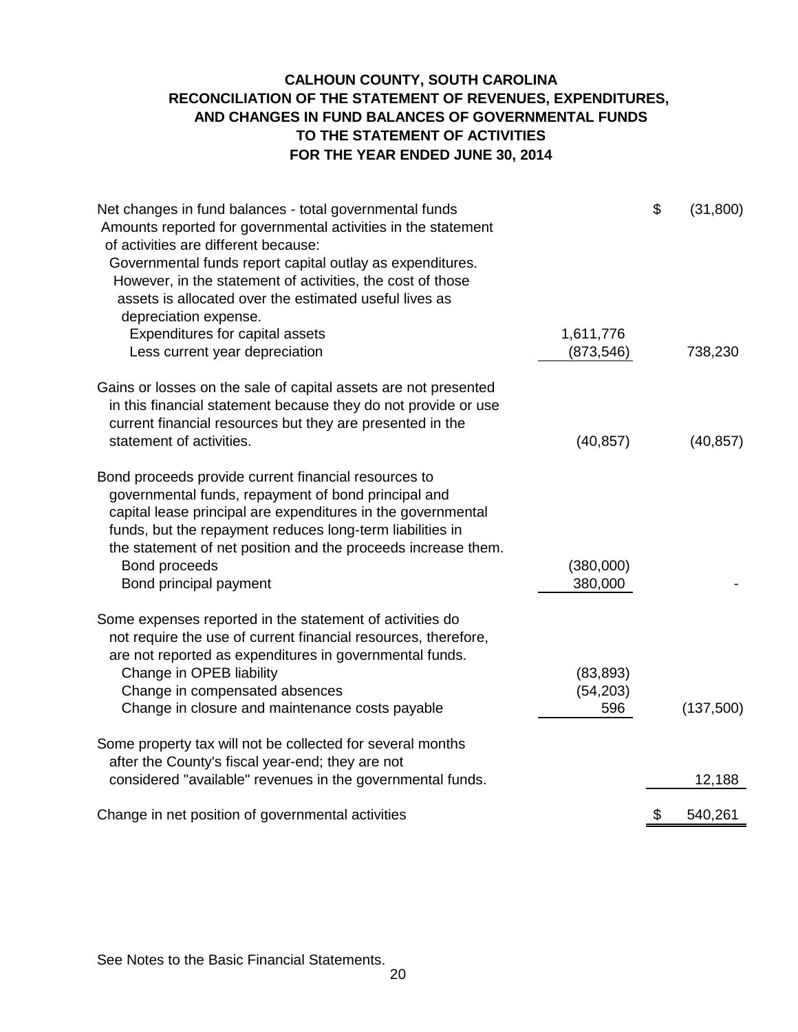# CALHOUN COUNTY, SOUTH CAROLINA
## RECONCILIATION OF THE STATEMENT OF REVENUES, EXPENDITURES, AND CHANGES IN FUND BALANCES OF GOVERNMENTAL FUNDS TO THE STATEMENT OF ACTIVITIES
## FOR THE YEAR ENDED JUNE 30, 2014

| | | |
|---|---|---|
| Net changes in fund balances - total governmental funds | | $ (31,800) |
| Amounts reported for governmental activities in the statement of activities are different because: | | |
| Governmental funds report capital outlay as expenditures. However, in the statement of activities, the cost of those assets is allocated over the estimated useful lives as depreciation expense. | | |
| Expenditures for capital assets | 1,611,776 | |
| Less current year depreciation | (873,546) | 738,230 |
| Gains or losses on the sale of capital assets are not presented in this financial statement because they do not provide or use current financial resources but they are presented in the statement of activities. | (40,857) | (40,857) |
| Bond proceeds provide current financial resources to governmental funds, repayment of bond principal and capital lease principal are expenditures in the governmental funds, but the repayment reduces long-term liabilities in the statement of net position and the proceeds increase them. | | |
| Bond proceeds | (380,000) | |
| Bond principal payment | 380,000 | - |
| Some expenses reported in the statement of activities do not require the use of current financial resources, therefore, are not reported as expenditures in governmental funds. | | |
| Change in OPEB liability | (83,893) | |
| Change in compensated absences | (54,203) | |
| Change in closure and maintenance costs payable | 596 | (137,500) |
| Some property tax will not be collected for several months after the County's fiscal year-end; they are not considered "available" revenues in the governmental funds. | | 12,188 |
| Change in net position of governmental activities | | $ 540,261 |

See Notes to the Basic Financial Statements.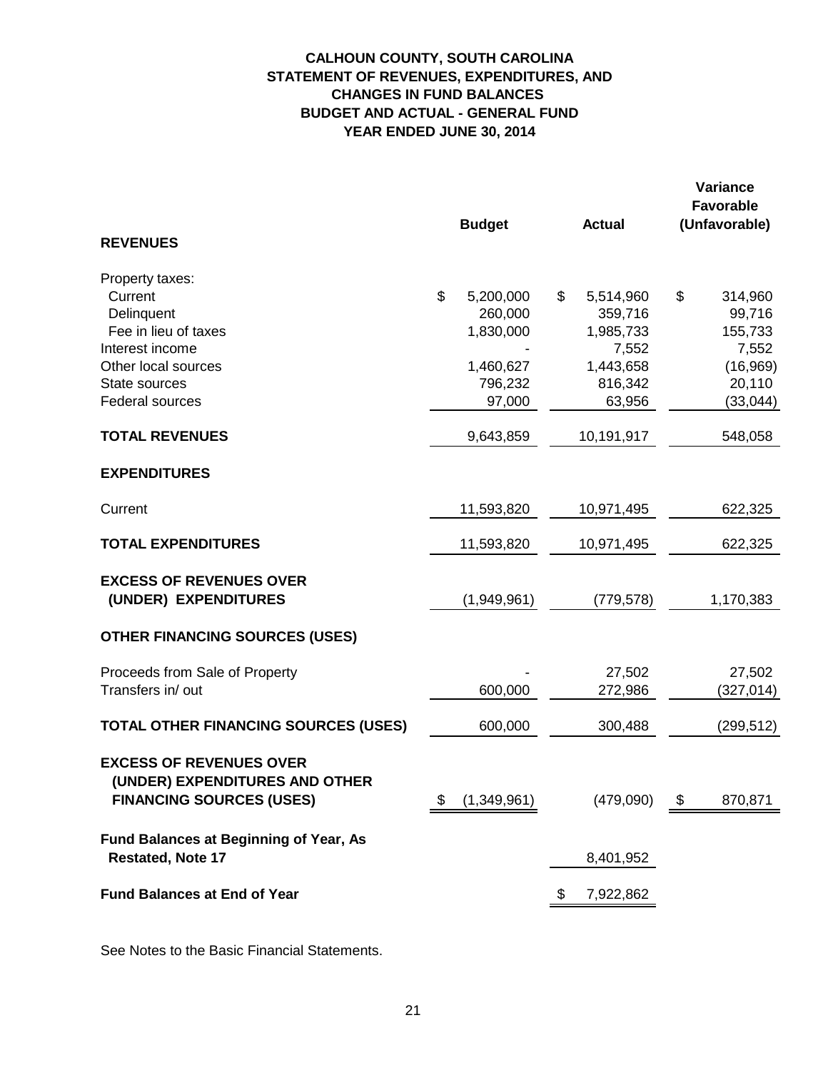# CALHOUN COUNTY, SOUTH CAROLINA
## STATEMENT OF REVENUES, EXPENDITURES, AND CHANGES IN FUND BALANCES
## BUDGET AND ACTUAL - GENERAL FUND
## YEAR ENDED JUNE 30, 2014

| | Budget | Actual | Variance Favorable (Unfavorable) |
|---|---|---|---|
| **REVENUES** | | | |
| Property taxes: | | | |
| Current | $ 5,200,000 | $ 5,514,960 | $ 314,960 |
| Delinquent | 260,000 | 359,716 | 99,716 |
| Fee in lieu of taxes | 1,830,000 | 1,985,733 | 155,733 |
| Interest income | - | 7,552 | 7,552 |
| Other local sources | 1,460,627 | 1,443,658 | (16,969) |
| State sources | 796,232 | 816,342 | 20,110 |
| Federal sources | 97,000 | 63,956 | (33,044) |
| **TOTAL REVENUES** | 9,643,859 | 10,191,917 | 548,058 |
| **EXPENDITURES** | | | |
| Current | 11,593,820 | 10,971,495 | 622,325 |
| **TOTAL EXPENDITURES** | 11,593,820 | 10,971,495 | 622,325 |
| **EXCESS OF REVENUES OVER (UNDER) EXPENDITURES** | (1,949,961) | (779,578) | 1,170,383 |
| **OTHER FINANCING SOURCES (USES)** | | | |
| Proceeds from Sale of Property | - | 27,502 | 27,502 |
| Transfers in/ out | 600,000 | 272,986 | (327,014) |
| **TOTAL OTHER FINANCING SOURCES (USES)** | 600,000 | 300,488 | (299,512) |
| **EXCESS OF REVENUES OVER (UNDER) EXPENDITURES AND OTHER FINANCING SOURCES (USES)** | $ (1,349,961) | (479,090) | $ 870,871 |
| **Fund Balances at Beginning of Year, As Restated, Note 17** | | 8,401,952 | |
| **Fund Balances at End of Year** | | $ 7,922,862 | |

See Notes to the Basic Financial Statements.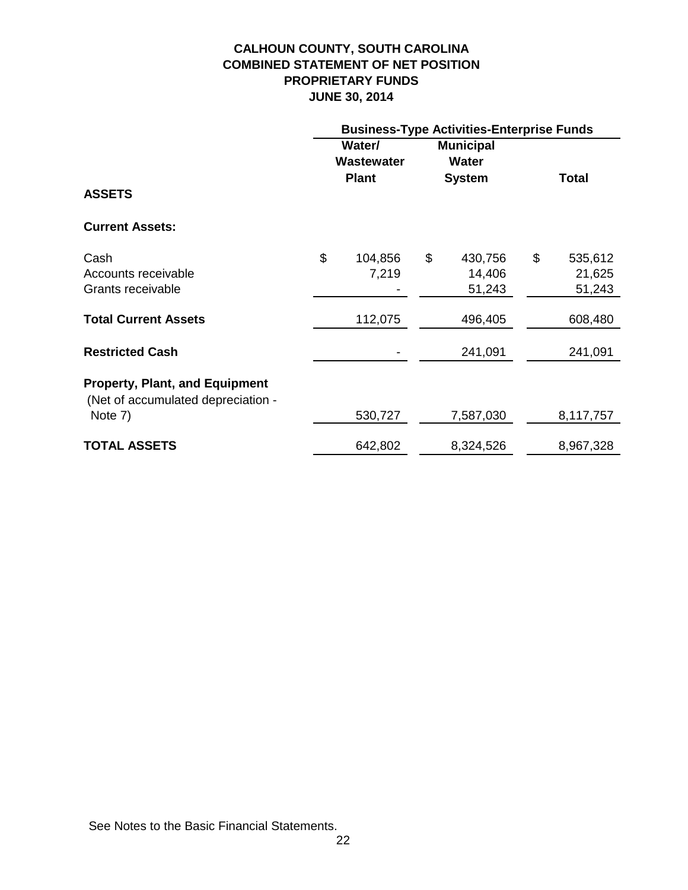# CALHOUN COUNTY, SOUTH CAROLINA
## COMBINED STATEMENT OF NET POSITION
## PROPRIETARY FUNDS
## JUNE 30, 2014

| | Business-Type Activities-Enterprise Funds | | |
|---|---|---|---|
| | Water/ Wastewater Plant | Municipal Water System | Total |
| **ASSETS** | | | |
| **Current Assets:** | | | |
| Cash | $ 104,856 | $ 430,756 | $ 535,612 |
| Accounts receivable | 7,219 | 14,406 | 21,625 |
| Grants receivable | - | 51,243 | 51,243 |
| **Total Current Assets** | 112,075 | 496,405 | 608,480 |
| **Restricted Cash** | - | 241,091 | 241,091 |
| **Property, Plant, and Equipment** (Net of accumulated depreciation - Note 7) | 530,727 | 7,587,030 | 8,117,757 |
| **TOTAL ASSETS** | 642,802 | 8,324,526 | 8,967,328 |

See Notes to the Basic Financial Statements.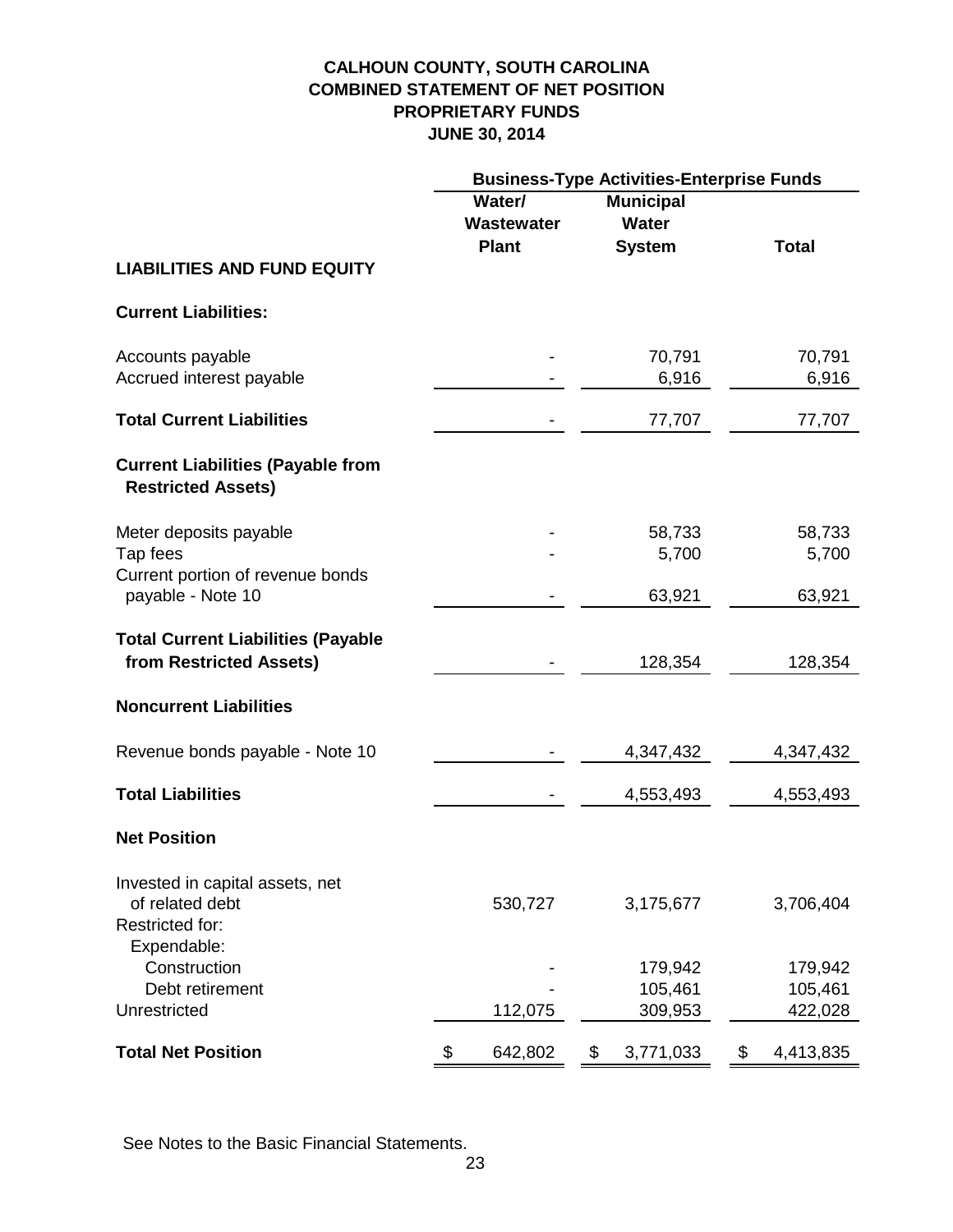# CALHOUN COUNTY, SOUTH CAROLINA
## COMBINED STATEMENT OF NET POSITION
## PROPRIETARY FUNDS
## JUNE 30, 2014

| | Business-Type Activities-Enterprise Funds | | |
|---|---|---|---|
| | Water/ Wastewater Plant | Municipal Water System | Total |
| **LIABILITIES AND FUND EQUITY** | | | |
| **Current Liabilities:** | | | |
| Accounts payable | - | 70,791 | 70,791 |
| Accrued interest payable | - | 6,916 | 6,916 |
| **Total Current Liabilities** | - | 77,707 | 77,707 |
| **Current Liabilities (Payable from Restricted Assets)** | | | |
| Meter deposits payable | - | 58,733 | 58,733 |
| Tap fees | - | 5,700 | 5,700 |
| Current portion of revenue bonds payable - Note 10 | - | 63,921 | 63,921 |
| **Total Current Liabilities (Payable from Restricted Assets)** | - | 128,354 | 128,354 |
| **Noncurrent Liabilities** | | | |
| Revenue bonds payable - Note 10 | - | 4,347,432 | 4,347,432 |
| **Total Liabilities** | - | 4,553,493 | 4,553,493 |
| **Net Position** | | | |
| Invested in capital assets, net of related debt | 530,727 | 3,175,677 | 3,706,404 |
| Restricted for: | | | |
| Expendable: | | | |
| Construction | - | 179,942 | 179,942 |
| Debt retirement | - | 105,461 | 105,461 |
| Unrestricted | 112,075 | 309,953 | 422,028 |
| **Total Net Position** | $ 642,802 | $ 3,771,033 | $ 4,413,835 |

See Notes to the Basic Financial Statements.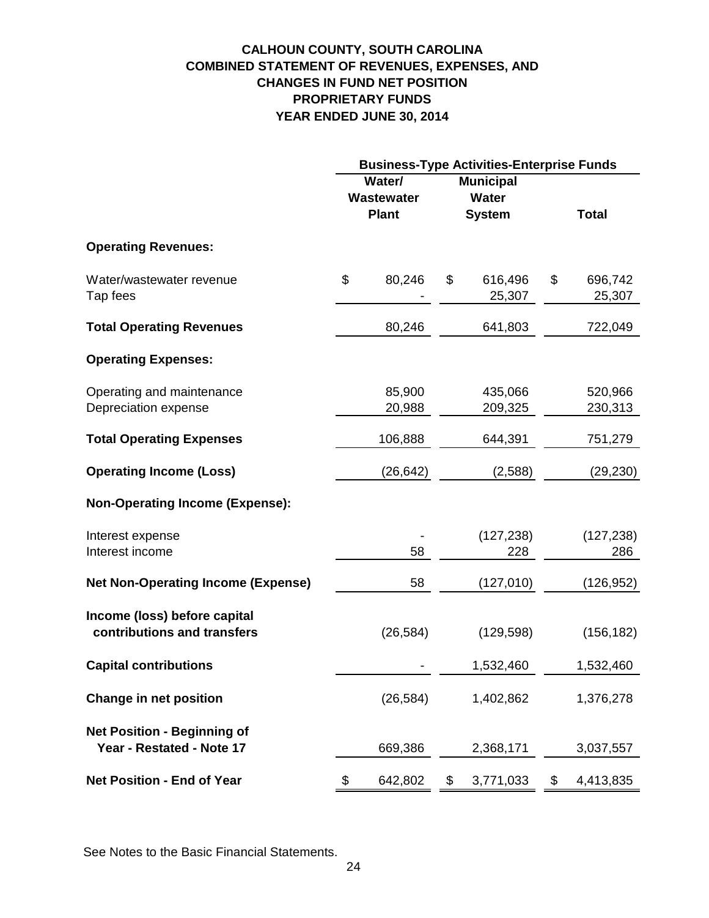# CALHOUN COUNTY, SOUTH CAROLINA
# COMBINED STATEMENT OF REVENUES, EXPENSES, AND CHANGES IN FUND NET POSITION
# PROPRIETARY FUNDS
# YEAR ENDED JUNE 30, 2014

| | Business-Type Activities-Enterprise Funds | | |
|---|---|---|---|
| | Water/ Wastewater Plant | Municipal Water System | Total |
| **Operating Revenues:** | | | |
| Water/wastewater revenue | $ 80,246 | $ 616,496 | $ 696,742 |
| Tap fees | - | 25,307 | 25,307 |
| **Total Operating Revenues** | 80,246 | 641,803 | 722,049 |
| **Operating Expenses:** | | | |
| Operating and maintenance | 85,900 | 435,066 | 520,966 |
| Depreciation expense | 20,988 | 209,325 | 230,313 |
| **Total Operating Expenses** | 106,888 | 644,391 | 751,279 |
| **Operating Income (Loss)** | (26,642) | (2,588) | (29,230) |
| **Non-Operating Income (Expense):** | | | |
| Interest expense | - | (127,238) | (127,238) |
| Interest income | 58 | 228 | 286 |
| **Net Non-Operating Income (Expense)** | 58 | (127,010) | (126,952) |
| **Income (loss) before capital contributions and transfers** | (26,584) | (129,598) | (156,182) |
| **Capital contributions** | - | 1,532,460 | 1,532,460 |
| **Change in net position** | (26,584) | 1,402,862 | 1,376,278 |
| **Net Position - Beginning of Year - Restated - Note 17** | 669,386 | 2,368,171 | 3,037,557 |
| **Net Position - End of Year** | $ 642,802 | $ 3,771,033 | $ 4,413,835 |

See Notes to the Basic Financial Statements.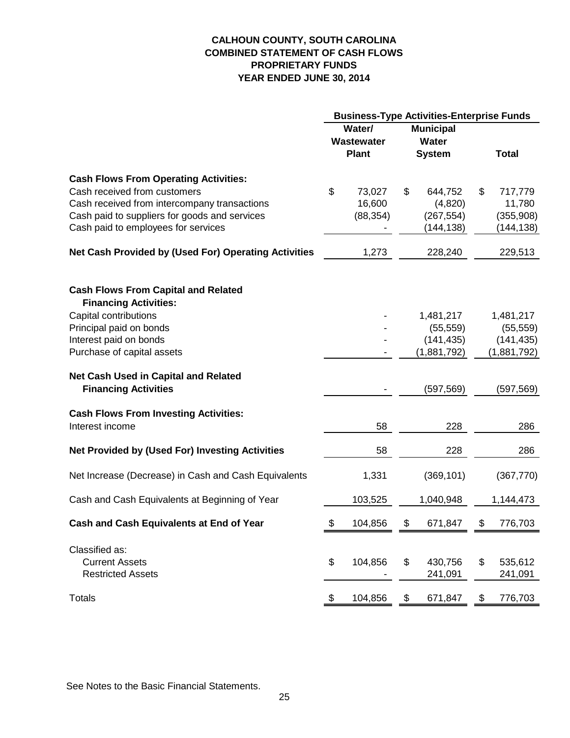# CALHOUN COUNTY, SOUTH CAROLINA
## COMBINED STATEMENT OF CASH FLOWS
## PROPRIETARY FUNDS
## YEAR ENDED JUNE 30, 2014

| | Business-Type Activities-Enterprise Funds | | |
|---|---|---|---|
| | Water/ Wastewater Plant | Municipal Water System | Total |
| **Cash Flows From Operating Activities:** | | | |
| Cash received from customers | $ 73,027 | $ 644,752 | $ 717,779 |
| Cash received from intercompany transactions | 16,600 | (4,820) | 11,780 |
| Cash paid to suppliers for goods and services | (88,354) | (267,554) | (355,908) |
| Cash paid to employees for services | - | (144,138) | (144,138) |
| **Net Cash Provided by (Used For) Operating Activities** | 1,273 | 228,240 | 229,513 |
| **Cash Flows From Capital and Related Financing Activities:** | | | |
| Capital contributions | - | 1,481,217 | 1,481,217 |
| Principal paid on bonds | - | (55,559) | (55,559) |
| Interest paid on bonds | - | (141,435) | (141,435) |
| Purchase of capital assets | - | (1,881,792) | (1,881,792) |
| **Net Cash Used in Capital and Related Financing Activities** | - | (597,569) | (597,569) |
| **Cash Flows From Investing Activities:** | | | |
| Interest income | 58 | 228 | 286 |
| **Net Provided by (Used For) Investing Activities** | 58 | 228 | 286 |
| Net Increase (Decrease) in Cash and Cash Equivalents | 1,331 | (369,101) | (367,770) |
| Cash and Cash Equivalents at Beginning of Year | 103,525 | 1,040,948 | 1,144,473 |
| **Cash and Cash Equivalents at End of Year** | $ 104,856 | $ 671,847 | $ 776,703 |
| Classified as: | | | |
| Current Assets | $ 104,856 | $ 430,756 | $ 535,612 |
| Restricted Assets | - | 241,091 | 241,091 |
| Totals | $ 104,856 | $ 671,847 | $ 776,703 |

See Notes to the Basic Financial Statements.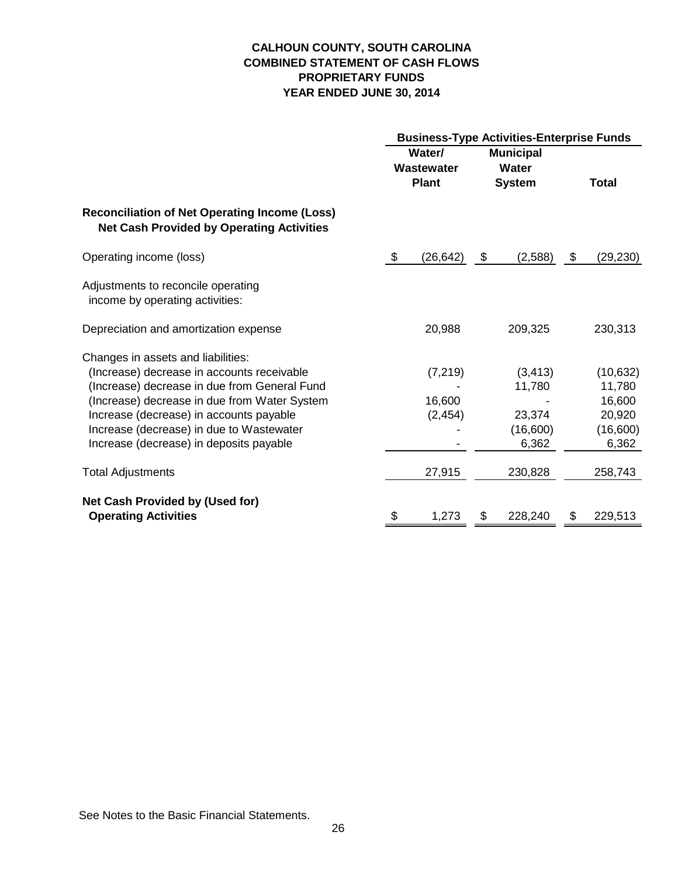# CALHOUN COUNTY, SOUTH CAROLINA
## COMBINED STATEMENT OF CASH FLOWS
## PROPRIETARY FUNDS
## YEAR ENDED JUNE 30, 2014

| | Business-Type Activities-Enterprise Funds | | |
|---|---|---|---|
| | Water/ Wastewater Plant | Municipal Water System | Total |
| **Reconciliation of Net Operating Income (Loss) Net Cash Provided by Operating Activities** | | | |
| Operating income (loss) | $ (26,642) | $ (2,588) | $ (29,230) |
| Adjustments to reconcile operating income by operating activities: | | | |
| Depreciation and amortization expense | 20,988 | 209,325 | 230,313 |
| Changes in assets and liabilities: | | | |
| (Increase) decrease in accounts receivable | (7,219) | (3,413) | (10,632) |
| (Increase) decrease in due from General Fund | - | 11,780 | 11,780 |
| (Increase) decrease in due from Water System | 16,600 | - | 16,600 |
| Increase (decrease) in accounts payable | (2,454) | 23,374 | 20,920 |
| Increase (decrease) in due to Wastewater | - | (16,600) | (16,600) |
| Increase (decrease) in deposits payable | - | 6,362 | 6,362 |
| Total Adjustments | 27,915 | 230,828 | 258,743 |
| **Net Cash Provided by (Used for) Operating Activities** | $ 1,273 | $ 228,240 | $ 229,513 |

See Notes to the Basic Financial Statements.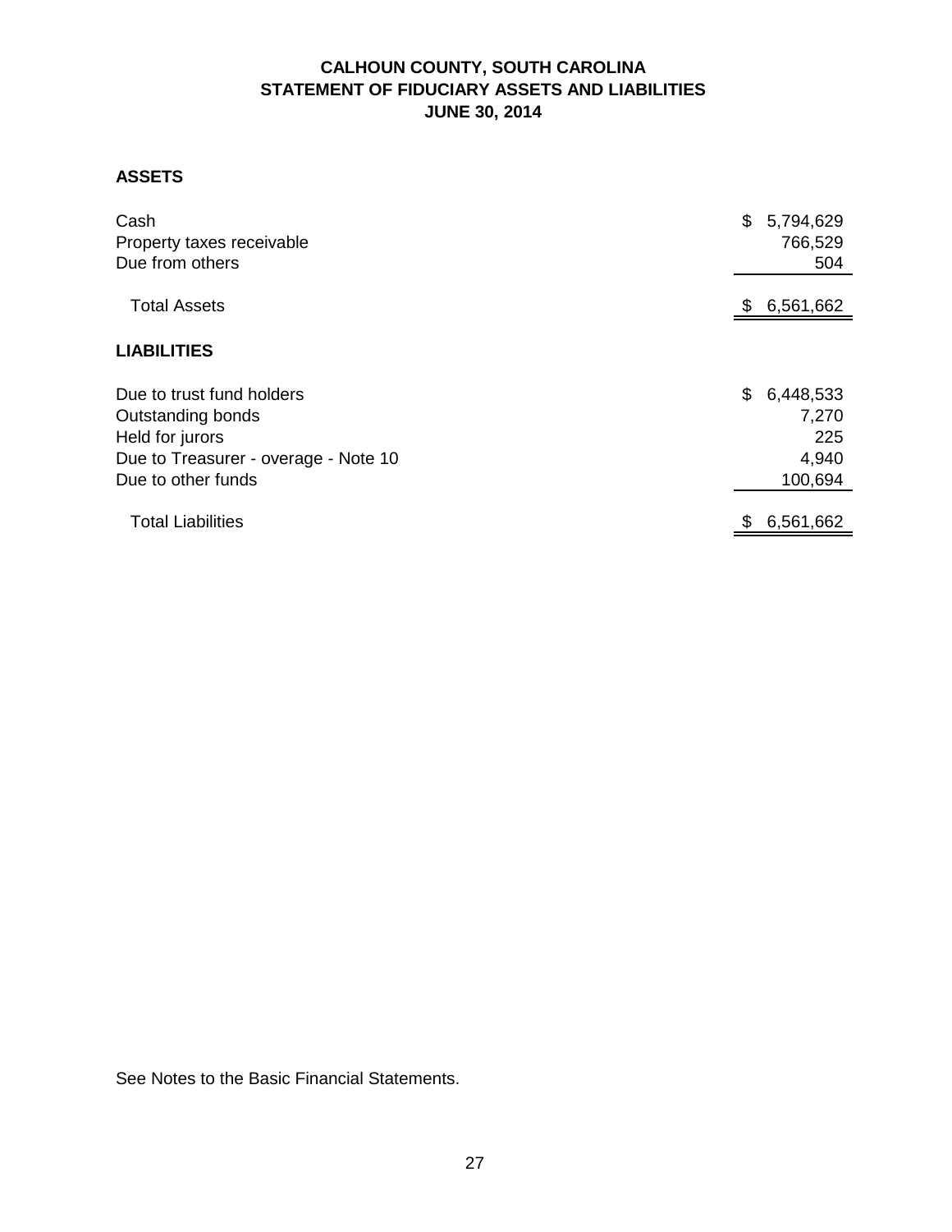# CALHOUN COUNTY, SOUTH CAROLINA
## STATEMENT OF FIDUCIARY ASSETS AND LIABILITIES
### JUNE 30, 2014

**ASSETS**

| | |
|---|---:|
| Cash | $ 5,794,629 |
| Property taxes receivable | 766,529 |
| Due from others | 504 |
| Total Assets | $ 6,561,662 |

**LIABILITIES**

| | |
|---|---:|
| Due to trust fund holders | $ 6,448,533 |
| Outstanding bonds | 7,270 |
| Held for jurors | 225 |
| Due to Treasurer - overage - Note 10 | 4,940 |
| Due to other funds | 100,694 |
| Total Liabilities | $ 6,561,662 |

See Notes to the Basic Financial Statements.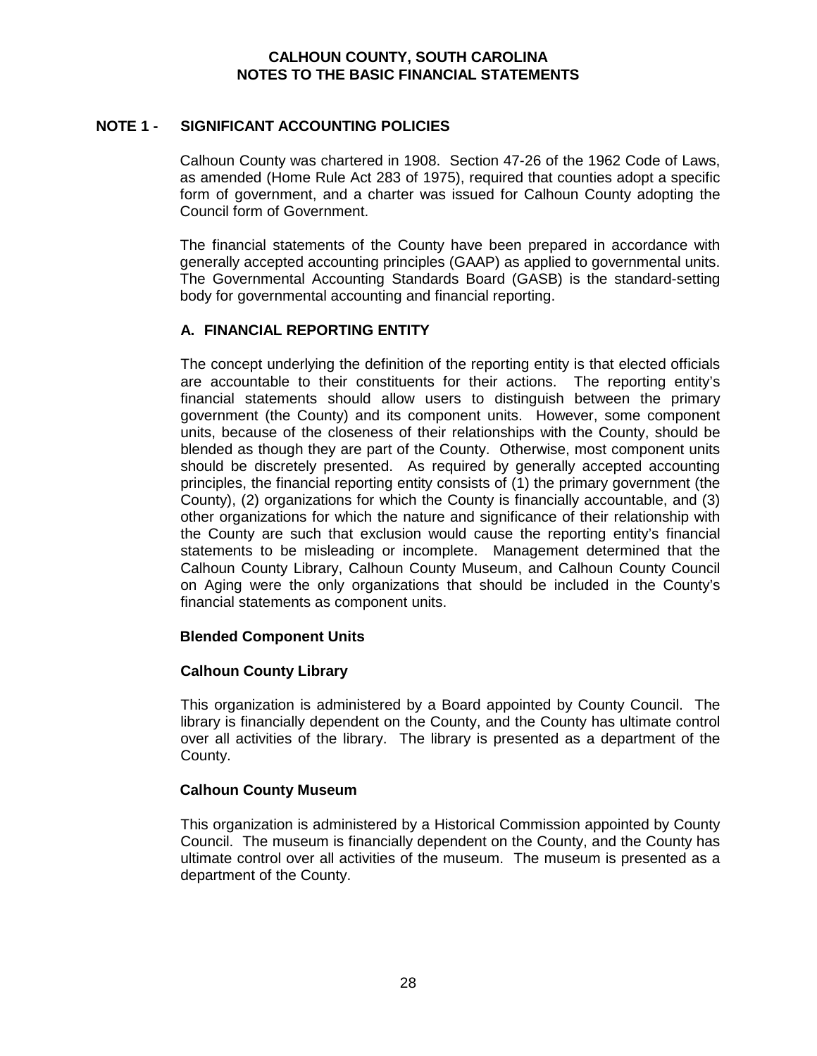**CALHOUN COUNTY, SOUTH CAROLINA**
**NOTES TO THE BASIC FINANCIAL STATEMENTS**

## NOTE 1 - SIGNIFICANT ACCOUNTING POLICIES

Calhoun County was chartered in 1908. Section 47-26 of the 1962 Code of Laws, as amended (Home Rule Act 283 of 1975), required that counties adopt a specific form of government, and a charter was issued for Calhoun County adopting the Council form of Government.

The financial statements of the County have been prepared in accordance with generally accepted accounting principles (GAAP) as applied to governmental units. The Governmental Accounting Standards Board (GASB) is the standard-setting body for governmental accounting and financial reporting.

### A. FINANCIAL REPORTING ENTITY

The concept underlying the definition of the reporting entity is that elected officials are accountable to their constituents for their actions. The reporting entity's financial statements should allow users to distinguish between the primary government (the County) and its component units. However, some component units, because of the closeness of their relationships with the County, should be blended as though they are part of the County. Otherwise, most component units should be discretely presented. As required by generally accepted accounting principles, the financial reporting entity consists of (1) the primary government (the County), (2) organizations for which the County is financially accountable, and (3) other organizations for which the nature and significance of their relationship with the County are such that exclusion would cause the reporting entity's financial statements to be misleading or incomplete. Management determined that the Calhoun County Library, Calhoun County Museum, and Calhoun County Council on Aging were the only organizations that should be included in the County's financial statements as component units.

**Blended Component Units**

**Calhoun County Library**

This organization is administered by a Board appointed by County Council. The library is financially dependent on the County, and the County has ultimate control over all activities of the library. The library is presented as a department of the County.

**Calhoun County Museum**

This organization is administered by a Historical Commission appointed by County Council. The museum is financially dependent on the County, and the County has ultimate control over all activities of the museum. The museum is presented as a department of the County.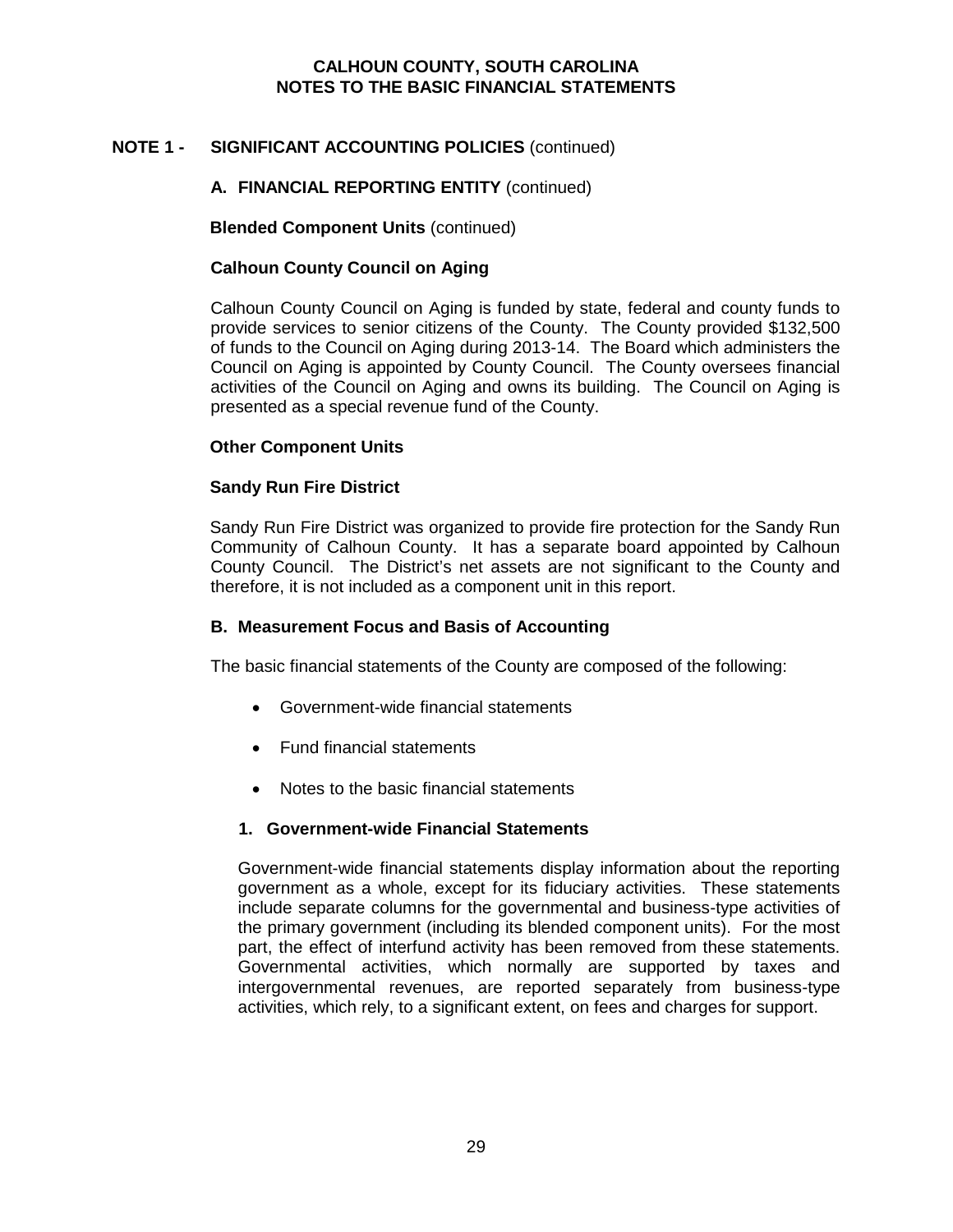# CALHOUN COUNTY, SOUTH CAROLINA
# NOTES TO THE BASIC FINANCIAL STATEMENTS

## NOTE 1 - SIGNIFICANT ACCOUNTING POLICIES (continued)

### A. FINANCIAL REPORTING ENTITY (continued)

**Blended Component Units** (continued)

**Calhoun County Council on Aging**

Calhoun County Council on Aging is funded by state, federal and county funds to provide services to senior citizens of the County. The County provided $132,500 of funds to the Council on Aging during 2013-14. The Board which administers the Council on Aging is appointed by County Council. The County oversees financial activities of the Council on Aging and owns its building. The Council on Aging is presented as a special revenue fund of the County.

**Other Component Units**

**Sandy Run Fire District**

Sandy Run Fire District was organized to provide fire protection for the Sandy Run Community of Calhoun County. It has a separate board appointed by Calhoun County Council. The District's net assets are not significant to the County and therefore, it is not included as a component unit in this report.

### B. Measurement Focus and Basis of Accounting

The basic financial statements of the County are composed of the following:

- Government-wide financial statements
- Fund financial statements
- Notes to the basic financial statements

#### 1. Government-wide Financial Statements

Government-wide financial statements display information about the reporting government as a whole, except for its fiduciary activities. These statements include separate columns for the governmental and business-type activities of the primary government (including its blended component units). For the most part, the effect of interfund activity has been removed from these statements. Governmental activities, which normally are supported by taxes and intergovernmental revenues, are reported separately from business-type activities, which rely, to a significant extent, on fees and charges for support.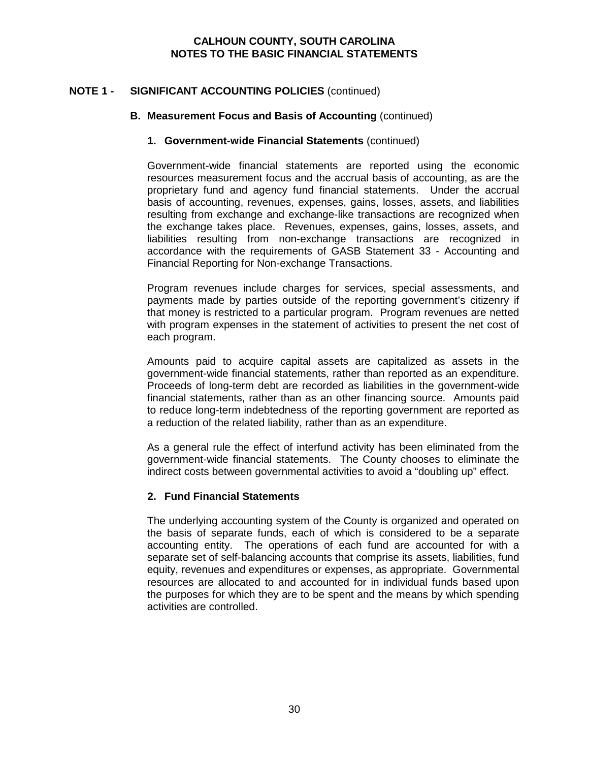## NOTE 1 - SIGNIFICANT ACCOUNTING POLICIES (continued)

### B. Measurement Focus and Basis of Accounting (continued)

#### 1. Government-wide Financial Statements (continued)

Government-wide financial statements are reported using the economic resources measurement focus and the accrual basis of accounting, as are the proprietary fund and agency fund financial statements. Under the accrual basis of accounting, revenues, expenses, gains, losses, assets, and liabilities resulting from exchange and exchange-like transactions are recognized when the exchange takes place. Revenues, expenses, gains, losses, assets, and liabilities resulting from non-exchange transactions are recognized in accordance with the requirements of GASB Statement 33 - Accounting and Financial Reporting for Non-exchange Transactions.

Program revenues include charges for services, special assessments, and payments made by parties outside of the reporting government's citizenry if that money is restricted to a particular program. Program revenues are netted with program expenses in the statement of activities to present the net cost of each program.

Amounts paid to acquire capital assets are capitalized as assets in the government-wide financial statements, rather than reported as an expenditure. Proceeds of long-term debt are recorded as liabilities in the government-wide financial statements, rather than as an other financing source. Amounts paid to reduce long-term indebtedness of the reporting government are reported as a reduction of the related liability, rather than as an expenditure.

As a general rule the effect of interfund activity has been eliminated from the government-wide financial statements. The County chooses to eliminate the indirect costs between governmental activities to avoid a "doubling up" effect.

#### 2. Fund Financial Statements

The underlying accounting system of the County is organized and operated on the basis of separate funds, each of which is considered to be a separate accounting entity. The operations of each fund are accounted for with a separate set of self-balancing accounts that comprise its assets, liabilities, fund equity, revenues and expenditures or expenses, as appropriate. Governmental resources are allocated to and accounted for in individual funds based upon the purposes for which they are to be spent and the means by which spending activities are controlled.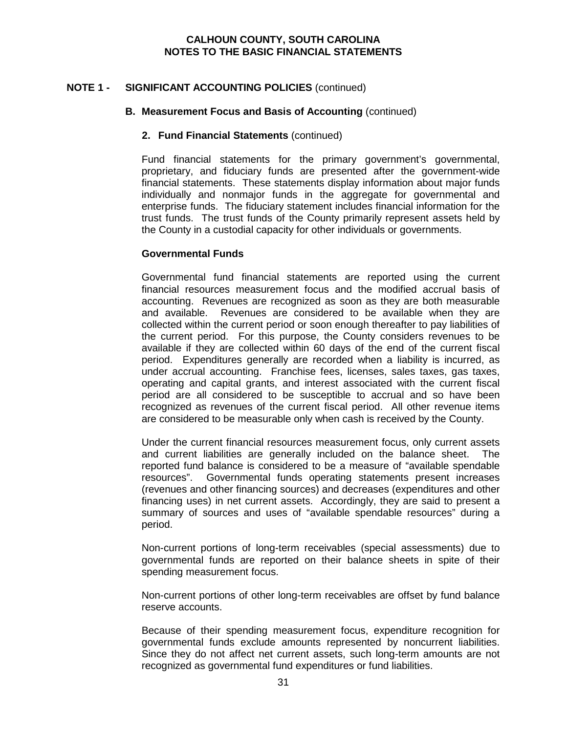**CALHOUN COUNTY, SOUTH CAROLINA**
**NOTES TO THE BASIC FINANCIAL STATEMENTS**

## NOTE 1 - SIGNIFICANT ACCOUNTING POLICIES (continued)

### B. Measurement Focus and Basis of Accounting (continued)

#### 2. Fund Financial Statements (continued)

Fund financial statements for the primary government's governmental, proprietary, and fiduciary funds are presented after the government-wide financial statements. These statements display information about major funds individually and nonmajor funds in the aggregate for governmental and enterprise funds. The fiduciary statement includes financial information for the trust funds. The trust funds of the County primarily represent assets held by the County in a custodial capacity for other individuals or governments.

**Governmental Funds**

Governmental fund financial statements are reported using the current financial resources measurement focus and the modified accrual basis of accounting. Revenues are recognized as soon as they are both measurable and available. Revenues are considered to be available when they are collected within the current period or soon enough thereafter to pay liabilities of the current period. For this purpose, the County considers revenues to be available if they are collected within 60 days of the end of the current fiscal period. Expenditures generally are recorded when a liability is incurred, as under accrual accounting. Franchise fees, licenses, sales taxes, gas taxes, operating and capital grants, and interest associated with the current fiscal period are all considered to be susceptible to accrual and so have been recognized as revenues of the current fiscal period. All other revenue items are considered to be measurable only when cash is received by the County.

Under the current financial resources measurement focus, only current assets and current liabilities are generally included on the balance sheet. The reported fund balance is considered to be a measure of "available spendable resources". Governmental funds operating statements present increases (revenues and other financing sources) and decreases (expenditures and other financing uses) in net current assets. Accordingly, they are said to present a summary of sources and uses of "available spendable resources" during a period.

Non-current portions of long-term receivables (special assessments) due to governmental funds are reported on their balance sheets in spite of their spending measurement focus.

Non-current portions of other long-term receivables are offset by fund balance reserve accounts.

Because of their spending measurement focus, expenditure recognition for governmental funds exclude amounts represented by noncurrent liabilities. Since they do not affect net current assets, such long-term amounts are not recognized as governmental fund expenditures or fund liabilities.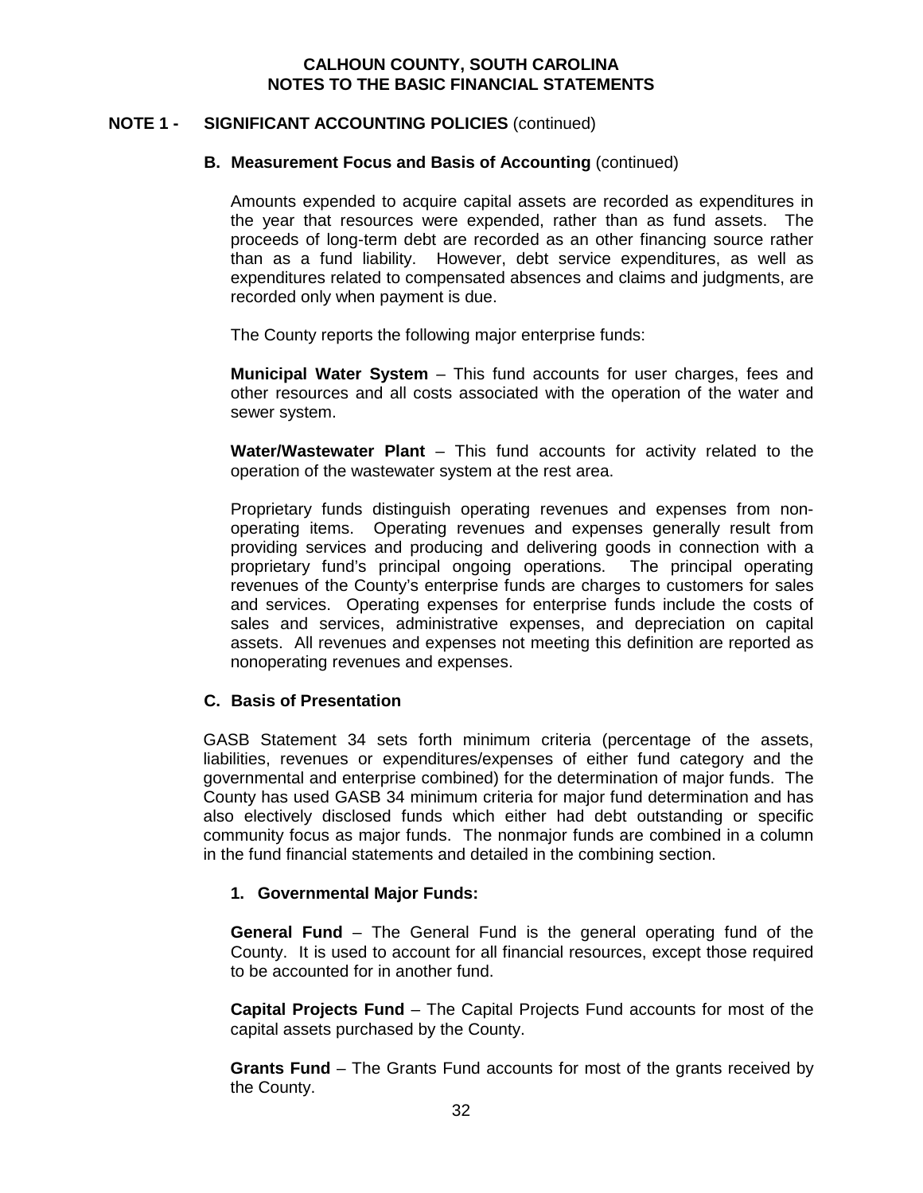## NOTE 1 - SIGNIFICANT ACCOUNTING POLICIES (continued)

### B. Measurement Focus and Basis of Accounting (continued)

Amounts expended to acquire capital assets are recorded as expenditures in the year that resources were expended, rather than as fund assets. The proceeds of long-term debt are recorded as an other financing source rather than as a fund liability. However, debt service expenditures, as well as expenditures related to compensated absences and claims and judgments, are recorded only when payment is due.

The County reports the following major enterprise funds:

**Municipal Water System** – This fund accounts for user charges, fees and other resources and all costs associated with the operation of the water and sewer system.

**Water/Wastewater Plant** – This fund accounts for activity related to the operation of the wastewater system at the rest area.

Proprietary funds distinguish operating revenues and expenses from non-operating items. Operating revenues and expenses generally result from providing services and producing and delivering goods in connection with a proprietary fund's principal ongoing operations. The principal operating revenues of the County's enterprise funds are charges to customers for sales and services. Operating expenses for enterprise funds include the costs of sales and services, administrative expenses, and depreciation on capital assets. All revenues and expenses not meeting this definition are reported as nonoperating revenues and expenses.

### C. Basis of Presentation

GASB Statement 34 sets forth minimum criteria (percentage of the assets, liabilities, revenues or expenditures/expenses of either fund category and the governmental and enterprise combined) for the determination of major funds. The County has used GASB 34 minimum criteria for major fund determination and has also electively disclosed funds which either had debt outstanding or specific community focus as major funds. The nonmajor funds are combined in a column in the fund financial statements and detailed in the combining section.

#### 1. Governmental Major Funds:

**General Fund** – The General Fund is the general operating fund of the County. It is used to account for all financial resources, except those required to be accounted for in another fund.

**Capital Projects Fund** – The Capital Projects Fund accounts for most of the capital assets purchased by the County.

**Grants Fund** – The Grants Fund accounts for most of the grants received by the County.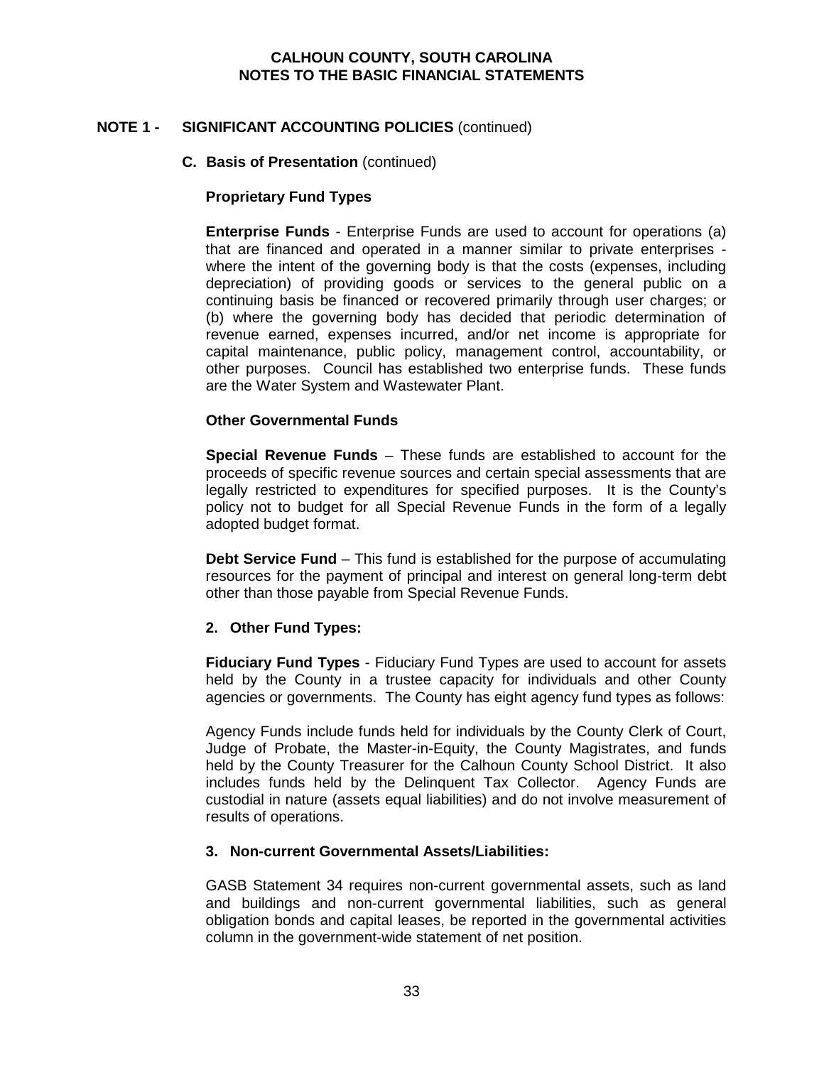# CALHOUN COUNTY, SOUTH CAROLINA
# NOTES TO THE BASIC FINANCIAL STATEMENTS

## NOTE 1 - SIGNIFICANT ACCOUNTING POLICIES (continued)

### C. Basis of Presentation (continued)

#### Proprietary Fund Types

**Enterprise Funds** - Enterprise Funds are used to account for operations (a) that are financed and operated in a manner similar to private enterprises - where the intent of the governing body is that the costs (expenses, including depreciation) of providing goods or services to the general public on a continuing basis be financed or recovered primarily through user charges; or (b) where the governing body has decided that periodic determination of revenue earned, expenses incurred, and/or net income is appropriate for capital maintenance, public policy, management control, accountability, or other purposes. Council has established two enterprise funds. These funds are the Water System and Wastewater Plant.

#### Other Governmental Funds

**Special Revenue Funds** – These funds are established to account for the proceeds of specific revenue sources and certain special assessments that are legally restricted to expenditures for specified purposes. It is the County's policy not to budget for all Special Revenue Funds in the form of a legally adopted budget format.

**Debt Service Fund** – This fund is established for the purpose of accumulating resources for the payment of principal and interest on general long-term debt other than those payable from Special Revenue Funds.

#### 2. Other Fund Types:

**Fiduciary Fund Types** - Fiduciary Fund Types are used to account for assets held by the County in a trustee capacity for individuals and other County agencies or governments. The County has eight agency fund types as follows:

Agency Funds include funds held for individuals by the County Clerk of Court, Judge of Probate, the Master-in-Equity, the County Magistrates, and funds held by the County Treasurer for the Calhoun County School District. It also includes funds held by the Delinquent Tax Collector. Agency Funds are custodial in nature (assets equal liabilities) and do not involve measurement of results of operations.

#### 3. Non-current Governmental Assets/Liabilities:

GASB Statement 34 requires non-current governmental assets, such as land and buildings and non-current governmental liabilities, such as general obligation bonds and capital leases, be reported in the governmental activities column in the government-wide statement of net position.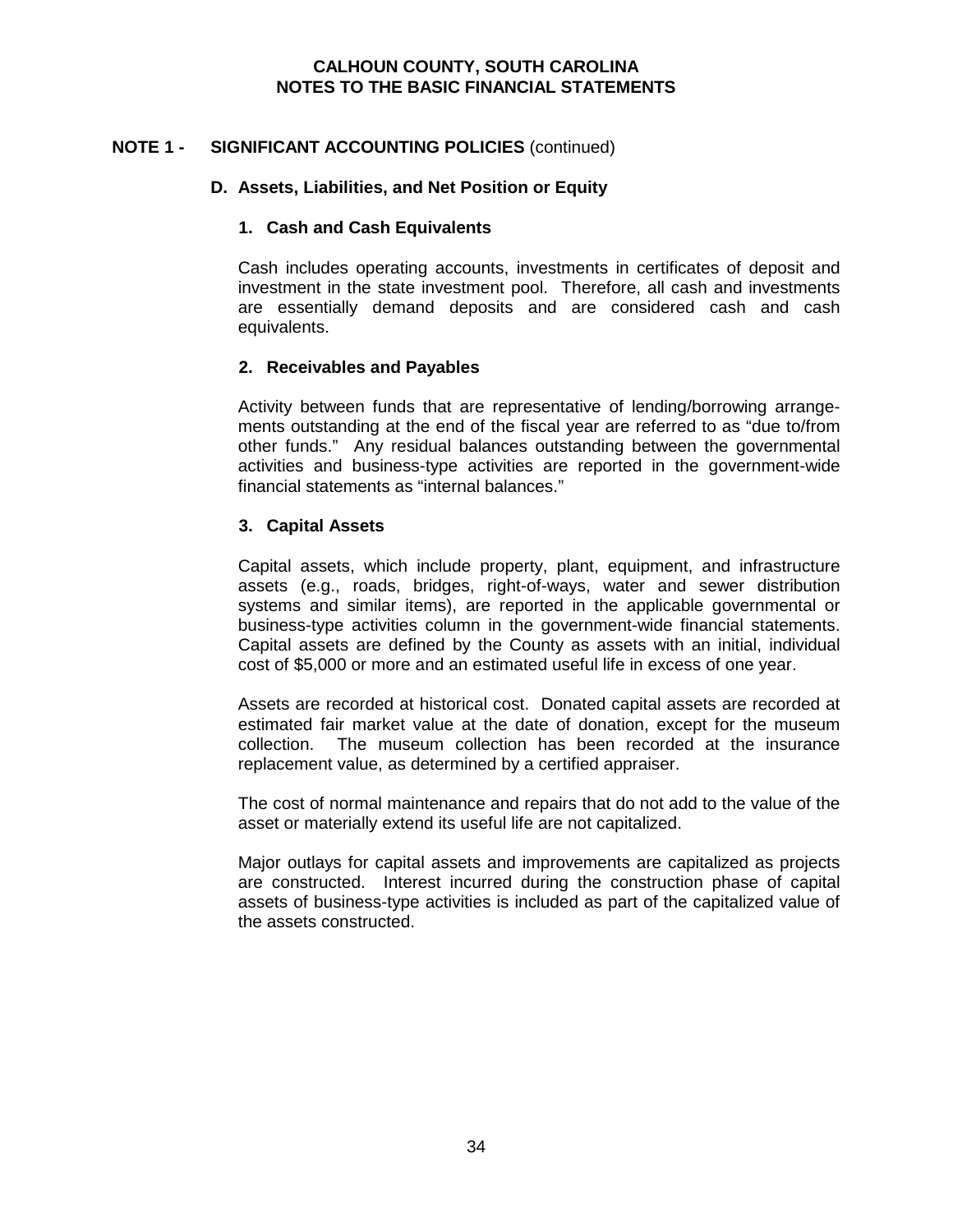## NOTE 1 - SIGNIFICANT ACCOUNTING POLICIES (continued)

### D. Assets, Liabilities, and Net Position or Equity

#### 1. Cash and Cash Equivalents

Cash includes operating accounts, investments in certificates of deposit and investment in the state investment pool. Therefore, all cash and investments are essentially demand deposits and are considered cash and cash equivalents.

#### 2. Receivables and Payables

Activity between funds that are representative of lending/borrowing arrangements outstanding at the end of the fiscal year are referred to as "due to/from other funds." Any residual balances outstanding between the governmental activities and business-type activities are reported in the government-wide financial statements as "internal balances."

#### 3. Capital Assets

Capital assets, which include property, plant, equipment, and infrastructure assets (e.g., roads, bridges, right-of-ways, water and sewer distribution systems and similar items), are reported in the applicable governmental or business-type activities column in the government-wide financial statements. Capital assets are defined by the County as assets with an initial, individual cost of $5,000 or more and an estimated useful life in excess of one year.

Assets are recorded at historical cost. Donated capital assets are recorded at estimated fair market value at the date of donation, except for the museum collection. The museum collection has been recorded at the insurance replacement value, as determined by a certified appraiser.

The cost of normal maintenance and repairs that do not add to the value of the asset or materially extend its useful life are not capitalized.

Major outlays for capital assets and improvements are capitalized as projects are constructed. Interest incurred during the construction phase of capital assets of business-type activities is included as part of the capitalized value of the assets constructed.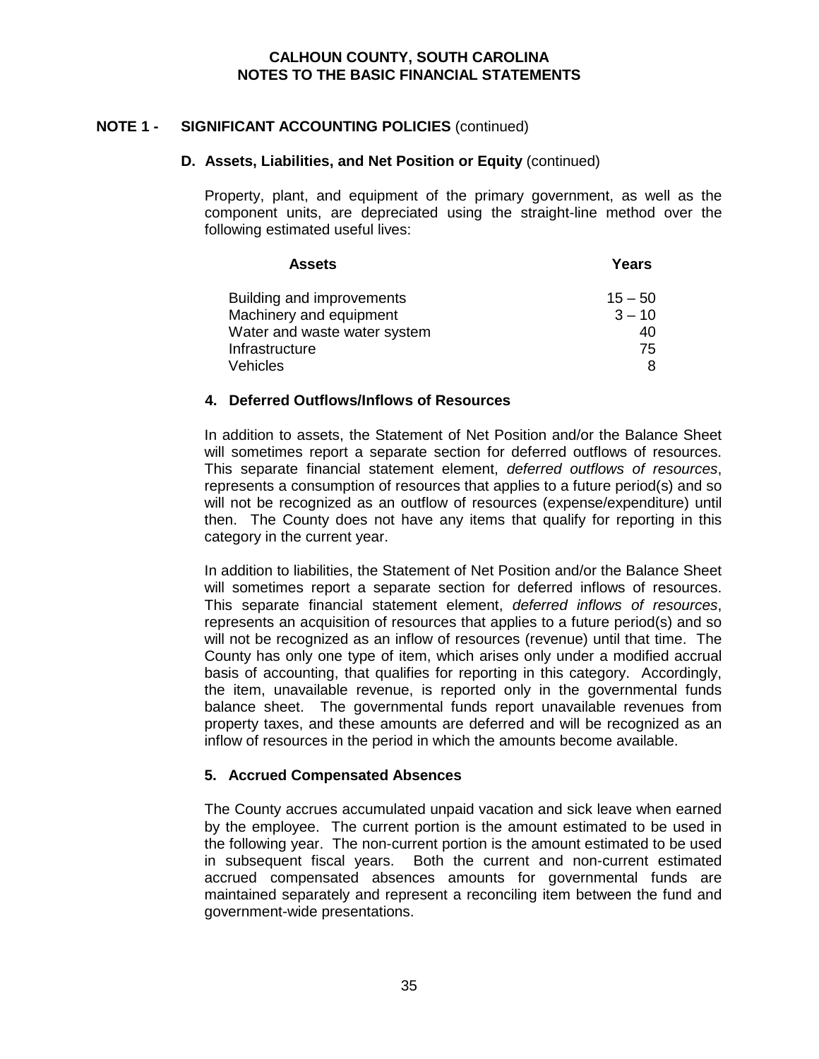**CALHOUN COUNTY, SOUTH CAROLINA**
**NOTES TO THE BASIC FINANCIAL STATEMENTS**

## NOTE 1 - SIGNIFICANT ACCOUNTING POLICIES (continued)

### D. Assets, Liabilities, and Net Position or Equity (continued)

Property, plant, and equipment of the primary government, as well as the component units, are depreciated using the straight-line method over the following estimated useful lives:

| Assets | Years |
|---|---|
| Building and improvements | 15 – 50 |
| Machinery and equipment | 3 – 10 |
| Water and waste water system | 40 |
| Infrastructure | 75 |
| Vehicles | 8 |

#### 4. Deferred Outflows/Inflows of Resources

In addition to assets, the Statement of Net Position and/or the Balance Sheet will sometimes report a separate section for deferred outflows of resources. This separate financial statement element, *deferred outflows of resources*, represents a consumption of resources that applies to a future period(s) and so will not be recognized as an outflow of resources (expense/expenditure) until then. The County does not have any items that qualify for reporting in this category in the current year.

In addition to liabilities, the Statement of Net Position and/or the Balance Sheet will sometimes report a separate section for deferred inflows of resources. This separate financial statement element, *deferred inflows of resources*, represents an acquisition of resources that applies to a future period(s) and so will not be recognized as an inflow of resources (revenue) until that time. The County has only one type of item, which arises only under a modified accrual basis of accounting, that qualifies for reporting in this category. Accordingly, the item, unavailable revenue, is reported only in the governmental funds balance sheet. The governmental funds report unavailable revenues from property taxes, and these amounts are deferred and will be recognized as an inflow of resources in the period in which the amounts become available.

#### 5. Accrued Compensated Absences

The County accrues accumulated unpaid vacation and sick leave when earned by the employee. The current portion is the amount estimated to be used in the following year. The non-current portion is the amount estimated to be used in subsequent fiscal years. Both the current and non-current estimated accrued compensated absences amounts for governmental funds are maintained separately and represent a reconciling item between the fund and government-wide presentations.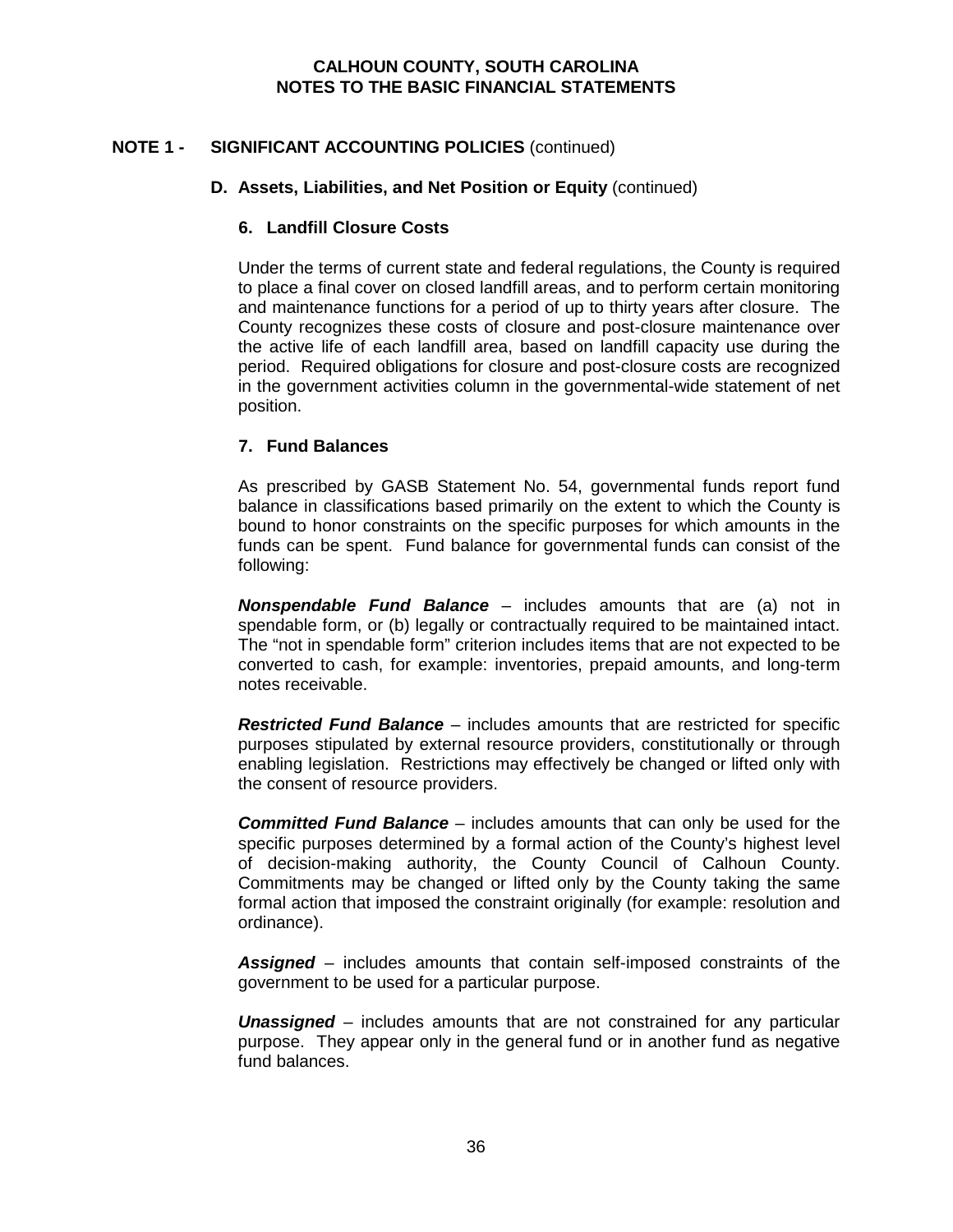# CALHOUN COUNTY, SOUTH CAROLINA
# NOTES TO THE BASIC FINANCIAL STATEMENTS

## NOTE 1 - SIGNIFICANT ACCOUNTING POLICIES (continued)

### D. Assets, Liabilities, and Net Position or Equity (continued)

#### 6. Landfill Closure Costs

Under the terms of current state and federal regulations, the County is required to place a final cover on closed landfill areas, and to perform certain monitoring and maintenance functions for a period of up to thirty years after closure. The County recognizes these costs of closure and post-closure maintenance over the active life of each landfill area, based on landfill capacity use during the period. Required obligations for closure and post-closure costs are recognized in the government activities column in the governmental-wide statement of net position.

#### 7. Fund Balances

As prescribed by GASB Statement No. 54, governmental funds report fund balance in classifications based primarily on the extent to which the County is bound to honor constraints on the specific purposes for which amounts in the funds can be spent. Fund balance for governmental funds can consist of the following:

***Nonspendable Fund Balance*** – includes amounts that are (a) not in spendable form, or (b) legally or contractually required to be maintained intact. The "not in spendable form" criterion includes items that are not expected to be converted to cash, for example: inventories, prepaid amounts, and long-term notes receivable.

***Restricted Fund Balance*** – includes amounts that are restricted for specific purposes stipulated by external resource providers, constitutionally or through enabling legislation. Restrictions may effectively be changed or lifted only with the consent of resource providers.

***Committed Fund Balance*** – includes amounts that can only be used for the specific purposes determined by a formal action of the County's highest level of decision-making authority, the County Council of Calhoun County. Commitments may be changed or lifted only by the County taking the same formal action that imposed the constraint originally (for example: resolution and ordinance).

***Assigned*** – includes amounts that contain self-imposed constraints of the government to be used for a particular purpose.

***Unassigned*** – includes amounts that are not constrained for any particular purpose. They appear only in the general fund or in another fund as negative fund balances.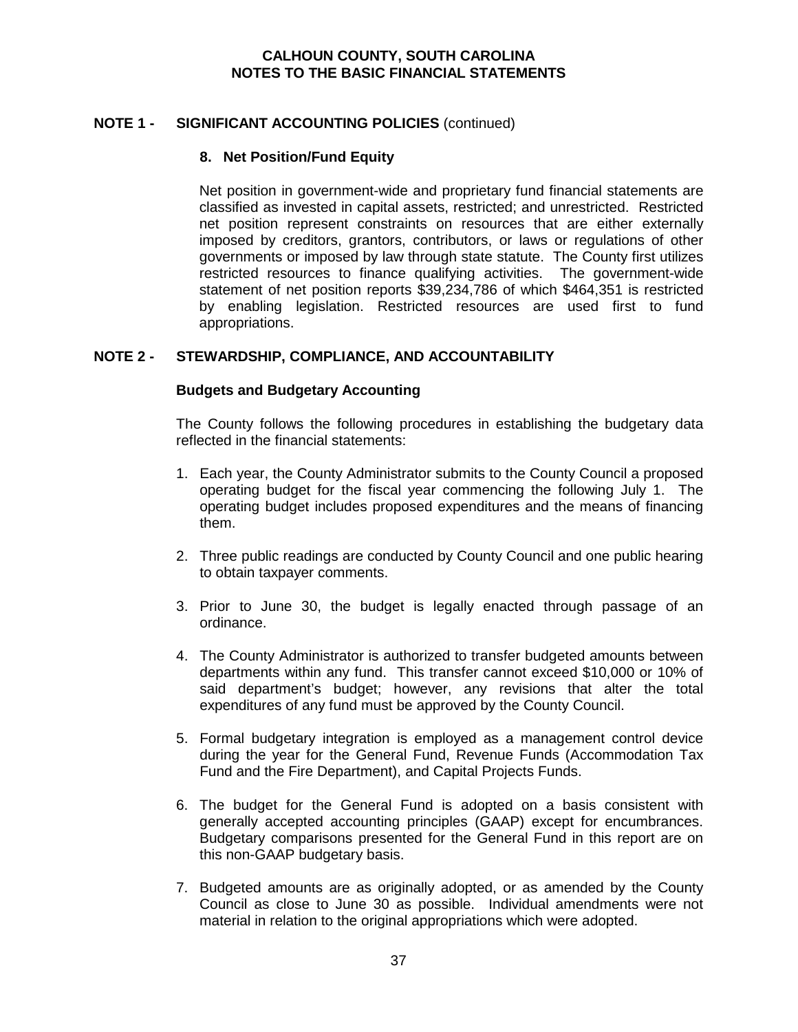## NOTE 1 - SIGNIFICANT ACCOUNTING POLICIES (continued)

### 8. Net Position/Fund Equity

Net position in government-wide and proprietary fund financial statements are classified as invested in capital assets, restricted; and unrestricted. Restricted net position represent constraints on resources that are either externally imposed by creditors, grantors, contributors, or laws or regulations of other governments or imposed by law through state statute. The County first utilizes restricted resources to finance qualifying activities. The government-wide statement of net position reports $39,234,786 of which $464,351 is restricted by enabling legislation. Restricted resources are used first to fund appropriations.

## NOTE 2 - STEWARDSHIP, COMPLIANCE, AND ACCOUNTABILITY

### Budgets and Budgetary Accounting

The County follows the following procedures in establishing the budgetary data reflected in the financial statements:

1. Each year, the County Administrator submits to the County Council a proposed operating budget for the fiscal year commencing the following July 1. The operating budget includes proposed expenditures and the means of financing them.

2. Three public readings are conducted by County Council and one public hearing to obtain taxpayer comments.

3. Prior to June 30, the budget is legally enacted through passage of an ordinance.

4. The County Administrator is authorized to transfer budgeted amounts between departments within any fund. This transfer cannot exceed $10,000 or 10% of said department's budget; however, any revisions that alter the total expenditures of any fund must be approved by the County Council.

5. Formal budgetary integration is employed as a management control device during the year for the General Fund, Revenue Funds (Accommodation Tax Fund and the Fire Department), and Capital Projects Funds.

6. The budget for the General Fund is adopted on a basis consistent with generally accepted accounting principles (GAAP) except for encumbrances. Budgetary comparisons presented for the General Fund in this report are on this non-GAAP budgetary basis.

7. Budgeted amounts are as originally adopted, or as amended by the County Council as close to June 30 as possible. Individual amendments were not material in relation to the original appropriations which were adopted.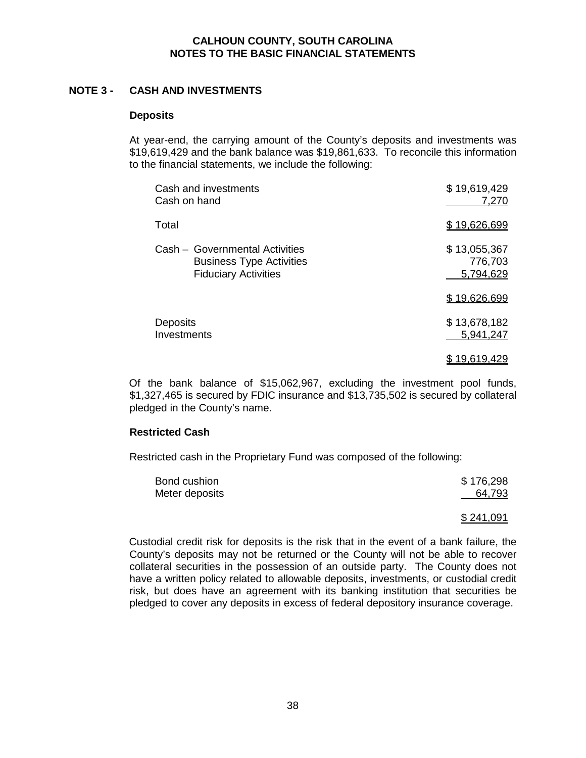# CALHOUN COUNTY, SOUTH CAROLINA
## NOTES TO THE BASIC FINANCIAL STATEMENTS

## NOTE 3 - CASH AND INVESTMENTS

### Deposits

At year-end, the carrying amount of the County's deposits and investments was $19,619,429 and the bank balance was $19,861,633. To reconcile this information to the financial statements, we include the following:

| | |
|---|---|
| Cash and investments | $ 19,619,429 |
| Cash on hand | 7,270 |
| Total | $ 19,626,699 |
| Cash – Governmental Activities | $ 13,055,367 |
| Business Type Activities | 776,703 |
| Fiduciary Activities | 5,794,629 |
| | $ 19,626,699 |
| Deposits | $ 13,678,182 |
| Investments | 5,941,247 |
| | $ 19,619,429 |

Of the bank balance of $15,062,967, excluding the investment pool funds, $1,327,465 is secured by FDIC insurance and $13,735,502 is secured by collateral pledged in the County's name.

### Restricted Cash

Restricted cash in the Proprietary Fund was composed of the following:

| | |
|---|---|
| Bond cushion | $ 176,298 |
| Meter deposits | 64,793 |
| | $ 241,091 |

Custodial credit risk for deposits is the risk that in the event of a bank failure, the County's deposits may not be returned or the County will not be able to recover collateral securities in the possession of an outside party. The County does not have a written policy related to allowable deposits, investments, or custodial credit risk, but does have an agreement with its banking institution that securities be pledged to cover any deposits in excess of federal depository insurance coverage.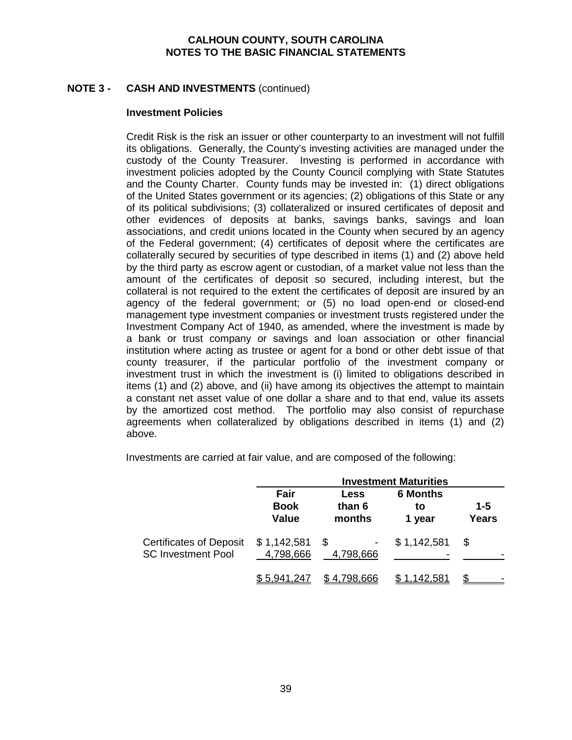**CALHOUN COUNTY, SOUTH CAROLINA**
**NOTES TO THE BASIC FINANCIAL STATEMENTS**

## NOTE 3 - CASH AND INVESTMENTS (continued)

### Investment Policies

Credit Risk is the risk an issuer or other counterparty to an investment will not fulfill its obligations. Generally, the County's investing activities are managed under the custody of the County Treasurer. Investing is performed in accordance with investment policies adopted by the County Council complying with State Statutes and the County Charter. County funds may be invested in: (1) direct obligations of the United States government or its agencies; (2) obligations of this State or any of its political subdivisions; (3) collateralized or insured certificates of deposit and other evidences of deposits at banks, savings banks, savings and loan associations, and credit unions located in the County when secured by an agency of the Federal government; (4) certificates of deposit where the certificates are collaterally secured by securities of type described in items (1) and (2) above held by the third party as escrow agent or custodian, of a market value not less than the amount of the certificates of deposit so secured, including interest, but the collateral is not required to the extent the certificates of deposit are insured by an agency of the federal government; or (5) no load open-end or closed-end management type investment companies or investment trusts registered under the Investment Company Act of 1940, as amended, where the investment is made by a bank or trust company or savings and loan association or other financial institution where acting as trustee or agent for a bond or other debt issue of that county treasurer, if the particular portfolio of the investment company or investment trust in which the investment is (i) limited to obligations described in items (1) and (2) above, and (ii) have among its objectives the attempt to maintain a constant net asset value of one dollar a share and to that end, value its assets by the amortized cost method. The portfolio may also consist of repurchase agreements when collateralized by obligations described in items (1) and (2) above.

Investments are carried at fair value, and are composed of the following:

| | | Investment Maturities | | |
|---|---|---|---|---|
| | Fair Book Value | Less than 6 months | 6 Months to 1 year | 1-5 Years |
| Certificates of Deposit | $ 1,142,581 | $ - | $ 1,142,581 | $ - |
| SC Investment Pool | 4,798,666 | 4,798,666 | - | - |
| | $ 5,941,247 | $ 4,798,666 | $ 1,142,581 | $ - |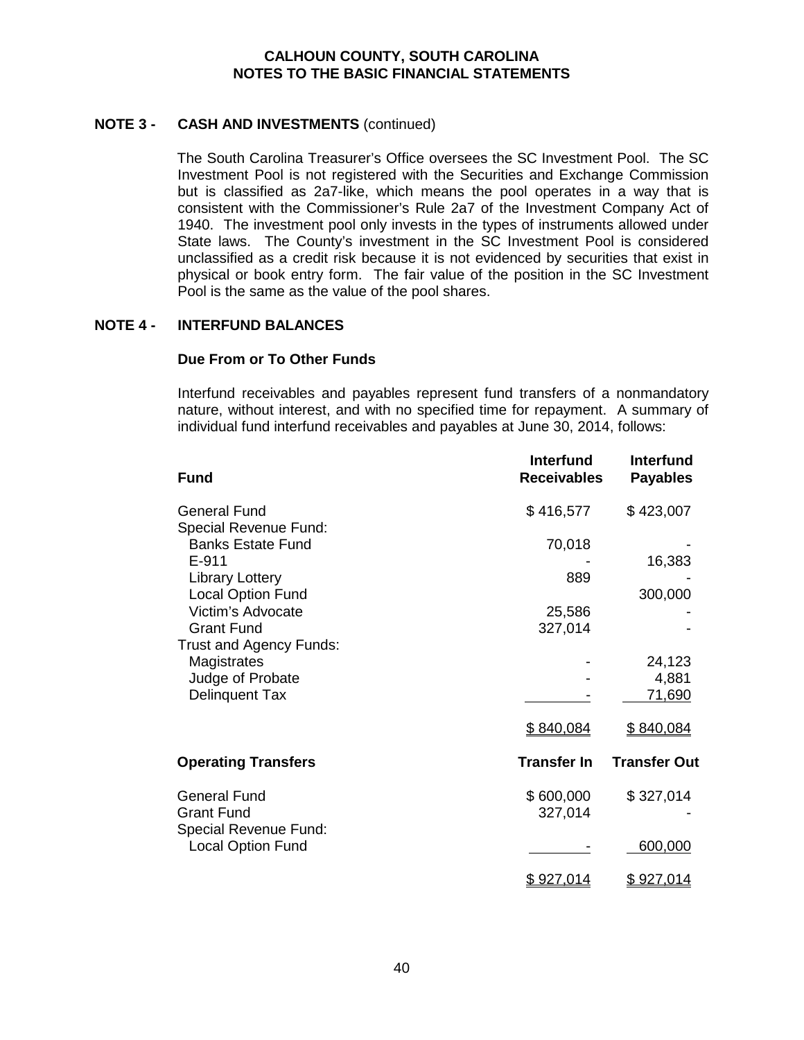CALHOUN COUNTY, SOUTH CAROLINA
NOTES TO THE BASIC FINANCIAL STATEMENTS

## NOTE 3 - CASH AND INVESTMENTS (continued)

The South Carolina Treasurer's Office oversees the SC Investment Pool. The SC Investment Pool is not registered with the Securities and Exchange Commission but is classified as 2a7-like, which means the pool operates in a way that is consistent with the Commissioner's Rule 2a7 of the Investment Company Act of 1940. The investment pool only invests in the types of instruments allowed under State laws. The County's investment in the SC Investment Pool is considered unclassified as a credit risk because it is not evidenced by securities that exist in physical or book entry form. The fair value of the position in the SC Investment Pool is the same as the value of the pool shares.

## NOTE 4 - INTERFUND BALANCES

### Due From or To Other Funds

Interfund receivables and payables represent fund transfers of a nonmandatory nature, without interest, and with no specified time for repayment. A summary of individual fund interfund receivables and payables at June 30, 2014, follows:

| Fund | Interfund Receivables | Interfund Payables |
|---|---|---|
| General Fund | $ 416,577 | $ 423,007 |
| Special Revenue Fund: | | |
| Banks Estate Fund | 70,018 | - |
| E-911 | - | 16,383 |
| Library Lottery | 889 | - |
| Local Option Fund | | 300,000 |
| Victim's Advocate | 25,586 | - |
| Grant Fund | 327,014 | - |
| Trust and Agency Funds: | | |
| Magistrates | - | 24,123 |
| Judge of Probate | - | 4,881 |
| Delinquent Tax | - | 71,690 |
| | $ 840,084 | $ 840,084 |

| Operating Transfers | Transfer In | Transfer Out |
|---|---|---|
| General Fund | $ 600,000 | $ 327,014 |
| Grant Fund | 327,014 | - |
| Special Revenue Fund: | | |
| Local Option Fund | - | 600,000 |
| | $ 927,014 | $ 927,014 |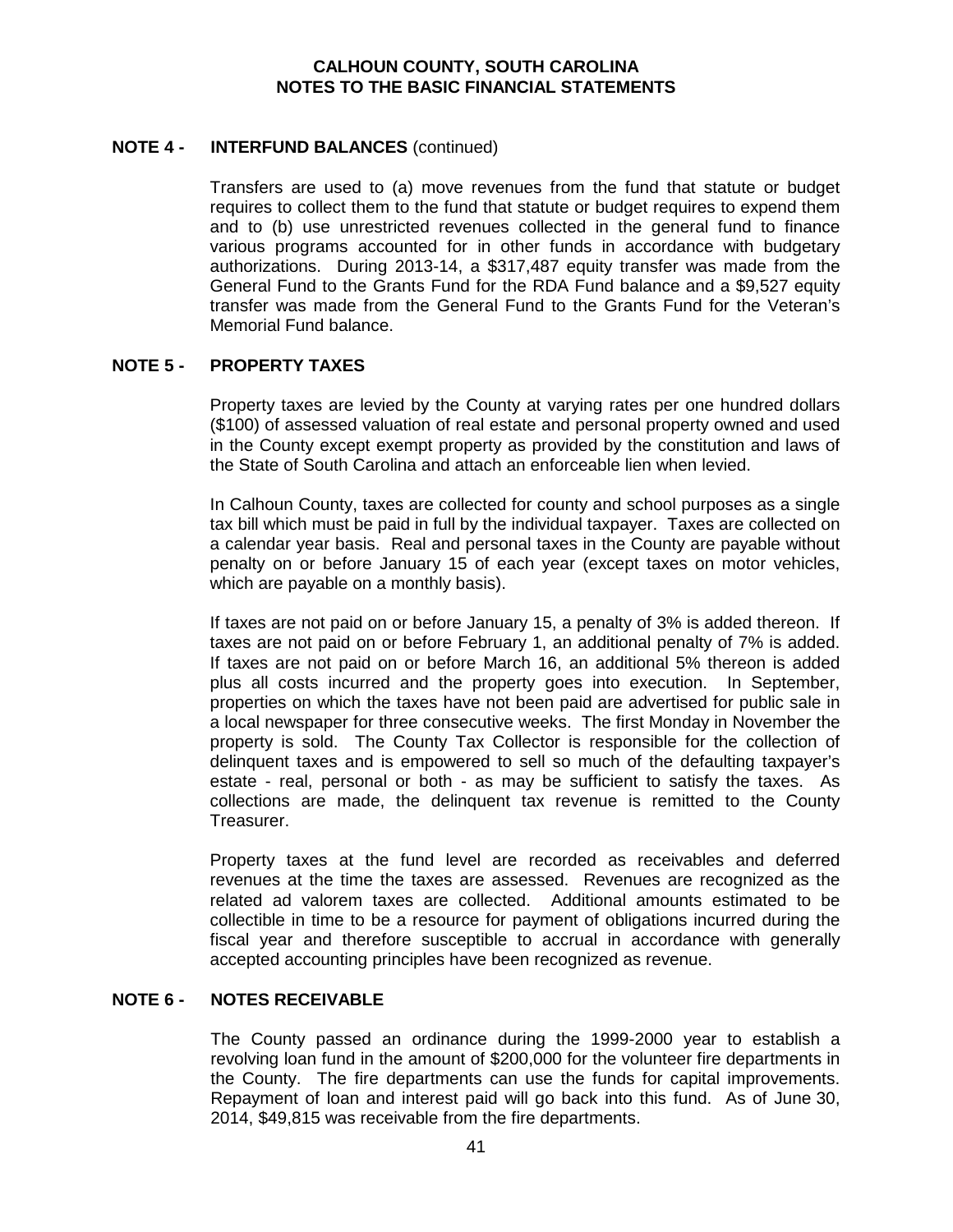**CALHOUN COUNTY, SOUTH CAROLINA**
**NOTES TO THE BASIC FINANCIAL STATEMENTS**

## NOTE 4 - INTERFUND BALANCES (continued)

Transfers are used to (a) move revenues from the fund that statute or budget requires to collect them to the fund that statute or budget requires to expend them and to (b) use unrestricted revenues collected in the general fund to finance various programs accounted for in other funds in accordance with budgetary authorizations. During 2013-14, a $317,487 equity transfer was made from the General Fund to the Grants Fund for the RDA Fund balance and a $9,527 equity transfer was made from the General Fund to the Grants Fund for the Veteran's Memorial Fund balance.

## NOTE 5 - PROPERTY TAXES

Property taxes are levied by the County at varying rates per one hundred dollars ($100) of assessed valuation of real estate and personal property owned and used in the County except exempt property as provided by the constitution and laws of the State of South Carolina and attach an enforceable lien when levied.

In Calhoun County, taxes are collected for county and school purposes as a single tax bill which must be paid in full by the individual taxpayer. Taxes are collected on a calendar year basis. Real and personal taxes in the County are payable without penalty on or before January 15 of each year (except taxes on motor vehicles, which are payable on a monthly basis).

If taxes are not paid on or before January 15, a penalty of 3% is added thereon. If taxes are not paid on or before February 1, an additional penalty of 7% is added. If taxes are not paid on or before March 16, an additional 5% thereon is added plus all costs incurred and the property goes into execution. In September, properties on which the taxes have not been paid are advertised for public sale in a local newspaper for three consecutive weeks. The first Monday in November the property is sold. The County Tax Collector is responsible for the collection of delinquent taxes and is empowered to sell so much of the defaulting taxpayer's estate - real, personal or both - as may be sufficient to satisfy the taxes. As collections are made, the delinquent tax revenue is remitted to the County Treasurer.

Property taxes at the fund level are recorded as receivables and deferred revenues at the time the taxes are assessed. Revenues are recognized as the related ad valorem taxes are collected. Additional amounts estimated to be collectible in time to be a resource for payment of obligations incurred during the fiscal year and therefore susceptible to accrual in accordance with generally accepted accounting principles have been recognized as revenue.

## NOTE 6 - NOTES RECEIVABLE

The County passed an ordinance during the 1999-2000 year to establish a revolving loan fund in the amount of $200,000 for the volunteer fire departments in the County. The fire departments can use the funds for capital improvements. Repayment of loan and interest paid will go back into this fund. As of June 30, 2014, $49,815 was receivable from the fire departments.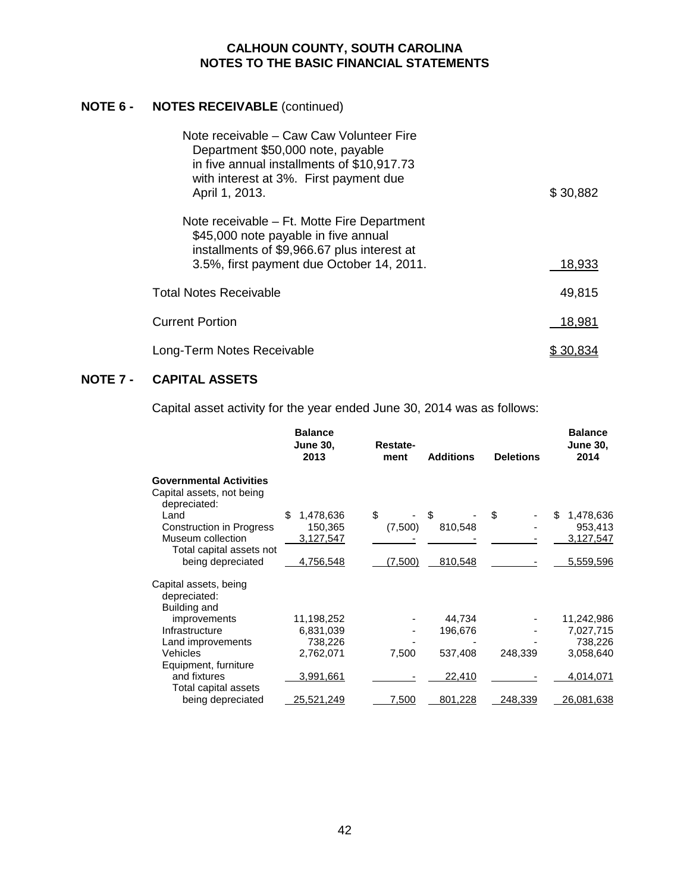# CALHOUN COUNTY, SOUTH CAROLINA
# NOTES TO THE BASIC FINANCIAL STATEMENTS

## NOTE 6 - NOTES RECEIVABLE (continued)

| | |
|---|---|
| Note receivable – Caw Caw Volunteer Fire Department $50,000 note, payable in five annual installments of $10,917.73 with interest at 3%. First payment due April 1, 2013. | $ 30,882 |
| Note receivable – Ft. Motte Fire Department $45,000 note payable in five annual installments of $9,966.67 plus interest at 3.5%, first payment due October 14, 2011. | 18,933 |
| Total Notes Receivable | 49,815 |
| Current Portion | 18,981 |
| Long-Term Notes Receivable | $ 30,834 |

## NOTE 7 - CAPITAL ASSETS

Capital asset activity for the year ended June 30, 2014 was as follows:

| | Balance June 30, 2013 | Restatement | Additions | Deletions | Balance June 30, 2014 |
|---|---|---|---|---|---|
| **Governmental Activities** | | | | | |
| Capital assets, not being depreciated: | | | | | |
| Land | $ 1,478,636 | $ - | $ - | $ - | $ 1,478,636 |
| Construction in Progress | 150,365 | (7,500) | 810,548 | - | 953,413 |
| Museum collection | 3,127,547 | - | - | - | 3,127,547 |
| Total capital assets not being depreciated | 4,756,548 | (7,500) | 810,548 | - | 5,559,596 |
| Capital assets, being depreciated: | | | | | |
| Building and improvements | 11,198,252 | - | 44,734 | - | 11,242,986 |
| Infrastructure | 6,831,039 | - | 196,676 | - | 7,027,715 |
| Land improvements | 738,226 | - | - | - | 738,226 |
| Vehicles | 2,762,071 | 7,500 | 537,408 | 248,339 | 3,058,640 |
| Equipment, furniture and fixtures | 3,991,661 | - | 22,410 | - | 4,014,071 |
| Total capital assets being depreciated | 25,521,249 | 7,500 | 801,228 | 248,339 | 26,081,638 |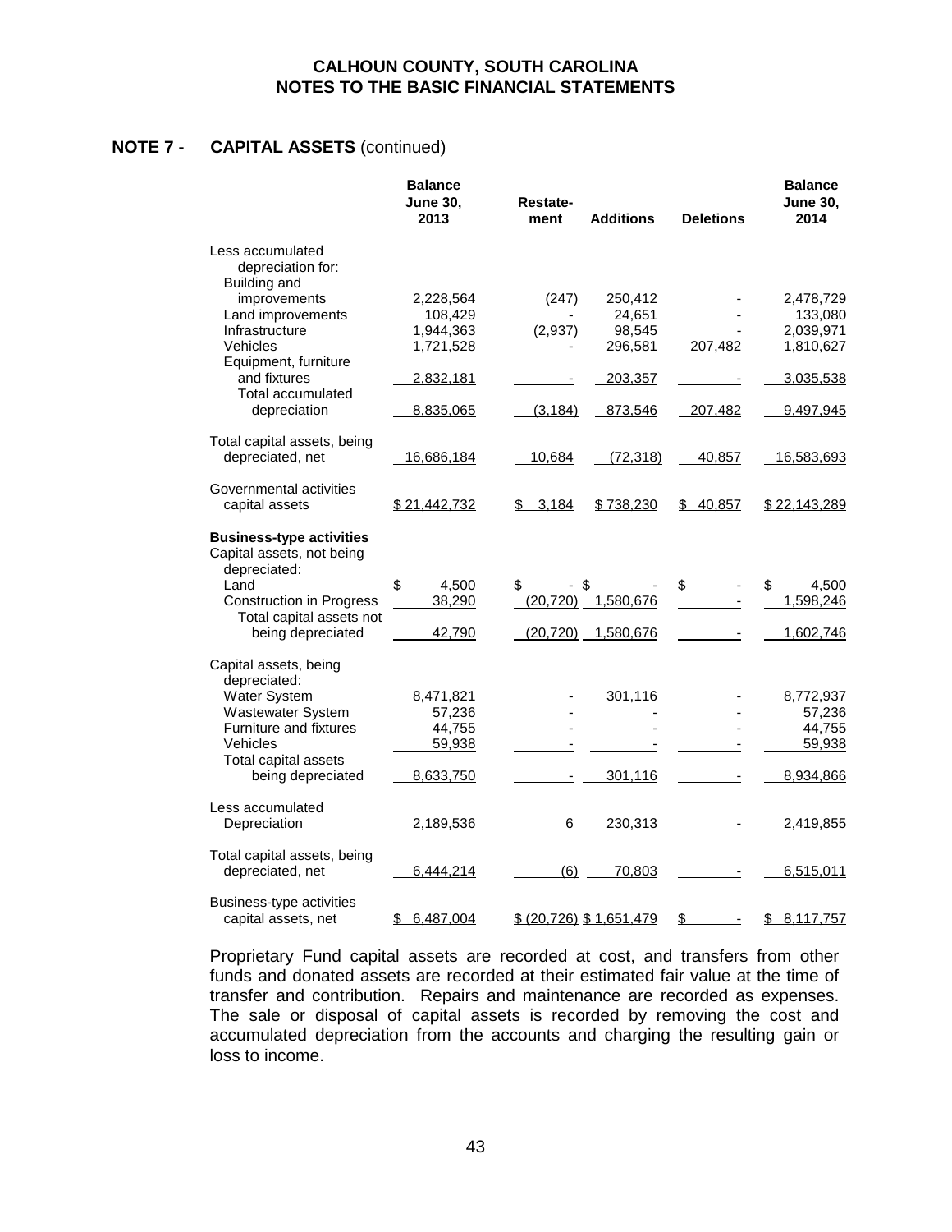## NOTE 7 - CAPITAL ASSETS (continued)

| | Balance June 30, 2013 | Restatement | Additions | Deletions | Balance June 30, 2014 |
|---|---|---|---|---|---|
| Less accumulated depreciation for: | | | | | |
| Building and improvements | 2,228,564 | (247) | 250,412 | - | 2,478,729 |
| Land improvements | 108,429 | - | 24,651 | - | 133,080 |
| Infrastructure | 1,944,363 | (2,937) | 98,545 | - | 2,039,971 |
| Vehicles | 1,721,528 | - | 296,581 | 207,482 | 1,810,627 |
| Equipment, furniture and fixtures | 2,832,181 | - | 203,357 | - | 3,035,538 |
| Total accumulated depreciation | 8,835,065 | (3,184) | 873,546 | 207,482 | 9,497,945 |
| Total capital assets, being depreciated, net | 16,686,184 | 10,684 | (72,318) | 40,857 | 16,583,693 |
| Governmental activities capital assets | $ 21,442,732 | $ 3,184 | $ 738,230 | $ 40,857 | $ 22,143,289 |
| **Business-type activities** | | | | | |
| Capital assets, not being depreciated: | | | | | |
| Land | $ 4,500 | $ - | $ - | $ - | $ 4,500 |
| Construction in Progress | 38,290 | (20,720) | 1,580,676 | - | 1,598,246 |
| Total capital assets not being depreciated | 42,790 | (20,720) | 1,580,676 | - | 1,602,746 |
| Capital assets, being depreciated: | | | | | |
| Water System | 8,471,821 | - | 301,116 | - | 8,772,937 |
| Wastewater System | 57,236 | - | - | - | 57,236 |
| Furniture and fixtures | 44,755 | - | - | - | 44,755 |
| Vehicles | 59,938 | - | - | - | 59,938 |
| Total capital assets being depreciated | 8,633,750 | - | 301,116 | - | 8,934,866 |
| Less accumulated Depreciation | 2,189,536 | 6 | 230,313 | - | 2,419,855 |
| Total capital assets, being depreciated, net | 6,444,214 | (6) | 70,803 | - | 6,515,011 |
| Business-type activities capital assets, net | $ 6,487,004 | $ (20,726) | $ 1,651,479 | $ - | $ 8,117,757 |

Proprietary Fund capital assets are recorded at cost, and transfers from other funds and donated assets are recorded at their estimated fair value at the time of transfer and contribution. Repairs and maintenance are recorded as expenses. The sale or disposal of capital assets is recorded by removing the cost and accumulated depreciation from the accounts and charging the resulting gain or loss to income.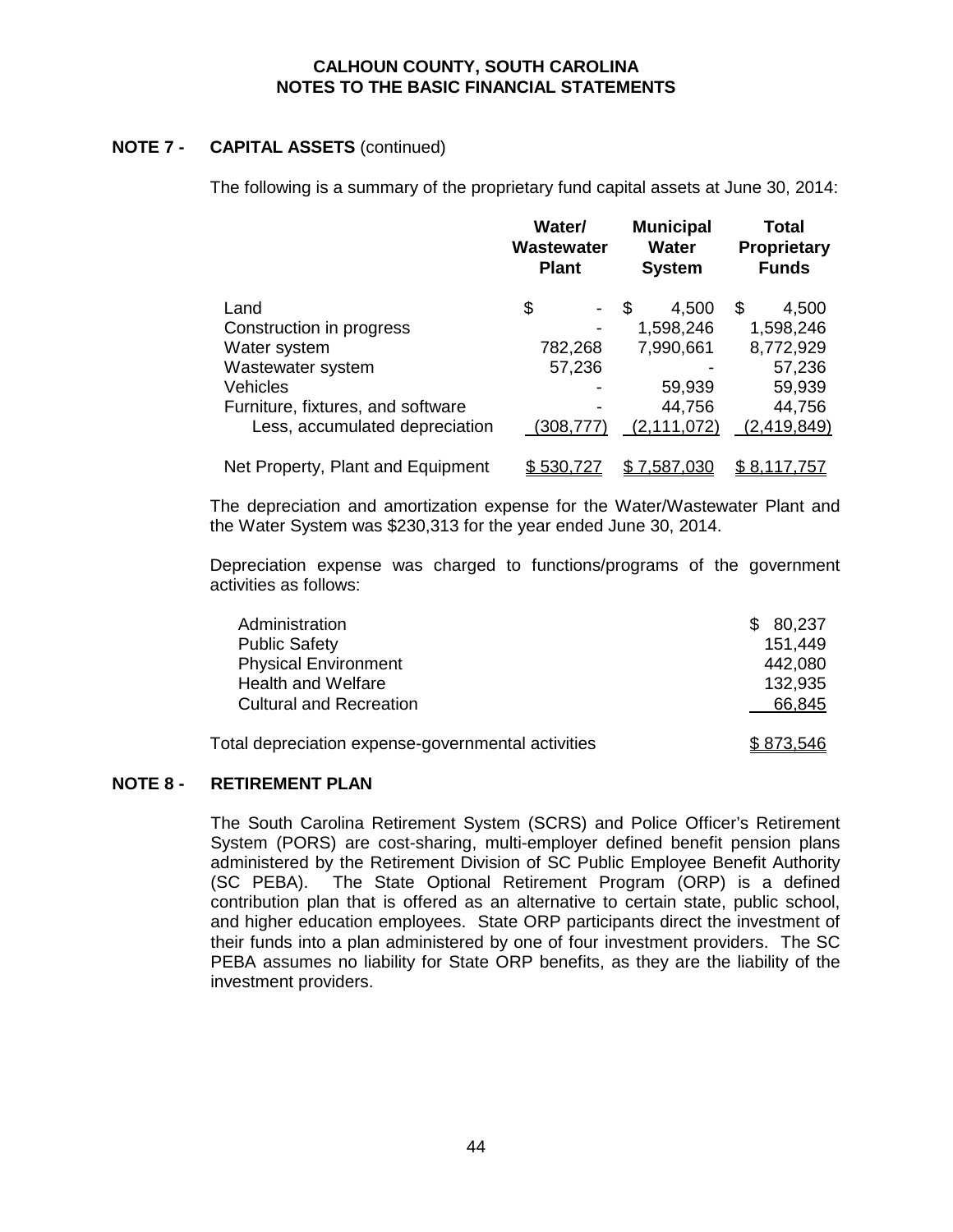**CALHOUN COUNTY, SOUTH CAROLINA**
**NOTES TO THE BASIC FINANCIAL STATEMENTS**

## NOTE 7 - CAPITAL ASSETS (continued)

The following is a summary of the proprietary fund capital assets at June 30, 2014:

| | Water/ Wastewater Plant | Municipal Water System | Total Proprietary Funds |
|---|---|---|---|
| Land | $ - | $ 4,500 | $ 4,500 |
| Construction in progress | - | 1,598,246 | 1,598,246 |
| Water system | 782,268 | 7,990,661 | 8,772,929 |
| Wastewater system | 57,236 | - | 57,236 |
| Vehicles | - | 59,939 | 59,939 |
| Furniture, fixtures, and software | - | 44,756 | 44,756 |
| Less, accumulated depreciation | (308,777) | (2,111,072) | (2,419,849) |
| Net Property, Plant and Equipment | $ 530,727 | $ 7,587,030 | $ 8,117,757 |

The depreciation and amortization expense for the Water/Wastewater Plant and the Water System was $230,313 for the year ended June 30, 2014.

Depreciation expense was charged to functions/programs of the government activities as follows:

| | |
|---|---|
| Administration | $ 80,237 |
| Public Safety | 151,449 |
| Physical Environment | 442,080 |
| Health and Welfare | 132,935 |
| Cultural and Recreation | 66,845 |
| Total depreciation expense-governmental activities | $ 873,546 |

## NOTE 8 - RETIREMENT PLAN

The South Carolina Retirement System (SCRS) and Police Officer's Retirement System (PORS) are cost-sharing, multi-employer defined benefit pension plans administered by the Retirement Division of SC Public Employee Benefit Authority (SC PEBA). The State Optional Retirement Program (ORP) is a defined contribution plan that is offered as an alternative to certain state, public school, and higher education employees. State ORP participants direct the investment of their funds into a plan administered by one of four investment providers. The SC PEBA assumes no liability for State ORP benefits, as they are the liability of the investment providers.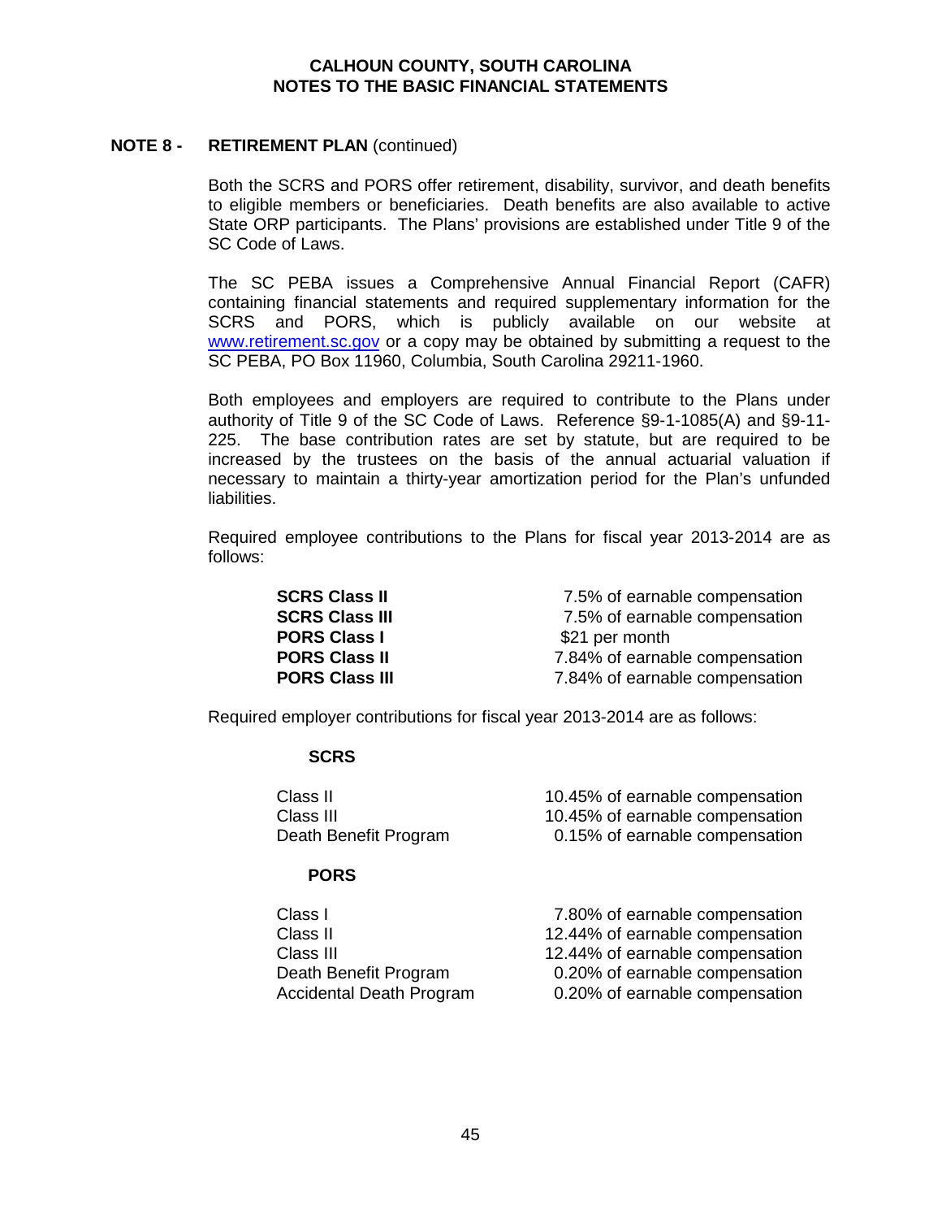**NOTE 8 - RETIREMENT PLAN** (continued)

Both the SCRS and PORS offer retirement, disability, survivor, and death benefits to eligible members or beneficiaries. Death benefits are also available to active State ORP participants. The Plans' provisions are established under Title 9 of the SC Code of Laws.

The SC PEBA issues a Comprehensive Annual Financial Report (CAFR) containing financial statements and required supplementary information for the SCRS and PORS, which is publicly available on our website at www.retirement.sc.gov or a copy may be obtained by submitting a request to the SC PEBA, PO Box 11960, Columbia, South Carolina 29211-1960.

Both employees and employers are required to contribute to the Plans under authority of Title 9 of the SC Code of Laws. Reference §9-1-1085(A) and §9-11-225. The base contribution rates are set by statute, but are required to be increased by the trustees on the basis of the annual actuarial valuation if necessary to maintain a thirty-year amortization period for the Plan's unfunded liabilities.

Required employee contributions to the Plans for fiscal year 2013-2014 are as follows:

| | |
|---|---|
| **SCRS Class II** | 7.5% of earnable compensation |
| **SCRS Class III** | 7.5% of earnable compensation |
| **PORS Class I** | $21 per month |
| **PORS Class II** | 7.84% of earnable compensation |
| **PORS Class III** | 7.84% of earnable compensation |

Required employer contributions for fiscal year 2013-2014 are as follows:

**SCRS**

| | |
|---|---|
| Class II | 10.45% of earnable compensation |
| Class III | 10.45% of earnable compensation |
| Death Benefit Program | 0.15% of earnable compensation |

**PORS**

| | |
|---|---|
| Class I | 7.80% of earnable compensation |
| Class II | 12.44% of earnable compensation |
| Class III | 12.44% of earnable compensation |
| Death Benefit Program | 0.20% of earnable compensation |
| Accidental Death Program | 0.20% of earnable compensation |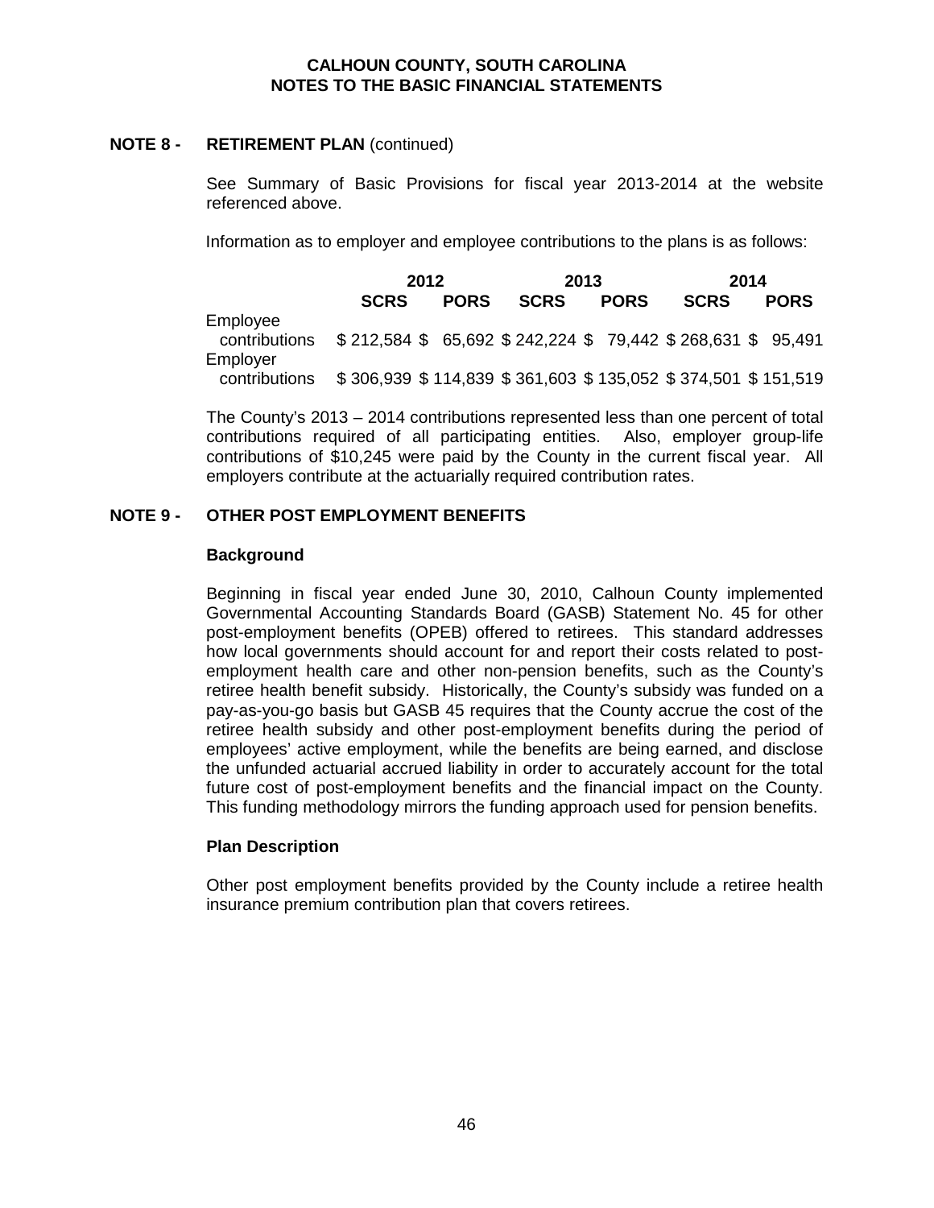**CALHOUN COUNTY, SOUTH CAROLINA**
**NOTES TO THE BASIC FINANCIAL STATEMENTS**

## NOTE 8 - RETIREMENT PLAN (continued)

See Summary of Basic Provisions for fiscal year 2013-2014 at the website referenced above.

Information as to employer and employee contributions to the plans is as follows:

| | 2012 | | 2013 | | 2014 | |
|---|---|---|---|---|---|---|
| | **SCRS** | **PORS** | **SCRS** | **PORS** | **SCRS** | **PORS** |
| Employee contributions | $ 212,584 | $ 65,692 | $ 242,224 | $ 79,442 | $ 268,631 | $ 95,491 |
| Employer contributions | $ 306,939 | $ 114,839 | $ 361,603 | $ 135,052 | $ 374,501 | $ 151,519 |

The County's 2013 – 2014 contributions represented less than one percent of total contributions required of all participating entities. Also, employer group-life contributions of $10,245 were paid by the County in the current fiscal year. All employers contribute at the actuarially required contribution rates.

## NOTE 9 - OTHER POST EMPLOYMENT BENEFITS

### Background

Beginning in fiscal year ended June 30, 2010, Calhoun County implemented Governmental Accounting Standards Board (GASB) Statement No. 45 for other post-employment benefits (OPEB) offered to retirees. This standard addresses how local governments should account for and report their costs related to post-employment health care and other non-pension benefits, such as the County's retiree health benefit subsidy. Historically, the County's subsidy was funded on a pay-as-you-go basis but GASB 45 requires that the County accrue the cost of the retiree health subsidy and other post-employment benefits during the period of employees' active employment, while the benefits are being earned, and disclose the unfunded actuarial accrued liability in order to accurately account for the total future cost of post-employment benefits and the financial impact on the County. This funding methodology mirrors the funding approach used for pension benefits.

### Plan Description

Other post employment benefits provided by the County include a retiree health insurance premium contribution plan that covers retirees.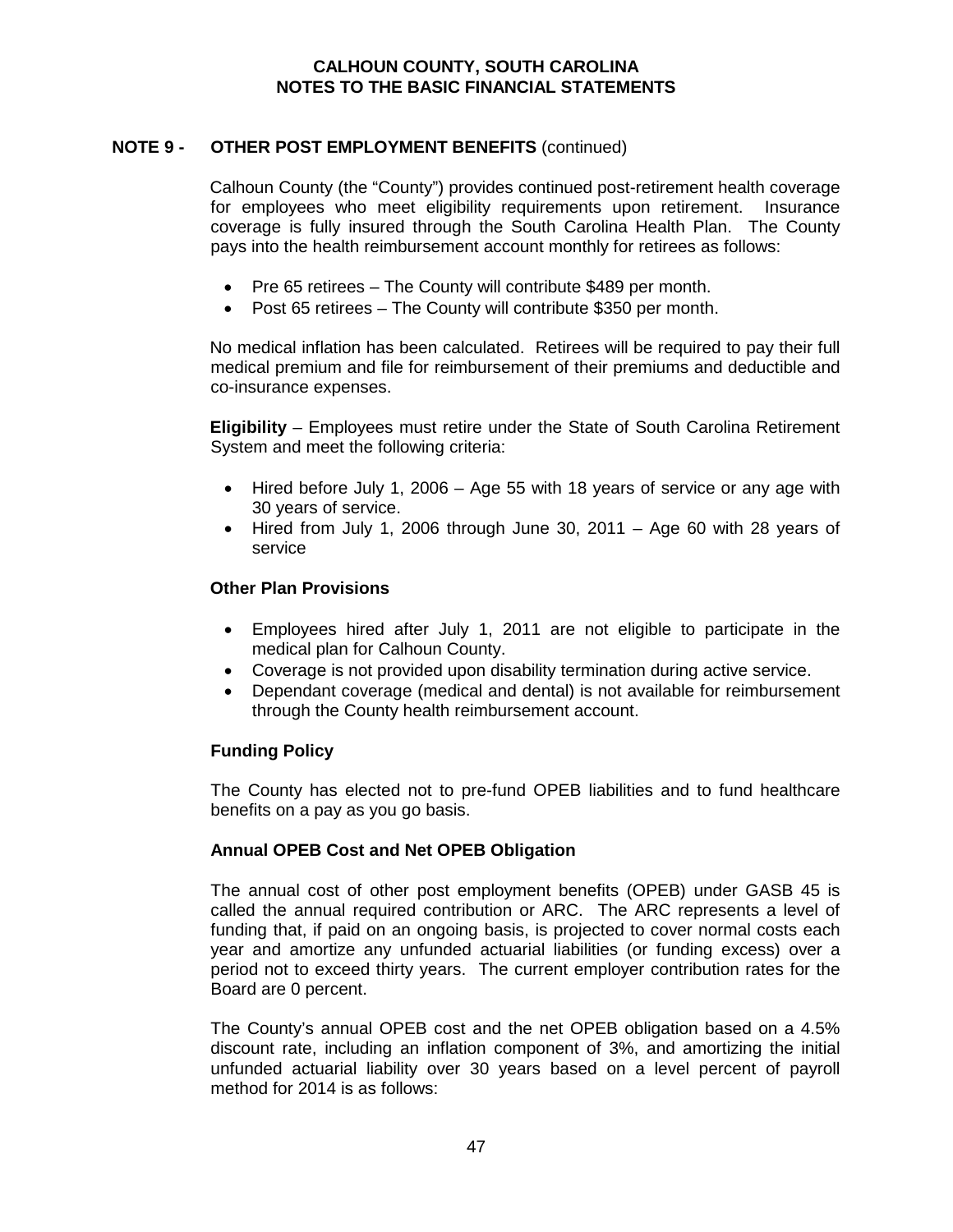## NOTE 9 - OTHER POST EMPLOYMENT BENEFITS (continued)

Calhoun County (the "County") provides continued post-retirement health coverage for employees who meet eligibility requirements upon retirement. Insurance coverage is fully insured through the South Carolina Health Plan. The County pays into the health reimbursement account monthly for retirees as follows:

- Pre 65 retirees – The County will contribute $489 per month.
- Post 65 retirees – The County will contribute $350 per month.

No medical inflation has been calculated. Retirees will be required to pay their full medical premium and file for reimbursement of their premiums and deductible and co-insurance expenses.

**Eligibility** – Employees must retire under the State of South Carolina Retirement System and meet the following criteria:

- Hired before July 1, 2006 – Age 55 with 18 years of service or any age with 30 years of service.
- Hired from July 1, 2006 through June 30, 2011 – Age 60 with 28 years of service

### Other Plan Provisions

- Employees hired after July 1, 2011 are not eligible to participate in the medical plan for Calhoun County.
- Coverage is not provided upon disability termination during active service.
- Dependant coverage (medical and dental) is not available for reimbursement through the County health reimbursement account.

### Funding Policy

The County has elected not to pre-fund OPEB liabilities and to fund healthcare benefits on a pay as you go basis.

### Annual OPEB Cost and Net OPEB Obligation

The annual cost of other post employment benefits (OPEB) under GASB 45 is called the annual required contribution or ARC. The ARC represents a level of funding that, if paid on an ongoing basis, is projected to cover normal costs each year and amortize any unfunded actuarial liabilities (or funding excess) over a period not to exceed thirty years. The current employer contribution rates for the Board are 0 percent.

The County's annual OPEB cost and the net OPEB obligation based on a 4.5% discount rate, including an inflation component of 3%, and amortizing the initial unfunded actuarial liability over 30 years based on a level percent of payroll method for 2014 is as follows: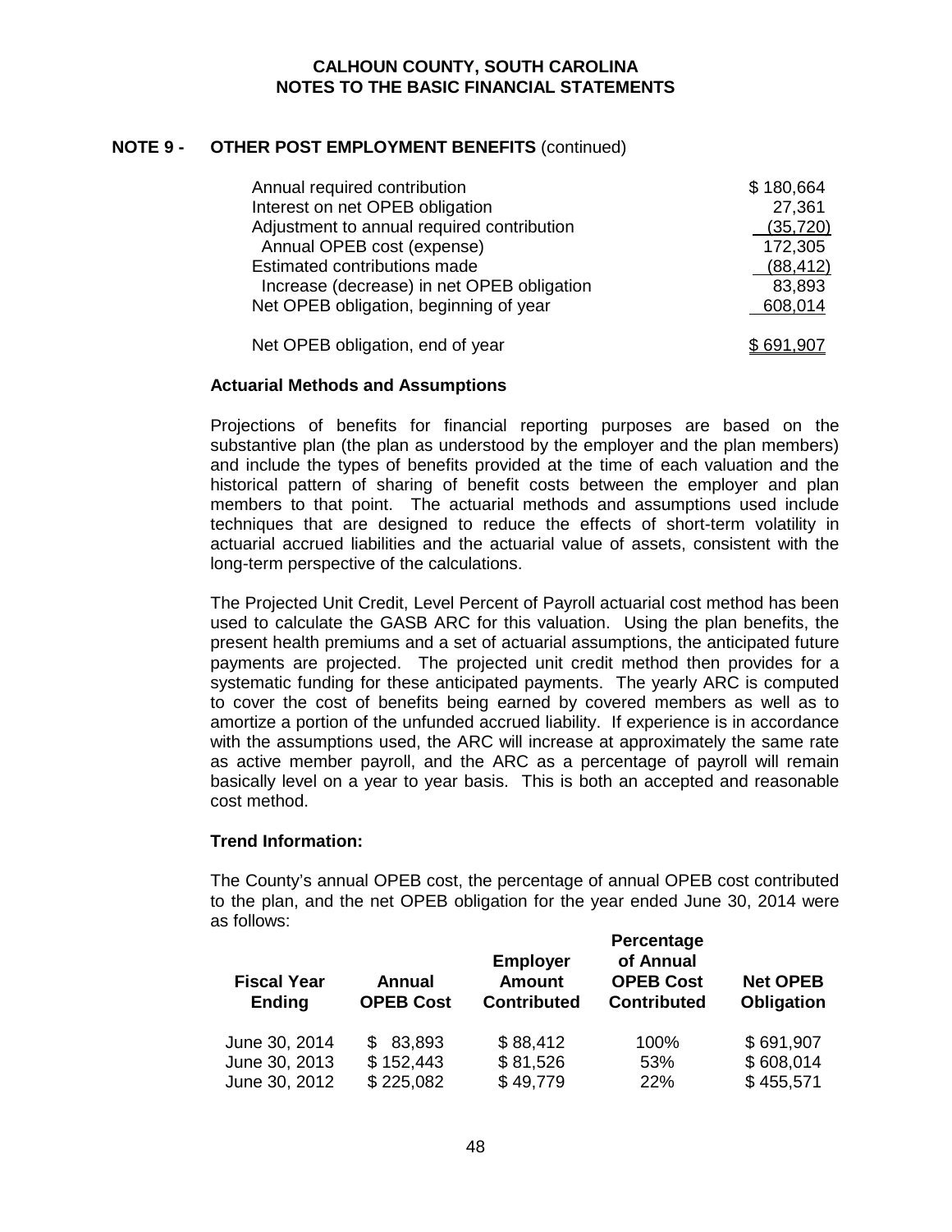## NOTE 9 - OTHER POST EMPLOYMENT BENEFITS (continued)

| | |
|---|---|
| Annual required contribution | $ 180,664 |
| Interest on net OPEB obligation | 27,361 |
| Adjustment to annual required contribution | (35,720) |
| Annual OPEB cost (expense) | 172,305 |
| Estimated contributions made | (88,412) |
| Increase (decrease) in net OPEB obligation | 83,893 |
| Net OPEB obligation, beginning of year | 608,014 |
| Net OPEB obligation, end of year | $ 691,907 |

### Actuarial Methods and Assumptions

Projections of benefits for financial reporting purposes are based on the substantive plan (the plan as understood by the employer and the plan members) and include the types of benefits provided at the time of each valuation and the historical pattern of sharing of benefit costs between the employer and plan members to that point. The actuarial methods and assumptions used include techniques that are designed to reduce the effects of short-term volatility in actuarial accrued liabilities and the actuarial value of assets, consistent with the long-term perspective of the calculations.

The Projected Unit Credit, Level Percent of Payroll actuarial cost method has been used to calculate the GASB ARC for this valuation. Using the plan benefits, the present health premiums and a set of actuarial assumptions, the anticipated future payments are projected. The projected unit credit method then provides for a systematic funding for these anticipated payments. The yearly ARC is computed to cover the cost of benefits being earned by covered members as well as to amortize a portion of the unfunded accrued liability. If experience is in accordance with the assumptions used, the ARC will increase at approximately the same rate as active member payroll, and the ARC as a percentage of payroll will remain basically level on a year to year basis. This is both an accepted and reasonable cost method.

### Trend Information:

The County's annual OPEB cost, the percentage of annual OPEB cost contributed to the plan, and the net OPEB obligation for the year ended June 30, 2014 were as follows:

| Fiscal Year Ending | Annual OPEB Cost | Employer Amount Contributed | Percentage of Annual OPEB Cost Contributed | Net OPEB Obligation |
|---|---|---|---|---|
| June 30, 2014 | $ 83,893 | $ 88,412 | 100% | $ 691,907 |
| June 30, 2013 | $ 152,443 | $ 81,526 | 53% | $ 608,014 |
| June 30, 2012 | $ 225,082 | $ 49,779 | 22% | $ 455,571 |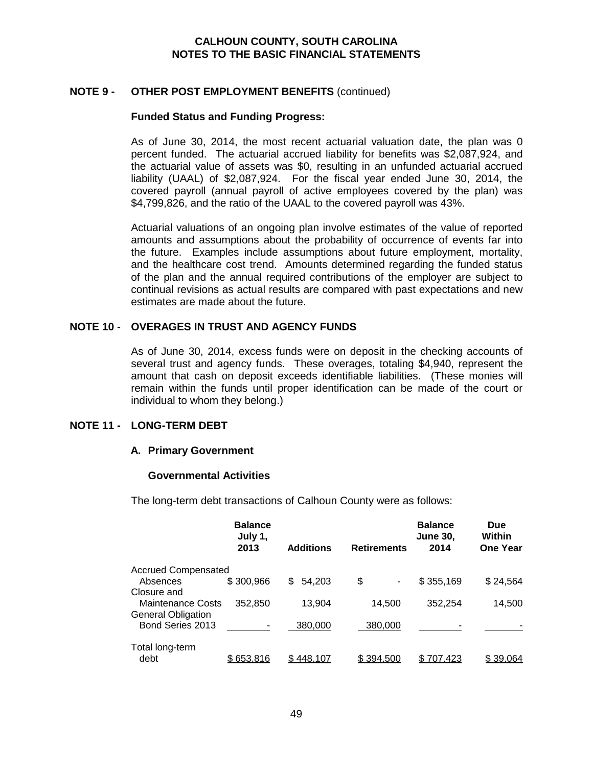## NOTE 9 - OTHER POST EMPLOYMENT BENEFITS (continued)

### Funded Status and Funding Progress:

As of June 30, 2014, the most recent actuarial valuation date, the plan was 0 percent funded. The actuarial accrued liability for benefits was $2,087,924, and the actuarial value of assets was $0, resulting in an unfunded actuarial accrued liability (UAAL) of $2,087,924. For the fiscal year ended June 30, 2014, the covered payroll (annual payroll of active employees covered by the plan) was $4,799,826, and the ratio of the UAAL to the covered payroll was 43%.

Actuarial valuations of an ongoing plan involve estimates of the value of reported amounts and assumptions about the probability of occurrence of events far into the future. Examples include assumptions about future employment, mortality, and the healthcare cost trend. Amounts determined regarding the funded status of the plan and the annual required contributions of the employer are subject to continual revisions as actual results are compared with past expectations and new estimates are made about the future.

## NOTE 10 - OVERAGES IN TRUST AND AGENCY FUNDS

As of June 30, 2014, excess funds were on deposit in the checking accounts of several trust and agency funds. These overages, totaling $4,940, represent the amount that cash on deposit exceeds identifiable liabilities. (These monies will remain within the funds until proper identification can be made of the court or individual to whom they belong.)

## NOTE 11 - LONG-TERM DEBT

### A. Primary Government

#### Governmental Activities

The long-term debt transactions of Calhoun County were as follows:

| | Balance July 1, 2013 | Additions | Retirements | Balance June 30, 2014 | Due Within One Year |
|---|---|---|---|---|---|
| Accrued Compensated Absences | $ 300,966 | $ 54,203 | $ - | $ 355,169 | $ 24,564 |
| Closure and Maintenance Costs | 352,850 | 13,904 | 14,500 | 352,254 | 14,500 |
| General Obligation Bond Series 2013 | - | 380,000 | 380,000 | - | - |
| Total long-term debt | $ 653,816 | $ 448,107 | $ 394,500 | $ 707,423 | $ 39,064 |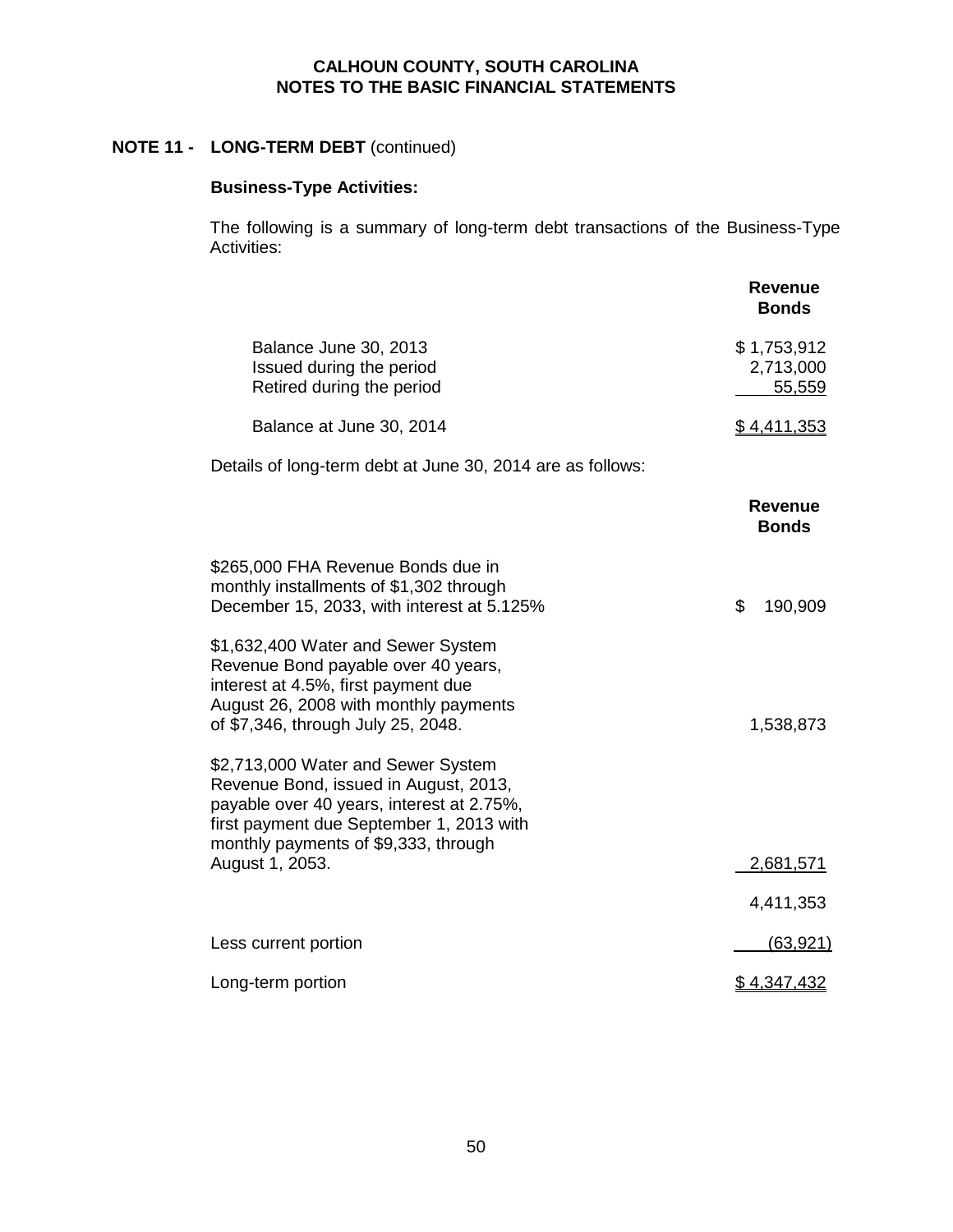**CALHOUN COUNTY, SOUTH CAROLINA**
**NOTES TO THE BASIC FINANCIAL STATEMENTS**

## NOTE 11 - LONG-TERM DEBT (continued)

### Business-Type Activities:

The following is a summary of long-term debt transactions of the Business-Type Activities:

| | Revenue Bonds |
|---|---|
| Balance June 30, 2013 | $ 1,753,912 |
| Issued during the period | 2,713,000 |
| Retired during the period | 55,559 |
| Balance at June 30, 2014 | $ 4,411,353 |

Details of long-term debt at June 30, 2014 are as follows:

| | Revenue Bonds |
|---|---|
| $265,000 FHA Revenue Bonds due in monthly installments of $1,302 through December 15, 2033, with interest at 5.125% | $ 190,909 |
| $1,632,400 Water and Sewer System Revenue Bond payable over 40 years, interest at 4.5%, first payment due August 26, 2008 with monthly payments of $7,346, through July 25, 2048. | 1,538,873 |
| $2,713,000 Water and Sewer System Revenue Bond, issued in August, 2013, payable over 40 years, interest at 2.75%, first payment due September 1, 2013 with monthly payments of $9,333, through August 1, 2053. | 2,681,571 |
| | 4,411,353 |
| Less current portion | (63,921) |
| Long-term portion | $ 4,347,432 |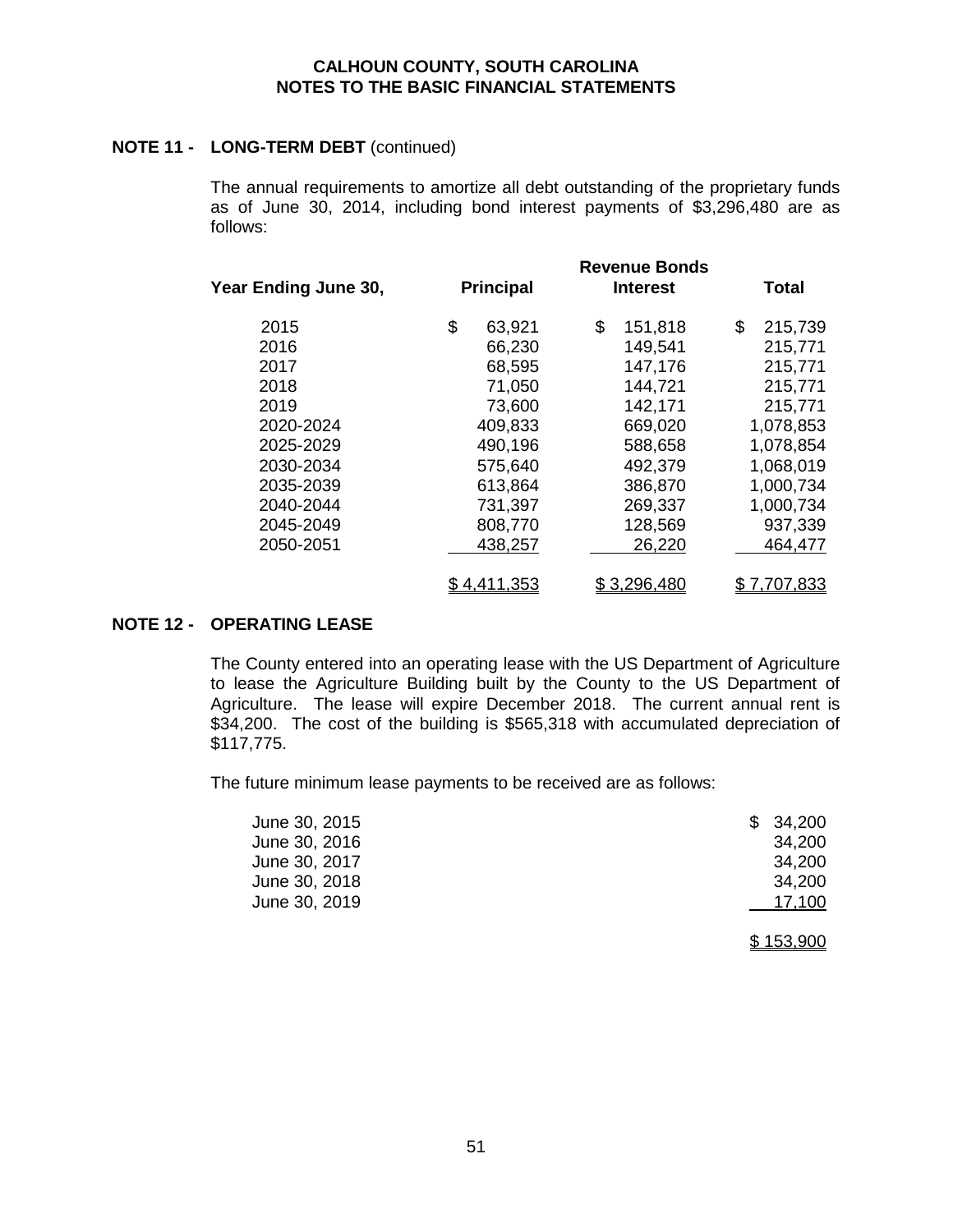**CALHOUN COUNTY, SOUTH CAROLINA**
**NOTES TO THE BASIC FINANCIAL STATEMENTS**

**NOTE 11 - LONG-TERM DEBT** (continued)

The annual requirements to amortize all debt outstanding of the proprietary funds as of June 30, 2014, including bond interest payments of $3,296,480 are as follows:

| Year Ending June 30, | Revenue Bonds Principal | Revenue Bonds Interest | Total |
|---|---|---|---|
| 2015 | $ 63,921 | $ 151,818 | $ 215,739 |
| 2016 | 66,230 | 149,541 | 215,771 |
| 2017 | 68,595 | 147,176 | 215,771 |
| 2018 | 71,050 | 144,721 | 215,771 |
| 2019 | 73,600 | 142,171 | 215,771 |
| 2020-2024 | 409,833 | 669,020 | 1,078,853 |
| 2025-2029 | 490,196 | 588,658 | 1,078,854 |
| 2030-2034 | 575,640 | 492,379 | 1,068,019 |
| 2035-2039 | 613,864 | 386,870 | 1,000,734 |
| 2040-2044 | 731,397 | 269,337 | 1,000,734 |
| 2045-2049 | 808,770 | 128,569 | 937,339 |
| 2050-2051 | 438,257 | 26,220 | 464,477 |
| | $ 4,411,353 | $ 3,296,480 | $ 7,707,833 |

**NOTE 12 - OPERATING LEASE**

The County entered into an operating lease with the US Department of Agriculture to lease the Agriculture Building built by the County to the US Department of Agriculture. The lease will expire December 2018. The current annual rent is $34,200. The cost of the building is $565,318 with accumulated depreciation of $117,775.

The future minimum lease payments to be received are as follows:

| | |
|---|---|
| June 30, 2015 | $ 34,200 |
| June 30, 2016 | 34,200 |
| June 30, 2017 | 34,200 |
| June 30, 2018 | 34,200 |
| June 30, 2019 | 17,100 |
| | $ 153,900 |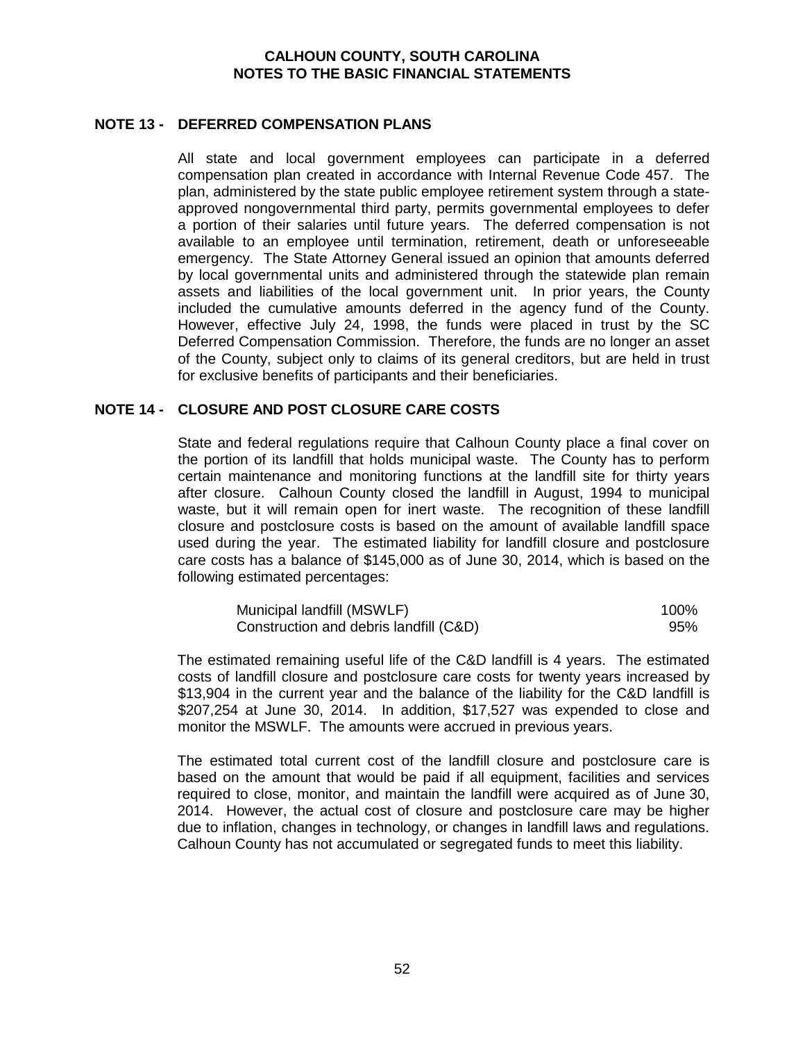## NOTE 13 - DEFERRED COMPENSATION PLANS

All state and local government employees can participate in a deferred compensation plan created in accordance with Internal Revenue Code 457. The plan, administered by the state public employee retirement system through a state-approved nongovernmental third party, permits governmental employees to defer a portion of their salaries until future years. The deferred compensation is not available to an employee until termination, retirement, death or unforeseeable emergency. The State Attorney General issued an opinion that amounts deferred by local governmental units and administered through the statewide plan remain assets and liabilities of the local government unit. In prior years, the County included the cumulative amounts deferred in the agency fund of the County. However, effective July 24, 1998, the funds were placed in trust by the SC Deferred Compensation Commission. Therefore, the funds are no longer an asset of the County, subject only to claims of its general creditors, but are held in trust for exclusive benefits of participants and their beneficiaries.

## NOTE 14 - CLOSURE AND POST CLOSURE CARE COSTS

State and federal regulations require that Calhoun County place a final cover on the portion of its landfill that holds municipal waste. The County has to perform certain maintenance and monitoring functions at the landfill site for thirty years after closure. Calhoun County closed the landfill in August, 1994 to municipal waste, but it will remain open for inert waste. The recognition of these landfill closure and postclosure costs is based on the amount of available landfill space used during the year. The estimated liability for landfill closure and postclosure care costs has a balance of $145,000 as of June 30, 2014, which is based on the following estimated percentages:

| | |
|---|---:|
| Municipal landfill (MSWLF) | 100% |
| Construction and debris landfill (C&D) | 95% |

The estimated remaining useful life of the C&D landfill is 4 years. The estimated costs of landfill closure and postclosure care costs for twenty years increased by $13,904 in the current year and the balance of the liability for the C&D landfill is $207,254 at June 30, 2014. In addition, $17,527 was expended to close and monitor the MSWLF. The amounts were accrued in previous years.

The estimated total current cost of the landfill closure and postclosure care is based on the amount that would be paid if all equipment, facilities and services required to close, monitor, and maintain the landfill were acquired as of June 30, 2014. However, the actual cost of closure and postclosure care may be higher due to inflation, changes in technology, or changes in landfill laws and regulations. Calhoun County has not accumulated or segregated funds to meet this liability.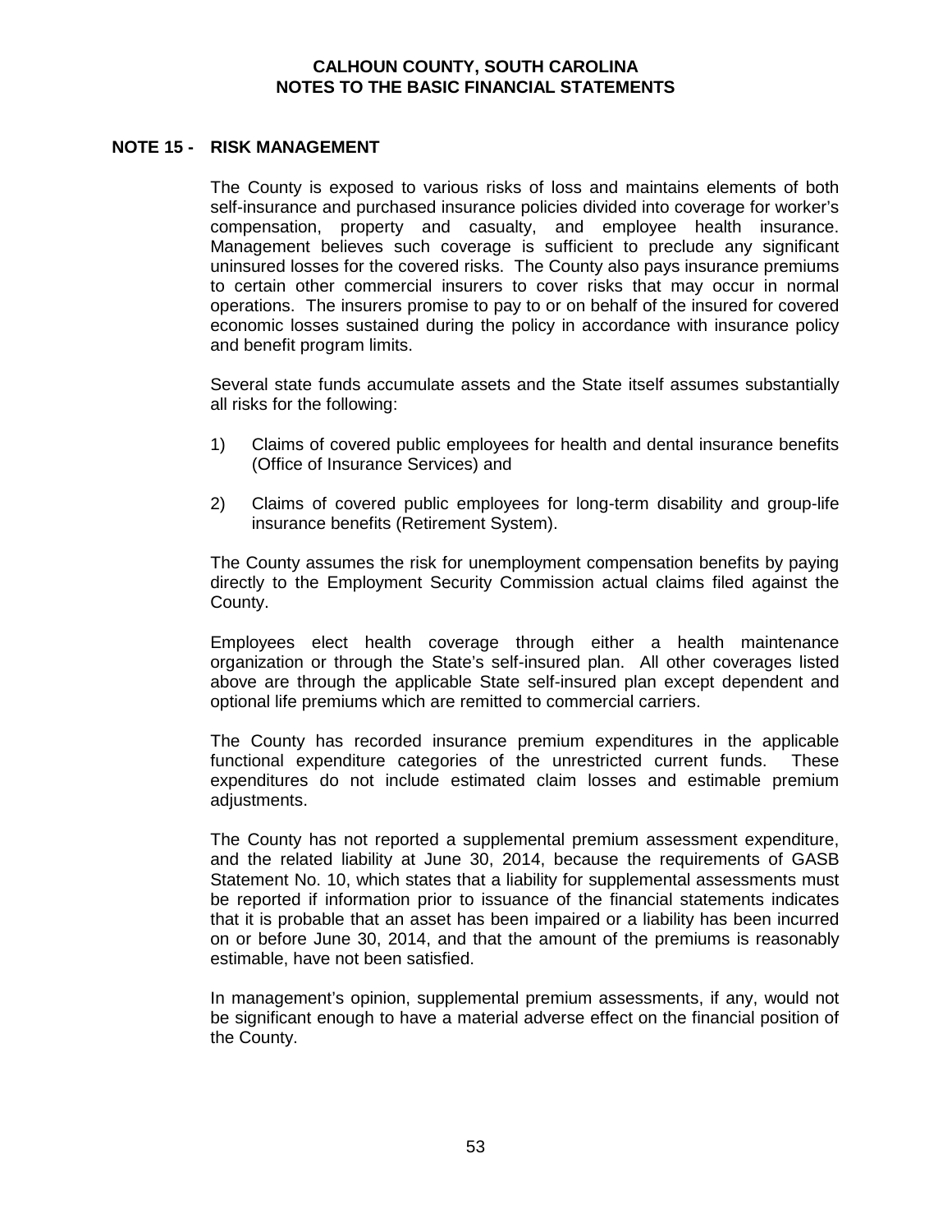## CALHOUN COUNTY, SOUTH CAROLINA
## NOTES TO THE BASIC FINANCIAL STATEMENTS

### NOTE 15 - RISK MANAGEMENT

The County is exposed to various risks of loss and maintains elements of both self-insurance and purchased insurance policies divided into coverage for worker's compensation, property and casualty, and employee health insurance. Management believes such coverage is sufficient to preclude any significant uninsured losses for the covered risks. The County also pays insurance premiums to certain other commercial insurers to cover risks that may occur in normal operations. The insurers promise to pay to or on behalf of the insured for covered economic losses sustained during the policy in accordance with insurance policy and benefit program limits.

Several state funds accumulate assets and the State itself assumes substantially all risks for the following:

1) Claims of covered public employees for health and dental insurance benefits (Office of Insurance Services) and

2) Claims of covered public employees for long-term disability and group-life insurance benefits (Retirement System).

The County assumes the risk for unemployment compensation benefits by paying directly to the Employment Security Commission actual claims filed against the County.

Employees elect health coverage through either a health maintenance organization or through the State's self-insured plan. All other coverages listed above are through the applicable State self-insured plan except dependent and optional life premiums which are remitted to commercial carriers.

The County has recorded insurance premium expenditures in the applicable functional expenditure categories of the unrestricted current funds. These expenditures do not include estimated claim losses and estimable premium adjustments.

The County has not reported a supplemental premium assessment expenditure, and the related liability at June 30, 2014, because the requirements of GASB Statement No. 10, which states that a liability for supplemental assessments must be reported if information prior to issuance of the financial statements indicates that it is probable that an asset has been impaired or a liability has been incurred on or before June 30, 2014, and that the amount of the premiums is reasonably estimable, have not been satisfied.

In management's opinion, supplemental premium assessments, if any, would not be significant enough to have a material adverse effect on the financial position of the County.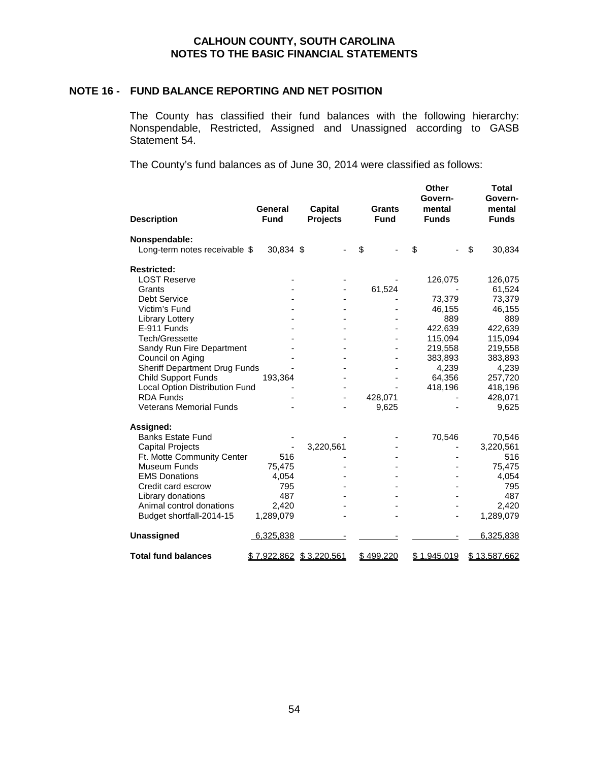# CALHOUN COUNTY, SOUTH CAROLINA
# NOTES TO THE BASIC FINANCIAL STATEMENTS

## NOTE 16 - FUND BALANCE REPORTING AND NET POSITION

The County has classified their fund balances with the following hierarchy: Nonspendable, Restricted, Assigned and Unassigned according to GASB Statement 54.

The County's fund balances as of June 30, 2014 were classified as follows:

| Description | General Fund | Capital Projects | Grants Fund | Other Govern-mental Funds | Total Govern-mental Funds |
|---|---|---|---|---|---|
| **Nonspendable:** | | | | | |
| Long-term notes receivable | $ 30,834 | $ - | $ - | $ - | $ 30,834 |
| **Restricted:** | | | | | |
| LOST Reserve | - | - | - | 126,075 | 126,075 |
| Grants | - | - | 61,524 | - | 61,524 |
| Debt Service | - | - | - | 73,379 | 73,379 |
| Victim's Fund | - | - | - | 46,155 | 46,155 |
| Library Lottery | - | - | - | 889 | 889 |
| E-911 Funds | - | - | - | 422,639 | 422,639 |
| Tech/Gressette | - | - | - | 115,094 | 115,094 |
| Sandy Run Fire Department | - | - | - | 219,558 | 219,558 |
| Council on Aging | - | - | - | 383,893 | 383,893 |
| Sheriff Department Drug Funds | - | - | - | 4,239 | 4,239 |
| Child Support Funds | 193,364 | - | - | 64,356 | 257,720 |
| Local Option Distribution Fund | - | - | - | 418,196 | 418,196 |
| RDA Funds | - | - | 428,071 | - | 428,071 |
| Veterans Memorial Funds | - | - | 9,625 | - | 9,625 |
| **Assigned:** | | | | | |
| Banks Estate Fund | - | - | - | 70,546 | 70,546 |
| Capital Projects | - | 3,220,561 | - | - | 3,220,561 |
| Ft. Motte Community Center | 516 | - | - | - | 516 |
| Museum Funds | 75,475 | - | - | - | 75,475 |
| EMS Donations | 4,054 | - | - | - | 4,054 |
| Credit card escrow | 795 | - | - | - | 795 |
| Library donations | 487 | - | - | - | 487 |
| Animal control donations | 2,420 | - | - | - | 2,420 |
| Budget shortfall-2014-15 | 1,289,079 | - | - | - | 1,289,079 |
| **Unassigned** | 6,325,838 | - | - | - | 6,325,838 |
| **Total fund balances** | $ 7,922,862 | $ 3,220,561 | $ 499,220 | $ 1,945,019 | $ 13,587,662 |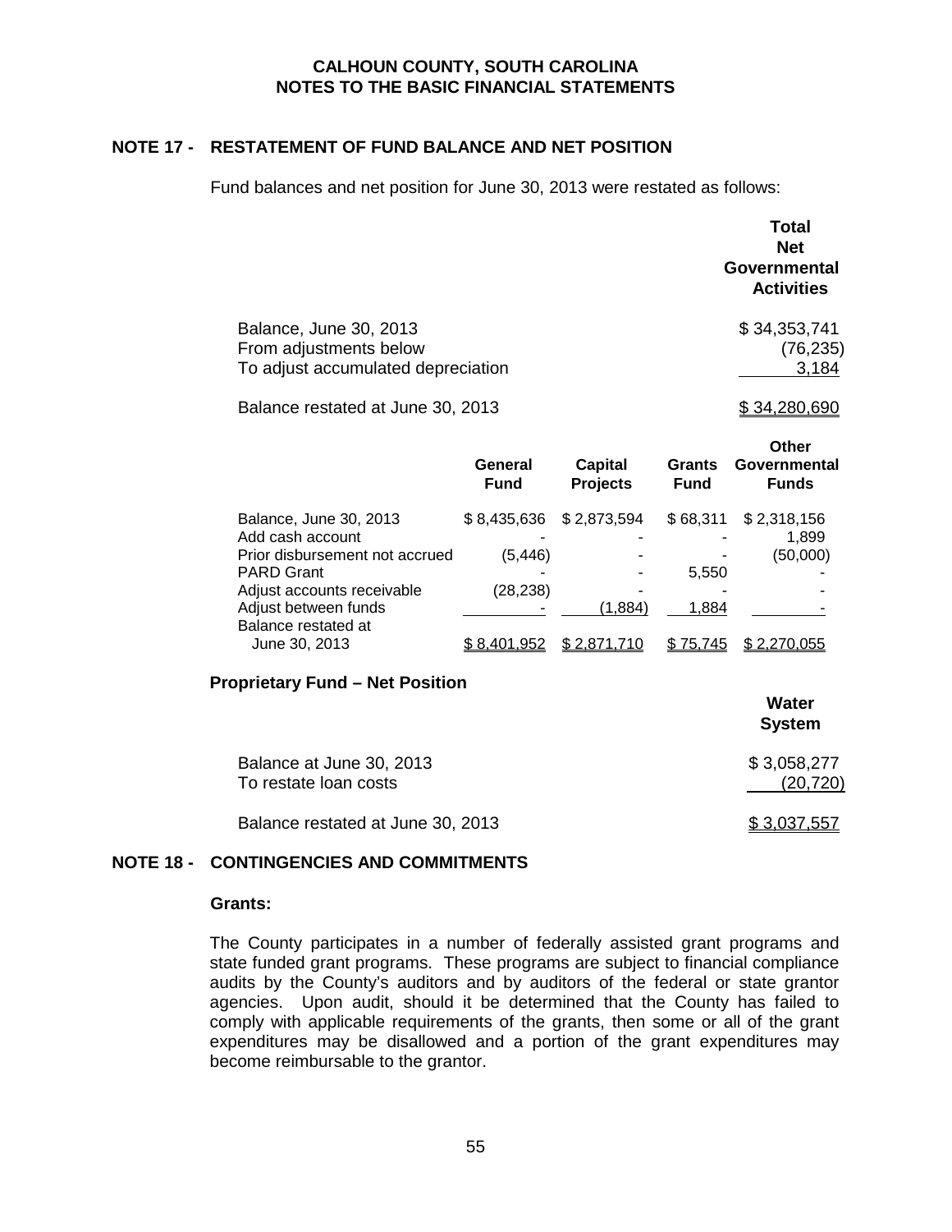CALHOUN COUNTY, SOUTH CAROLINA
NOTES TO THE BASIC FINANCIAL STATEMENTS

## NOTE 17 - RESTATEMENT OF FUND BALANCE AND NET POSITION

Fund balances and net position for June 30, 2013 were restated as follows:

| | Total Net Governmental Activities |
|---|---|
| Balance, June 30, 2013 | $ 34,353,741 |
| From adjustments below | (76,235) |
| To adjust accumulated depreciation | 3,184 |
| Balance restated at June 30, 2013 | $ 34,280,690 |

| | General Fund | Capital Projects | Grants Fund | Other Governmental Funds |
|---|---|---|---|---|
| Balance, June 30, 2013 | $ 8,435,636 | $ 2,873,594 | $ 68,311 | $ 2,318,156 |
| Add cash account | - | - | - | 1,899 |
| Prior disbursement not accrued | (5,446) | - | - | (50,000) |
| PARD Grant | - | - | 5,550 | - |
| Adjust accounts receivable | (28,238) | - | - | - |
| Adjust between funds | - | (1,884) | 1,884 | - |
| Balance restated at June 30, 2013 | $ 8,401,952 | $ 2,871,710 | $ 75,745 | $ 2,270,055 |

**Proprietary Fund – Net Position**

| | Water System |
|---|---|
| Balance at June 30, 2013 | $ 3,058,277 |
| To restate loan costs | (20,720) |
| Balance restated at June 30, 2013 | $ 3,037,557 |

## NOTE 18 - CONTINGENCIES AND COMMITMENTS

**Grants:**

The County participates in a number of federally assisted grant programs and state funded grant programs. These programs are subject to financial compliance audits by the County's auditors and by auditors of the federal or state grantor agencies. Upon audit, should it be determined that the County has failed to comply with applicable requirements of the grants, then some or all of the grant expenditures may be disallowed and a portion of the grant expenditures may become reimbursable to the grantor.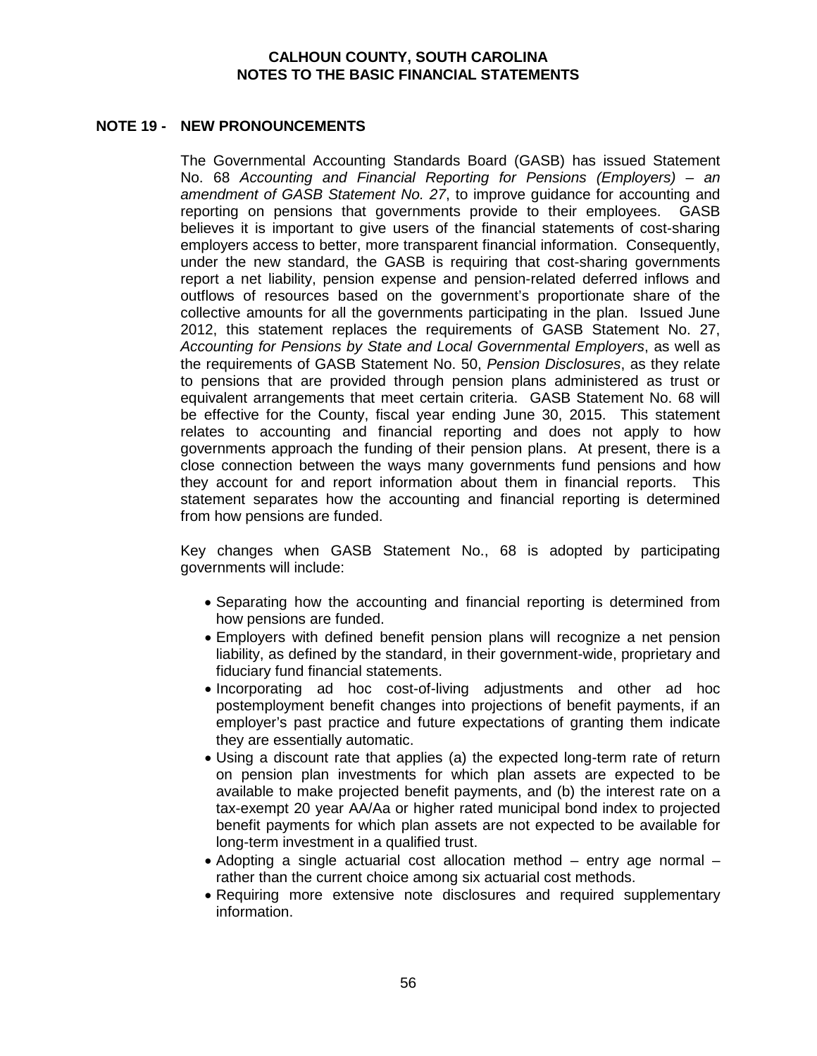## NOTE 19 - NEW PRONOUNCEMENTS

The Governmental Accounting Standards Board (GASB) has issued Statement No. 68 *Accounting and Financial Reporting for Pensions (Employers) – an amendment of GASB Statement No. 27*, to improve guidance for accounting and reporting on pensions that governments provide to their employees. GASB believes it is important to give users of the financial statements of cost-sharing employers access to better, more transparent financial information. Consequently, under the new standard, the GASB is requiring that cost-sharing governments report a net liability, pension expense and pension-related deferred inflows and outflows of resources based on the government's proportionate share of the collective amounts for all the governments participating in the plan. Issued June 2012, this statement replaces the requirements of GASB Statement No. 27, *Accounting for Pensions by State and Local Governmental Employers*, as well as the requirements of GASB Statement No. 50, *Pension Disclosures*, as they relate to pensions that are provided through pension plans administered as trust or equivalent arrangements that meet certain criteria. GASB Statement No. 68 will be effective for the County, fiscal year ending June 30, 2015. This statement relates to accounting and financial reporting and does not apply to how governments approach the funding of their pension plans. At present, there is a close connection between the ways many governments fund pensions and how they account for and report information about them in financial reports. This statement separates how the accounting and financial reporting is determined from how pensions are funded.

Key changes when GASB Statement No., 68 is adopted by participating governments will include:

- Separating how the accounting and financial reporting is determined from how pensions are funded.
- Employers with defined benefit pension plans will recognize a net pension liability, as defined by the standard, in their government-wide, proprietary and fiduciary fund financial statements.
- Incorporating ad hoc cost-of-living adjustments and other ad hoc postemployment benefit changes into projections of benefit payments, if an employer's past practice and future expectations of granting them indicate they are essentially automatic.
- Using a discount rate that applies (a) the expected long-term rate of return on pension plan investments for which plan assets are expected to be available to make projected benefit payments, and (b) the interest rate on a tax-exempt 20 year AA/Aa or higher rated municipal bond index to projected benefit payments for which plan assets are not expected to be available for long-term investment in a qualified trust.
- Adopting a single actuarial cost allocation method – entry age normal – rather than the current choice among six actuarial cost methods.
- Requiring more extensive note disclosures and required supplementary information.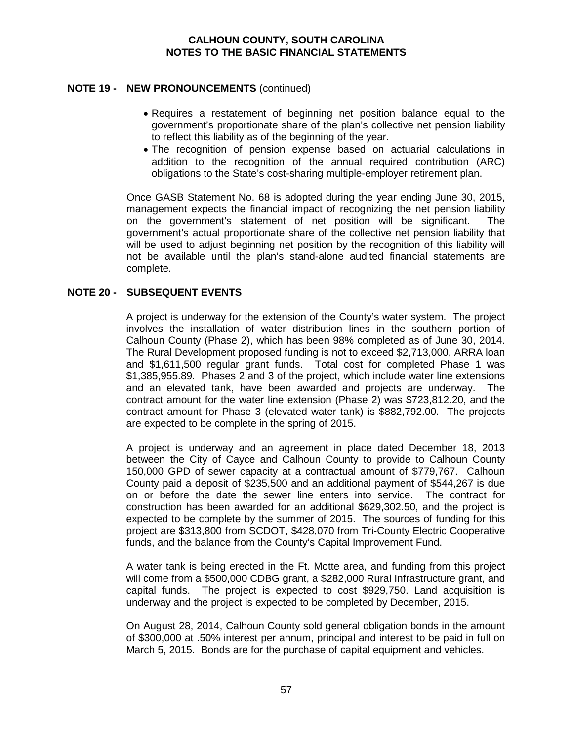## NOTE 19 - NEW PRONOUNCEMENTS (continued)

- Requires a restatement of beginning net position balance equal to the government's proportionate share of the plan's collective net pension liability to reflect this liability as of the beginning of the year.
- The recognition of pension expense based on actuarial calculations in addition to the recognition of the annual required contribution (ARC) obligations to the State's cost-sharing multiple-employer retirement plan.

Once GASB Statement No. 68 is adopted during the year ending June 30, 2015, management expects the financial impact of recognizing the net pension liability on the government's statement of net position will be significant. The government's actual proportionate share of the collective net pension liability that will be used to adjust beginning net position by the recognition of this liability will not be available until the plan's stand-alone audited financial statements are complete.

## NOTE 20 - SUBSEQUENT EVENTS

A project is underway for the extension of the County's water system. The project involves the installation of water distribution lines in the southern portion of Calhoun County (Phase 2), which has been 98% completed as of June 30, 2014. The Rural Development proposed funding is not to exceed $2,713,000, ARRA loan and $1,611,500 regular grant funds. Total cost for completed Phase 1 was $1,385,955.89. Phases 2 and 3 of the project, which include water line extensions and an elevated tank, have been awarded and projects are underway. The contract amount for the water line extension (Phase 2) was $723,812.20, and the contract amount for Phase 3 (elevated water tank) is $882,792.00. The projects are expected to be complete in the spring of 2015.

A project is underway and an agreement in place dated December 18, 2013 between the City of Cayce and Calhoun County to provide to Calhoun County 150,000 GPD of sewer capacity at a contractual amount of $779,767. Calhoun County paid a deposit of $235,500 and an additional payment of $544,267 is due on or before the date the sewer line enters into service. The contract for construction has been awarded for an additional $629,302.50, and the project is expected to be complete by the summer of 2015. The sources of funding for this project are $313,800 from SCDOT, $428,070 from Tri-County Electric Cooperative funds, and the balance from the County's Capital Improvement Fund.

A water tank is being erected in the Ft. Motte area, and funding from this project will come from a $500,000 CDBG grant, a $282,000 Rural Infrastructure grant, and capital funds. The project is expected to cost $929,750. Land acquisition is underway and the project is expected to be completed by December, 2015.

On August 28, 2014, Calhoun County sold general obligation bonds in the amount of $300,000 at .50% interest per annum, principal and interest to be paid in full on March 5, 2015. Bonds are for the purchase of capital equipment and vehicles.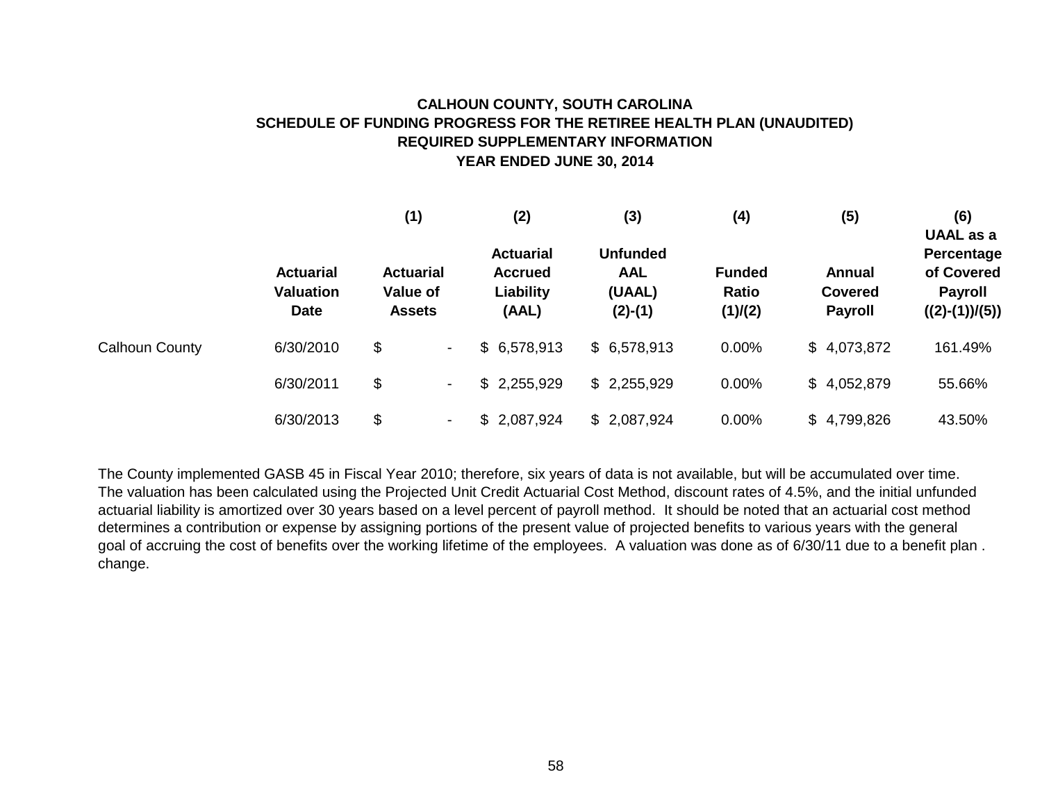# CALHOUN COUNTY, SOUTH CAROLINA
## SCHEDULE OF FUNDING PROGRESS FOR THE RETIREE HEALTH PLAN (UNAUDITED)
## REQUIRED SUPPLEMENTARY INFORMATION
## YEAR ENDED JUNE 30, 2014

| | | (1) | (2) | (3) | (4) | (5) | (6) |
|---|---|---|---|---|---|---|---|
| | **Actuarial Valuation Date** | **Actuarial Value of Assets** | **Actuarial Accrued Liability (AAL)** | **Unfunded AAL (UAAL) (2)-(1)** | **Funded Ratio (1)/(2)** | **Annual Covered Payroll** | **UAAL as a Percentage of Covered Payroll ((2)-(1))/(5))** |
| Calhoun County | 6/30/2010 | $ - | $ 6,578,913 | $ 6,578,913 | 0.00% | $ 4,073,872 | 161.49% |
| | 6/30/2011 | $ - | $ 2,255,929 | $ 2,255,929 | 0.00% | $ 4,052,879 | 55.66% |
| | 6/30/2013 | $ - | $ 2,087,924 | $ 2,087,924 | 0.00% | $ 4,799,826 | 43.50% |

The County implemented GASB 45 in Fiscal Year 2010; therefore, six years of data is not available, but will be accumulated over time. The valuation has been calculated using the Projected Unit Credit Actuarial Cost Method, discount rates of 4.5%, and the initial unfunded actuarial liability is amortized over 30 years based on a level percent of payroll method. It should be noted that an actuarial cost method determines a contribution or expense by assigning portions of the present value of projected benefits to various years with the general goal of accruing the cost of benefits over the working lifetime of the employees. A valuation was done as of 6/30/11 due to a benefit plan . change.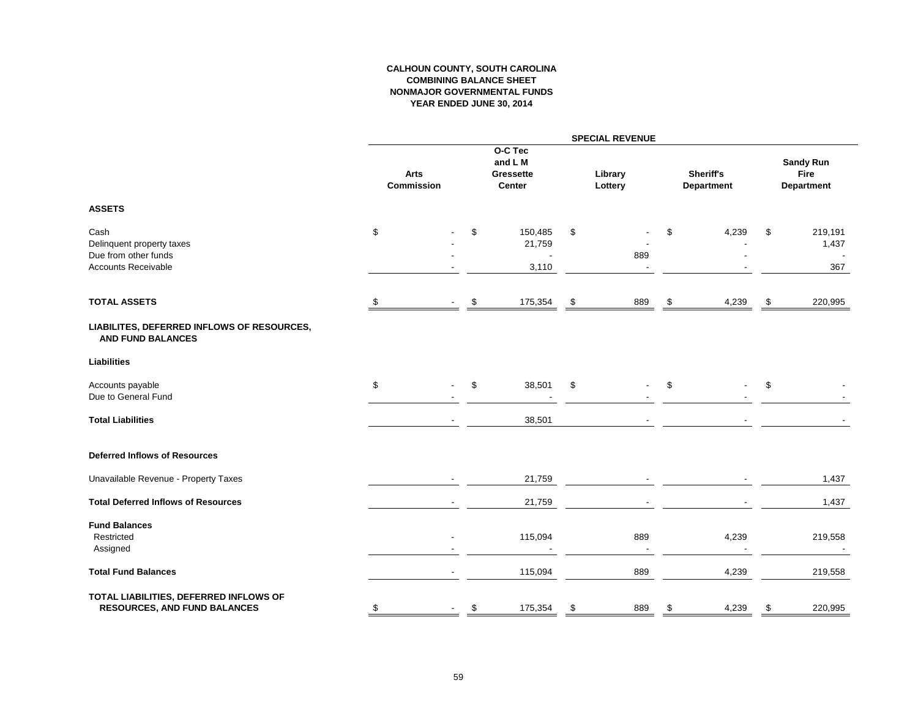# CALHOUN COUNTY, SOUTH CAROLINA
## COMBINING BALANCE SHEET
## NONMAJOR GOVERNMENTAL FUNDS
## YEAR ENDED JUNE 30, 2014

| | SPECIAL REVENUE | | | | |
|---|---|---|---|---|---|
| | Arts Commission | O-C Tec and L M Gressette Center | Library Lottery | Sheriff's Department | Sandy Run Fire Department |
| **ASSETS** | | | | | |
| Cash | $ - | $ 150,485 | $ - | $ 4,239 | $ 219,191 |
| Delinquent property taxes | - | 21,759 | - | - | 1,437 |
| Due from other funds | - | - | 889 | - | - |
| Accounts Receivable | - | 3,110 | - | - | 367 |
| **TOTAL ASSETS** | $ - | $ 175,354 | $ 889 | $ 4,239 | $ 220,995 |
| **LIABILITES, DEFERRED INFLOWS OF RESOURCES, AND FUND BALANCES** | | | | | |
| **Liabilities** | | | | | |
| Accounts payable | $ - | $ 38,501 | $ - | $ - | $ - |
| Due to General Fund | - | - | - | - | - |
| **Total Liabilities** | - | 38,501 | - | - | - |
| **Deferred Inflows of Resources** | | | | | |
| Unavailable Revenue - Property Taxes | - | 21,759 | - | - | 1,437 |
| **Total Deferred Inflows of Resources** | - | 21,759 | - | - | 1,437 |
| **Fund Balances** | | | | | |
| Restricted | - | 115,094 | 889 | 4,239 | 219,558 |
| Assigned | - | - | - | - | - |
| **Total Fund Balances** | - | 115,094 | 889 | 4,239 | 219,558 |
| **TOTAL LIABILITIES, DEFERRED INFLOWS OF RESOURCES, AND FUND BALANCES** | $ - | $ 175,354 | $ 889 | $ 4,239 | $ 220,995 |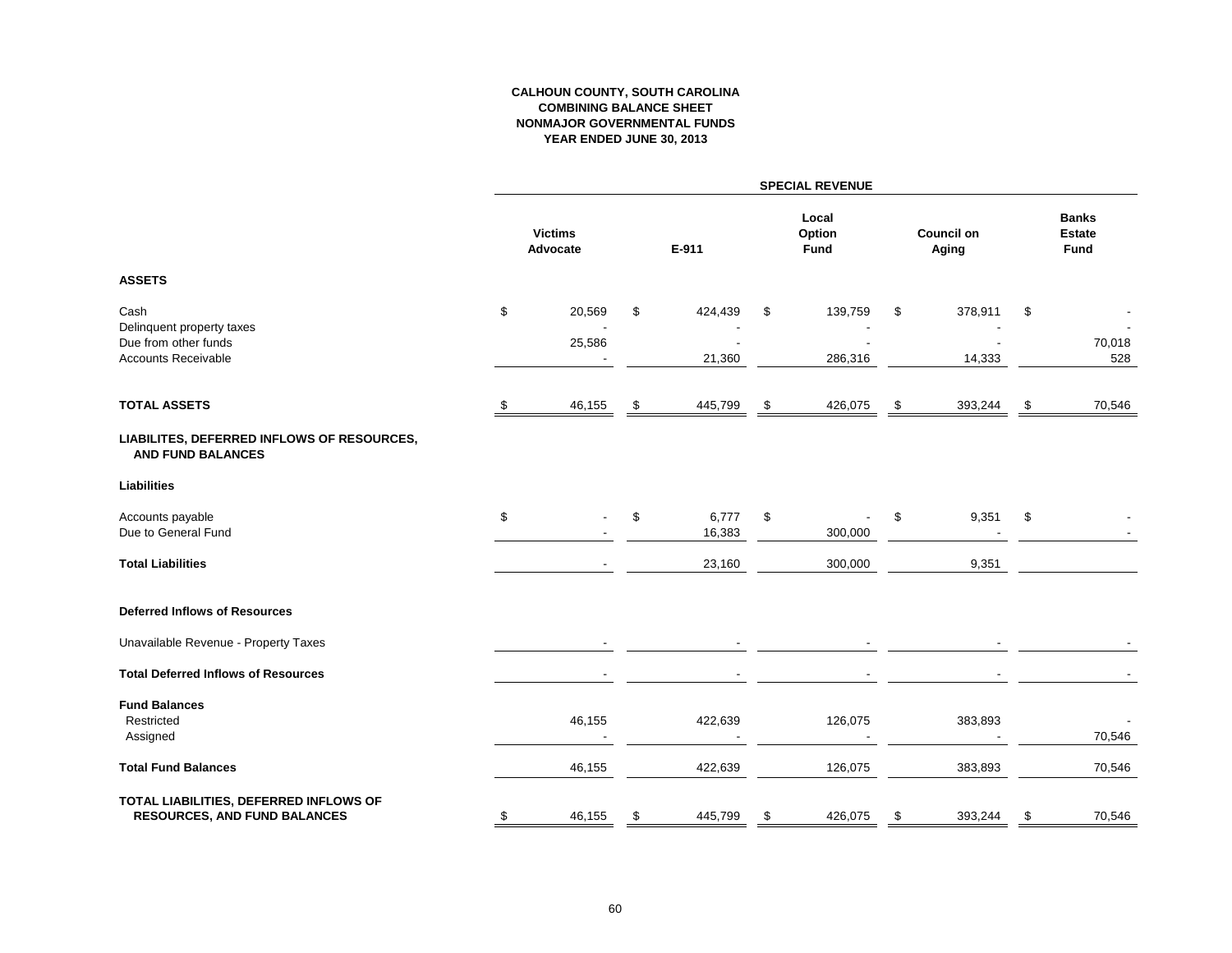**CALHOUN COUNTY, SOUTH CAROLINA**
**COMBINING BALANCE SHEET**
**NONMAJOR GOVERNMENTAL FUNDS**
**YEAR ENDED JUNE 30, 2013**

| | SPECIAL REVENUE | | | | |
|---|---|---|---|---|---|
| | **Victims Advocate** | **E-911** | **Local Option Fund** | **Council on Aging** | **Banks Estate Fund** |
| **ASSETS** | | | | | |
| Cash | $ 20,569 | $ 424,439 | $ 139,759 | $ 378,911 | $ - |
| Delinquent property taxes | - | - | - | - | - |
| Due from other funds | 25,586 | - | - | - | 70,018 |
| Accounts Receivable | - | 21,360 | 286,316 | 14,333 | 528 |
| **TOTAL ASSETS** | $ 46,155 | $ 445,799 | $ 426,075 | $ 393,244 | $ 70,546 |
| **LIABILITES, DEFERRED INFLOWS OF RESOURCES, AND FUND BALANCES** | | | | | |
| **Liabilities** | | | | | |
| Accounts payable | $ - | $ 6,777 | $ - | $ 9,351 | $ - |
| Due to General Fund | - | 16,383 | 300,000 | - | - |
| **Total Liabilities** | - | 23,160 | 300,000 | 9,351 | |
| **Deferred Inflows of Resources** | | | | | |
| Unavailable Revenue - Property Taxes | - | - | - | - | - |
| **Total Deferred Inflows of Resources** | - | - | - | - | - |
| **Fund Balances** | | | | | |
| Restricted | 46,155 | 422,639 | 126,075 | 383,893 | - |
| Assigned | - | - | - | - | 70,546 |
| **Total Fund Balances** | 46,155 | 422,639 | 126,075 | 383,893 | 70,546 |
| **TOTAL LIABILITIES, DEFERRED INFLOWS OF RESOURCES, AND FUND BALANCES** | $ 46,155 | $ 445,799 | $ 426,075 | $ 393,244 | $ 70,546 |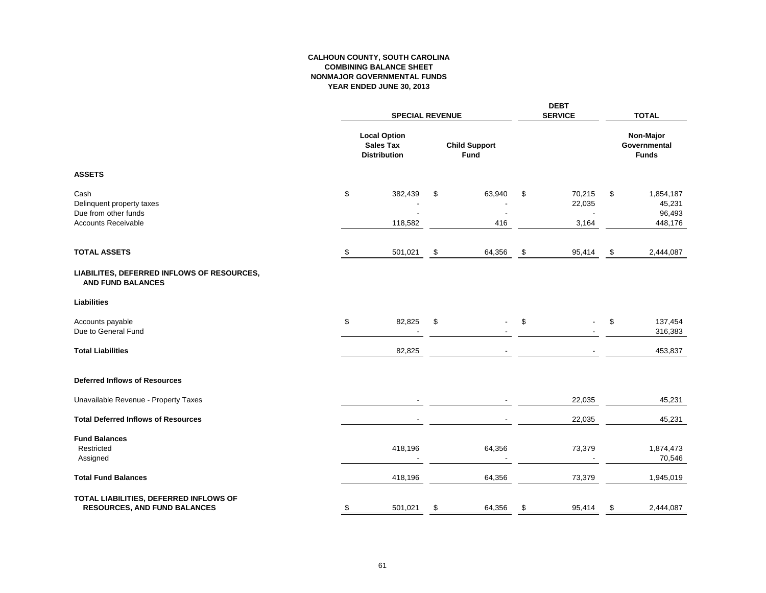**CALHOUN COUNTY, SOUTH CAROLINA**
**COMBINING BALANCE SHEET**
**NONMAJOR GOVERNMENTAL FUNDS**
**YEAR ENDED JUNE 30, 2013**

| | SPECIAL REVENUE | | DEBT SERVICE | TOTAL |
|---|---|---|---|---|
| | Local Option Sales Tax Distribution | Child Support Fund | | Non-Major Governmental Funds |
| **ASSETS** | | | | |
| Cash | $ 382,439 | $ 63,940 | $ 70,215 | $ 1,854,187 |
| Delinquent property taxes | - | - | 22,035 | 45,231 |
| Due from other funds | - | - | - | 96,493 |
| Accounts Receivable | 118,582 | 416 | 3,164 | 448,176 |
| **TOTAL ASSETS** | $ 501,021 | $ 64,356 | $ 95,414 | $ 2,444,087 |
| **LIABILITES, DEFERRED INFLOWS OF RESOURCES, AND FUND BALANCES** | | | | |
| **Liabilities** | | | | |
| Accounts payable | $ 82,825 | $ - | $ - | $ 137,454 |
| Due to General Fund | - | - | - | 316,383 |
| **Total Liabilities** | 82,825 | - | - | 453,837 |
| **Deferred Inflows of Resources** | | | | |
| Unavailable Revenue - Property Taxes | - | - | 22,035 | 45,231 |
| **Total Deferred Inflows of Resources** | - | - | 22,035 | 45,231 |
| **Fund Balances** | | | | |
| Restricted | 418,196 | 64,356 | 73,379 | 1,874,473 |
| Assigned | - | - | - | 70,546 |
| **Total Fund Balances** | 418,196 | 64,356 | 73,379 | 1,945,019 |
| **TOTAL LIABILITIES, DEFERRED INFLOWS OF RESOURCES, AND FUND BALANCES** | $ 501,021 | $ 64,356 | $ 95,414 | $ 2,444,087 |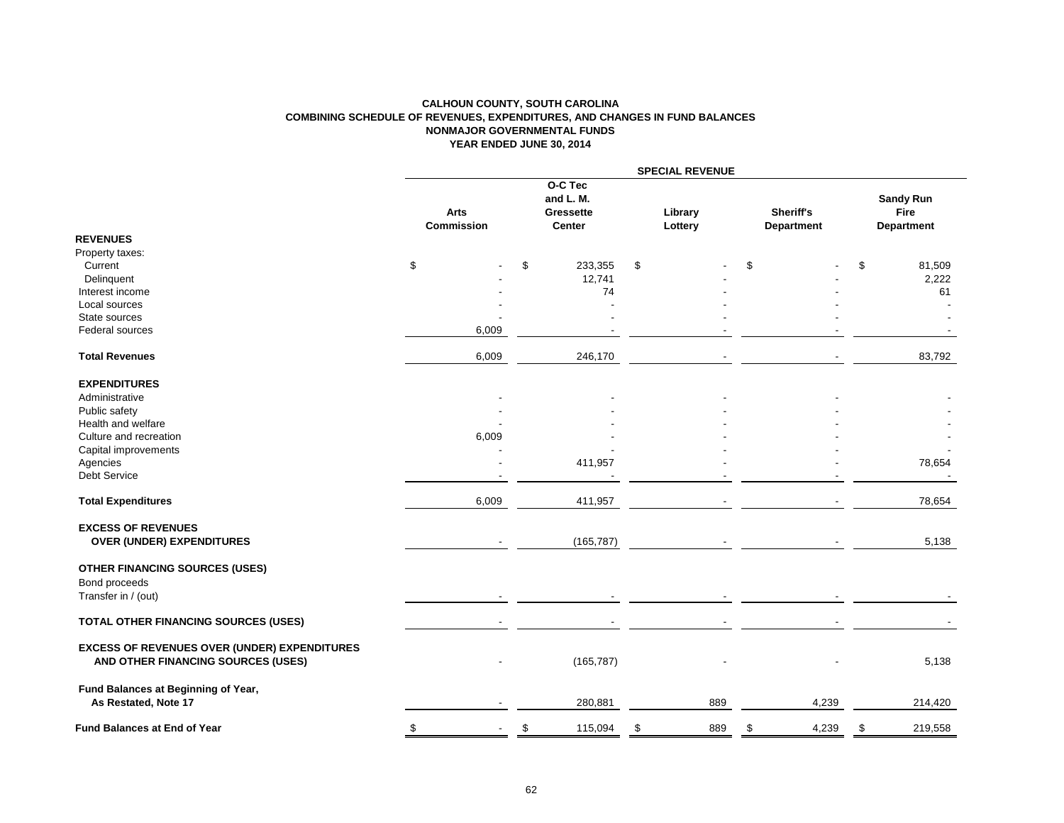# CALHOUN COUNTY, SOUTH CAROLINA
## COMBINING SCHEDULE OF REVENUES, EXPENDITURES, AND CHANGES IN FUND BALANCES
## NONMAJOR GOVERNMENTAL FUNDS
## YEAR ENDED JUNE 30, 2014

| | SPECIAL REVENUE | | | | |
|---|---|---|---|---|---|
| | Arts Commission | O-C Tec and L. M. Gressette Center | Library Lottery | Sheriff's Department | Sandy Run Fire Department |
| **REVENUES** | | | | | |
| Property taxes: | | | | | |
| Current | $ - | $ 233,355 | $ - | $ - | $ 81,509 |
| Delinquent | - | 12,741 | - | - | 2,222 |
| Interest income | - | 74 | - | - | 61 |
| Local sources | - | - | - | - | - |
| State sources | - | - | - | - | - |
| Federal sources | 6,009 | - | - | - | - |
| **Total Revenues** | 6,009 | 246,170 | - | - | 83,792 |
| **EXPENDITURES** | | | | | |
| Administrative | - | - | - | - | - |
| Public safety | - | - | - | - | - |
| Health and welfare | - | - | - | - | - |
| Culture and recreation | 6,009 | - | - | - | - |
| Capital improvements | - | - | - | - | - |
| Agencies | - | 411,957 | - | - | 78,654 |
| Debt Service | - | - | - | - | - |
| **Total Expenditures** | 6,009 | 411,957 | - | - | 78,654 |
| **EXCESS OF REVENUES OVER (UNDER) EXPENDITURES** | - | (165,787) | - | - | 5,138 |
| **OTHER FINANCING SOURCES (USES)** | | | | | |
| Bond proceeds | | | | | |
| Transfer in / (out) | - | - | - | - | - |
| **TOTAL OTHER FINANCING SOURCES (USES)** | - | - | - | - | - |
| **EXCESS OF REVENUES OVER (UNDER) EXPENDITURES AND OTHER FINANCING SOURCES (USES)** | - | (165,787) | - | - | 5,138 |
| **Fund Balances at Beginning of Year, As Restated, Note 17** | - | 280,881 | 889 | 4,239 | 214,420 |
| **Fund Balances at End of Year** | $ - | $ 115,094 | $ 889 | $ 4,239 | $ 219,558 |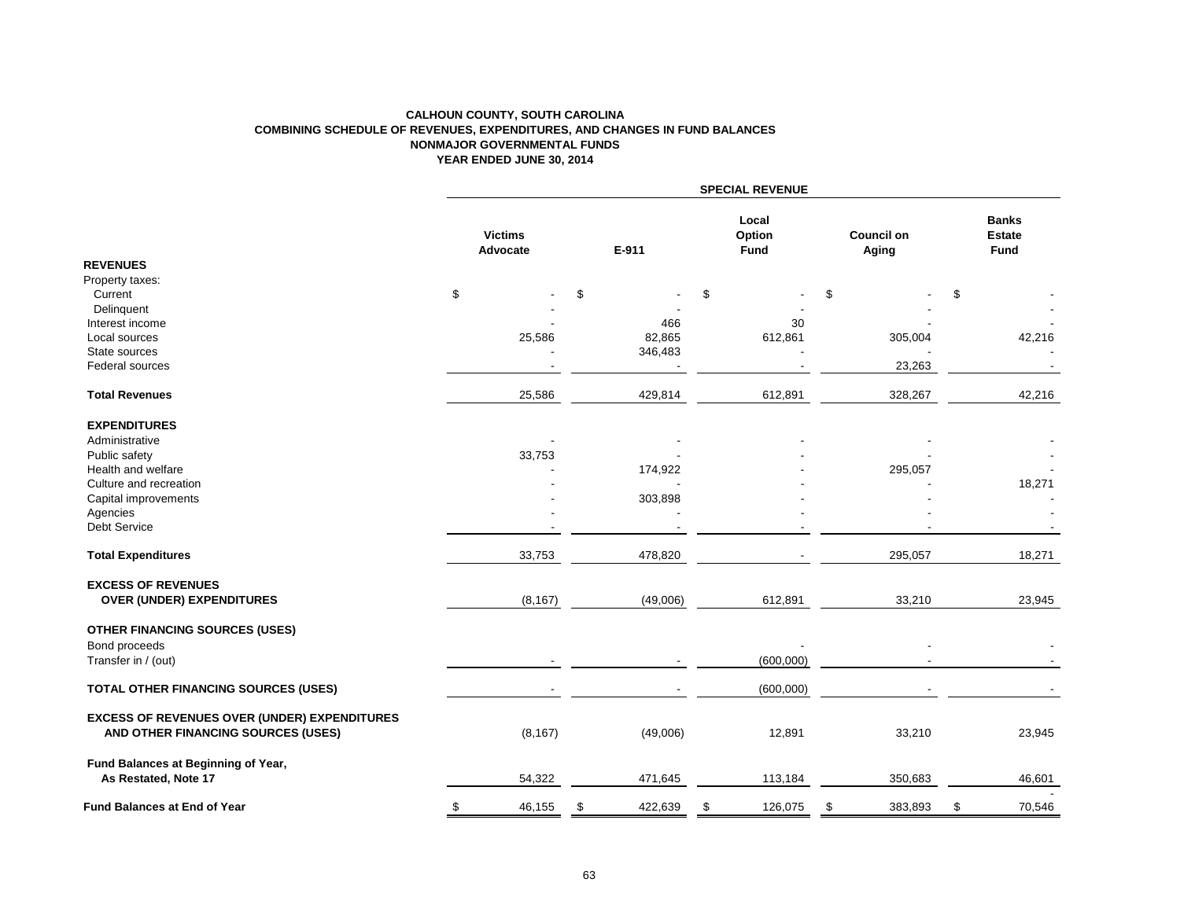**CALHOUN COUNTY, SOUTH CAROLINA**
**COMBINING SCHEDULE OF REVENUES, EXPENDITURES, AND CHANGES IN FUND BALANCES**
**NONMAJOR GOVERNMENTAL FUNDS**
**YEAR ENDED JUNE 30, 2014**

| | SPECIAL REVENUE | | | | |
|---|---|---|---|---|---|
| | **Victims Advocate** | **E-911** | **Local Option Fund** | **Council on Aging** | **Banks Estate Fund** |
| **REVENUES** | | | | | |
| Property taxes: | | | | | |
| Current | $ - | $ - | $ - | $ - | $ - |
| Delinquent | - | - | - | - | - |
| Interest income | - | 466 | 30 | - | - |
| Local sources | 25,586 | 82,865 | 612,861 | 305,004 | 42,216 |
| State sources | - | 346,483 | - | - | - |
| Federal sources | - | - | - | 23,263 | - |
| **Total Revenues** | 25,586 | 429,814 | 612,891 | 328,267 | 42,216 |
| **EXPENDITURES** | | | | | |
| Administrative | - | - | - | - | - |
| Public safety | 33,753 | - | - | - | - |
| Health and welfare | - | 174,922 | - | 295,057 | - |
| Culture and recreation | - | - | - | - | 18,271 |
| Capital improvements | - | 303,898 | - | - | - |
| Agencies | - | - | - | - | - |
| Debt Service | - | - | - | - | - |
| **Total Expenditures** | 33,753 | 478,820 | - | 295,057 | 18,271 |
| **EXCESS OF REVENUES OVER (UNDER) EXPENDITURES** | (8,167) | (49,006) | 612,891 | 33,210 | 23,945 |
| **OTHER FINANCING SOURCES (USES)** | | | | | |
| Bond proceeds | | | - | - | - |
| Transfer in / (out) | - | - | (600,000) | - | - |
| **TOTAL OTHER FINANCING SOURCES (USES)** | - | - | (600,000) | - | - |
| **EXCESS OF REVENUES OVER (UNDER) EXPENDITURES AND OTHER FINANCING SOURCES (USES)** | (8,167) | (49,006) | 12,891 | 33,210 | 23,945 |
| **Fund Balances at Beginning of Year, As Restated, Note 17** | 54,322 | 471,645 | 113,184 | 350,683 | 46,601 |
| **Fund Balances at End of Year** | $ 46,155 | $ 422,639 | $ 126,075 | $ 383,893 | $ 70,546 |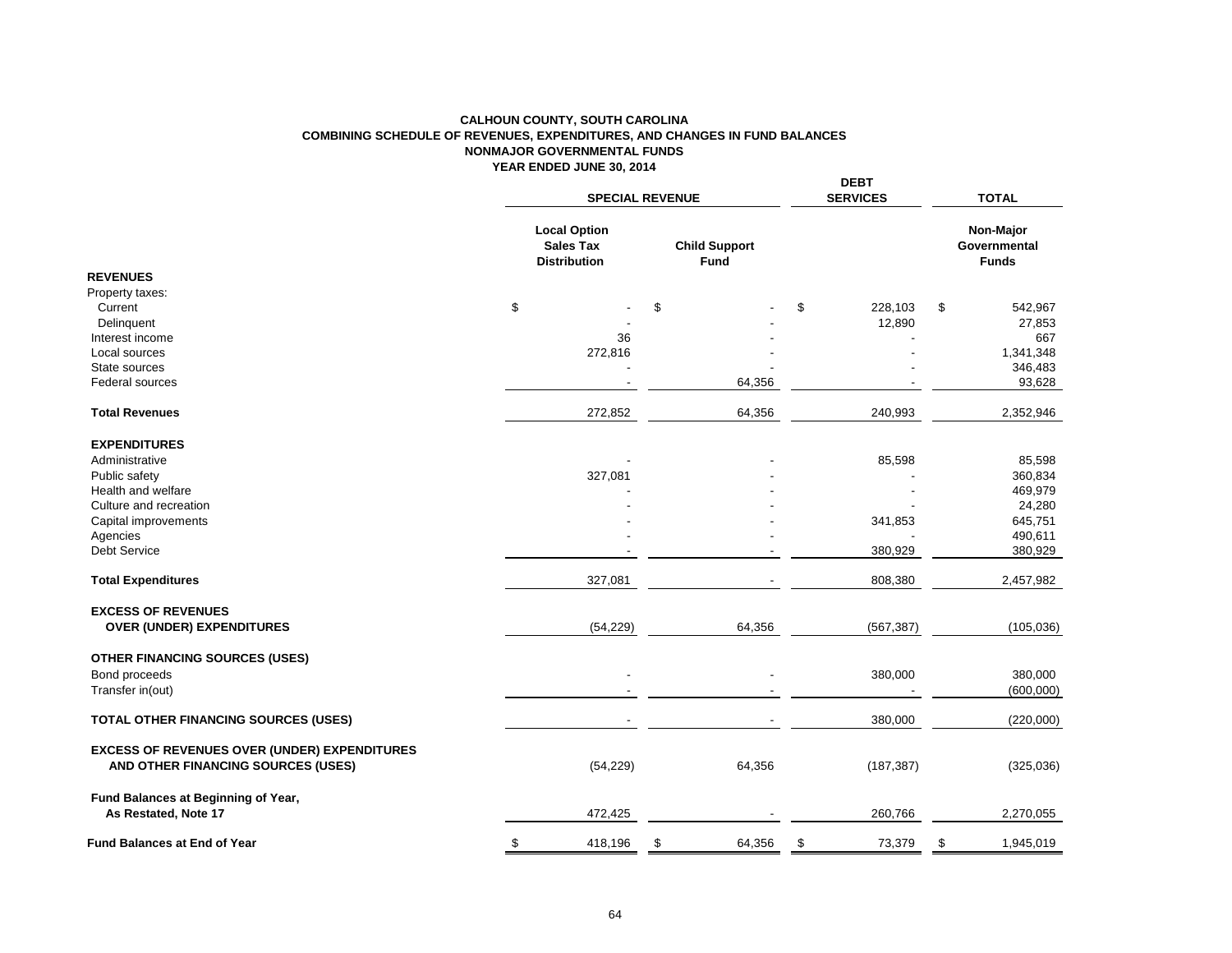# CALHOUN COUNTY, SOUTH CAROLINA
## COMBINING SCHEDULE OF REVENUES, EXPENDITURES, AND CHANGES IN FUND BALANCES
## NONMAJOR GOVERNMENTAL FUNDS
## YEAR ENDED JUNE 30, 2014

| | SPECIAL REVENUE | | DEBT SERVICES | TOTAL |
|---|---|---|---|---|
| | Local Option Sales Tax Distribution | Child Support Fund | | Non-Major Governmental Funds |
| **REVENUES** | | | | |
| Property taxes: | | | | |
| Current | $ - | $ - | $ 228,103 | $ 542,967 |
| Delinquent | - | - | 12,890 | 27,853 |
| Interest income | 36 | - | - | 667 |
| Local sources | 272,816 | - | - | 1,341,348 |
| State sources | - | - | - | 346,483 |
| Federal sources | - | 64,356 | - | 93,628 |
| **Total Revenues** | 272,852 | 64,356 | 240,993 | 2,352,946 |
| **EXPENDITURES** | | | | |
| Administrative | - | - | 85,598 | 85,598 |
| Public safety | 327,081 | - | - | 360,834 |
| Health and welfare | - | - | - | 469,979 |
| Culture and recreation | - | - | - | 24,280 |
| Capital improvements | - | - | 341,853 | 645,751 |
| Agencies | - | - | - | 490,611 |
| Debt Service | - | - | 380,929 | 380,929 |
| **Total Expenditures** | 327,081 | - | 808,380 | 2,457,982 |
| **EXCESS OF REVENUES OVER (UNDER) EXPENDITURES** | (54,229) | 64,356 | (567,387) | (105,036) |
| **OTHER FINANCING SOURCES (USES)** | | | | |
| Bond proceeds | - | - | 380,000 | 380,000 |
| Transfer in(out) | - | - | - | (600,000) |
| **TOTAL OTHER FINANCING SOURCES (USES)** | - | - | 380,000 | (220,000) |
| **EXCESS OF REVENUES OVER (UNDER) EXPENDITURES AND OTHER FINANCING SOURCES (USES)** | (54,229) | 64,356 | (187,387) | (325,036) |
| **Fund Balances at Beginning of Year, As Restated, Note 17** | 472,425 | - | 260,766 | 2,270,055 |
| **Fund Balances at End of Year** | $ 418,196 | $ 64,356 | $ 73,379 | $ 1,945,019 |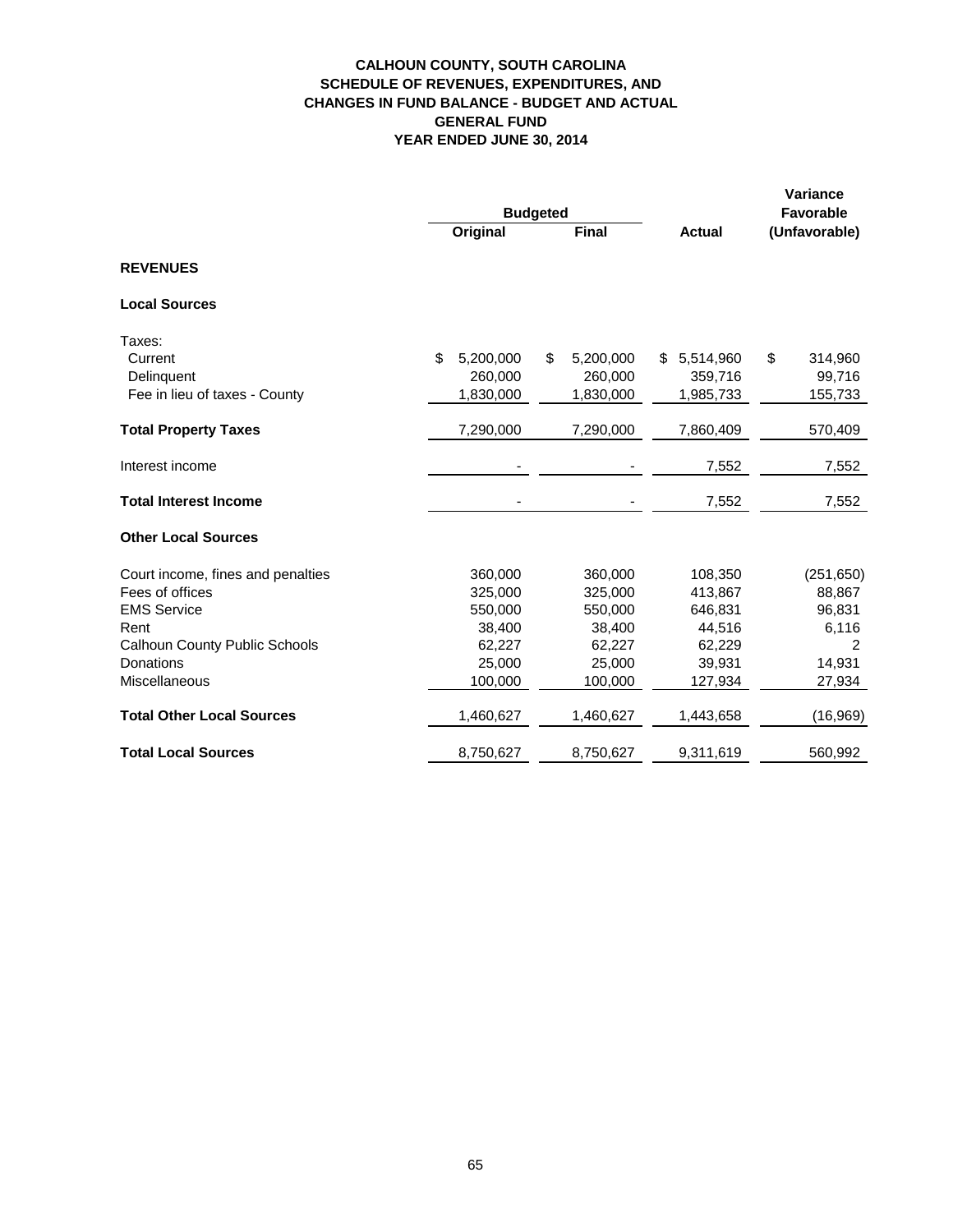**CALHOUN COUNTY, SOUTH CAROLINA**
**SCHEDULE OF REVENUES, EXPENDITURES, AND**
**CHANGES IN FUND BALANCE - BUDGET AND ACTUAL**
**GENERAL FUND**
**YEAR ENDED JUNE 30, 2014**

| | Budgeted | | | Variance Favorable |
|---|---|---|---|---|
| | **Original** | **Final** | **Actual** | **(Unfavorable)** |
| **REVENUES** | | | | |
| **Local Sources** | | | | |
| Taxes: | | | | |
| Current | $ 5,200,000 | $ 5,200,000 | $ 5,514,960 | $ 314,960 |
| Delinquent | 260,000 | 260,000 | 359,716 | 99,716 |
| Fee in lieu of taxes - County | 1,830,000 | 1,830,000 | 1,985,733 | 155,733 |
| **Total Property Taxes** | 7,290,000 | 7,290,000 | 7,860,409 | 570,409 |
| Interest income | - | - | 7,552 | 7,552 |
| **Total Interest Income** | - | - | 7,552 | 7,552 |
| **Other Local Sources** | | | | |
| Court income, fines and penalties | 360,000 | 360,000 | 108,350 | (251,650) |
| Fees of offices | 325,000 | 325,000 | 413,867 | 88,867 |
| EMS Service | 550,000 | 550,000 | 646,831 | 96,831 |
| Rent | 38,400 | 38,400 | 44,516 | 6,116 |
| Calhoun County Public Schools | 62,227 | 62,227 | 62,229 | 2 |
| Donations | 25,000 | 25,000 | 39,931 | 14,931 |
| Miscellaneous | 100,000 | 100,000 | 127,934 | 27,934 |
| **Total Other Local Sources** | 1,460,627 | 1,460,627 | 1,443,658 | (16,969) |
| **Total Local Sources** | 8,750,627 | 8,750,627 | 9,311,619 | 560,992 |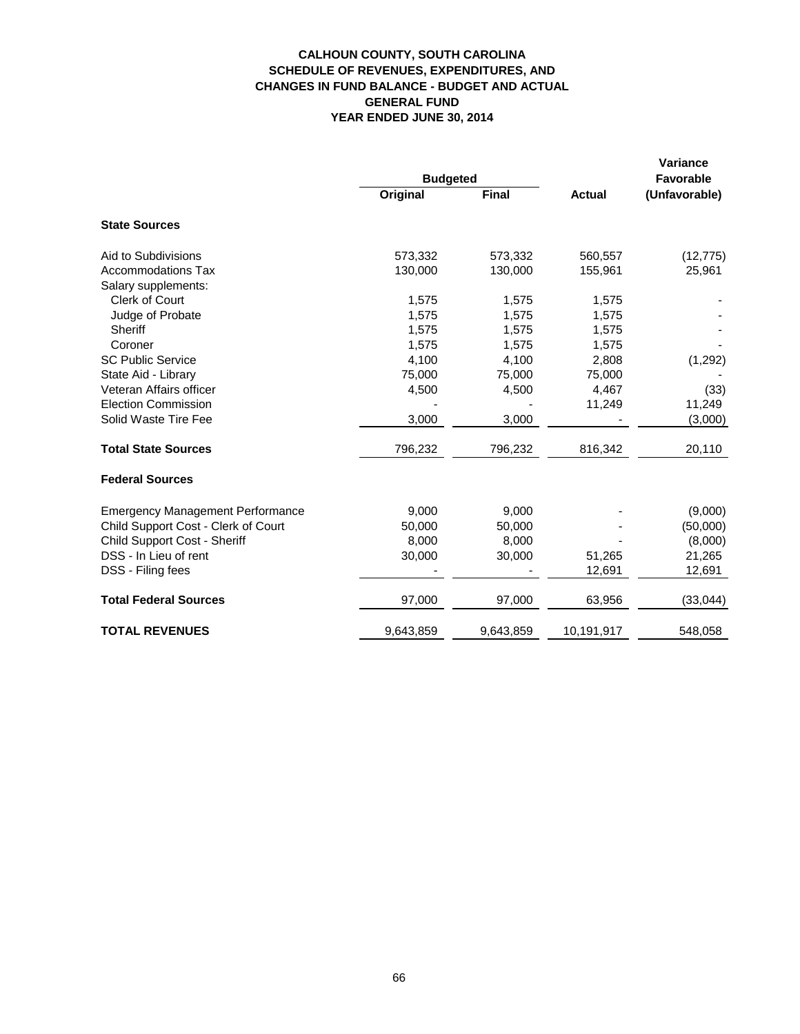# CALHOUN COUNTY, SOUTH CAROLINA
## SCHEDULE OF REVENUES, EXPENDITURES, AND CHANGES IN FUND BALANCE - BUDGET AND ACTUAL
## GENERAL FUND
## YEAR ENDED JUNE 30, 2014

| | Budgeted | | | Variance Favorable |
|---|---|---|---|---|
| | Original | Final | Actual | (Unfavorable) |
| **State Sources** | | | | |
| Aid to Subdivisions | 573,332 | 573,332 | 560,557 | (12,775) |
| Accommodations Tax | 130,000 | 130,000 | 155,961 | 25,961 |
| Salary supplements: | | | | |
| Clerk of Court | 1,575 | 1,575 | 1,575 | - |
| Judge of Probate | 1,575 | 1,575 | 1,575 | - |
| Sheriff | 1,575 | 1,575 | 1,575 | - |
| Coroner | 1,575 | 1,575 | 1,575 | - |
| SC Public Service | 4,100 | 4,100 | 2,808 | (1,292) |
| State Aid - Library | 75,000 | 75,000 | 75,000 | - |
| Veteran Affairs officer | 4,500 | 4,500 | 4,467 | (33) |
| Election Commission | - | - | 11,249 | 11,249 |
| Solid Waste Tire Fee | 3,000 | 3,000 | - | (3,000) |
| **Total State Sources** | 796,232 | 796,232 | 816,342 | 20,110 |
| **Federal Sources** | | | | |
| Emergency Management Performance | 9,000 | 9,000 | - | (9,000) |
| Child Support Cost - Clerk of Court | 50,000 | 50,000 | - | (50,000) |
| Child Support Cost - Sheriff | 8,000 | 8,000 | - | (8,000) |
| DSS - In Lieu of rent | 30,000 | 30,000 | 51,265 | 21,265 |
| DSS - Filing fees | - | - | 12,691 | 12,691 |
| **Total Federal Sources** | 97,000 | 97,000 | 63,956 | (33,044) |
| **TOTAL REVENUES** | 9,643,859 | 9,643,859 | 10,191,917 | 548,058 |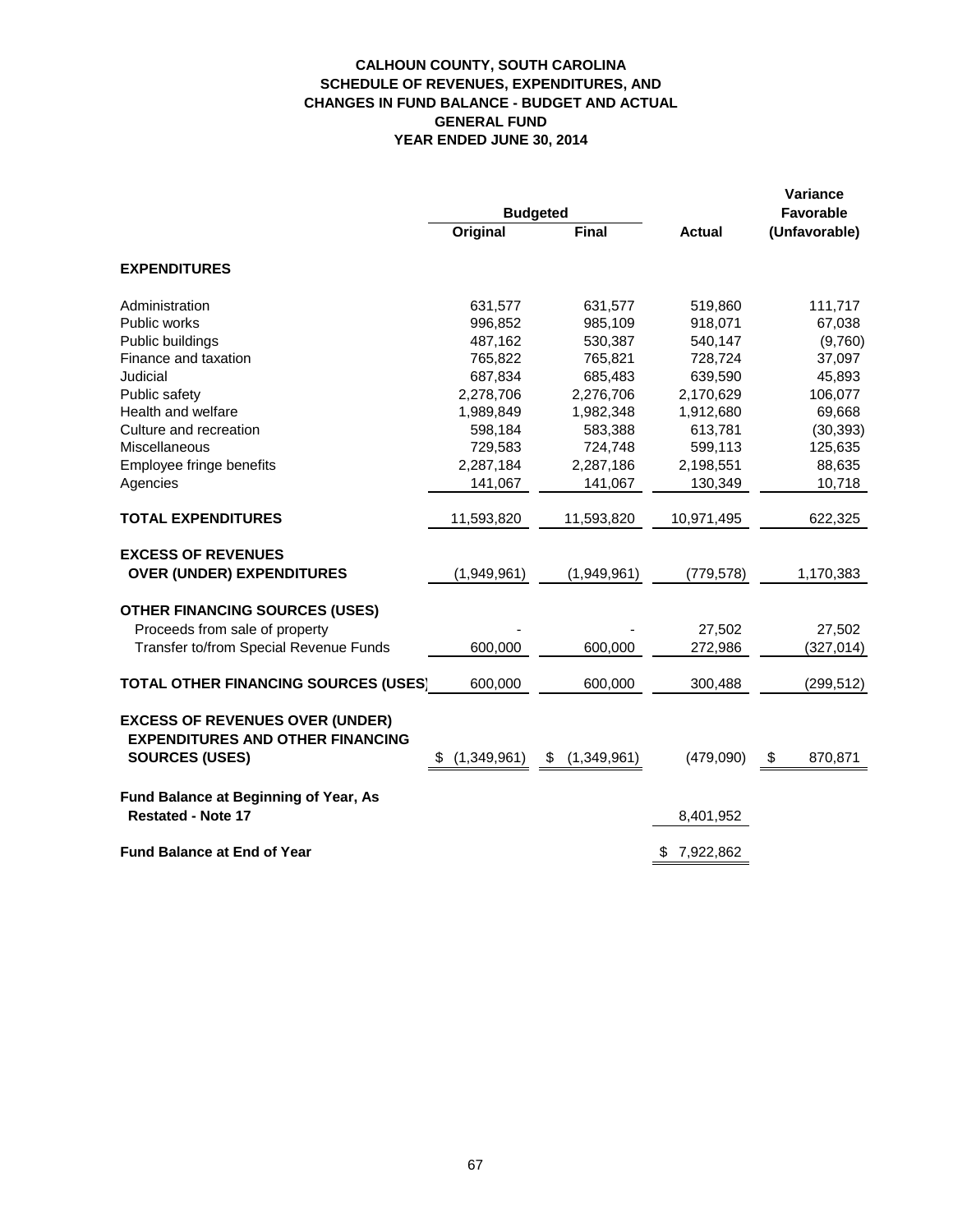# CALHOUN COUNTY, SOUTH CAROLINA
## SCHEDULE OF REVENUES, EXPENDITURES, AND CHANGES IN FUND BALANCE - BUDGET AND ACTUAL
## GENERAL FUND
## YEAR ENDED JUNE 30, 2014

| | Budgeted | | | Variance Favorable |
|---|---|---|---|---|
| | Original | Final | Actual | (Unfavorable) |
| **EXPENDITURES** | | | | |
| Administration | 631,577 | 631,577 | 519,860 | 111,717 |
| Public works | 996,852 | 985,109 | 918,071 | 67,038 |
| Public buildings | 487,162 | 530,387 | 540,147 | (9,760) |
| Finance and taxation | 765,822 | 765,821 | 728,724 | 37,097 |
| Judicial | 687,834 | 685,483 | 639,590 | 45,893 |
| Public safety | 2,278,706 | 2,276,706 | 2,170,629 | 106,077 |
| Health and welfare | 1,989,849 | 1,982,348 | 1,912,680 | 69,668 |
| Culture and recreation | 598,184 | 583,388 | 613,781 | (30,393) |
| Miscellaneous | 729,583 | 724,748 | 599,113 | 125,635 |
| Employee fringe benefits | 2,287,184 | 2,287,186 | 2,198,551 | 88,635 |
| Agencies | 141,067 | 141,067 | 130,349 | 10,718 |
| **TOTAL EXPENDITURES** | 11,593,820 | 11,593,820 | 10,971,495 | 622,325 |
| **EXCESS OF REVENUES OVER (UNDER) EXPENDITURES** | (1,949,961) | (1,949,961) | (779,578) | 1,170,383 |
| **OTHER FINANCING SOURCES (USES)** | | | | |
| Proceeds from sale of property | - | - | 27,502 | 27,502 |
| Transfer to/from Special Revenue Funds | 600,000 | 600,000 | 272,986 | (327,014) |
| **TOTAL OTHER FINANCING SOURCES (USES)** | 600,000 | 600,000 | 300,488 | (299,512) |
| **EXCESS OF REVENUES OVER (UNDER) EXPENDITURES AND OTHER FINANCING SOURCES (USES)** | $ (1,349,961) | $ (1,349,961) | (479,090) | $ 870,871 |
| **Fund Balance at Beginning of Year, As Restated - Note 17** | | | 8,401,952 | |
| **Fund Balance at End of Year** | | | $ 7,922,862 | |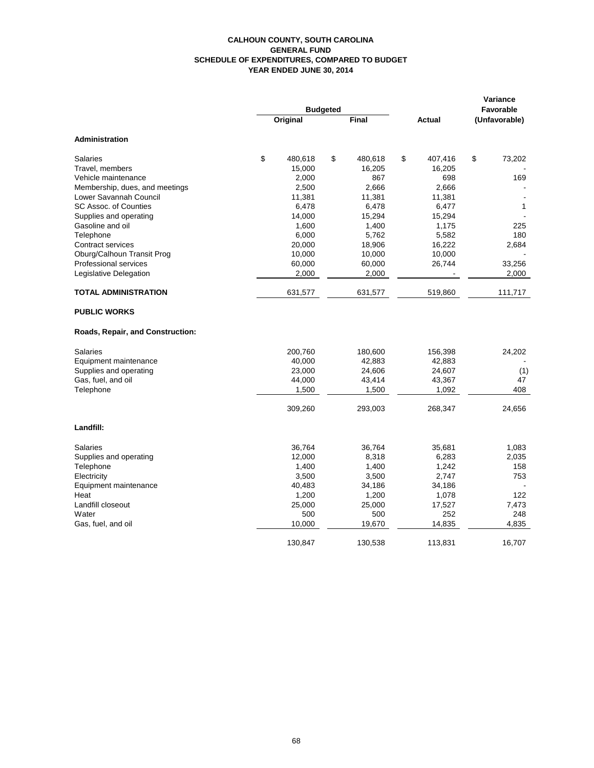# CALHOUN COUNTY, SOUTH CAROLINA
## GENERAL FUND
## SCHEDULE OF EXPENDITURES, COMPARED TO BUDGET
## YEAR ENDED JUNE 30, 2014

| | Budgeted | | | Variance Favorable |
|---|---|---|---|---|
| | Original | Final | Actual | (Unfavorable) |
| **Administration** | | | | |
| Salaries | $ 480,618 | $ 480,618 | $ 407,416 | $ 73,202 |
| Travel, members | 15,000 | 16,205 | 16,205 | - |
| Vehicle maintenance | 2,000 | 867 | 698 | 169 |
| Membership, dues, and meetings | 2,500 | 2,666 | 2,666 | - |
| Lower Savannah Council | 11,381 | 11,381 | 11,381 | - |
| SC Assoc. of Counties | 6,478 | 6,478 | 6,477 | 1 |
| Supplies and operating | 14,000 | 15,294 | 15,294 | - |
| Gasoline and oil | 1,600 | 1,400 | 1,175 | 225 |
| Telephone | 6,000 | 5,762 | 5,582 | 180 |
| Contract services | 20,000 | 18,906 | 16,222 | 2,684 |
| Oburg/Calhoun Transit Prog | 10,000 | 10,000 | 10,000 | - |
| Professional services | 60,000 | 60,000 | 26,744 | 33,256 |
| Legislative Delegation | 2,000 | 2,000 | - | 2,000 |
| **TOTAL ADMINISTRATION** | 631,577 | 631,577 | 519,860 | 111,717 |
| **PUBLIC WORKS** | | | | |
| **Roads, Repair, and Construction:** | | | | |
| Salaries | 200,760 | 180,600 | 156,398 | 24,202 |
| Equipment maintenance | 40,000 | 42,883 | 42,883 | - |
| Supplies and operating | 23,000 | 24,606 | 24,607 | (1) |
| Gas, fuel, and oil | 44,000 | 43,414 | 43,367 | 47 |
| Telephone | 1,500 | 1,500 | 1,092 | 408 |
| | 309,260 | 293,003 | 268,347 | 24,656 |
| **Landfill:** | | | | |
| Salaries | 36,764 | 36,764 | 35,681 | 1,083 |
| Supplies and operating | 12,000 | 8,318 | 6,283 | 2,035 |
| Telephone | 1,400 | 1,400 | 1,242 | 158 |
| Electricity | 3,500 | 3,500 | 2,747 | 753 |
| Equipment maintenance | 40,483 | 34,186 | 34,186 | - |
| Heat | 1,200 | 1,200 | 1,078 | 122 |
| Landfill closeout | 25,000 | 25,000 | 17,527 | 7,473 |
| Water | 500 | 500 | 252 | 248 |
| Gas, fuel, and oil | 10,000 | 19,670 | 14,835 | 4,835 |
| | 130,847 | 130,538 | 113,831 | 16,707 |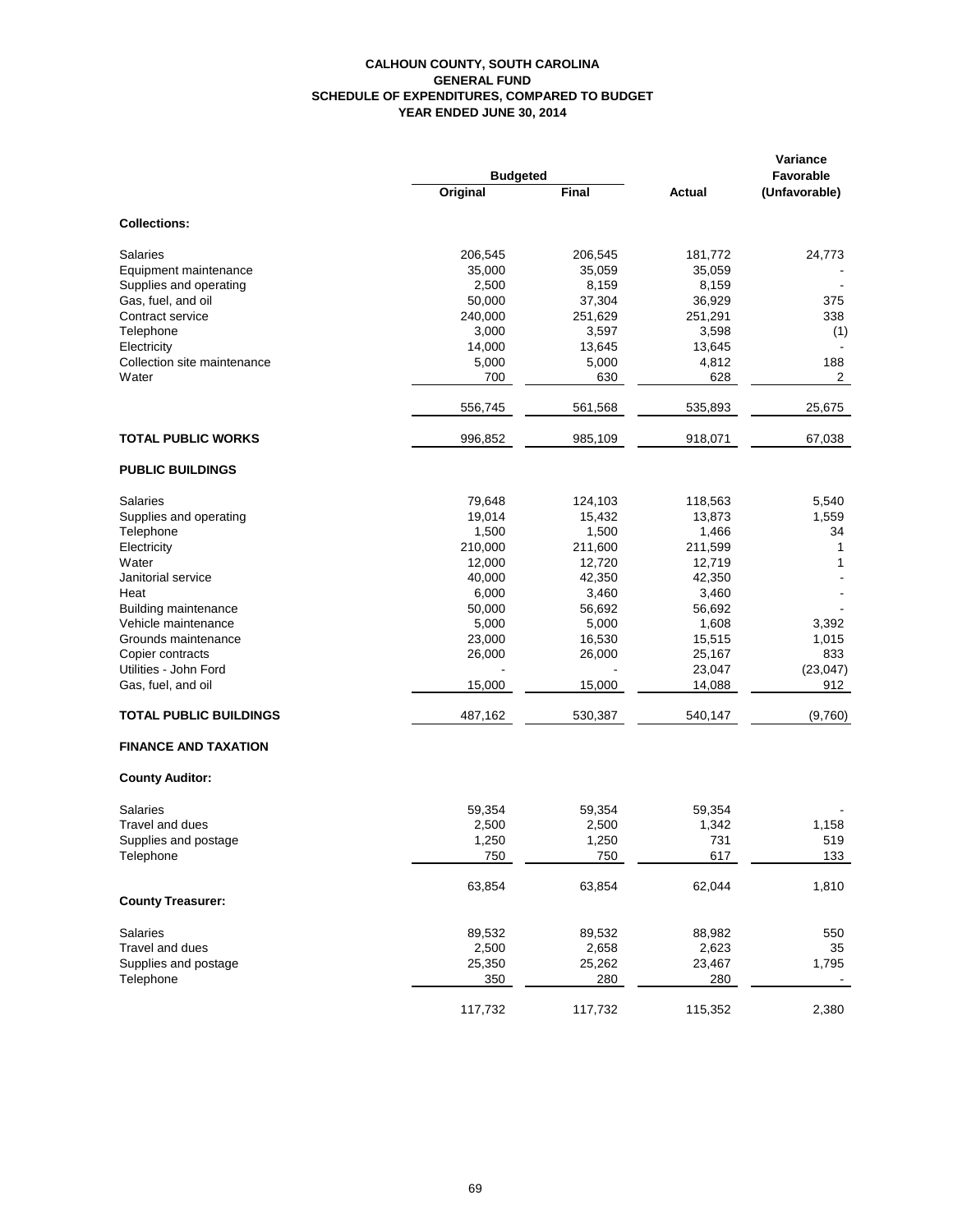# CALHOUN COUNTY, SOUTH CAROLINA
## GENERAL FUND
## SCHEDULE OF EXPENDITURES, COMPARED TO BUDGET
## YEAR ENDED JUNE 30, 2014

| | Budgeted | | | Variance Favorable |
|---|---|---|---|---|
| | Original | Final | Actual | (Unfavorable) |
| **Collections:** | | | | |
| Salaries | 206,545 | 206,545 | 181,772 | 24,773 |
| Equipment maintenance | 35,000 | 35,059 | 35,059 | - |
| Supplies and operating | 2,500 | 8,159 | 8,159 | - |
| Gas, fuel, and oil | 50,000 | 37,304 | 36,929 | 375 |
| Contract service | 240,000 | 251,629 | 251,291 | 338 |
| Telephone | 3,000 | 3,597 | 3,598 | (1) |
| Electricity | 14,000 | 13,645 | 13,645 | - |
| Collection site maintenance | 5,000 | 5,000 | 4,812 | 188 |
| Water | 700 | 630 | 628 | 2 |
| | 556,745 | 561,568 | 535,893 | 25,675 |
| **TOTAL PUBLIC WORKS** | 996,852 | 985,109 | 918,071 | 67,038 |
| **PUBLIC BUILDINGS** | | | | |
| Salaries | 79,648 | 124,103 | 118,563 | 5,540 |
| Supplies and operating | 19,014 | 15,432 | 13,873 | 1,559 |
| Telephone | 1,500 | 1,500 | 1,466 | 34 |
| Electricity | 210,000 | 211,600 | 211,599 | 1 |
| Water | 12,000 | 12,720 | 12,719 | 1 |
| Janitorial service | 40,000 | 42,350 | 42,350 | - |
| Heat | 6,000 | 3,460 | 3,460 | - |
| Building maintenance | 50,000 | 56,692 | 56,692 | - |
| Vehicle maintenance | 5,000 | 5,000 | 1,608 | 3,392 |
| Grounds maintenance | 23,000 | 16,530 | 15,515 | 1,015 |
| Copier contracts | 26,000 | 26,000 | 25,167 | 833 |
| Utilities - John Ford | - | - | 23,047 | (23,047) |
| Gas, fuel, and oil | 15,000 | 15,000 | 14,088 | 912 |
| **TOTAL PUBLIC BUILDINGS** | 487,162 | 530,387 | 540,147 | (9,760) |
| **FINANCE AND TAXATION** | | | | |
| **County Auditor:** | | | | |
| Salaries | 59,354 | 59,354 | 59,354 | - |
| Travel and dues | 2,500 | 2,500 | 1,342 | 1,158 |
| Supplies and postage | 1,250 | 1,250 | 731 | 519 |
| Telephone | 750 | 750 | 617 | 133 |
| | 63,854 | 63,854 | 62,044 | 1,810 |
| **County Treasurer:** | | | | |
| Salaries | 89,532 | 89,532 | 88,982 | 550 |
| Travel and dues | 2,500 | 2,658 | 2,623 | 35 |
| Supplies and postage | 25,350 | 25,262 | 23,467 | 1,795 |
| Telephone | 350 | 280 | 280 | - |
| | 117,732 | 117,732 | 115,352 | 2,380 |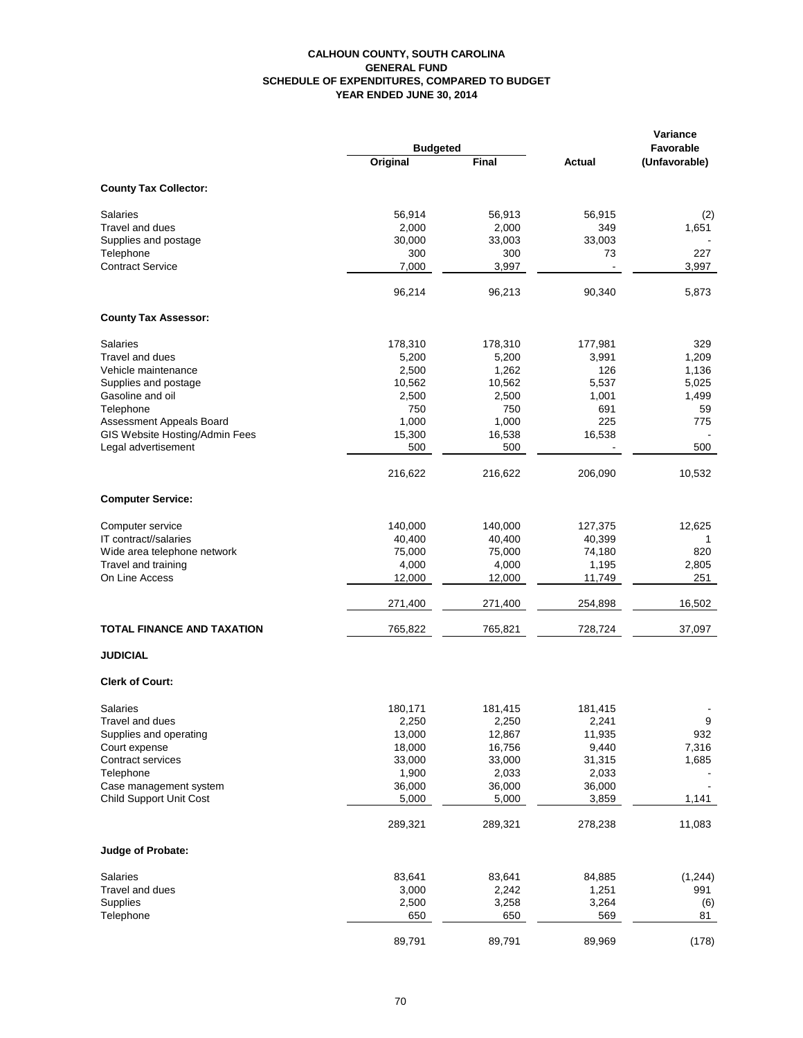# CALHOUN COUNTY, SOUTH CAROLINA
## GENERAL FUND
## SCHEDULE OF EXPENDITURES, COMPARED TO BUDGET
## YEAR ENDED JUNE 30, 2014

| | Budgeted | | | Variance Favorable |
|---|---|---|---|---|
| | Original | Final | Actual | (Unfavorable) |
| **County Tax Collector:** | | | | |
| Salaries | 56,914 | 56,913 | 56,915 | (2) |
| Travel and dues | 2,000 | 2,000 | 349 | 1,651 |
| Supplies and postage | 30,000 | 33,003 | 33,003 | - |
| Telephone | 300 | 300 | 73 | 227 |
| Contract Service | 7,000 | 3,997 | - | 3,997 |
| | 96,214 | 96,213 | 90,340 | 5,873 |
| **County Tax Assessor:** | | | | |
| Salaries | 178,310 | 178,310 | 177,981 | 329 |
| Travel and dues | 5,200 | 5,200 | 3,991 | 1,209 |
| Vehicle maintenance | 2,500 | 1,262 | 126 | 1,136 |
| Supplies and postage | 10,562 | 10,562 | 5,537 | 5,025 |
| Gasoline and oil | 2,500 | 2,500 | 1,001 | 1,499 |
| Telephone | 750 | 750 | 691 | 59 |
| Assessment Appeals Board | 1,000 | 1,000 | 225 | 775 |
| GIS Website Hosting/Admin Fees | 15,300 | 16,538 | 16,538 | - |
| Legal advertisement | 500 | 500 | - | 500 |
| | 216,622 | 216,622 | 206,090 | 10,532 |
| **Computer Service:** | | | | |
| Computer service | 140,000 | 140,000 | 127,375 | 12,625 |
| IT contract//salaries | 40,400 | 40,400 | 40,399 | 1 |
| Wide area telephone network | 75,000 | 75,000 | 74,180 | 820 |
| Travel and training | 4,000 | 4,000 | 1,195 | 2,805 |
| On Line Access | 12,000 | 12,000 | 11,749 | 251 |
| | 271,400 | 271,400 | 254,898 | 16,502 |
| **TOTAL FINANCE AND TAXATION** | 765,822 | 765,821 | 728,724 | 37,097 |
| **JUDICIAL** | | | | |
| **Clerk of Court:** | | | | |
| Salaries | 180,171 | 181,415 | 181,415 | - |
| Travel and dues | 2,250 | 2,250 | 2,241 | 9 |
| Supplies and operating | 13,000 | 12,867 | 11,935 | 932 |
| Court expense | 18,000 | 16,756 | 9,440 | 7,316 |
| Contract services | 33,000 | 33,000 | 31,315 | 1,685 |
| Telephone | 1,900 | 2,033 | 2,033 | - |
| Case management system | 36,000 | 36,000 | 36,000 | - |
| Child Support Unit Cost | 5,000 | 5,000 | 3,859 | 1,141 |
| | 289,321 | 289,321 | 278,238 | 11,083 |
| **Judge of Probate:** | | | | |
| Salaries | 83,641 | 83,641 | 84,885 | (1,244) |
| Travel and dues | 3,000 | 2,242 | 1,251 | 991 |
| Supplies | 2,500 | 3,258 | 3,264 | (6) |
| Telephone | 650 | 650 | 569 | 81 |
| | 89,791 | 89,791 | 89,969 | (178) |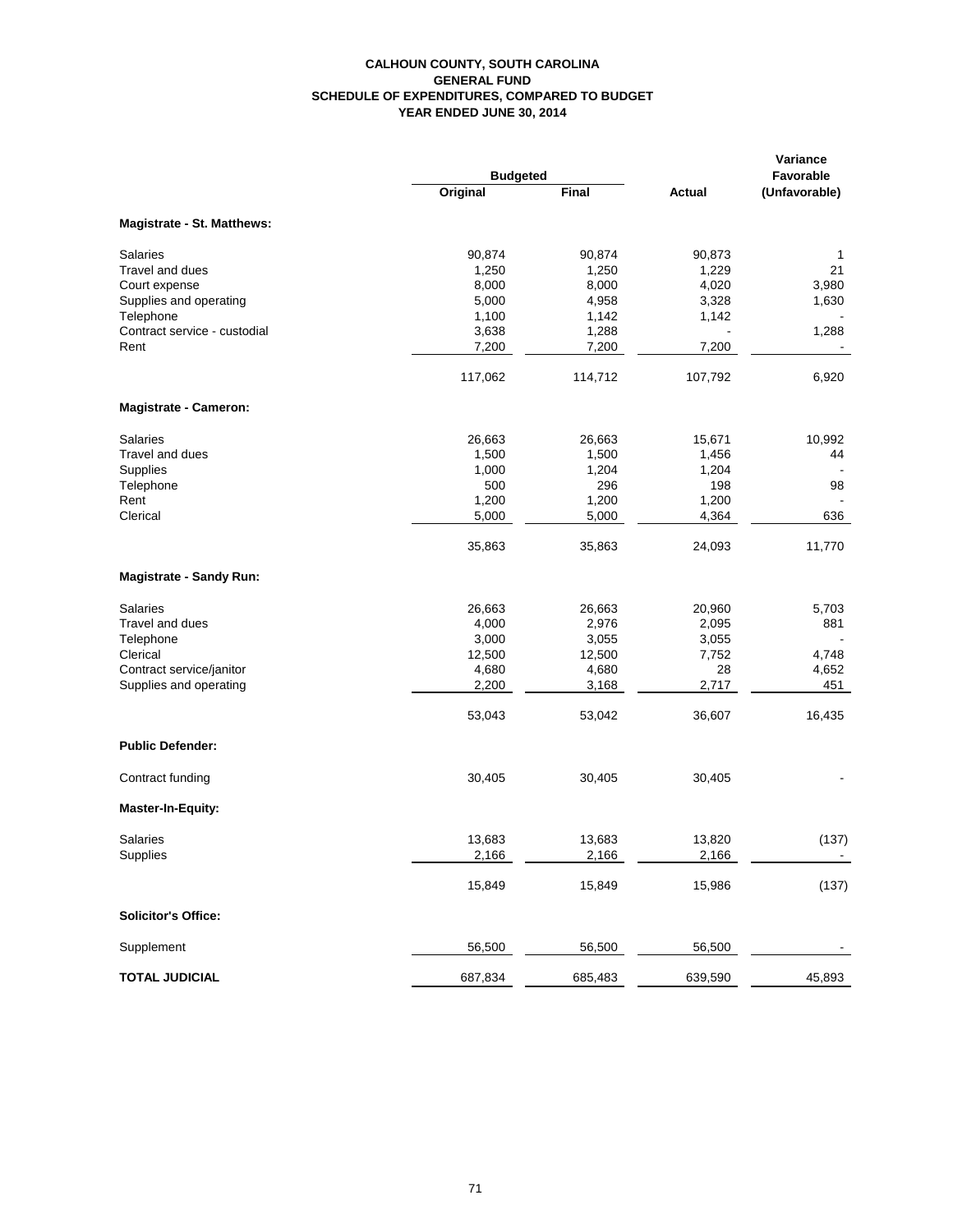# CALHOUN COUNTY, SOUTH CAROLINA
## GENERAL FUND
## SCHEDULE OF EXPENDITURES, COMPARED TO BUDGET
## YEAR ENDED JUNE 30, 2014

| | Budgeted | | | Variance Favorable |
|---|---|---|---|---|
| | Original | Final | Actual | (Unfavorable) |
| **Magistrate - St. Matthews:** | | | | |
| Salaries | 90,874 | 90,874 | 90,873 | 1 |
| Travel and dues | 1,250 | 1,250 | 1,229 | 21 |
| Court expense | 8,000 | 8,000 | 4,020 | 3,980 |
| Supplies and operating | 5,000 | 4,958 | 3,328 | 1,630 |
| Telephone | 1,100 | 1,142 | 1,142 | - |
| Contract service - custodial | 3,638 | 1,288 | - | 1,288 |
| Rent | 7,200 | 7,200 | 7,200 | - |
| | 117,062 | 114,712 | 107,792 | 6,920 |
| **Magistrate - Cameron:** | | | | |
| Salaries | 26,663 | 26,663 | 15,671 | 10,992 |
| Travel and dues | 1,500 | 1,500 | 1,456 | 44 |
| Supplies | 1,000 | 1,204 | 1,204 | - |
| Telephone | 500 | 296 | 198 | 98 |
| Rent | 1,200 | 1,200 | 1,200 | - |
| Clerical | 5,000 | 5,000 | 4,364 | 636 |
| | 35,863 | 35,863 | 24,093 | 11,770 |
| **Magistrate - Sandy Run:** | | | | |
| Salaries | 26,663 | 26,663 | 20,960 | 5,703 |
| Travel and dues | 4,000 | 2,976 | 2,095 | 881 |
| Telephone | 3,000 | 3,055 | 3,055 | - |
| Clerical | 12,500 | 12,500 | 7,752 | 4,748 |
| Contract service/janitor | 4,680 | 4,680 | 28 | 4,652 |
| Supplies and operating | 2,200 | 3,168 | 2,717 | 451 |
| | 53,043 | 53,042 | 36,607 | 16,435 |
| **Public Defender:** | | | | |
| Contract funding | 30,405 | 30,405 | 30,405 | - |
| **Master-In-Equity:** | | | | |
| Salaries | 13,683 | 13,683 | 13,820 | (137) |
| Supplies | 2,166 | 2,166 | 2,166 | - |
| | 15,849 | 15,849 | 15,986 | (137) |
| **Solicitor's Office:** | | | | |
| Supplement | 56,500 | 56,500 | 56,500 | - |
| **TOTAL JUDICIAL** | 687,834 | 685,483 | 639,590 | 45,893 |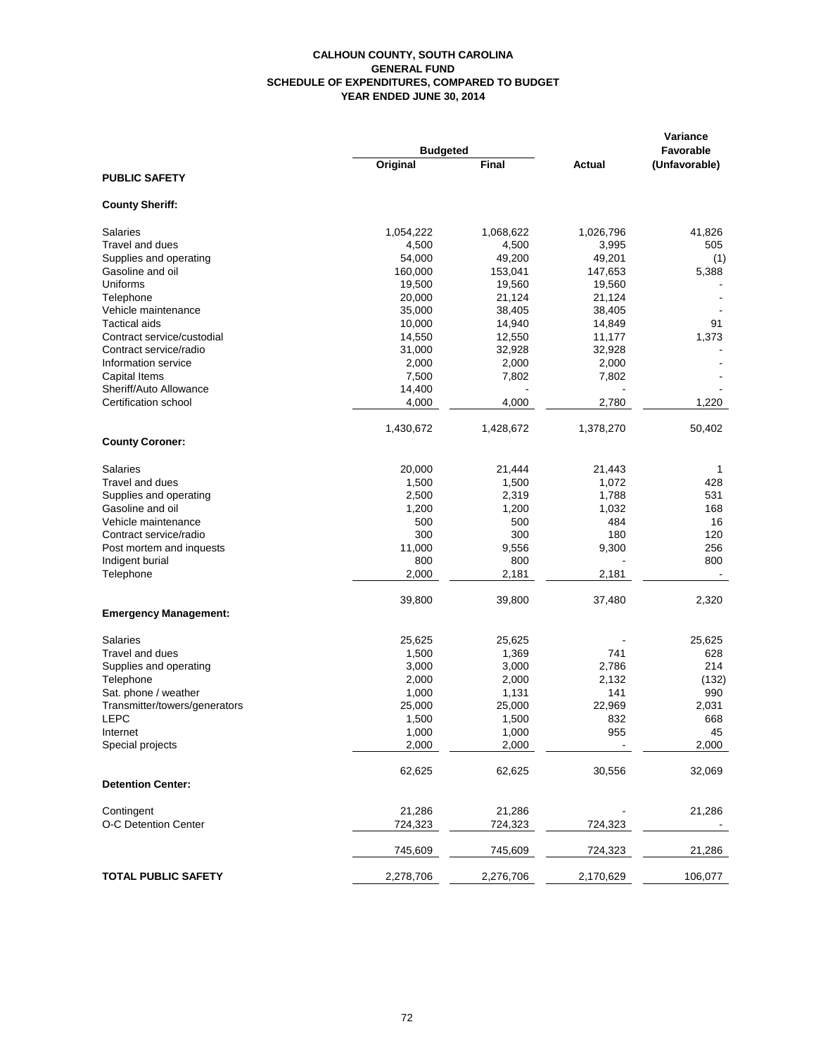**CALHOUN COUNTY, SOUTH CAROLINA**
**GENERAL FUND**
**SCHEDULE OF EXPENDITURES, COMPARED TO BUDGET**
**YEAR ENDED JUNE 30, 2014**

| | Budgeted | | | Variance Favorable |
|---|---|---|---|---|
| | Original | Final | Actual | (Unfavorable) |
| **PUBLIC SAFETY** | | | | |
| **County Sheriff:** | | | | |
| Salaries | 1,054,222 | 1,068,622 | 1,026,796 | 41,826 |
| Travel and dues | 4,500 | 4,500 | 3,995 | 505 |
| Supplies and operating | 54,000 | 49,200 | 49,201 | (1) |
| Gasoline and oil | 160,000 | 153,041 | 147,653 | 5,388 |
| Uniforms | 19,500 | 19,560 | 19,560 | - |
| Telephone | 20,000 | 21,124 | 21,124 | - |
| Vehicle maintenance | 35,000 | 38,405 | 38,405 | - |
| Tactical aids | 10,000 | 14,940 | 14,849 | 91 |
| Contract service/custodial | 14,550 | 12,550 | 11,177 | 1,373 |
| Contract service/radio | 31,000 | 32,928 | 32,928 | - |
| Information service | 2,000 | 2,000 | 2,000 | - |
| Capital Items | 7,500 | 7,802 | 7,802 | - |
| Sheriff/Auto Allowance | 14,400 | - | - | - |
| Certification school | 4,000 | 4,000 | 2,780 | 1,220 |
| | 1,430,672 | 1,428,672 | 1,378,270 | 50,402 |
| **County Coroner:** | | | | |
| Salaries | 20,000 | 21,444 | 21,443 | 1 |
| Travel and dues | 1,500 | 1,500 | 1,072 | 428 |
| Supplies and operating | 2,500 | 2,319 | 1,788 | 531 |
| Gasoline and oil | 1,200 | 1,200 | 1,032 | 168 |
| Vehicle maintenance | 500 | 500 | 484 | 16 |
| Contract service/radio | 300 | 300 | 180 | 120 |
| Post mortem and inquests | 11,000 | 9,556 | 9,300 | 256 |
| Indigent burial | 800 | 800 | - | 800 |
| Telephone | 2,000 | 2,181 | 2,181 | - |
| | 39,800 | 39,800 | 37,480 | 2,320 |
| **Emergency Management:** | | | | |
| Salaries | 25,625 | 25,625 | - | 25,625 |
| Travel and dues | 1,500 | 1,369 | 741 | 628 |
| Supplies and operating | 3,000 | 3,000 | 2,786 | 214 |
| Telephone | 2,000 | 2,000 | 2,132 | (132) |
| Sat. phone / weather | 1,000 | 1,131 | 141 | 990 |
| Transmitter/towers/generators | 25,000 | 25,000 | 22,969 | 2,031 |
| LEPC | 1,500 | 1,500 | 832 | 668 |
| Internet | 1,000 | 1,000 | 955 | 45 |
| Special projects | 2,000 | 2,000 | - | 2,000 |
| | 62,625 | 62,625 | 30,556 | 32,069 |
| **Detention Center:** | | | | |
| Contingent | 21,286 | 21,286 | - | 21,286 |
| O-C Detention Center | 724,323 | 724,323 | 724,323 | - |
| | 745,609 | 745,609 | 724,323 | 21,286 |
| **TOTAL PUBLIC SAFETY** | 2,278,706 | 2,276,706 | 2,170,629 | 106,077 |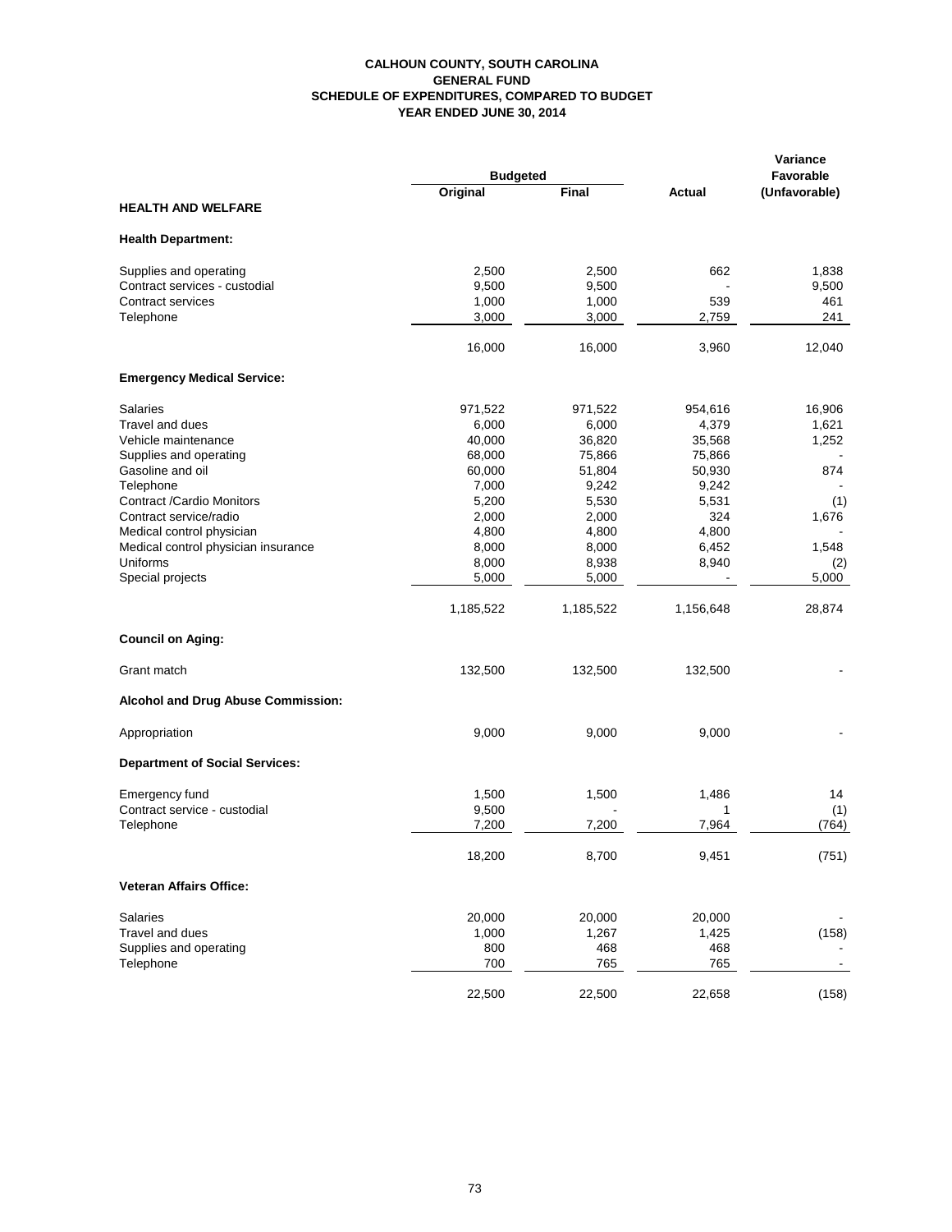# CALHOUN COUNTY, SOUTH CAROLINA
## GENERAL FUND
## SCHEDULE OF EXPENDITURES, COMPARED TO BUDGET
## YEAR ENDED JUNE 30, 2014

| | Budgeted | | | Variance Favorable |
|---|---|---|---|---|
| | Original | Final | Actual | (Unfavorable) |
| **HEALTH AND WELFARE** | | | | |
| **Health Department:** | | | | |
| Supplies and operating | 2,500 | 2,500 | 662 | 1,838 |
| Contract services - custodial | 9,500 | 9,500 | - | 9,500 |
| Contract services | 1,000 | 1,000 | 539 | 461 |
| Telephone | 3,000 | 3,000 | 2,759 | 241 |
| | 16,000 | 16,000 | 3,960 | 12,040 |
| **Emergency Medical Service:** | | | | |
| Salaries | 971,522 | 971,522 | 954,616 | 16,906 |
| Travel and dues | 6,000 | 6,000 | 4,379 | 1,621 |
| Vehicle maintenance | 40,000 | 36,820 | 35,568 | 1,252 |
| Supplies and operating | 68,000 | 75,866 | 75,866 | - |
| Gasoline and oil | 60,000 | 51,804 | 50,930 | 874 |
| Telephone | 7,000 | 9,242 | 9,242 | - |
| Contract /Cardio Monitors | 5,200 | 5,530 | 5,531 | (1) |
| Contract service/radio | 2,000 | 2,000 | 324 | 1,676 |
| Medical control physician | 4,800 | 4,800 | 4,800 | - |
| Medical control physician insurance | 8,000 | 8,000 | 6,452 | 1,548 |
| Uniforms | 8,000 | 8,938 | 8,940 | (2) |
| Special projects | 5,000 | 5,000 | - | 5,000 |
| | 1,185,522 | 1,185,522 | 1,156,648 | 28,874 |
| **Council on Aging:** | | | | |
| Grant match | 132,500 | 132,500 | 132,500 | - |
| **Alcohol and Drug Abuse Commission:** | | | | |
| Appropriation | 9,000 | 9,000 | 9,000 | - |
| **Department of Social Services:** | | | | |
| Emergency fund | 1,500 | 1,500 | 1,486 | 14 |
| Contract service - custodial | 9,500 | - | 1 | (1) |
| Telephone | 7,200 | 7,200 | 7,964 | (764) |
| | 18,200 | 8,700 | 9,451 | (751) |
| **Veteran Affairs Office:** | | | | |
| Salaries | 20,000 | 20,000 | 20,000 | - |
| Travel and dues | 1,000 | 1,267 | 1,425 | (158) |
| Supplies and operating | 800 | 468 | 468 | - |
| Telephone | 700 | 765 | 765 | - |
| | 22,500 | 22,500 | 22,658 | (158) |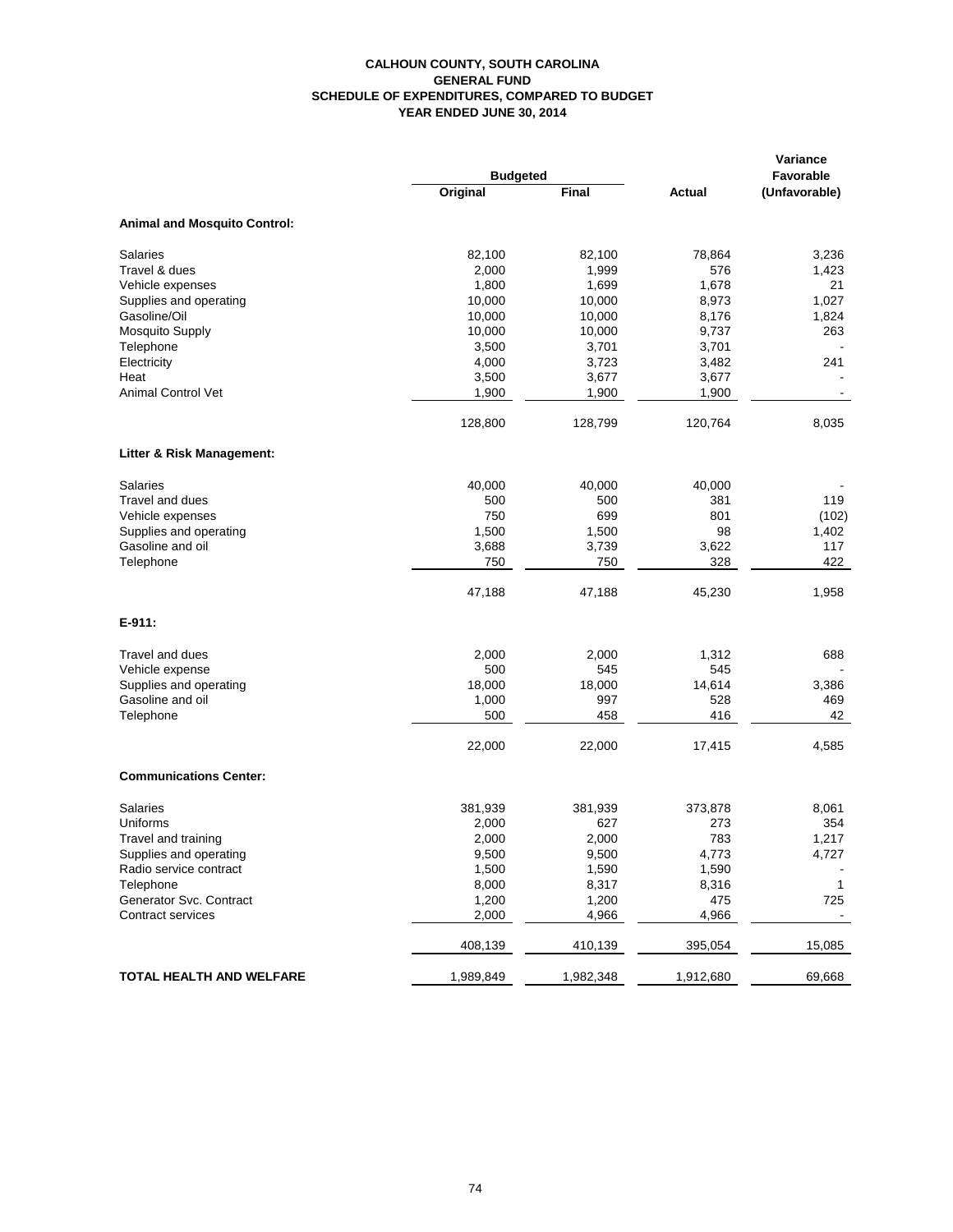# CALHOUN COUNTY, SOUTH CAROLINA
## GENERAL FUND
## SCHEDULE OF EXPENDITURES, COMPARED TO BUDGET
## YEAR ENDED JUNE 30, 2014

| | Budgeted | | | Variance Favorable |
|---|---|---|---|---|
| | Original | Final | Actual | (Unfavorable) |
| **Animal and Mosquito Control:** | | | | |
| Salaries | 82,100 | 82,100 | 78,864 | 3,236 |
| Travel & dues | 2,000 | 1,999 | 576 | 1,423 |
| Vehicle expenses | 1,800 | 1,699 | 1,678 | 21 |
| Supplies and operating | 10,000 | 10,000 | 8,973 | 1,027 |
| Gasoline/Oil | 10,000 | 10,000 | 8,176 | 1,824 |
| Mosquito Supply | 10,000 | 10,000 | 9,737 | 263 |
| Telephone | 3,500 | 3,701 | 3,701 | - |
| Electricity | 4,000 | 3,723 | 3,482 | 241 |
| Heat | 3,500 | 3,677 | 3,677 | - |
| Animal Control Vet | 1,900 | 1,900 | 1,900 | - |
| | 128,800 | 128,799 | 120,764 | 8,035 |
| **Litter & Risk Management:** | | | | |
| Salaries | 40,000 | 40,000 | 40,000 | - |
| Travel and dues | 500 | 500 | 381 | 119 |
| Vehicle expenses | 750 | 699 | 801 | (102) |
| Supplies and operating | 1,500 | 1,500 | 98 | 1,402 |
| Gasoline and oil | 3,688 | 3,739 | 3,622 | 117 |
| Telephone | 750 | 750 | 328 | 422 |
| | 47,188 | 47,188 | 45,230 | 1,958 |
| **E-911:** | | | | |
| Travel and dues | 2,000 | 2,000 | 1,312 | 688 |
| Vehicle expense | 500 | 545 | 545 | - |
| Supplies and operating | 18,000 | 18,000 | 14,614 | 3,386 |
| Gasoline and oil | 1,000 | 997 | 528 | 469 |
| Telephone | 500 | 458 | 416 | 42 |
| | 22,000 | 22,000 | 17,415 | 4,585 |
| **Communications Center:** | | | | |
| Salaries | 381,939 | 381,939 | 373,878 | 8,061 |
| Uniforms | 2,000 | 627 | 273 | 354 |
| Travel and training | 2,000 | 2,000 | 783 | 1,217 |
| Supplies and operating | 9,500 | 9,500 | 4,773 | 4,727 |
| Radio service contract | 1,500 | 1,590 | 1,590 | - |
| Telephone | 8,000 | 8,317 | 8,316 | 1 |
| Generator Svc. Contract | 1,200 | 1,200 | 475 | 725 |
| Contract services | 2,000 | 4,966 | 4,966 | - |
| | 408,139 | 410,139 | 395,054 | 15,085 |
| **TOTAL HEALTH AND WELFARE** | 1,989,849 | 1,982,348 | 1,912,680 | 69,668 |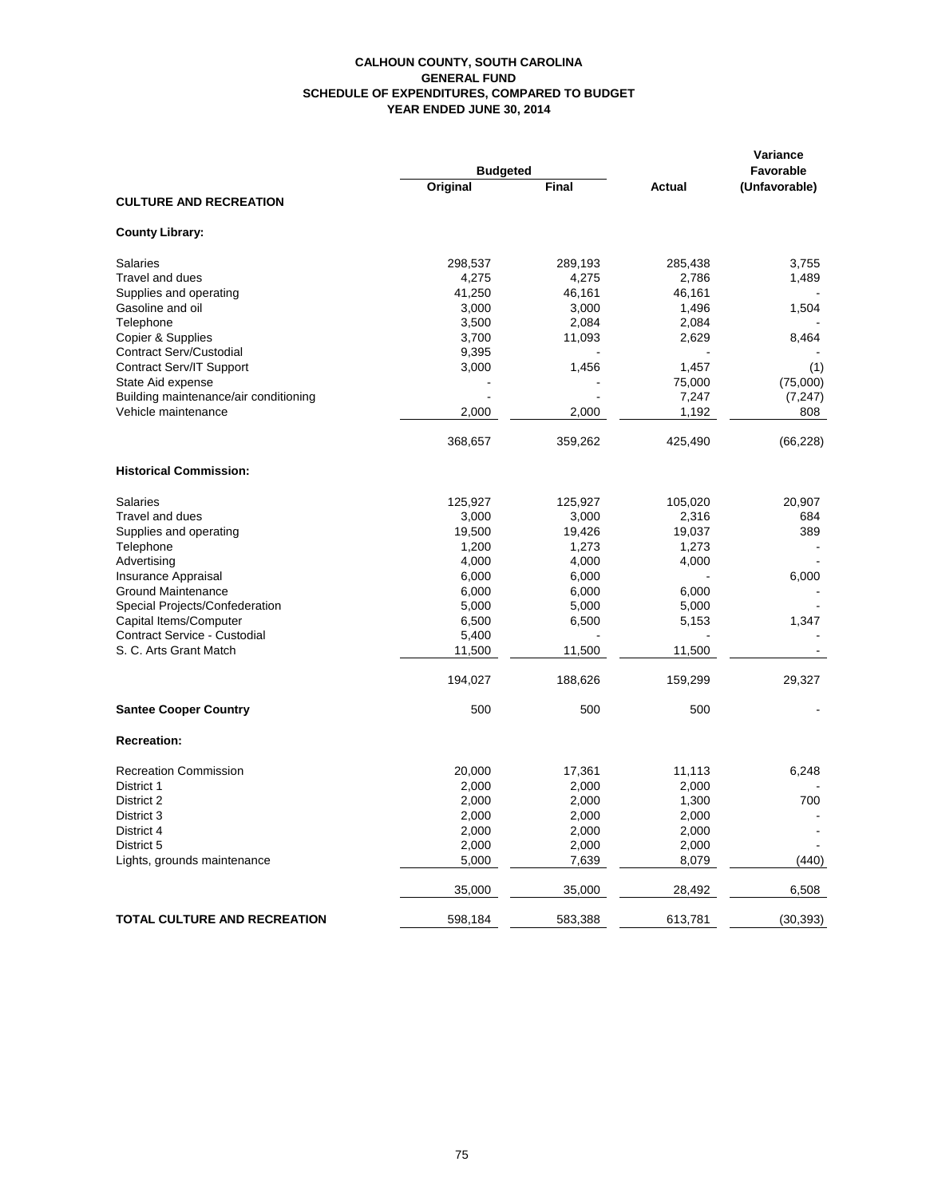**CALHOUN COUNTY, SOUTH CAROLINA**
**GENERAL FUND**
**SCHEDULE OF EXPENDITURES, COMPARED TO BUDGET**
**YEAR ENDED JUNE 30, 2014**

| | Budgeted | | | Variance Favorable |
|---|---|---|---|---|
| | Original | Final | Actual | (Unfavorable) |
| **CULTURE AND RECREATION** | | | | |
| **County Library:** | | | | |
| Salaries | 298,537 | 289,193 | 285,438 | 3,755 |
| Travel and dues | 4,275 | 4,275 | 2,786 | 1,489 |
| Supplies and operating | 41,250 | 46,161 | 46,161 | - |
| Gasoline and oil | 3,000 | 3,000 | 1,496 | 1,504 |
| Telephone | 3,500 | 2,084 | 2,084 | - |
| Copier & Supplies | 3,700 | 11,093 | 2,629 | 8,464 |
| Contract Serv/Custodial | 9,395 | - | - | - |
| Contract Serv/IT Support | 3,000 | 1,456 | 1,457 | (1) |
| State Aid expense | - | - | 75,000 | (75,000) |
| Building maintenance/air conditioning | - | - | 7,247 | (7,247) |
| Vehicle maintenance | 2,000 | 2,000 | 1,192 | 808 |
| | 368,657 | 359,262 | 425,490 | (66,228) |
| **Historical Commission:** | | | | |
| Salaries | 125,927 | 125,927 | 105,020 | 20,907 |
| Travel and dues | 3,000 | 3,000 | 2,316 | 684 |
| Supplies and operating | 19,500 | 19,426 | 19,037 | 389 |
| Telephone | 1,200 | 1,273 | 1,273 | - |
| Advertising | 4,000 | 4,000 | 4,000 | - |
| Insurance Appraisal | 6,000 | 6,000 | - | 6,000 |
| Ground Maintenance | 6,000 | 6,000 | 6,000 | - |
| Special Projects/Confederation | 5,000 | 5,000 | 5,000 | - |
| Capital Items/Computer | 6,500 | 6,500 | 5,153 | 1,347 |
| Contract Service - Custodial | 5,400 | - | - | - |
| S. C. Arts Grant Match | 11,500 | 11,500 | 11,500 | - |
| | 194,027 | 188,626 | 159,299 | 29,327 |
| **Santee Cooper Country** | 500 | 500 | 500 | - |
| **Recreation:** | | | | |
| Recreation Commission | 20,000 | 17,361 | 11,113 | 6,248 |
| District 1 | 2,000 | 2,000 | 2,000 | - |
| District 2 | 2,000 | 2,000 | 1,300 | 700 |
| District 3 | 2,000 | 2,000 | 2,000 | - |
| District 4 | 2,000 | 2,000 | 2,000 | - |
| District 5 | 2,000 | 2,000 | 2,000 | - |
| Lights, grounds maintenance | 5,000 | 7,639 | 8,079 | (440) |
| | 35,000 | 35,000 | 28,492 | 6,508 |
| **TOTAL CULTURE AND RECREATION** | 598,184 | 583,388 | 613,781 | (30,393) |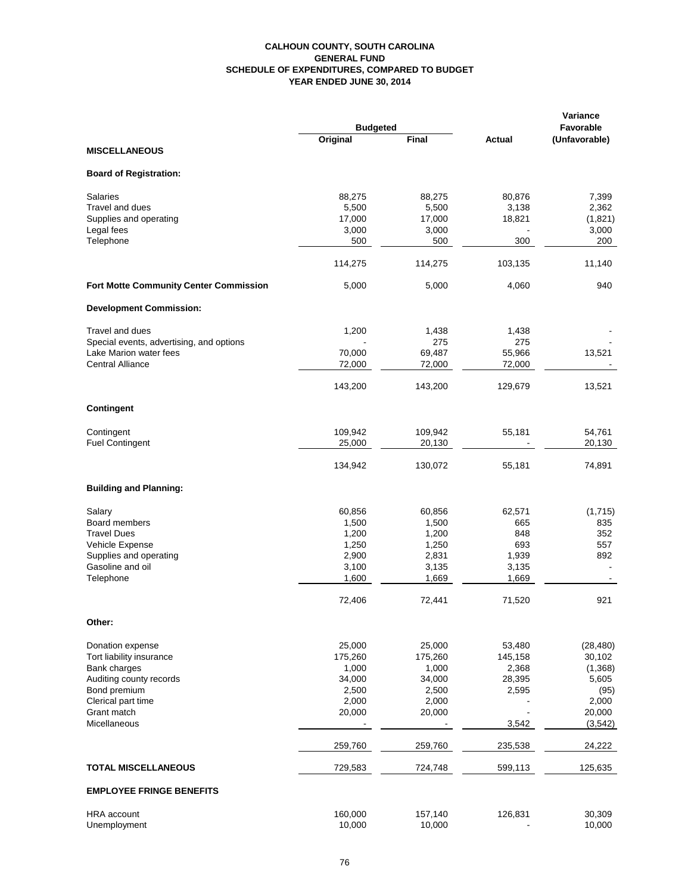# CALHOUN COUNTY, SOUTH CAROLINA
## GENERAL FUND
## SCHEDULE OF EXPENDITURES, COMPARED TO BUDGET
## YEAR ENDED JUNE 30, 2014

| | Budgeted | | | Variance Favorable |
|---|---|---|---|---|
| | Original | Final | Actual | (Unfavorable) |
| **MISCELLANEOUS** | | | | |
| **Board of Registration:** | | | | |
| Salaries | 88,275 | 88,275 | 80,876 | 7,399 |
| Travel and dues | 5,500 | 5,500 | 3,138 | 2,362 |
| Supplies and operating | 17,000 | 17,000 | 18,821 | (1,821) |
| Legal fees | 3,000 | 3,000 | - | 3,000 |
| Telephone | 500 | 500 | 300 | 200 |
| | 114,275 | 114,275 | 103,135 | 11,140 |
| **Fort Motte Community Center Commission** | 5,000 | 5,000 | 4,060 | 940 |
| **Development Commission:** | | | | |
| Travel and dues | 1,200 | 1,438 | 1,438 | - |
| Special events, advertising, and options | - | 275 | 275 | - |
| Lake Marion water fees | 70,000 | 69,487 | 55,966 | 13,521 |
| Central Alliance | 72,000 | 72,000 | 72,000 | - |
| | 143,200 | 143,200 | 129,679 | 13,521 |
| **Contingent** | | | | |
| Contingent | 109,942 | 109,942 | 55,181 | 54,761 |
| Fuel Contingent | 25,000 | 20,130 | - | 20,130 |
| | 134,942 | 130,072 | 55,181 | 74,891 |
| **Building and Planning:** | | | | |
| Salary | 60,856 | 60,856 | 62,571 | (1,715) |
| Board members | 1,500 | 1,500 | 665 | 835 |
| Travel Dues | 1,200 | 1,200 | 848 | 352 |
| Vehicle Expense | 1,250 | 1,250 | 693 | 557 |
| Supplies and operating | 2,900 | 2,831 | 1,939 | 892 |
| Gasoline and oil | 3,100 | 3,135 | 3,135 | - |
| Telephone | 1,600 | 1,669 | 1,669 | - |
| | 72,406 | 72,441 | 71,520 | 921 |
| **Other:** | | | | |
| Donation expense | 25,000 | 25,000 | 53,480 | (28,480) |
| Tort liability insurance | 175,260 | 175,260 | 145,158 | 30,102 |
| Bank charges | 1,000 | 1,000 | 2,368 | (1,368) |
| Auditing county records | 34,000 | 34,000 | 28,395 | 5,605 |
| Bond premium | 2,500 | 2,500 | 2,595 | (95) |
| Clerical part time | 2,000 | 2,000 | - | 2,000 |
| Grant match | 20,000 | 20,000 | - | 20,000 |
| Micellaneous | - | - | 3,542 | (3,542) |
| | 259,760 | 259,760 | 235,538 | 24,222 |
| **TOTAL MISCELLANEOUS** | 729,583 | 724,748 | 599,113 | 125,635 |
| **EMPLOYEE FRINGE BENEFITS** | | | | |
| HRA account | 160,000 | 157,140 | 126,831 | 30,309 |
| Unemployment | 10,000 | 10,000 | - | 10,000 |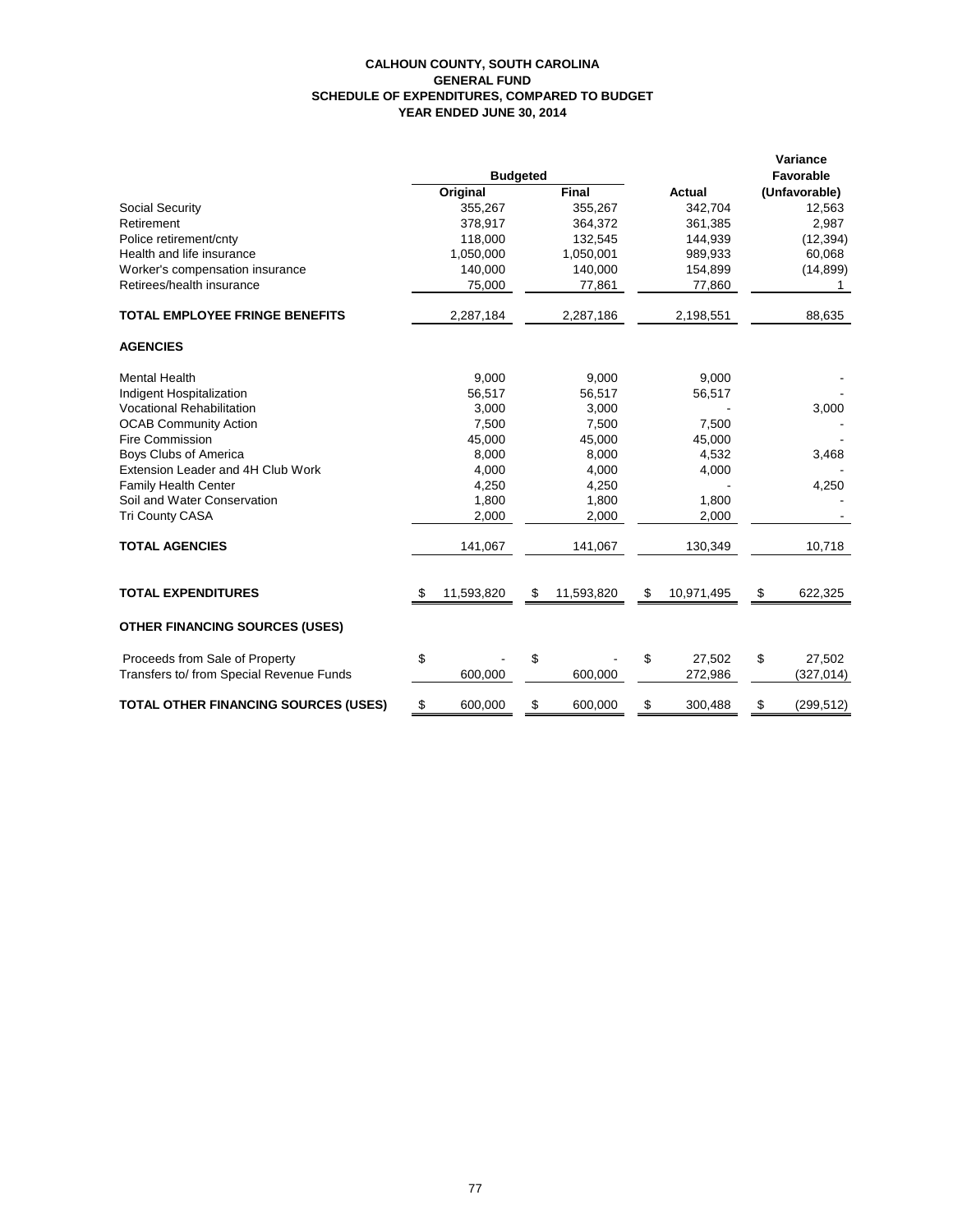**CALHOUN COUNTY, SOUTH CAROLINA**
**GENERAL FUND**
**SCHEDULE OF EXPENDITURES, COMPARED TO BUDGET**
**YEAR ENDED JUNE 30, 2014**

| | Budgeted | | | Variance Favorable |
|---|---|---|---|---|
| | Original | Final | Actual | (Unfavorable) |
| Social Security | 355,267 | 355,267 | 342,704 | 12,563 |
| Retirement | 378,917 | 364,372 | 361,385 | 2,987 |
| Police retirement/cnty | 118,000 | 132,545 | 144,939 | (12,394) |
| Health and life insurance | 1,050,000 | 1,050,001 | 989,933 | 60,068 |
| Worker's compensation insurance | 140,000 | 140,000 | 154,899 | (14,899) |
| Retirees/health insurance | 75,000 | 77,861 | 77,860 | 1 |
| **TOTAL EMPLOYEE FRINGE BENEFITS** | 2,287,184 | 2,287,186 | 2,198,551 | 88,635 |
| **AGENCIES** | | | | |
| Mental Health | 9,000 | 9,000 | 9,000 | - |
| Indigent Hospitalization | 56,517 | 56,517 | 56,517 | - |
| Vocational Rehabilitation | 3,000 | 3,000 | - | 3,000 |
| OCAB Community Action | 7,500 | 7,500 | 7,500 | - |
| Fire Commission | 45,000 | 45,000 | 45,000 | - |
| Boys Clubs of America | 8,000 | 8,000 | 4,532 | 3,468 |
| Extension Leader and 4H Club Work | 4,000 | 4,000 | 4,000 | - |
| Family Health Center | 4,250 | 4,250 | - | 4,250 |
| Soil and Water Conservation | 1,800 | 1,800 | 1,800 | - |
| Tri County CASA | 2,000 | 2,000 | 2,000 | - |
| **TOTAL AGENCIES** | 141,067 | 141,067 | 130,349 | 10,718 |
| **TOTAL EXPENDITURES** | $ 11,593,820 | $ 11,593,820 | $ 10,971,495 | $ 622,325 |
| **OTHER FINANCING SOURCES (USES)** | | | | |
| Proceeds from Sale of Property | $ - | $ - | $ 27,502 | $ 27,502 |
| Transfers to/ from Special Revenue Funds | 600,000 | 600,000 | 272,986 | (327,014) |
| **TOTAL OTHER FINANCING SOURCES (USES)** | $ 600,000 | $ 600,000 | $ 300,488 | $ (299,512) |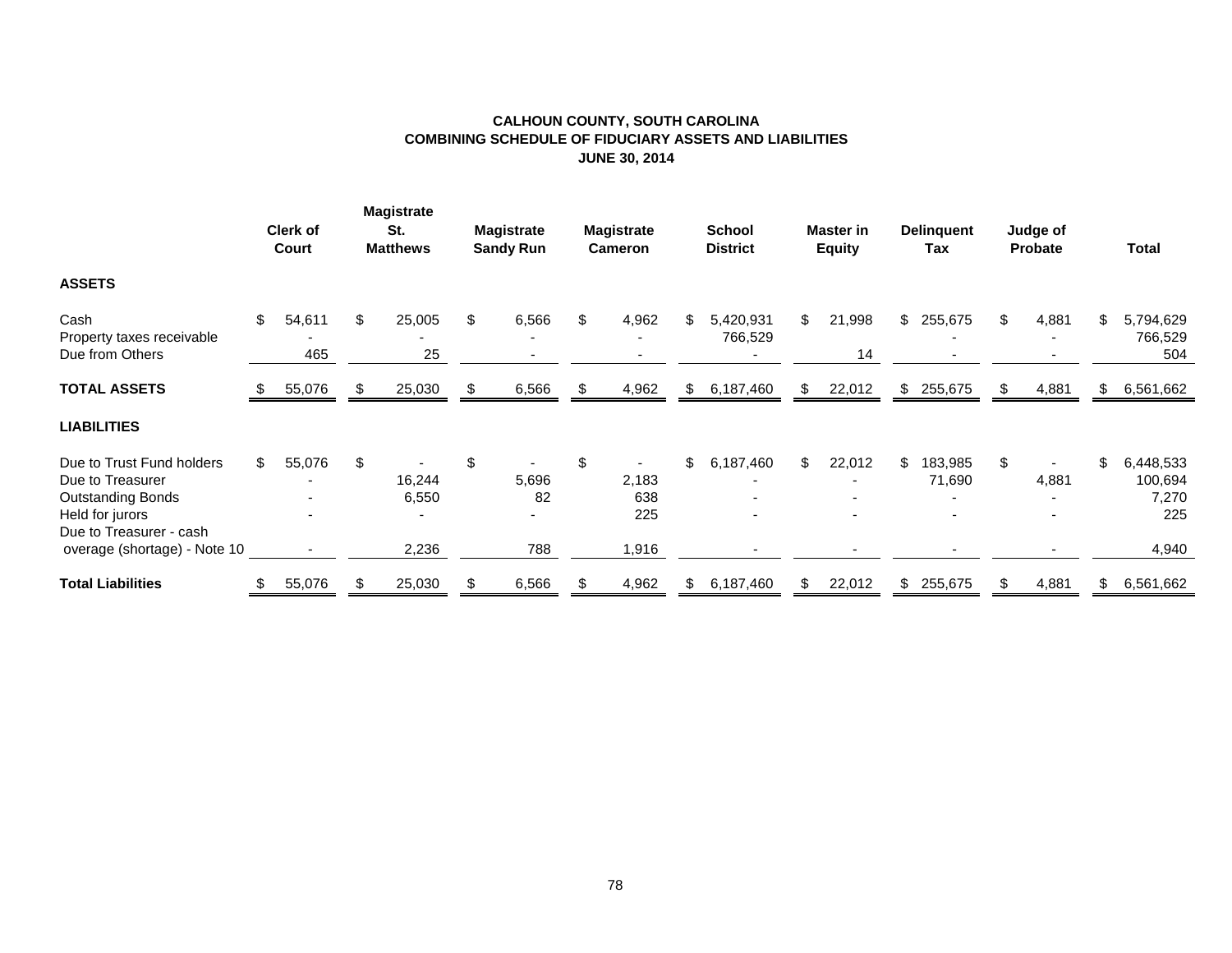# CALHOUN COUNTY, SOUTH CAROLINA
## COMBINING SCHEDULE OF FIDUCIARY ASSETS AND LIABILITIES
### JUNE 30, 2014

| | Clerk of Court | Magistrate St. Matthews | Magistrate Sandy Run | Magistrate Cameron | School District | Master in Equity | Delinquent Tax | Judge of Probate | Total |
|---|---|---|---|---|---|---|---|---|---|
| **ASSETS** | | | | | | | | | |
| Cash | $ 54,611 | $ 25,005 | $ 6,566 | $ 4,962 | $ 5,420,931 | $ 21,998 | $ 255,675 | $ 4,881 | $ 5,794,629 |
| Property taxes receivable | - | - | - | - | 766,529 | | - | - | 766,529 |
| Due from Others | 465 | 25 | - | - | - | 14 | - | - | 504 |
| **TOTAL ASSETS** | $ 55,076 | $ 25,030 | $ 6,566 | $ 4,962 | $ 6,187,460 | $ 22,012 | $ 255,675 | $ 4,881 | $ 6,561,662 |
| **LIABILITIES** | | | | | | | | | |
| Due to Trust Fund holders | $ 55,076 | $ - | $ - | $ - | $ 6,187,460 | $ 22,012 | $ 183,985 | $ - | $ 6,448,533 |
| Due to Treasurer | - | 16,244 | 5,696 | 2,183 | - | - | 71,690 | 4,881 | 100,694 |
| Outstanding Bonds | - | 6,550 | 82 | 638 | - | - | - | - | 7,270 |
| Held for jurors | - | - | - | 225 | - | - | - | - | 225 |
| Due to Treasurer - cash overage (shortage) - Note 10 | - | 2,236 | 788 | 1,916 | - | - | - | - | 4,940 |
| **Total Liabilities** | $ 55,076 | $ 25,030 | $ 6,566 | $ 4,962 | $ 6,187,460 | $ 22,012 | $ 255,675 | $ 4,881 | $ 6,561,662 |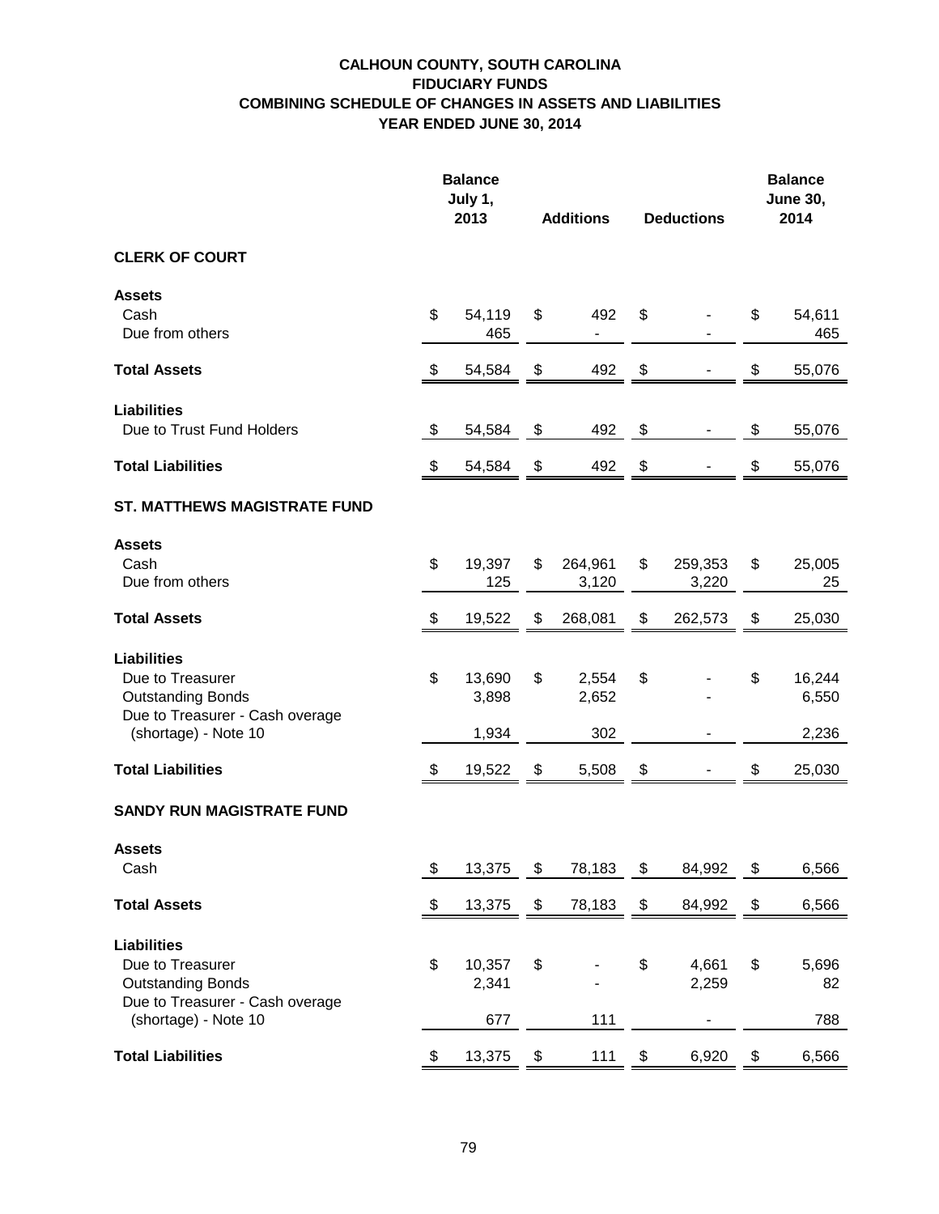# CALHOUN COUNTY, SOUTH CAROLINA
## FIDUCIARY FUNDS
## COMBINING SCHEDULE OF CHANGES IN ASSETS AND LIABILITIES
## YEAR ENDED JUNE 30, 2014

| | Balance July 1, 2013 | Additions | Deductions | Balance June 30, 2014 |
|---|---|---|---|---|
| **CLERK OF COURT** | | | | |
| **Assets** | | | | |
| Cash | $ 54,119 | $ 492 | $ - | $ 54,611 |
| Due from others | 465 | - | - | 465 |
| **Total Assets** | $ 54,584 | $ 492 | $ - | $ 55,076 |
| **Liabilities** | | | | |
| Due to Trust Fund Holders | $ 54,584 | $ 492 | $ - | $ 55,076 |
| **Total Liabilities** | $ 54,584 | $ 492 | $ - | $ 55,076 |
| **ST. MATTHEWS MAGISTRATE FUND** | | | | |
| **Assets** | | | | |
| Cash | $ 19,397 | $ 264,961 | $ 259,353 | $ 25,005 |
| Due from others | 125 | 3,120 | 3,220 | 25 |
| **Total Assets** | $ 19,522 | $ 268,081 | $ 262,573 | $ 25,030 |
| **Liabilities** | | | | |
| Due to Treasurer | $ 13,690 | $ 2,554 | $ - | $ 16,244 |
| Outstanding Bonds | 3,898 | 2,652 | - | 6,550 |
| Due to Treasurer - Cash overage (shortage) - Note 10 | 1,934 | 302 | - | 2,236 |
| **Total Liabilities** | $ 19,522 | $ 5,508 | $ - | $ 25,030 |
| **SANDY RUN MAGISTRATE FUND** | | | | |
| **Assets** | | | | |
| Cash | $ 13,375 | $ 78,183 | $ 84,992 | $ 6,566 |
| **Total Assets** | $ 13,375 | $ 78,183 | $ 84,992 | $ 6,566 |
| **Liabilities** | | | | |
| Due to Treasurer | $ 10,357 | $ - | $ 4,661 | $ 5,696 |
| Outstanding Bonds | 2,341 | - | 2,259 | 82 |
| Due to Treasurer - Cash overage (shortage) - Note 10 | 677 | 111 | - | 788 |
| **Total Liabilities** | $ 13,375 | $ 111 | $ 6,920 | $ 6,566 |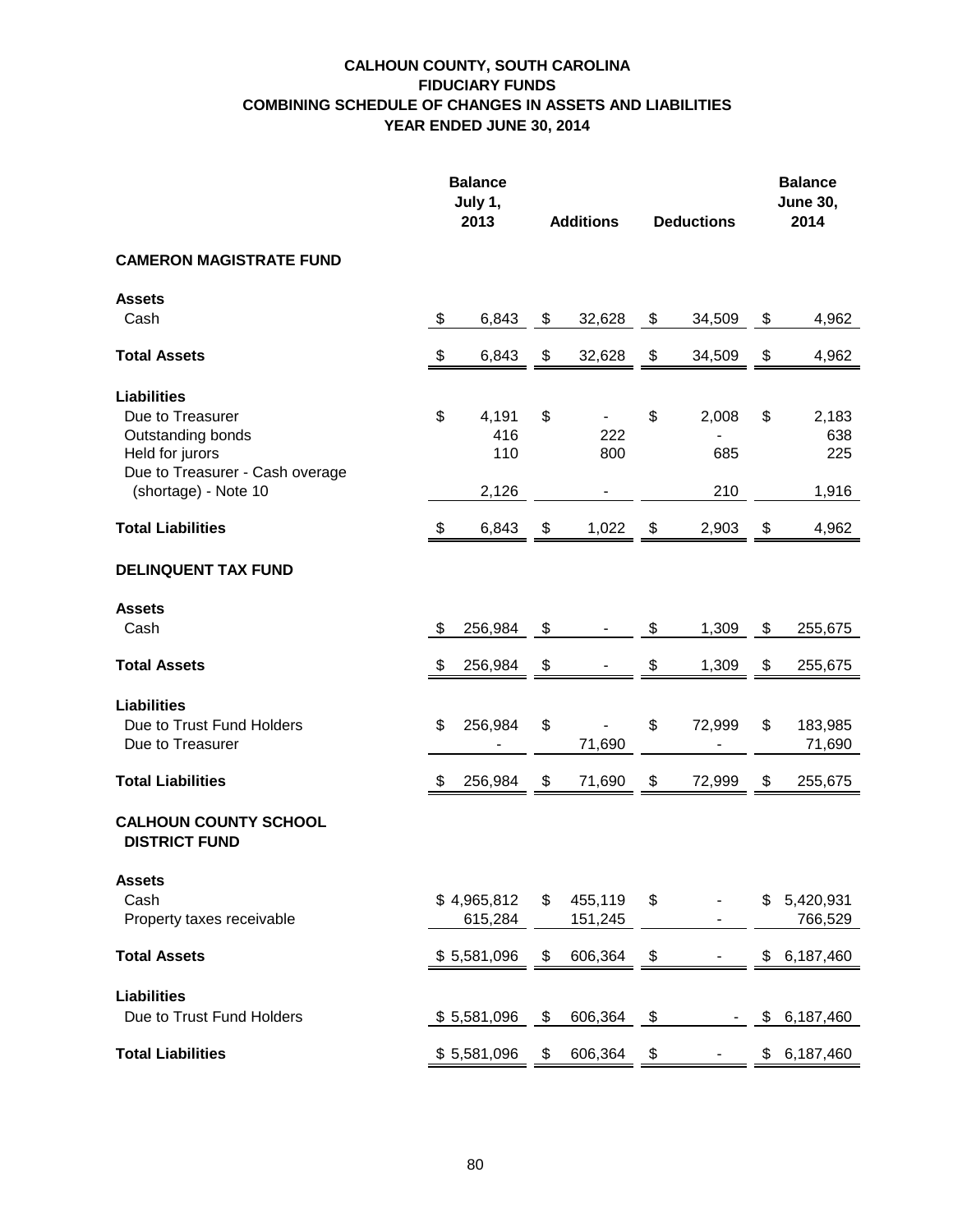# CALHOUN COUNTY, SOUTH CAROLINA
## FIDUCIARY FUNDS
## COMBINING SCHEDULE OF CHANGES IN ASSETS AND LIABILITIES
## YEAR ENDED JUNE 30, 2014

| | Balance July 1, 2013 | Additions | Deductions | Balance June 30, 2014 |
|---|---|---|---|---|
| **CAMERON MAGISTRATE FUND** | | | | |
| **Assets** | | | | |
| Cash | $ 6,843 | $ 32,628 | $ 34,509 | $ 4,962 |
| **Total Assets** | $ 6,843 | $ 32,628 | $ 34,509 | $ 4,962 |
| **Liabilities** | | | | |
| Due to Treasurer | $ 4,191 | $ - | $ 2,008 | $ 2,183 |
| Outstanding bonds | 416 | 222 | - | 638 |
| Held for jurors | 110 | 800 | 685 | 225 |
| Due to Treasurer - Cash overage (shortage) - Note 10 | 2,126 | - | 210 | 1,916 |
| **Total Liabilities** | $ 6,843 | $ 1,022 | $ 2,903 | $ 4,962 |
| **DELINQUENT TAX FUND** | | | | |
| **Assets** | | | | |
| Cash | $ 256,984 | $ - | $ 1,309 | $ 255,675 |
| **Total Assets** | $ 256,984 | $ - | $ 1,309 | $ 255,675 |
| **Liabilities** | | | | |
| Due to Trust Fund Holders | $ 256,984 | $ - | $ 72,999 | $ 183,985 |
| Due to Treasurer | - | 71,690 | - | 71,690 |
| **Total Liabilities** | $ 256,984 | $ 71,690 | $ 72,999 | $ 255,675 |
| **CALHOUN COUNTY SCHOOL DISTRICT FUND** | | | | |
| **Assets** | | | | |
| Cash | $ 4,965,812 | $ 455,119 | $ - | $ 5,420,931 |
| Property taxes receivable | 615,284 | 151,245 | - | 766,529 |
| **Total Assets** | $ 5,581,096 | $ 606,364 | $ - | $ 6,187,460 |
| **Liabilities** | | | | |
| Due to Trust Fund Holders | $ 5,581,096 | $ 606,364 | $ - | $ 6,187,460 |
| **Total Liabilities** | $ 5,581,096 | $ 606,364 | $ - | $ 6,187,460 |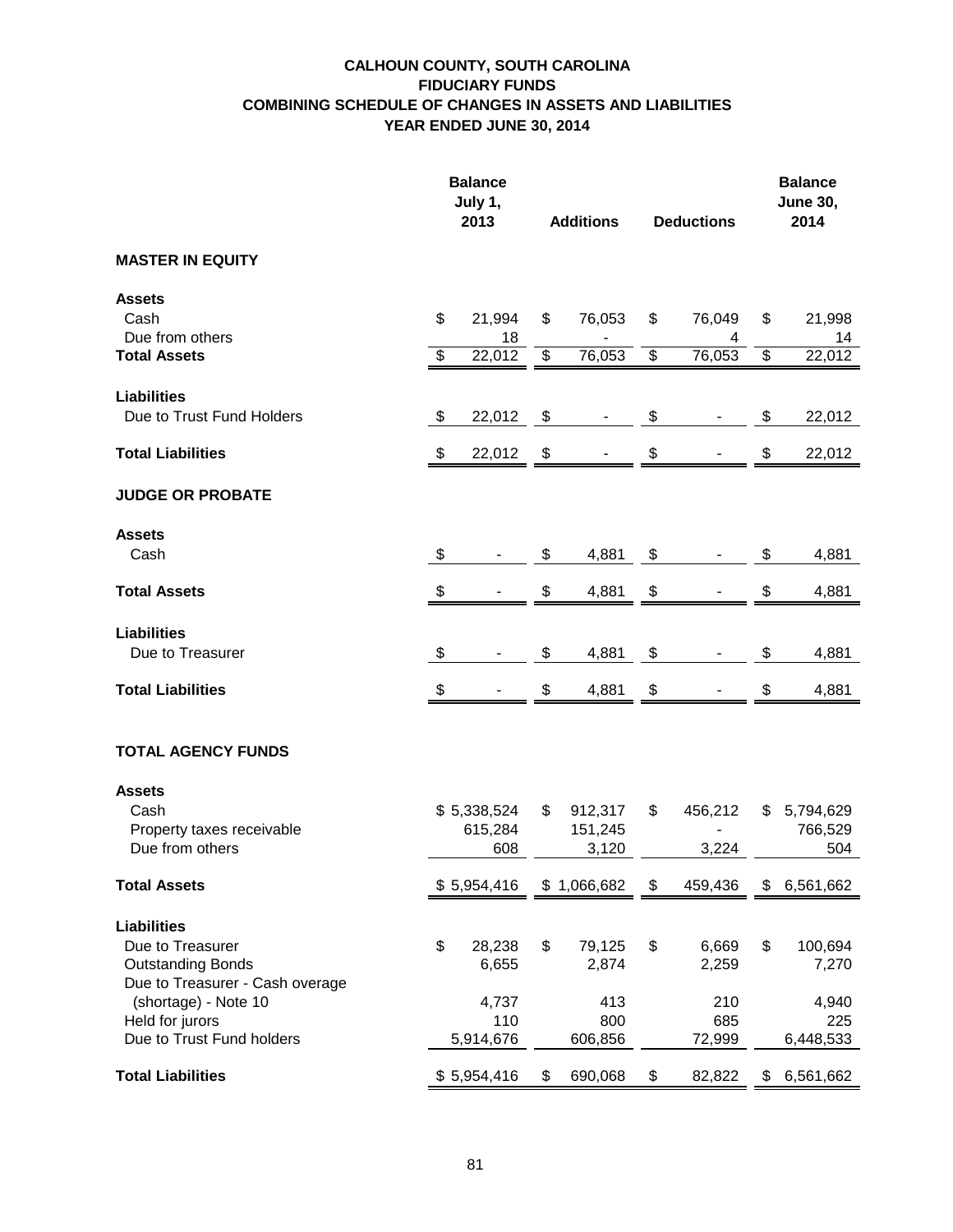# CALHOUN COUNTY, SOUTH CAROLINA
## FIDUCIARY FUNDS
## COMBINING SCHEDULE OF CHANGES IN ASSETS AND LIABILITIES
## YEAR ENDED JUNE 30, 2014

| | Balance July 1, 2013 | Additions | Deductions | Balance June 30, 2014 |
|---|---|---|---|---|
| **MASTER IN EQUITY** | | | | |
| **Assets** | | | | |
| Cash | $ 21,994 | $ 76,053 | $ 76,049 | $ 21,998 |
| Due from others | 18 | - | 4 | 14 |
| **Total Assets** | $ 22,012 | $ 76,053 | $ 76,053 | $ 22,012 |
| **Liabilities** | | | | |
| Due to Trust Fund Holders | $ 22,012 | $ - | $ - | $ 22,012 |
| **Total Liabilities** | $ 22,012 | $ - | $ - | $ 22,012 |
| **JUDGE OR PROBATE** | | | | |
| **Assets** | | | | |
| Cash | $ - | $ 4,881 | $ - | $ 4,881 |
| **Total Assets** | $ - | $ 4,881 | $ - | $ 4,881 |
| **Liabilities** | | | | |
| Due to Treasurer | $ - | $ 4,881 | $ - | $ 4,881 |
| **Total Liabilities** | $ - | $ 4,881 | $ - | $ 4,881 |
| **TOTAL AGENCY FUNDS** | | | | |
| **Assets** | | | | |
| Cash | $ 5,338,524 | $ 912,317 | $ 456,212 | $ 5,794,629 |
| Property taxes receivable | 615,284 | 151,245 | - | 766,529 |
| Due from others | 608 | 3,120 | 3,224 | 504 |
| **Total Assets** | $ 5,954,416 | $ 1,066,682 | $ 459,436 | $ 6,561,662 |
| **Liabilities** | | | | |
| Due to Treasurer | $ 28,238 | $ 79,125 | $ 6,669 | $ 100,694 |
| Outstanding Bonds | 6,655 | 2,874 | 2,259 | 7,270 |
| Due to Treasurer - Cash overage (shortage) - Note 10 | 4,737 | 413 | 210 | 4,940 |
| Held for jurors | 110 | 800 | 685 | 225 |
| Due to Trust Fund holders | 5,914,676 | 606,856 | 72,999 | 6,448,533 |
| **Total Liabilities** | $ 5,954,416 | $ 690,068 | $ 82,822 | $ 6,561,662 |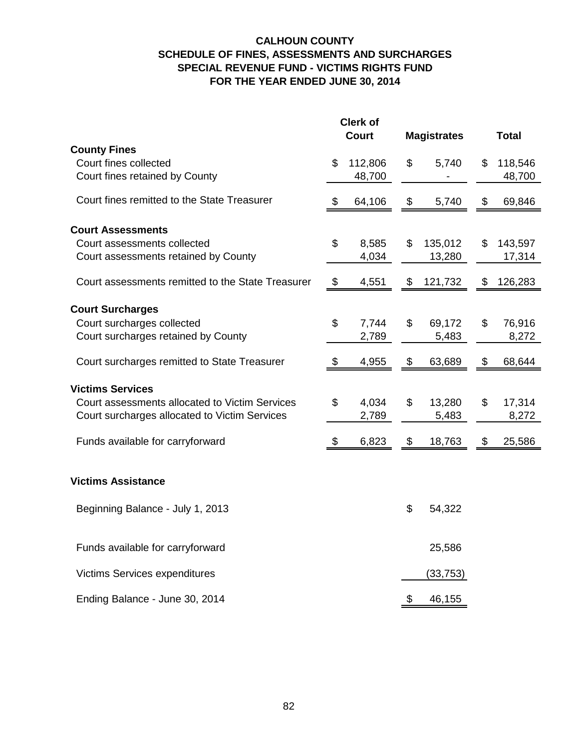# CALHOUN COUNTY
## SCHEDULE OF FINES, ASSESSMENTS AND SURCHARGES
## SPECIAL REVENUE FUND - VICTIMS RIGHTS FUND
## FOR THE YEAR ENDED JUNE 30, 2014

| | Clerk of Court | Magistrates | Total |
|---|---|---|---|
| **County Fines** | | | |
| Court fines collected | $ 112,806 | $ 5,740 | $ 118,546 |
| Court fines retained by County | 48,700 | - | 48,700 |
| Court fines remitted to the State Treasurer | $ 64,106 | $ 5,740 | $ 69,846 |
| **Court Assessments** | | | |
| Court assessments collected | $ 8,585 | $ 135,012 | $ 143,597 |
| Court assessments retained by County | 4,034 | 13,280 | 17,314 |
| Court assessments remitted to the State Treasurer | $ 4,551 | $ 121,732 | $ 126,283 |
| **Court Surcharges** | | | |
| Court surcharges collected | $ 7,744 | $ 69,172 | $ 76,916 |
| Court surcharges retained by County | 2,789 | 5,483 | 8,272 |
| Court surcharges remitted to State Treasurer | $ 4,955 | $ 63,689 | $ 68,644 |
| **Victims Services** | | | |
| Court assessments allocated to Victim Services | $ 4,034 | $ 13,280 | $ 17,314 |
| Court surcharges allocated to Victim Services | 2,789 | 5,483 | 8,272 |
| Funds available for carryforward | $ 6,823 | $ 18,763 | $ 25,586 |

**Victims Assistance**

| | |
|---|---|
| Beginning Balance - July 1, 2013 | $ 54,322 |
| Funds available for carryforward | 25,586 |
| Victims Services expenditures | (33,753) |
| Ending Balance - June 30, 2014 | $ 46,155 |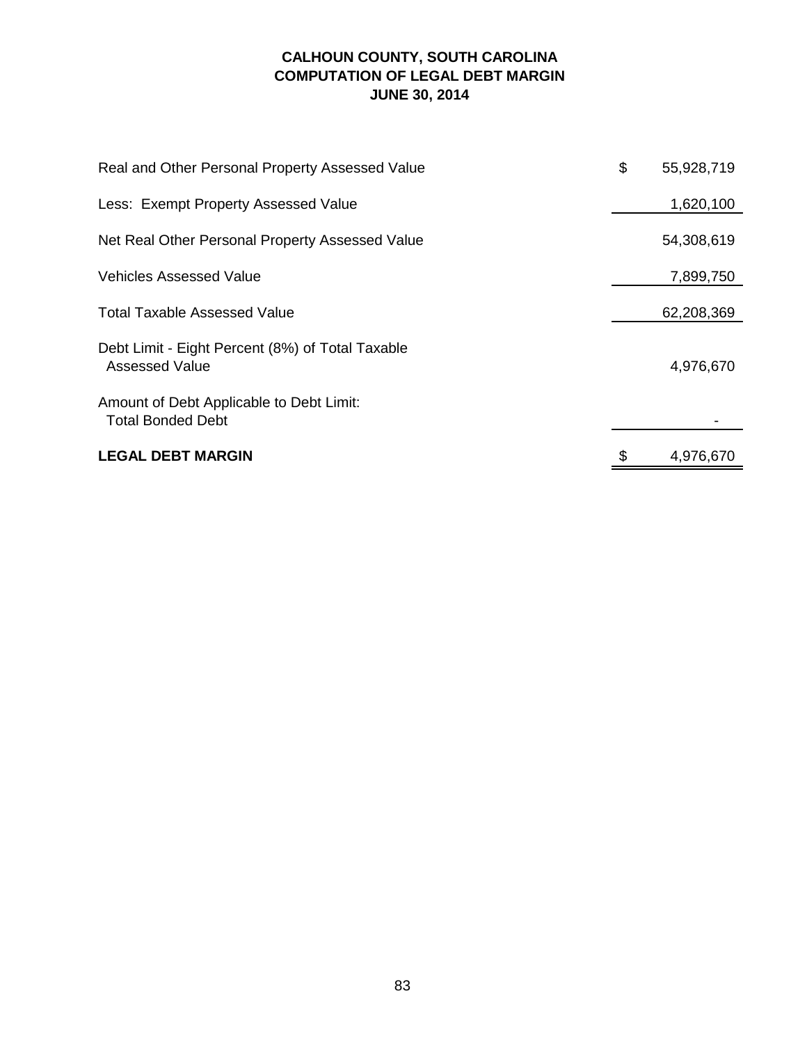# CALHOUN COUNTY, SOUTH CAROLINA
## COMPUTATION OF LEGAL DEBT MARGIN
### JUNE 30, 2014

| | |
|---|---|
| Real and Other Personal Property Assessed Value | $ 55,928,719 |
| Less: Exempt Property Assessed Value | 1,620,100 |
| Net Real Other Personal Property Assessed Value | 54,308,619 |
| Vehicles Assessed Value | 7,899,750 |
| Total Taxable Assessed Value | 62,208,369 |
| Debt Limit - Eight Percent (8%) of Total Taxable Assessed Value | 4,976,670 |
| Amount of Debt Applicable to Debt Limit: Total Bonded Debt | - |
| **LEGAL DEBT MARGIN** | $ 4,976,670 |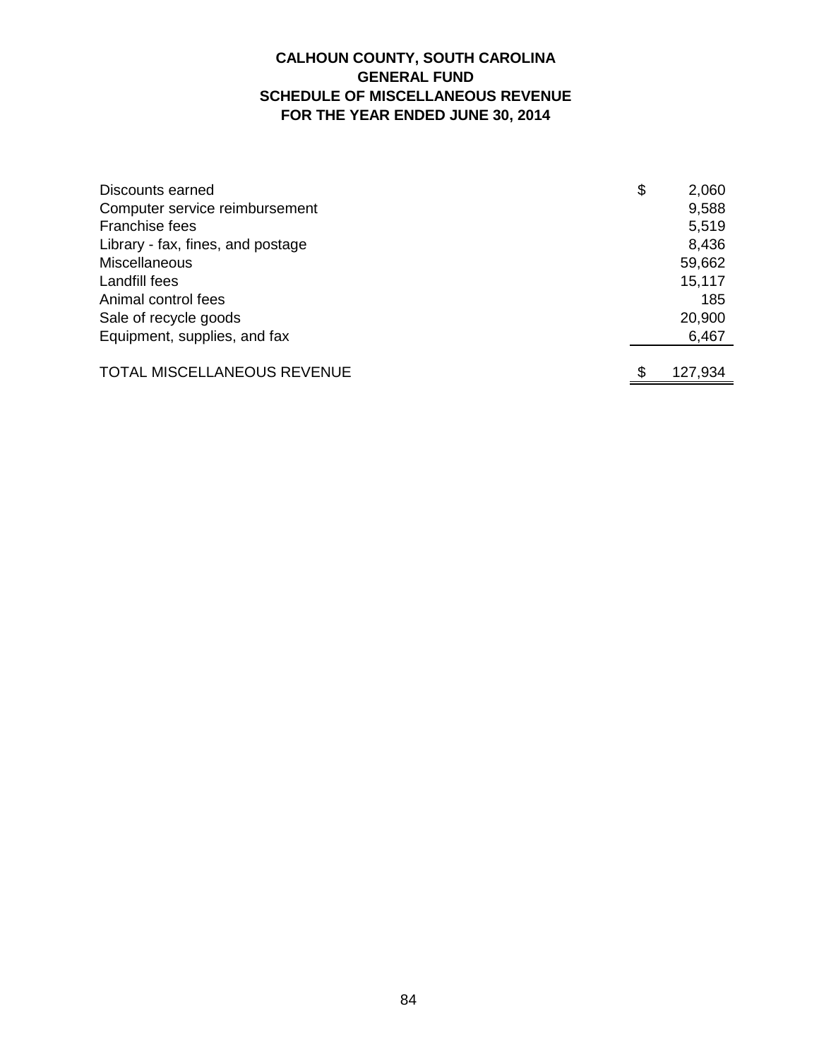# CALHOUN COUNTY, SOUTH CAROLINA
## GENERAL FUND
## SCHEDULE OF MISCELLANEOUS REVENUE
## FOR THE YEAR ENDED JUNE 30, 2014

| | |
|---|---|
| Discounts earned | $ 2,060 |
| Computer service reimbursement | 9,588 |
| Franchise fees | 5,519 |
| Library - fax, fines, and postage | 8,436 |
| Miscellaneous | 59,662 |
| Landfill fees | 15,117 |
| Animal control fees | 185 |
| Sale of recycle goods | 20,900 |
| Equipment, supplies, and fax | 6,467 |
| TOTAL MISCELLANEOUS REVENUE | $ 127,934 |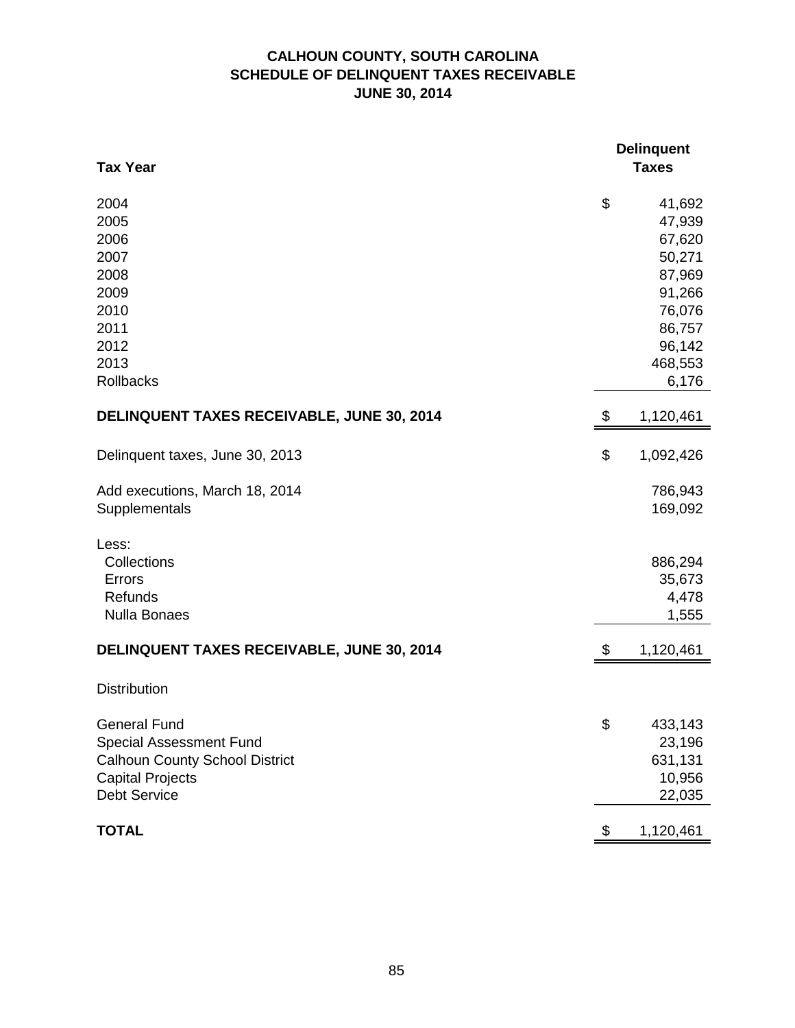# CALHOUN COUNTY, SOUTH CAROLINA
## SCHEDULE OF DELINQUENT TAXES RECEIVABLE
## JUNE 30, 2014

| Tax Year | Delinquent Taxes |
|---|---|
| 2004 | $ 41,692 |
| 2005 | 47,939 |
| 2006 | 67,620 |
| 2007 | 50,271 |
| 2008 | 87,969 |
| 2009 | 91,266 |
| 2010 | 76,076 |
| 2011 | 86,757 |
| 2012 | 96,142 |
| 2013 | 468,553 |
| Rollbacks | 6,176 |
| **DELINQUENT TAXES RECEIVABLE, JUNE 30, 2014** | $ 1,120,461 |
| Delinquent taxes, June 30, 2013 | $ 1,092,426 |
| Add executions, March 18, 2014 | 786,943 |
| Supplementals | 169,092 |
| Less: | |
| Collections | 886,294 |
| Errors | 35,673 |
| Refunds | 4,478 |
| Nulla Bonaes | 1,555 |
| **DELINQUENT TAXES RECEIVABLE, JUNE 30, 2014** | $ 1,120,461 |
| Distribution | |
| General Fund | $ 433,143 |
| Special Assessment Fund | 23,196 |
| Calhoun County School District | 631,131 |
| Capital Projects | 10,956 |
| Debt Service | 22,035 |
| **TOTAL** | $ 1,120,461 |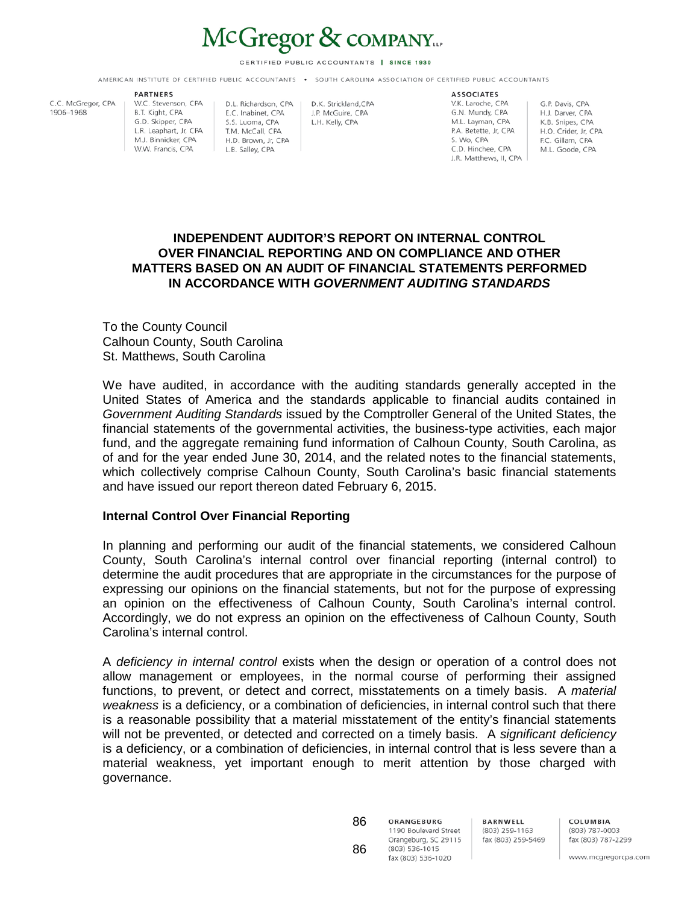# McGregor & COMPANY LLP

CERTIFIED PUBLIC ACCOUNTANTS | SINCE 1930

AMERICAN INSTITUTE OF CERTIFIED PUBLIC ACCOUNTANTS • SOUTH CAROLINA ASSOCIATION OF CERTIFIED PUBLIC ACCOUNTANTS

C.C. McGregor, CPA
1906–1968

**PARTNERS**

W.C. Stevenson, CPA
B.T. Kight, CPA
G.D. Skipper, CPA
L.R. Leaphart, Jr. CPA
M.J. Binnicker, CPA
W.W. Francis, CPA
D.L. Richardson, CPA
E.C. Inabinet, CPA
S.S. Luoma, CPA
T.M. McCall, CPA
H.D. Brown, Jr, CPA
L.B. Salley, CPA
D.K. Strickland, CPA
J.P. McGuire, CPA
L.H. Kelly, CPA

**ASSOCIATES**

V.K. Laroche, CPA
G.N. Mundy, CPA
M.L. Layman, CPA
P.A. Betette, Jr, CPA
S. Wo, CPA
C.D. Hinchee, CPA
J.R. Matthews, II, CPA
G.P. Davis, CPA
H.J. Darver, CPA
K.B. Snipes, CPA
H.O. Crider, Jr, CPA
F.C. Gillam, CPA
M.L. Goode, CPA

## INDEPENDENT AUDITOR'S REPORT ON INTERNAL CONTROL OVER FINANCIAL REPORTING AND ON COMPLIANCE AND OTHER MATTERS BASED ON AN AUDIT OF FINANCIAL STATEMENTS PERFORMED IN ACCORDANCE WITH *GOVERNMENT AUDITING STANDARDS*

To the County Council
Calhoun County, South Carolina
St. Matthews, South Carolina

We have audited, in accordance with the auditing standards generally accepted in the United States of America and the standards applicable to financial audits contained in *Government Auditing Standards* issued by the Comptroller General of the United States, the financial statements of the governmental activities, the business-type activities, each major fund, and the aggregate remaining fund information of Calhoun County, South Carolina, as of and for the year ended June 30, 2014, and the related notes to the financial statements, which collectively comprise Calhoun County, South Carolina's basic financial statements and have issued our report thereon dated February 6, 2015.

### Internal Control Over Financial Reporting

In planning and performing our audit of the financial statements, we considered Calhoun County, South Carolina's internal control over financial reporting (internal control) to determine the audit procedures that are appropriate in the circumstances for the purpose of expressing our opinions on the financial statements, but not for the purpose of expressing an opinion on the effectiveness of Calhoun County, South Carolina's internal control. Accordingly, we do not express an opinion on the effectiveness of Calhoun County, South Carolina's internal control.

A *deficiency in internal control* exists when the design or operation of a control does not allow management or employees, in the normal course of performing their assigned functions, to prevent, or detect and correct, misstatements on a timely basis. A *material weakness* is a deficiency, or a combination of deficiencies, in internal control such that there is a reasonable possibility that a material misstatement of the entity's financial statements will not be prevented, or detected and corrected on a timely basis. A *significant deficiency* is a deficiency, or a combination of deficiencies, in internal control that is less severe than a material weakness, yet important enough to merit attention by those charged with governance.

ORANGEBURG
1190 Boulevard Street
Orangeburg, SC 29115
(803) 536-1015
fax (803) 536-1020

BARNWELL
(803) 259-1163
fax (803) 259-5469

COLUMBIA
(803) 787-0003
fax (803) 787-2299

www.mcgregorcpa.com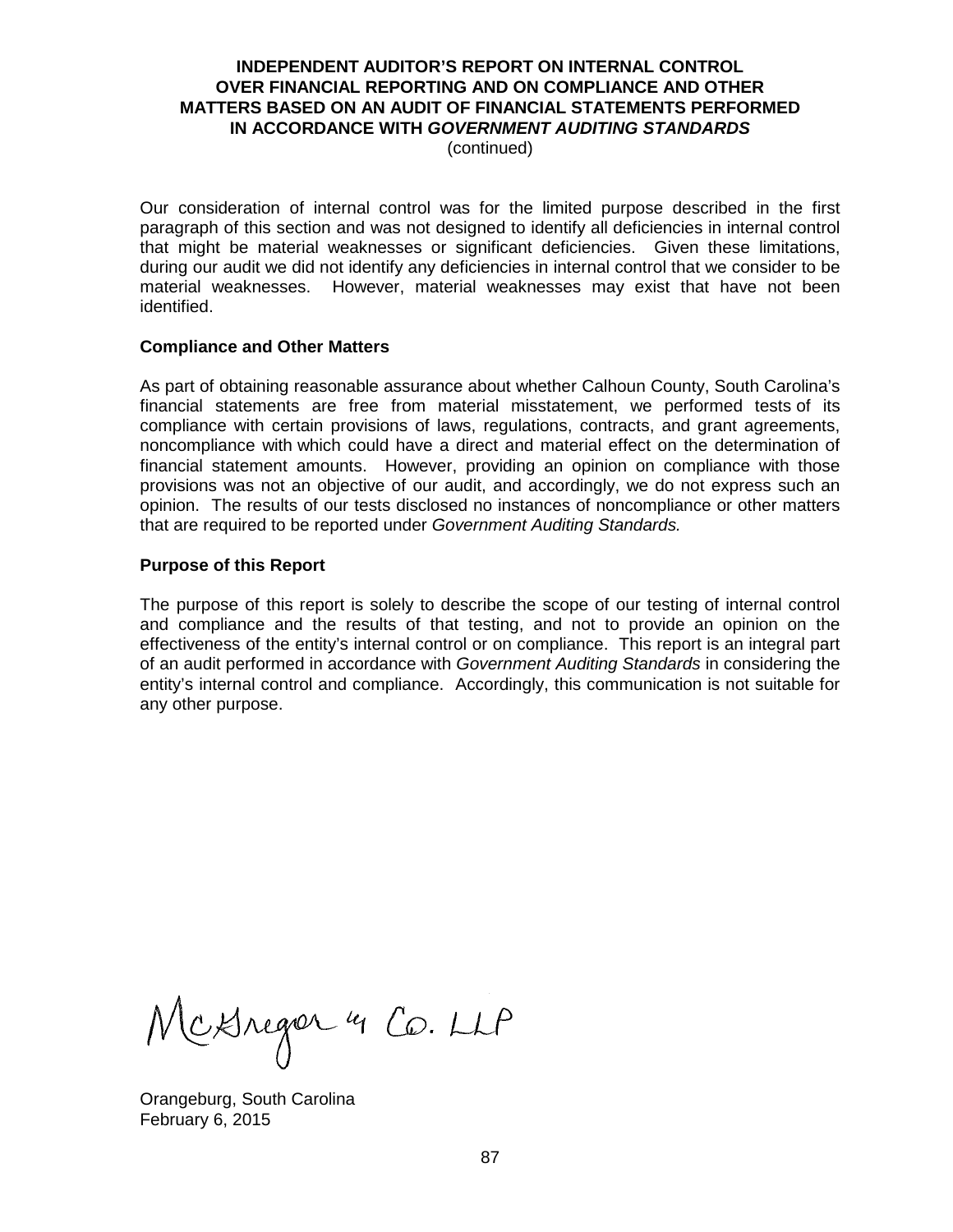**INDEPENDENT AUDITOR'S REPORT ON INTERNAL CONTROL OVER FINANCIAL REPORTING AND ON COMPLIANCE AND OTHER MATTERS BASED ON AN AUDIT OF FINANCIAL STATEMENTS PERFORMED IN ACCORDANCE WITH *GOVERNMENT AUDITING STANDARDS***
(continued)

Our consideration of internal control was for the limited purpose described in the first paragraph of this section and was not designed to identify all deficiencies in internal control that might be material weaknesses or significant deficiencies. Given these limitations, during our audit we did not identify any deficiencies in internal control that we consider to be material weaknesses. However, material weaknesses may exist that have not been identified.

**Compliance and Other Matters**

As part of obtaining reasonable assurance about whether Calhoun County, South Carolina's financial statements are free from material misstatement, we performed tests of its compliance with certain provisions of laws, regulations, contracts, and grant agreements, noncompliance with which could have a direct and material effect on the determination of financial statement amounts. However, providing an opinion on compliance with those provisions was not an objective of our audit, and accordingly, we do not express such an opinion. The results of our tests disclosed no instances of noncompliance or other matters that are required to be reported under *Government Auditing Standards.*

**Purpose of this Report**

The purpose of this report is solely to describe the scope of our testing of internal control and compliance and the results of that testing, and not to provide an opinion on the effectiveness of the entity's internal control or on compliance. This report is an integral part of an audit performed in accordance with *Government Auditing Standards* in considering the entity's internal control and compliance. Accordingly, this communication is not suitable for any other purpose.

McGregor & Co. LLP

Orangeburg, South Carolina
February 6, 2015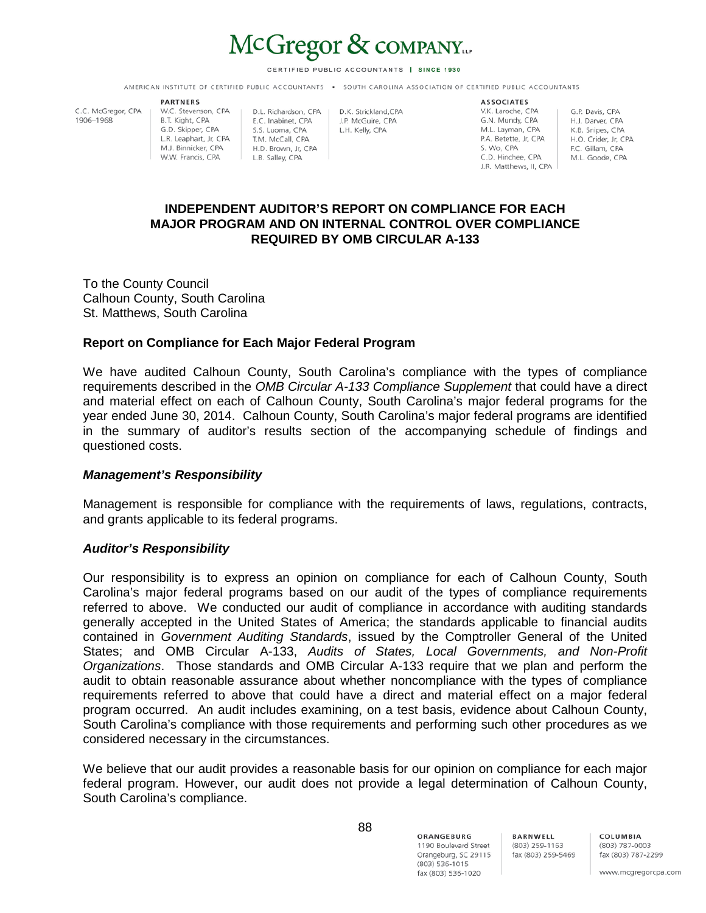# McGregor & COMPANY LLP

CERTIFIED PUBLIC ACCOUNTANTS | SINCE 1930

AMERICAN INSTITUTE OF CERTIFIED PUBLIC ACCOUNTANTS • SOUTH CAROLINA ASSOCIATION OF CERTIFIED PUBLIC ACCOUNTANTS

C.C. McGregor, CPA
1906–1968

PARTNERS

W.C. Stevenson, CPA
B.T. Kight, CPA
G.D. Skipper, CPA
L.R. Leaphart, Jr. CPA
M.J. Binnicker, CPA
W.W. Francis, CPA
D.L. Richardson, CPA
E.C. Inabinet, CPA
S.S. Luoma, CPA
T.M. McCall, CPA
H.D. Brown, Jr, CPA
L.B. Salley, CPA
D.K. Strickland,CPA
J.P. McGuire, CPA
L.H. Kelly, CPA

ASSOCIATES

V.K. Laroche, CPA
G.N. Mundy, CPA
M.L. Layman, CPA
P.A. Betette, Jr, CPA
S. Wo, CPA
C.D. Hinchee, CPA
J.R. Matthews, II, CPA
G.P. Davis, CPA
H.J. Darver, CPA
K.B. Snipes, CPA
H.O. Crider, Jr, CPA
F.C. Gillam, CPA
M.L. Goode, CPA

## INDEPENDENT AUDITOR'S REPORT ON COMPLIANCE FOR EACH MAJOR PROGRAM AND ON INTERNAL CONTROL OVER COMPLIANCE REQUIRED BY OMB CIRCULAR A-133

To the County Council
Calhoun County, South Carolina
St. Matthews, South Carolina

### Report on Compliance for Each Major Federal Program

We have audited Calhoun County, South Carolina's compliance with the types of compliance requirements described in the *OMB Circular A-133 Compliance Supplement* that could have a direct and material effect on each of Calhoun County, South Carolina's major federal programs for the year ended June 30, 2014. Calhoun County, South Carolina's major federal programs are identified in the summary of auditor's results section of the accompanying schedule of findings and questioned costs.

#### *Management's Responsibility*

Management is responsible for compliance with the requirements of laws, regulations, contracts, and grants applicable to its federal programs.

#### *Auditor's Responsibility*

Our responsibility is to express an opinion on compliance for each of Calhoun County, South Carolina's major federal programs based on our audit of the types of compliance requirements referred to above. We conducted our audit of compliance in accordance with auditing standards generally accepted in the United States of America; the standards applicable to financial audits contained in *Government Auditing Standards*, issued by the Comptroller General of the United States; and OMB Circular A-133, *Audits of States, Local Governments, and Non-Profit Organizations*. Those standards and OMB Circular A-133 require that we plan and perform the audit to obtain reasonable assurance about whether noncompliance with the types of compliance requirements referred to above that could have a direct and material effect on a major federal program occurred. An audit includes examining, on a test basis, evidence about Calhoun County, South Carolina's compliance with those requirements and performing such other procedures as we considered necessary in the circumstances.

We believe that our audit provides a reasonable basis for our opinion on compliance for each major federal program. However, our audit does not provide a legal determination of Calhoun County, South Carolina's compliance.

ORANGEBURG
1190 Boulevard Street
Orangeburg, SC 29115
(803) 536-1015
fax (803) 536-1020

BARNWELL
(803) 259-1163
fax (803) 259-5469

COLUMBIA
(803) 787-0003
fax (803) 787-2299

www.mcgregorcpa.com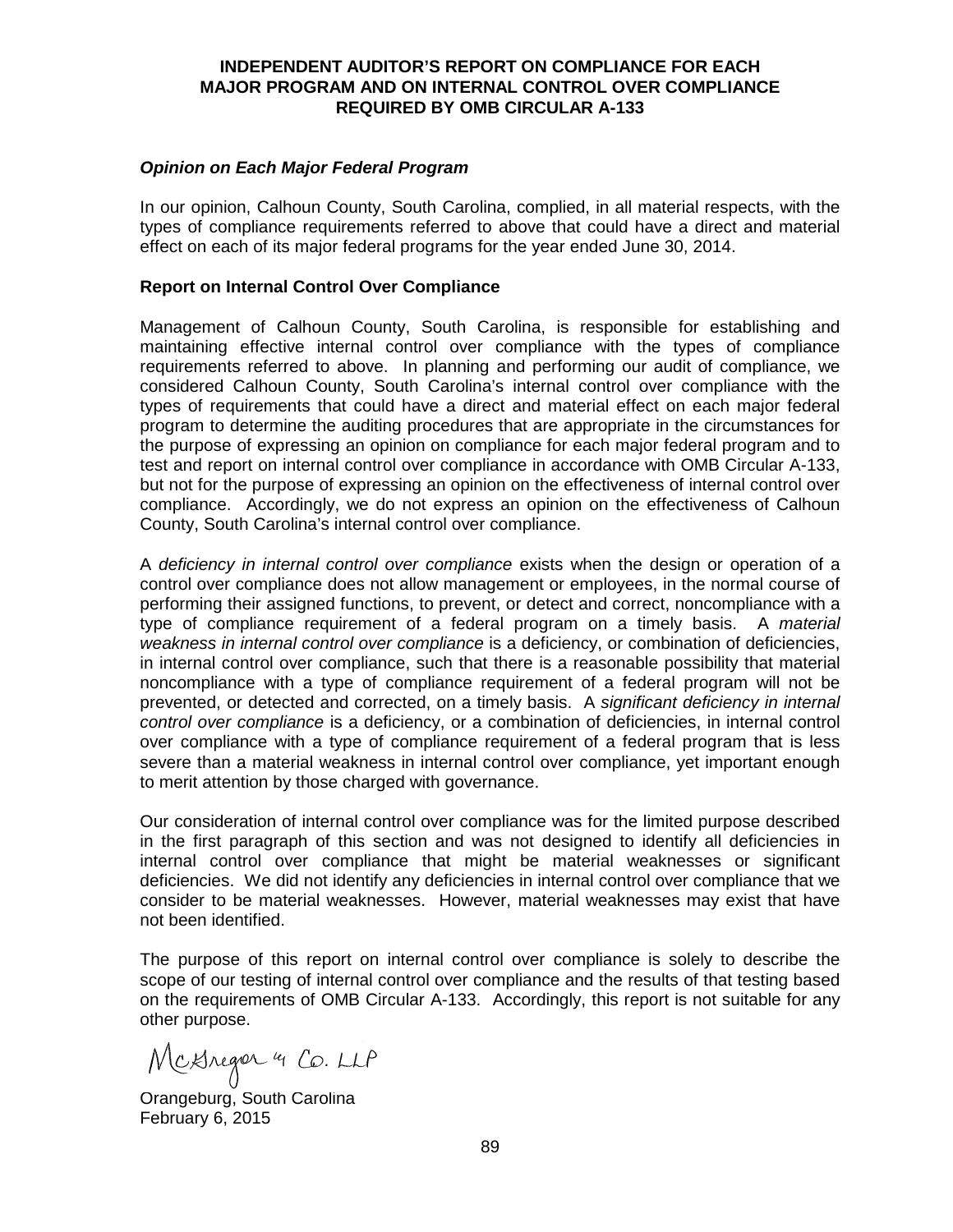# INDEPENDENT AUDITOR'S REPORT ON COMPLIANCE FOR EACH MAJOR PROGRAM AND ON INTERNAL CONTROL OVER COMPLIANCE REQUIRED BY OMB CIRCULAR A-133

***Opinion on Each Major Federal Program***

In our opinion, Calhoun County, South Carolina, complied, in all material respects, with the types of compliance requirements referred to above that could have a direct and material effect on each of its major federal programs for the year ended June 30, 2014.

**Report on Internal Control Over Compliance**

Management of Calhoun County, South Carolina, is responsible for establishing and maintaining effective internal control over compliance with the types of compliance requirements referred to above. In planning and performing our audit of compliance, we considered Calhoun County, South Carolina's internal control over compliance with the types of requirements that could have a direct and material effect on each major federal program to determine the auditing procedures that are appropriate in the circumstances for the purpose of expressing an opinion on compliance for each major federal program and to test and report on internal control over compliance in accordance with OMB Circular A-133, but not for the purpose of expressing an opinion on the effectiveness of internal control over compliance. Accordingly, we do not express an opinion on the effectiveness of Calhoun County, South Carolina's internal control over compliance.

A *deficiency in internal control over compliance* exists when the design or operation of a control over compliance does not allow management or employees, in the normal course of performing their assigned functions, to prevent, or detect and correct, noncompliance with a type of compliance requirement of a federal program on a timely basis. A *material weakness in internal control over compliance* is a deficiency, or combination of deficiencies, in internal control over compliance, such that there is a reasonable possibility that material noncompliance with a type of compliance requirement of a federal program will not be prevented, or detected and corrected, on a timely basis. A *significant deficiency in internal control over compliance* is a deficiency, or a combination of deficiencies, in internal control over compliance with a type of compliance requirement of a federal program that is less severe than a material weakness in internal control over compliance, yet important enough to merit attention by those charged with governance.

Our consideration of internal control over compliance was for the limited purpose described in the first paragraph of this section and was not designed to identify all deficiencies in internal control over compliance that might be material weaknesses or significant deficiencies. We did not identify any deficiencies in internal control over compliance that we consider to be material weaknesses. However, material weaknesses may exist that have not been identified.

The purpose of this report on internal control over compliance is solely to describe the scope of our testing of internal control over compliance and the results of that testing based on the requirements of OMB Circular A-133. Accordingly, this report is not suitable for any other purpose.

McGregor & Co. LLP

Orangeburg, South Carolina
February 6, 2015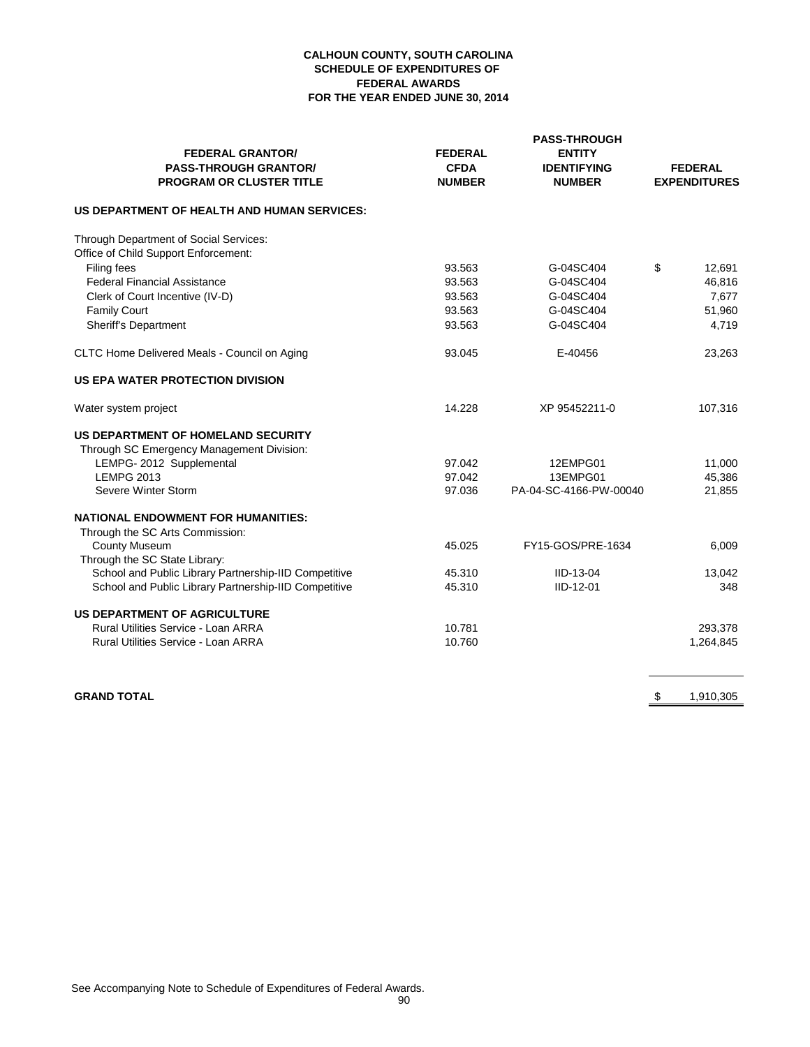**CALHOUN COUNTY, SOUTH CAROLINA**
**SCHEDULE OF EXPENDITURES OF**
**FEDERAL AWARDS**
**FOR THE YEAR ENDED JUNE 30, 2014**

| FEDERAL GRANTOR/ PASS-THROUGH GRANTOR/ PROGRAM OR CLUSTER TITLE | FEDERAL CFDA NUMBER | PASS-THROUGH ENTITY IDENTIFYING NUMBER | FEDERAL EXPENDITURES |
|---|---|---|---|
| **US DEPARTMENT OF HEALTH AND HUMAN SERVICES:** | | | |
| Through Department of Social Services: | | | |
| Office of Child Support Enforcement: | | | |
| Filing fees | 93.563 | G-04SC404 | $ 12,691 |
| Federal Financial Assistance | 93.563 | G-04SC404 | 46,816 |
| Clerk of Court Incentive (IV-D) | 93.563 | G-04SC404 | 7,677 |
| Family Court | 93.563 | G-04SC404 | 51,960 |
| Sheriff's Department | 93.563 | G-04SC404 | 4,719 |
| CLTC Home Delivered Meals - Council on Aging | 93.045 | E-40456 | 23,263 |
| **US EPA WATER PROTECTION DIVISION** | | | |
| Water system project | 14.228 | XP 95452211-0 | 107,316 |
| **US DEPARTMENT OF HOMELAND SECURITY** | | | |
| Through SC Emergency Management Division: | | | |
| LEMPG- 2012 Supplemental | 97.042 | 12EMPG01 | 11,000 |
| LEMPG 2013 | 97.042 | 13EMPG01 | 45,386 |
| Severe Winter Storm | 97.036 | PA-04-SC-4166-PW-00040 | 21,855 |
| **NATIONAL ENDOWMENT FOR HUMANITIES:** | | | |
| Through the SC Arts Commission: | | | |
| County Museum | 45.025 | FY15-GOS/PRE-1634 | 6,009 |
| Through the SC State Library: | | | |
| School and Public Library Partnership-IID Competitive | 45.310 | IID-13-04 | 13,042 |
| School and Public Library Partnership-IID Competitive | 45.310 | IID-12-01 | 348 |
| **US DEPARTMENT OF AGRICULTURE** | | | |
| Rural Utilities Service - Loan ARRA | 10.781 | | 293,378 |
| Rural Utilities Service - Loan ARRA | 10.760 | | 1,264,845 |
| **GRAND TOTAL** | | | $ 1,910,305 |

See Accompanying Note to Schedule of Expenditures of Federal Awards.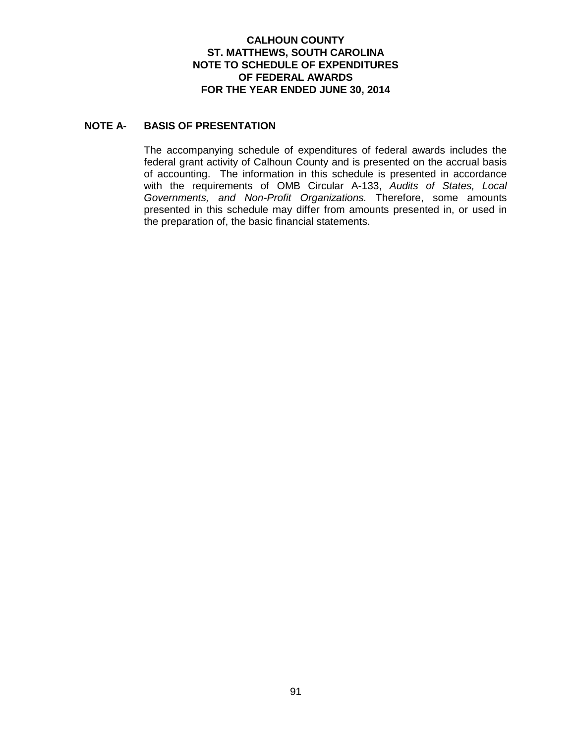# CALHOUN COUNTY
# ST. MATTHEWS, SOUTH CAROLINA
# NOTE TO SCHEDULE OF EXPENDITURES OF FEDERAL AWARDS
# FOR THE YEAR ENDED JUNE 30, 2014

## NOTE A- BASIS OF PRESENTATION

The accompanying schedule of expenditures of federal awards includes the federal grant activity of Calhoun County and is presented on the accrual basis of accounting. The information in this schedule is presented in accordance with the requirements of OMB Circular A-133, *Audits of States, Local Governments, and Non-Profit Organizations.* Therefore, some amounts presented in this schedule may differ from amounts presented in, or used in the preparation of, the basic financial statements.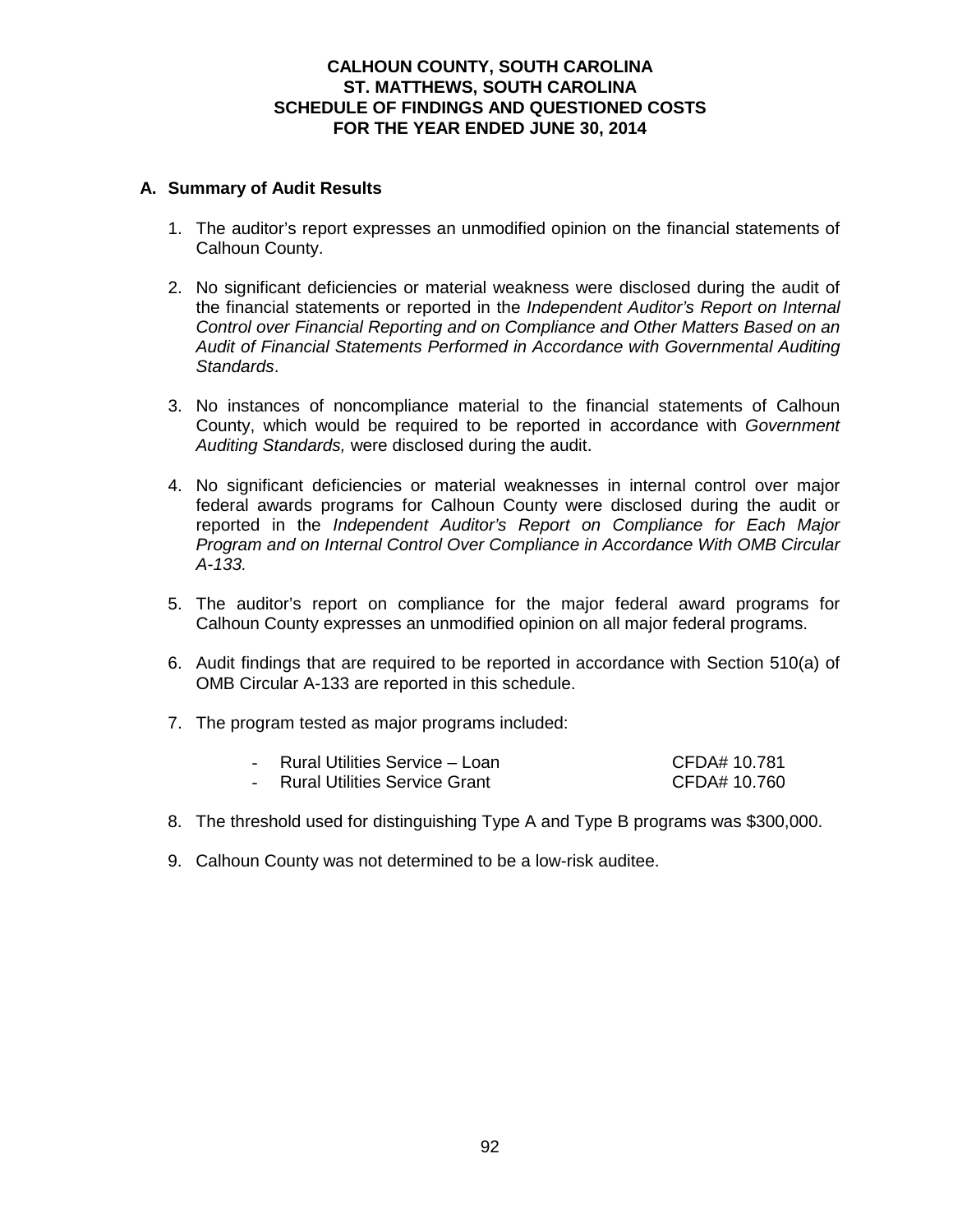# CALHOUN COUNTY, SOUTH CAROLINA
# ST. MATTHEWS, SOUTH CAROLINA
# SCHEDULE OF FINDINGS AND QUESTIONED COSTS
# FOR THE YEAR ENDED JUNE 30, 2014

## A. Summary of Audit Results

1. The auditor's report expresses an unmodified opinion on the financial statements of Calhoun County.

2. No significant deficiencies or material weakness were disclosed during the audit of the financial statements or reported in the *Independent Auditor's Report on Internal Control over Financial Reporting and on Compliance and Other Matters Based on an Audit of Financial Statements Performed in Accordance with Governmental Auditing Standards*.

3. No instances of noncompliance material to the financial statements of Calhoun County, which would be required to be reported in accordance with *Government Auditing Standards,* were disclosed during the audit.

4. No significant deficiencies or material weaknesses in internal control over major federal awards programs for Calhoun County were disclosed during the audit or reported in the *Independent Auditor's Report on Compliance for Each Major Program and on Internal Control Over Compliance in Accordance With OMB Circular A-133.*

5. The auditor's report on compliance for the major federal award programs for Calhoun County expresses an unmodified opinion on all major federal programs.

6. Audit findings that are required to be reported in accordance with Section 510(a) of OMB Circular A-133 are reported in this schedule.

7. The program tested as major programs included:

   - Rural Utilities Service – Loan CFDA# 10.781
   - Rural Utilities Service Grant CFDA# 10.760

8. The threshold used for distinguishing Type A and Type B programs was $300,000.

9. Calhoun County was not determined to be a low-risk auditee.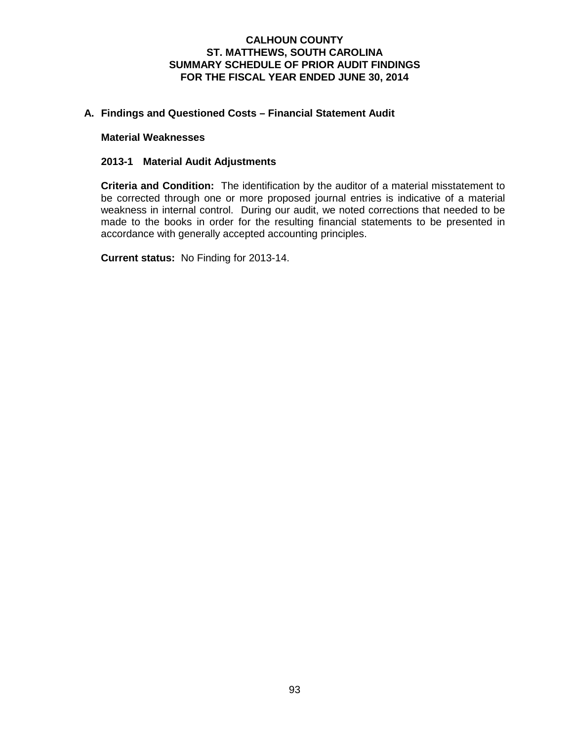# CALHOUN COUNTY
# ST. MATTHEWS, SOUTH CAROLINA
# SUMMARY SCHEDULE OF PRIOR AUDIT FINDINGS
# FOR THE FISCAL YEAR ENDED JUNE 30, 2014

## A. Findings and Questioned Costs – Financial Statement Audit

### Material Weaknesses

### 2013-1 Material Audit Adjustments

**Criteria and Condition:** The identification by the auditor of a material misstatement to be corrected through one or more proposed journal entries is indicative of a material weakness in internal control. During our audit, we noted corrections that needed to be made to the books in order for the resulting financial statements to be presented in accordance with generally accepted accounting principles.

**Current status:** No Finding for 2013-14.